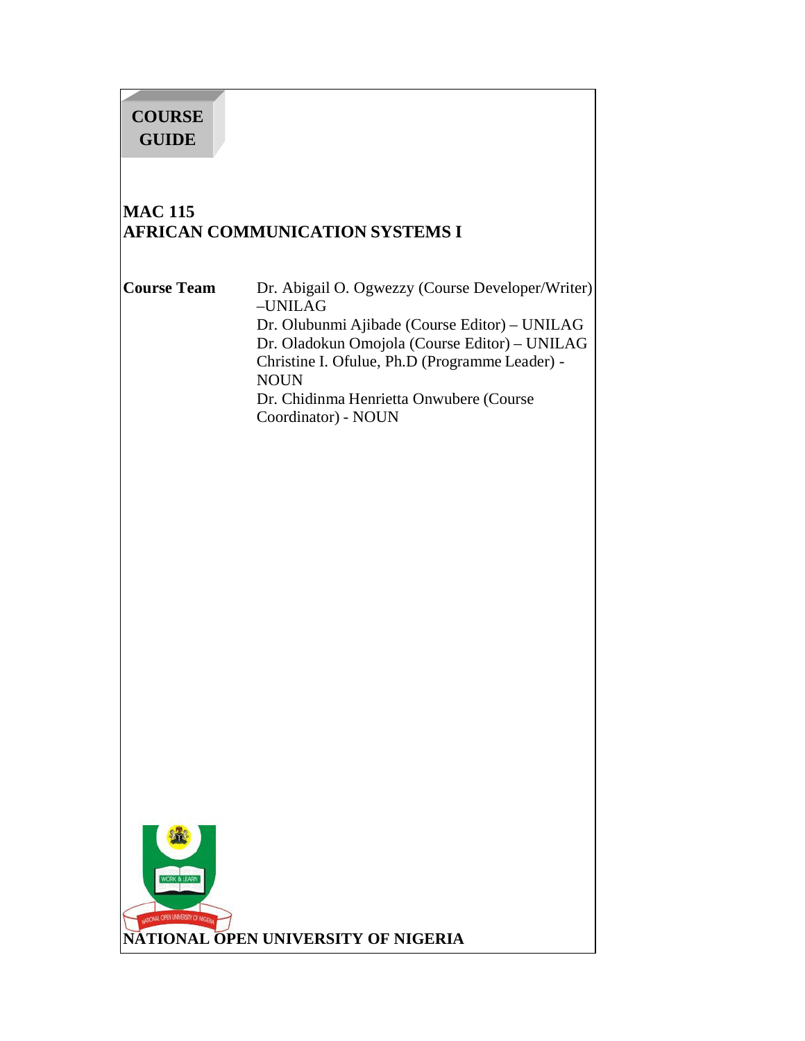**COURSE GUIDE**

# MAC 115
# AFRICAN COMMUNICATION SYSTEMS I

**Course Team**

Dr. Abigail O. Ogwezzy (Course Developer/Writer) –UNILAG
Dr. Olubunmi Ajibade (Course Editor) – UNILAG
Dr. Oladokun Omojola (Course Editor) – UNILAG
Christine I. Ofulue, Ph.D (Programme Leader) - NOUN
Dr. Chidinma Henrietta Onwubere (Course Coordinator) - NOUN

**NATIONAL OPEN UNIVERSITY OF NIGERIA**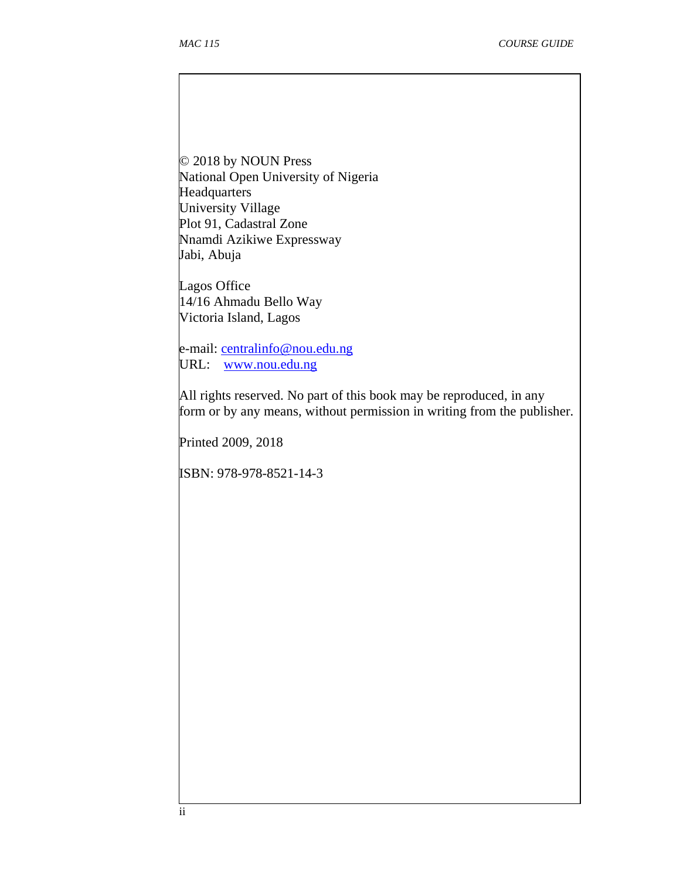© 2018 by NOUN Press
National Open University of Nigeria
Headquarters
University Village
Plot 91, Cadastral Zone
Nnamdi Azikiwe Expressway
Jabi, Abuja

Lagos Office
14/16 Ahmadu Bello Way
Victoria Island, Lagos

e-mail: centralinfo@nou.edu.ng
URL: www.nou.edu.ng

All rights reserved. No part of this book may be reproduced, in any form or by any means, without permission in writing from the publisher.

Printed 2009, 2018

ISBN: 978-978-8521-14-3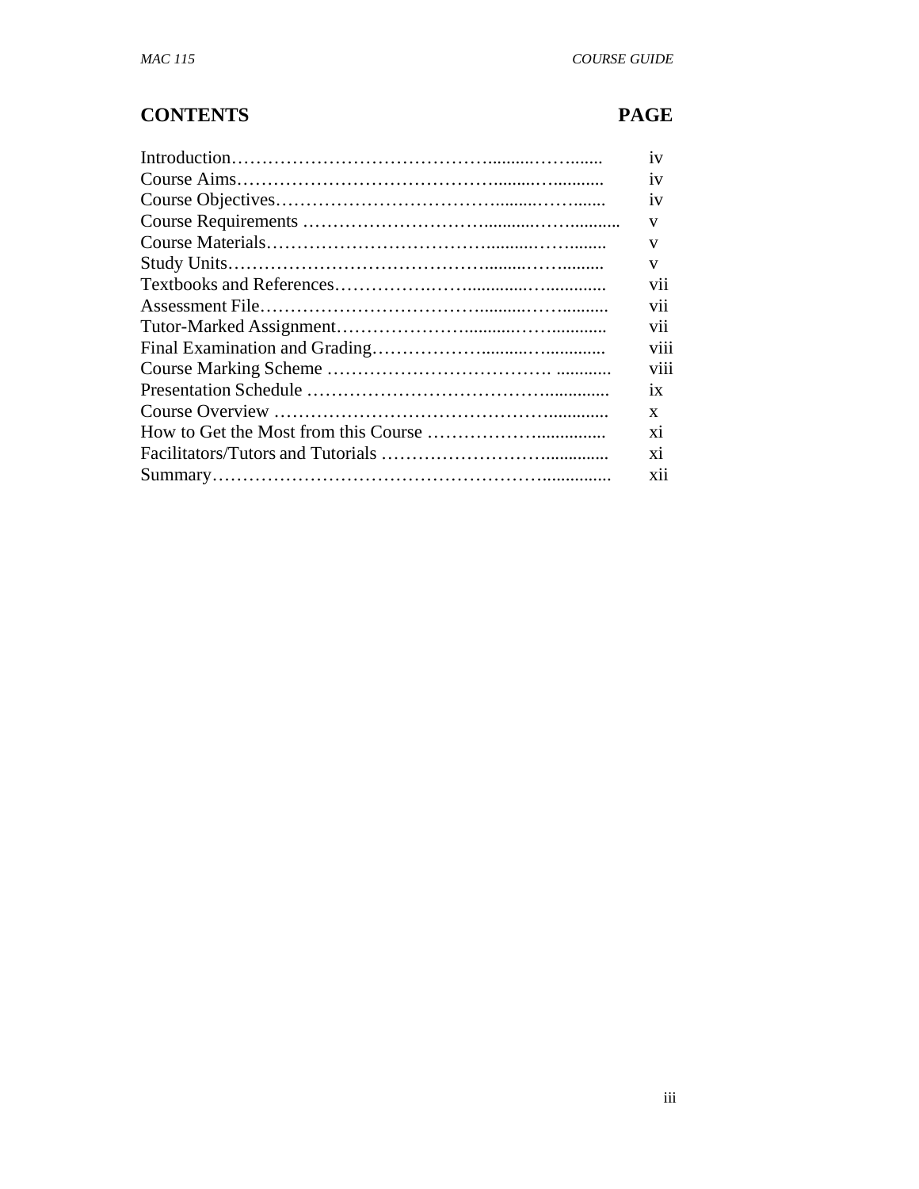| CONTENTS | PAGE |
|---|---|
| Introduction | iv |
| Course Aims | iv |
| Course Objectives | iv |
| Course Requirements | v |
| Course Materials | v |
| Study Units | v |
| Textbooks and References | vii |
| Assessment File | vii |
| Tutor-Marked Assignment | vii |
| Final Examination and Grading | viii |
| Course Marking Scheme | viii |
| Presentation Schedule | ix |
| Course Overview | x |
| How to Get the Most from this Course | xi |
| Facilitators/Tutors and Tutorials | xi |
| Summary | xii |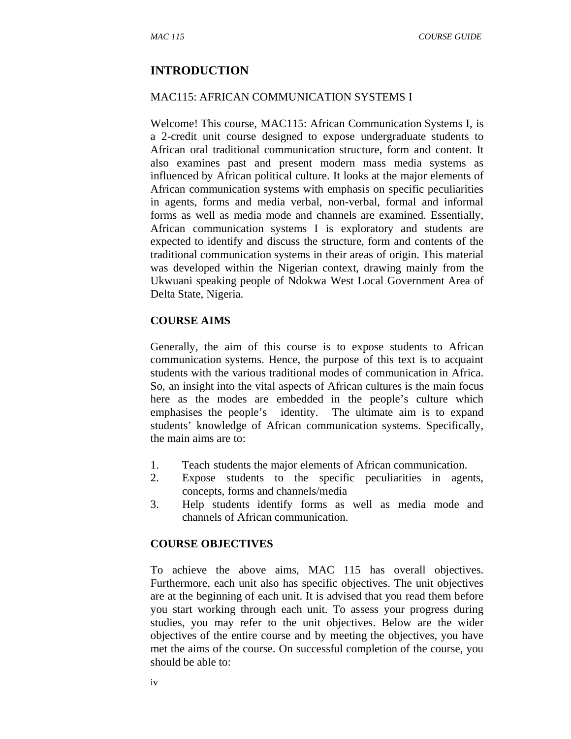## INTRODUCTION

MAC115: AFRICAN COMMUNICATION SYSTEMS I

Welcome! This course, MAC115: African Communication Systems I, is a 2-credit unit course designed to expose undergraduate students to African oral traditional communication structure, form and content. It also examines past and present modern mass media systems as influenced by African political culture. It looks at the major elements of African communication systems with emphasis on specific peculiarities in agents, forms and media verbal, non-verbal, formal and informal forms as well as media mode and channels are examined. Essentially, African communication systems I is exploratory and students are expected to identify and discuss the structure, form and contents of the traditional communication systems in their areas of origin. This material was developed within the Nigerian context, drawing mainly from the Ukwuani speaking people of Ndokwa West Local Government Area of Delta State, Nigeria.

### COURSE AIMS

Generally, the aim of this course is to expose students to African communication systems. Hence, the purpose of this text is to acquaint students with the various traditional modes of communication in Africa. So, an insight into the vital aspects of African cultures is the main focus here as the modes are embedded in the people's culture which emphasises the people's identity. The ultimate aim is to expand students' knowledge of African communication systems. Specifically, the main aims are to:

1. Teach students the major elements of African communication.
2. Expose students to the specific peculiarities in agents, concepts, forms and channels/media
3. Help students identify forms as well as media mode and channels of African communication.

### COURSE OBJECTIVES

To achieve the above aims, MAC 115 has overall objectives. Furthermore, each unit also has specific objectives. The unit objectives are at the beginning of each unit. It is advised that you read them before you start working through each unit. To assess your progress during studies, you may refer to the unit objectives. Below are the wider objectives of the entire course and by meeting the objectives, you have met the aims of the course. On successful completion of the course, you should be able to: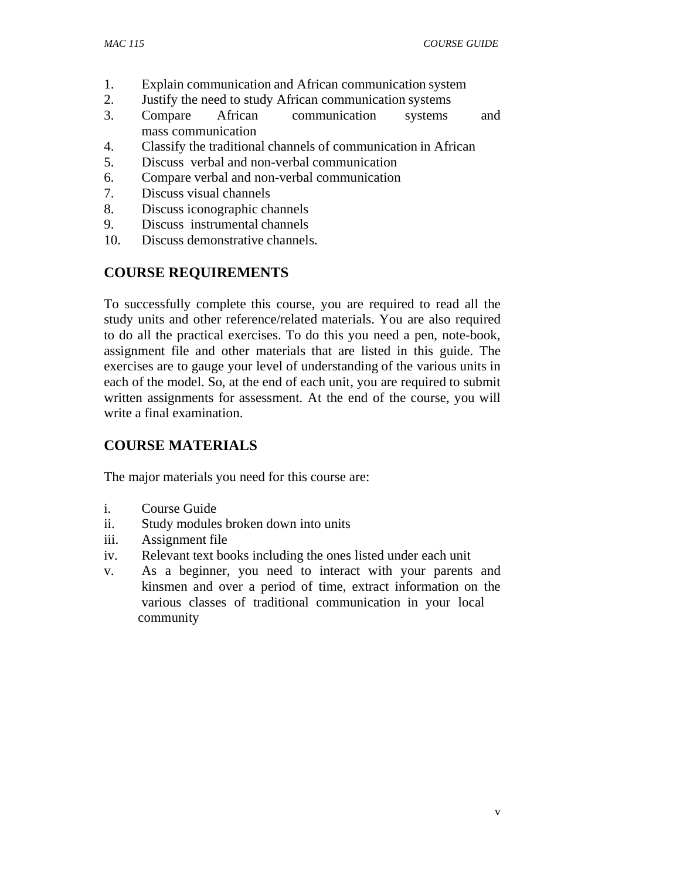1. Explain communication and African communication system
2. Justify the need to study African communication systems
3. Compare African communication systems and mass communication
4. Classify the traditional channels of communication in African
5. Discuss verbal and non-verbal communication
6. Compare verbal and non-verbal communication
7. Discuss visual channels
8. Discuss iconographic channels
9. Discuss instrumental channels
10. Discuss demonstrative channels.

## COURSE REQUIREMENTS

To successfully complete this course, you are required to read all the study units and other reference/related materials. You are also required to do all the practical exercises. To do this you need a pen, note-book, assignment file and other materials that are listed in this guide. The exercises are to gauge your level of understanding of the various units in each of the model. So, at the end of each unit, you are required to submit written assignments for assessment. At the end of the course, you will write a final examination.

## COURSE MATERIALS

The major materials you need for this course are:

i. Course Guide
ii. Study modules broken down into units
iii. Assignment file
iv. Relevant text books including the ones listed under each unit
v. As a beginner, you need to interact with your parents and kinsmen and over a period of time, extract information on the various classes of traditional communication in your local community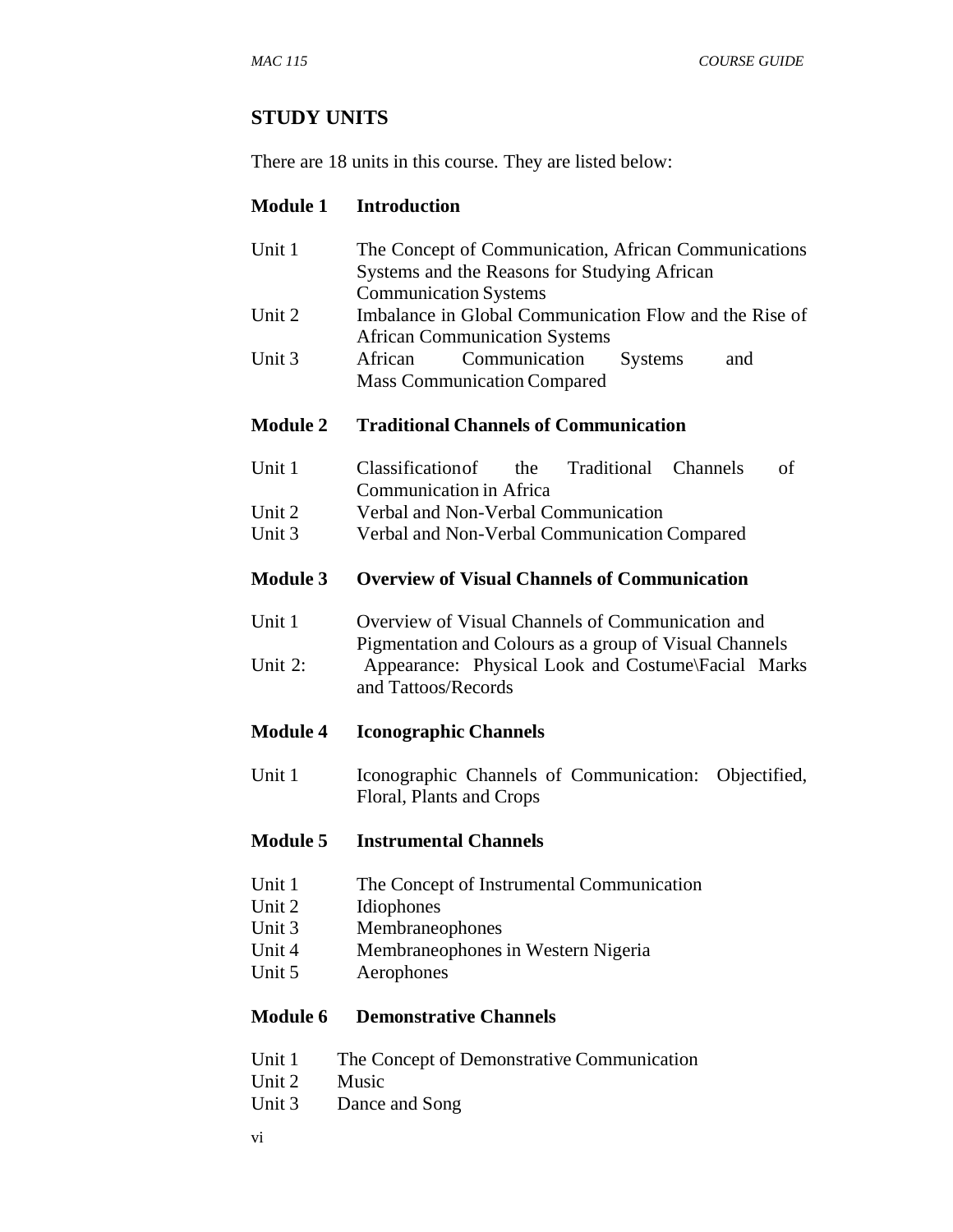## STUDY UNITS

There are 18 units in this course. They are listed below:

**Module 1 Introduction**

Unit 1 The Concept of Communication, African Communications Systems and the Reasons for Studying African Communication Systems
Unit 2 Imbalance in Global Communication Flow and the Rise of African Communication Systems
Unit 3 African Communication Systems and Mass Communication Compared

**Module 2 Traditional Channels of Communication**

Unit 1 Classificationof the Traditional Channels of Communication in Africa
Unit 2 Verbal and Non-Verbal Communication
Unit 3 Verbal and Non-Verbal Communication Compared

**Module 3 Overview of Visual Channels of Communication**

Unit 1 Overview of Visual Channels of Communication and Pigmentation and Colours as a group of Visual Channels
Unit 2: Appearance: Physical Look and Costume\Facial Marks and Tattoos/Records

**Module 4 Iconographic Channels**

Unit 1 Iconographic Channels of Communication: Objectified, Floral, Plants and Crops

**Module 5 Instrumental Channels**

Unit 1 The Concept of Instrumental Communication
Unit 2 Idiophones
Unit 3 Membraneophones
Unit 4 Membraneophones in Western Nigeria
Unit 5 Aerophones

**Module 6 Demonstrative Channels**

Unit 1 The Concept of Demonstrative Communication
Unit 2 Music
Unit 3 Dance and Song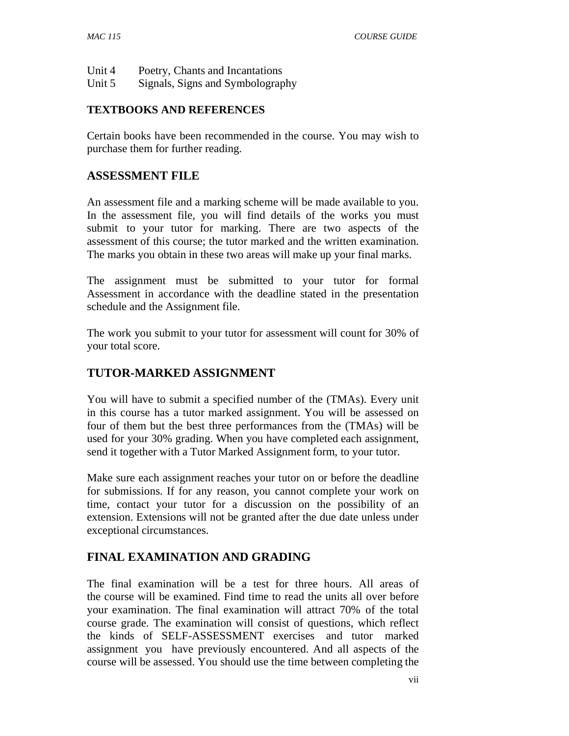Unit 4 Poetry, Chants and Incantations
Unit 5 Signals, Signs and Symbolography

## TEXTBOOKS AND REFERENCES

Certain books have been recommended in the course. You may wish to purchase them for further reading.

## ASSESSMENT FILE

An assessment file and a marking scheme will be made available to you. In the assessment file, you will find details of the works you must submit to your tutor for marking. There are two aspects of the assessment of this course; the tutor marked and the written examination. The marks you obtain in these two areas will make up your final marks.

The assignment must be submitted to your tutor for formal Assessment in accordance with the deadline stated in the presentation schedule and the Assignment file.

The work you submit to your tutor for assessment will count for 30% of your total score.

## TUTOR-MARKED ASSIGNMENT

You will have to submit a specified number of the (TMAs). Every unit in this course has a tutor marked assignment. You will be assessed on four of them but the best three performances from the (TMAs) will be used for your 30% grading. When you have completed each assignment, send it together with a Tutor Marked Assignment form, to your tutor.

Make sure each assignment reaches your tutor on or before the deadline for submissions. If for any reason, you cannot complete your work on time, contact your tutor for a discussion on the possibility of an extension. Extensions will not be granted after the due date unless under exceptional circumstances.

## FINAL EXAMINATION AND GRADING

The final examination will be a test for three hours. All areas of the course will be examined. Find time to read the units all over before your examination. The final examination will attract 70% of the total course grade. The examination will consist of questions, which reflect the kinds of SELF-ASSESSMENT exercises and tutor marked assignment you have previously encountered. And all aspects of the course will be assessed. You should use the time between completing the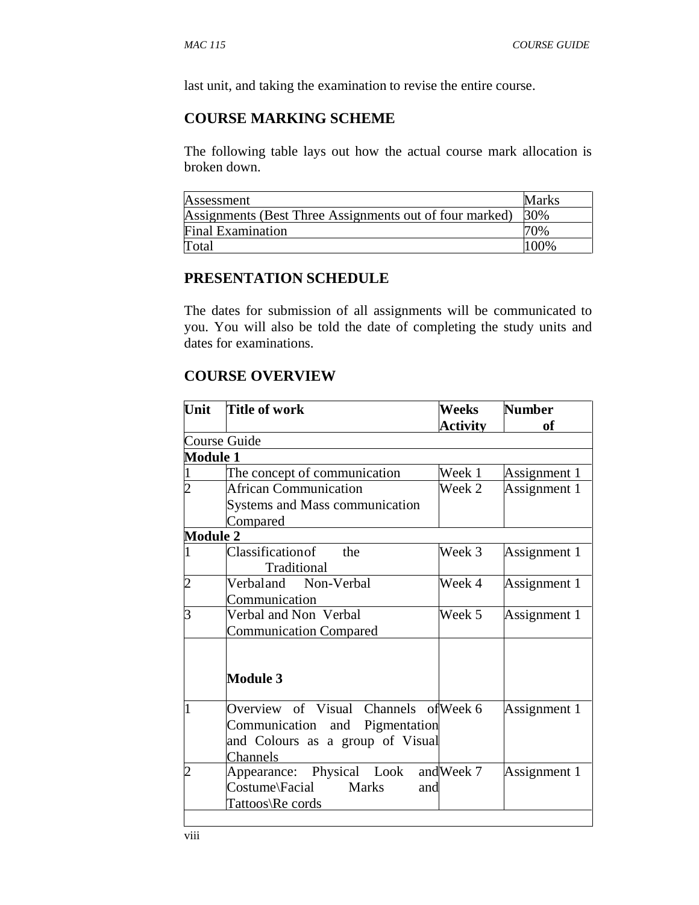last unit, and taking the examination to revise the entire course.

## COURSE MARKING SCHEME

The following table lays out how the actual course mark allocation is broken down.

| Assessment | Marks |
|---|---|
| Assignments (Best Three Assignments out of four marked) | 30% |
| Final Examination | 70% |
| Total | 100% |

## PRESENTATION SCHEDULE

The dates for submission of all assignments will be communicated to you. You will also be told the date of completing the study units and dates for examinations.

## COURSE OVERVIEW

| Unit | Title of work | Weeks Activity | Number of |
|---|---|---|---|
| Course Guide | | | |
| **Module 1** | | | |
| 1 | The concept of communication | Week 1 | Assignment 1 |
| 2 | African Communication Systems and Mass communication Compared | Week 2 | Assignment 1 |
| **Module 2** | | | |
| 1 | Classification of the Traditional | Week 3 | Assignment 1 |
| 2 | Verbal and Non-Verbal Communication | Week 4 | Assignment 1 |
| 3 | Verbal and Non Verbal Communication Compared | Week 5 | Assignment 1 |
| | **Module 3** | | |
| 1 | Overview of Visual Channels of Communication and Pigmentation and Colours as a group of Visual Channels | Week 6 | Assignment 1 |
| 2 | Appearance: Physical Look and Costume\Facial Marks and Tattoos\Re cords | Week 7 | Assignment 1 |
| | | | |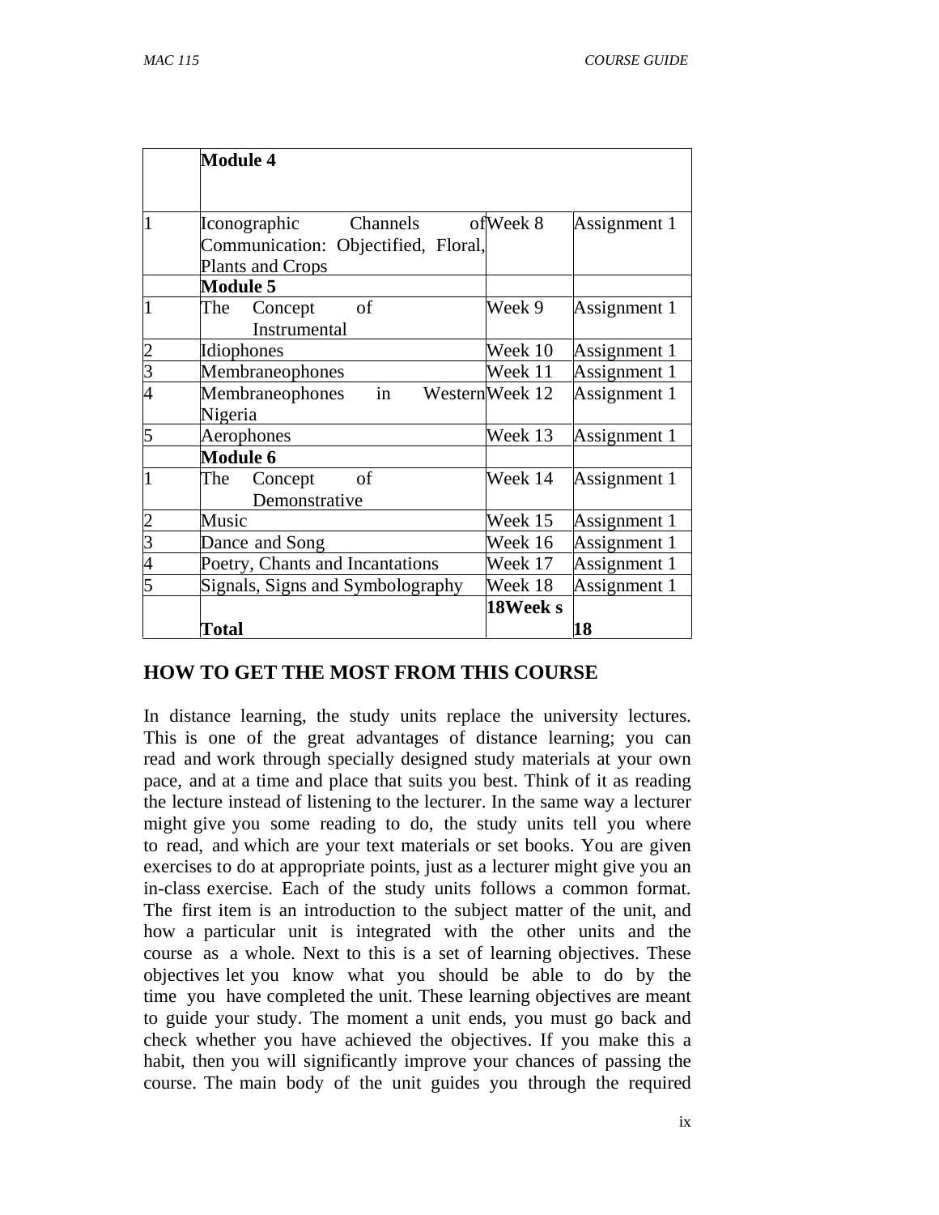| | Module 4 | | |
|---|---|---|---|
| 1 | Iconographic Channels of Communication: Objectified, Floral, Plants and Crops | Week 8 | Assignment 1 |
| | **Module 5** | | |
| 1 | The Concept of Instrumental | Week 9 | Assignment 1 |
| 2 | Idiophones | Week 10 | Assignment 1 |
| 3 | Membraneophones | Week 11 | Assignment 1 |
| 4 | Membraneophones in Western Nigeria | Week 12 | Assignment 1 |
| 5 | Aerophones | Week 13 | Assignment 1 |
| | **Module 6** | | |
| 1 | The Concept of Demonstrative | Week 14 | Assignment 1 |
| 2 | Music | Week 15 | Assignment 1 |
| 3 | Dance and Song | Week 16 | Assignment 1 |
| 4 | Poetry, Chants and Incantations | Week 17 | Assignment 1 |
| 5 | Signals, Signs and Symbolography | Week 18 | Assignment 1 |
| | **Total** | **18Week s** | **18** |

## HOW TO GET THE MOST FROM THIS COURSE

In distance learning, the study units replace the university lectures. This is one of the great advantages of distance learning; you can read and work through specially designed study materials at your own pace, and at a time and place that suits you best. Think of it as reading the lecture instead of listening to the lecturer. In the same way a lecturer might give you some reading to do, the study units tell you where to read, and which are your text materials or set books. You are given exercises to do at appropriate points, just as a lecturer might give you an in-class exercise. Each of the study units follows a common format. The first item is an introduction to the subject matter of the unit, and how a particular unit is integrated with the other units and the course as a whole. Next to this is a set of learning objectives. These objectives let you know what you should be able to do by the time you have completed the unit. These learning objectives are meant to guide your study. The moment a unit ends, you must go back and check whether you have achieved the objectives. If you make this a habit, then you will significantly improve your chances of passing the course. The main body of the unit guides you through the required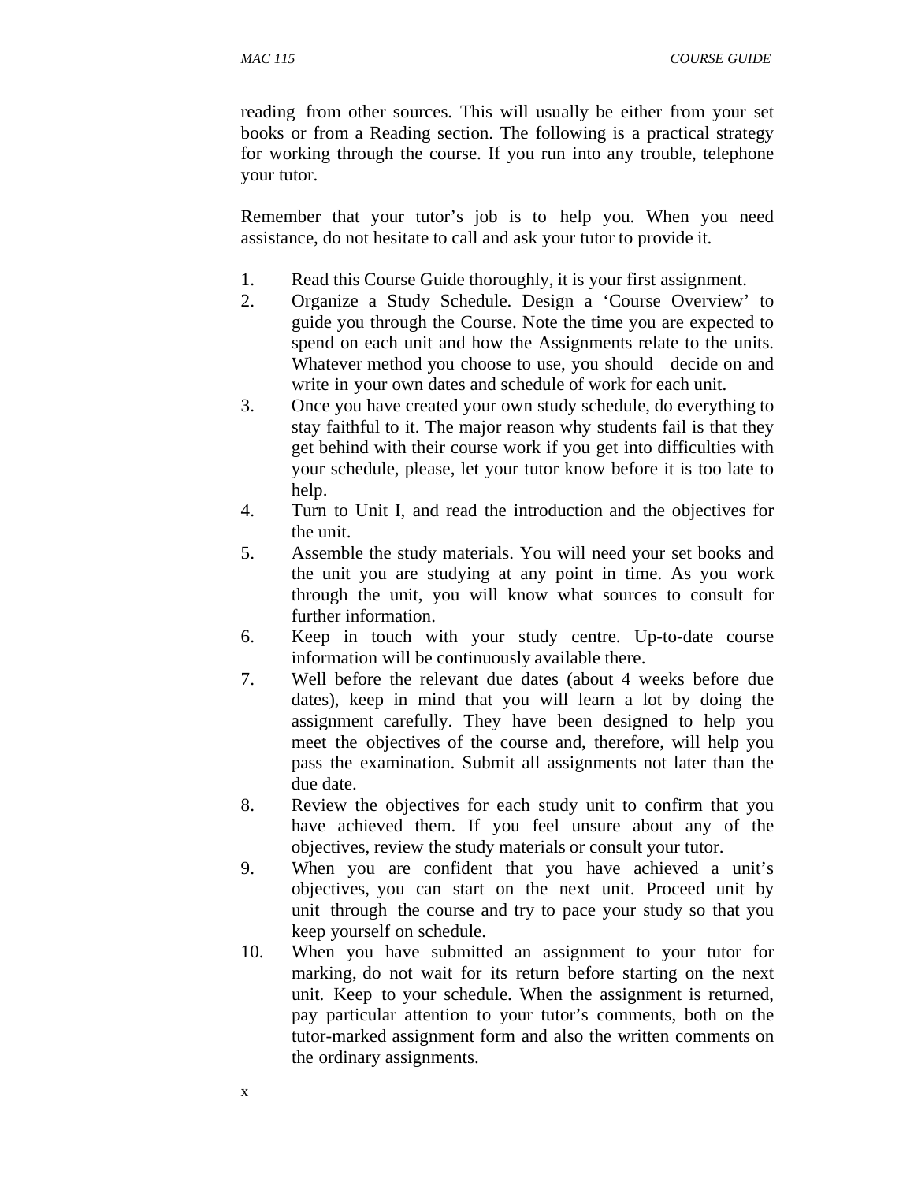reading from other sources. This will usually be either from your set books or from a Reading section. The following is a practical strategy for working through the course. If you run into any trouble, telephone your tutor.

Remember that your tutor's job is to help you. When you need assistance, do not hesitate to call and ask your tutor to provide it.

1. Read this Course Guide thoroughly, it is your first assignment.
2. Organize a Study Schedule. Design a 'Course Overview' to guide you through the Course. Note the time you are expected to spend on each unit and how the Assignments relate to the units. Whatever method you choose to use, you should decide on and write in your own dates and schedule of work for each unit.
3. Once you have created your own study schedule, do everything to stay faithful to it. The major reason why students fail is that they get behind with their course work if you get into difficulties with your schedule, please, let your tutor know before it is too late to help.
4. Turn to Unit I, and read the introduction and the objectives for the unit.
5. Assemble the study materials. You will need your set books and the unit you are studying at any point in time. As you work through the unit, you will know what sources to consult for further information.
6. Keep in touch with your study centre. Up-to-date course information will be continuously available there.
7. Well before the relevant due dates (about 4 weeks before due dates), keep in mind that you will learn a lot by doing the assignment carefully. They have been designed to help you meet the objectives of the course and, therefore, will help you pass the examination. Submit all assignments not later than the due date.
8. Review the objectives for each study unit to confirm that you have achieved them. If you feel unsure about any of the objectives, review the study materials or consult your tutor.
9. When you are confident that you have achieved a unit's objectives, you can start on the next unit. Proceed unit by unit through the course and try to pace your study so that you keep yourself on schedule.
10. When you have submitted an assignment to your tutor for marking, do not wait for its return before starting on the next unit. Keep to your schedule. When the assignment is returned, pay particular attention to your tutor's comments, both on the tutor-marked assignment form and also the written comments on the ordinary assignments.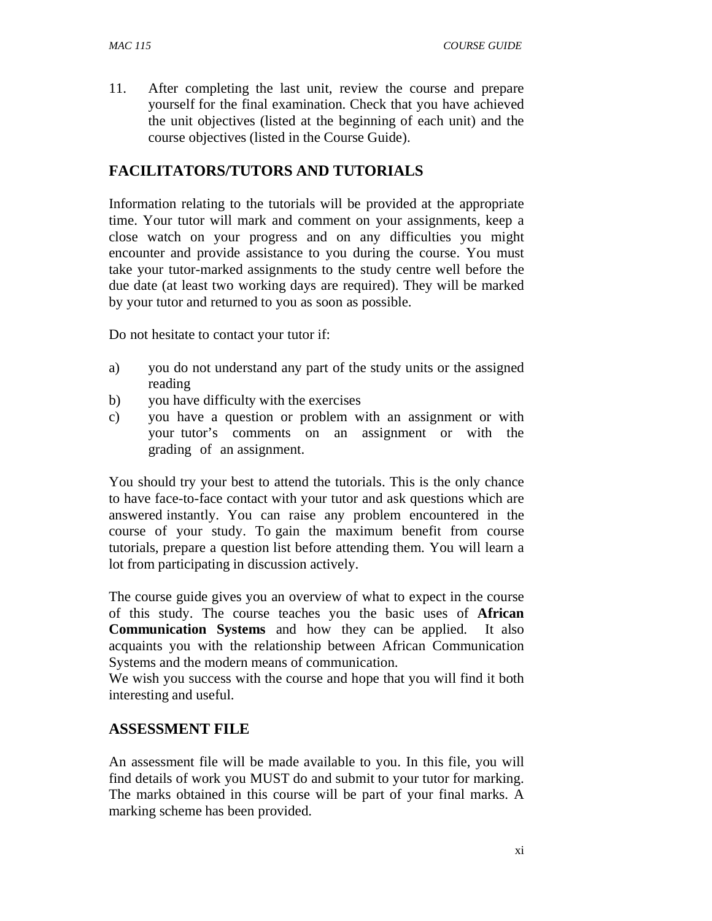11. After completing the last unit, review the course and prepare yourself for the final examination. Check that you have achieved the unit objectives (listed at the beginning of each unit) and the course objectives (listed in the Course Guide).

## FACILITATORS/TUTORS AND TUTORIALS

Information relating to the tutorials will be provided at the appropriate time. Your tutor will mark and comment on your assignments, keep a close watch on your progress and on any difficulties you might encounter and provide assistance to you during the course. You must take your tutor-marked assignments to the study centre well before the due date (at least two working days are required). They will be marked by your tutor and returned to you as soon as possible.

Do not hesitate to contact your tutor if:

a) you do not understand any part of the study units or the assigned reading
b) you have difficulty with the exercises
c) you have a question or problem with an assignment or with your tutor's comments on an assignment or with the grading of an assignment.

You should try your best to attend the tutorials. This is the only chance to have face-to-face contact with your tutor and ask questions which are answered instantly. You can raise any problem encountered in the course of your study. To gain the maximum benefit from course tutorials, prepare a question list before attending them. You will learn a lot from participating in discussion actively.

The course guide gives you an overview of what to expect in the course of this study. The course teaches you the basic uses of **African Communication Systems** and how they can be applied. It also acquaints you with the relationship between African Communication Systems and the modern means of communication.
We wish you success with the course and hope that you will find it both interesting and useful.

## ASSESSMENT FILE

An assessment file will be made available to you. In this file, you will find details of work you MUST do and submit to your tutor for marking. The marks obtained in this course will be part of your final marks. A marking scheme has been provided.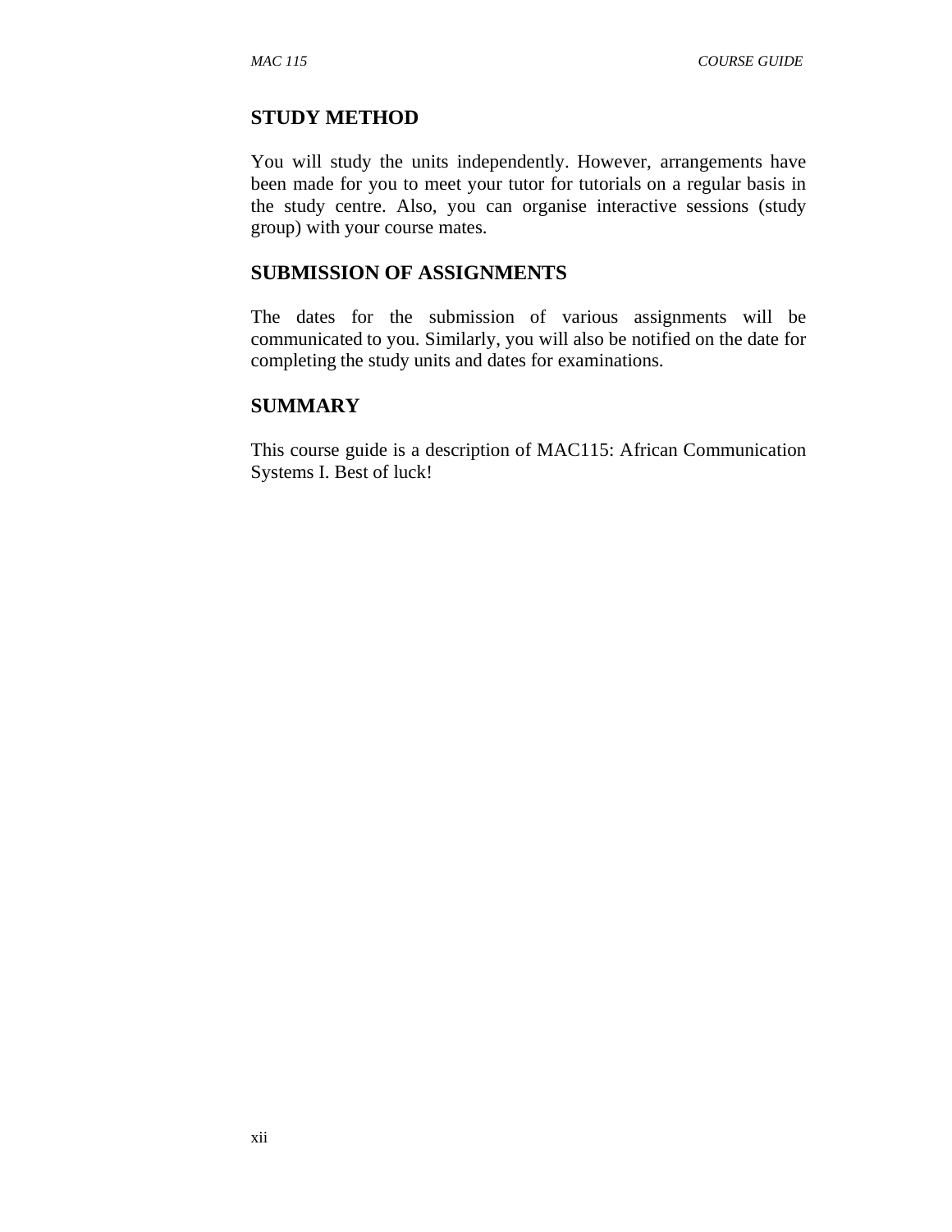## STUDY METHOD

You will study the units independently. However, arrangements have been made for you to meet your tutor for tutorials on a regular basis in the study centre. Also, you can organise interactive sessions (study group) with your course mates.

## SUBMISSION OF ASSIGNMENTS

The dates for the submission of various assignments will be communicated to you. Similarly, you will also be notified on the date for completing the study units and dates for examinations.

## SUMMARY

This course guide is a description of MAC115: African Communication Systems I. Best of luck!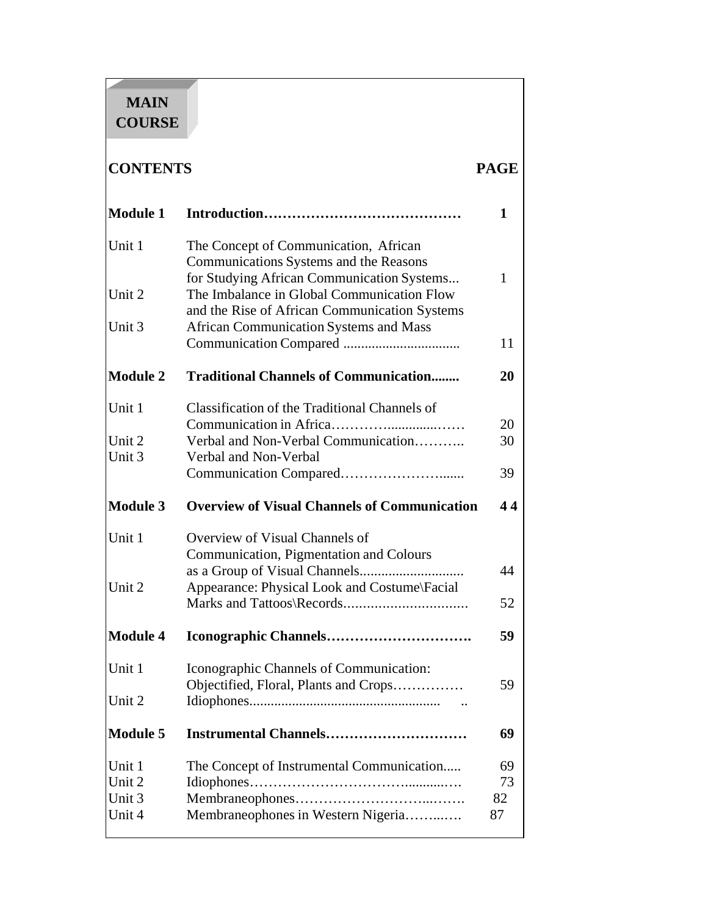**MAIN COURSE**

| CONTENTS | | PAGE |
| --- | --- | --- |
| **Module 1** | **Introduction……………………………………** | **1** |
| Unit 1 | The Concept of Communication, African Communications Systems and the Reasons for Studying African Communication Systems... | 1 |
| Unit 2 | The Imbalance in Global Communication Flow and the Rise of African Communication Systems | |
| Unit 3 | African Communication Systems and Mass Communication Compared ................................ | 11 |
| **Module 2** | **Traditional Channels of Communication........** | **20** |
| Unit 1 | Classification of the Traditional Channels of Communication in Africa………….............…… | 20 |
| Unit 2 | Verbal and Non-Verbal Communication……….. | 30 |
| Unit 3 | Verbal and Non-Verbal Communication Compared……………………...... | 39 |
| **Module 3** | **Overview of Visual Channels of Communication** | **4 4** |
| Unit 1 | Overview of Visual Channels of Communication, Pigmentation and Colours as a Group of Visual Channels............................ | 44 |
| Unit 2 | Appearance: Physical Look and Costume\Facial Marks and Tattoos\Records................................ | 52 |
| **Module 4** | **Iconographic Channels………………………….** | **59** |
| Unit 1 | Iconographic Channels of Communication: Objectified, Floral, Plants and Crops…………… | 59 |
| Unit 2 | Idiophones..................................................... .. | |
| **Module 5** | **Instrumental Channels…………………………** | **69** |
| Unit 1 | The Concept of Instrumental Communication..... | 69 |
| Unit 2 | Idiophones……………………………...........… | 73 |
| Unit 3 | Membraneophones……………………...……. | 82 |
| Unit 4 | Membraneophones in Western Nigeria……..…. | 87 |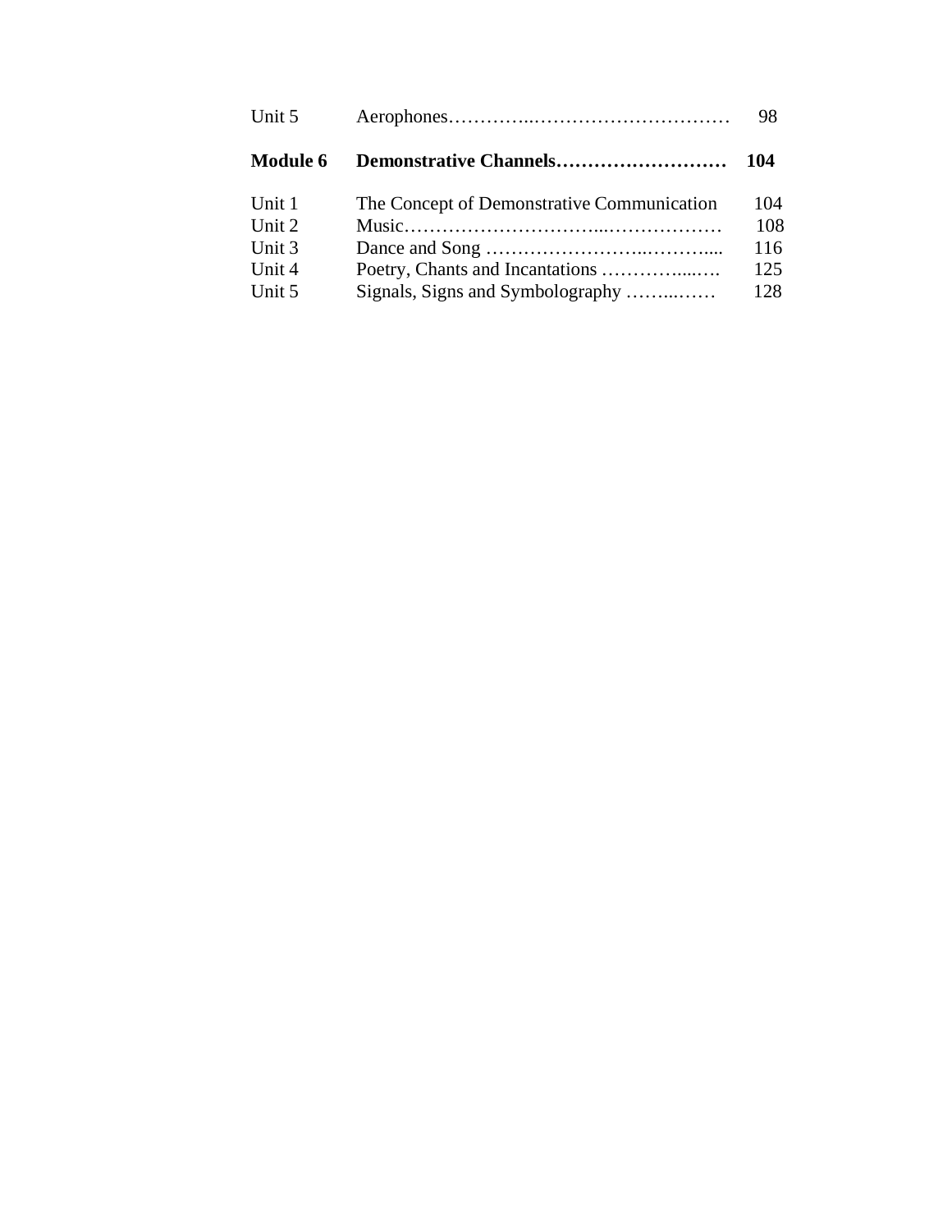| | | |
|---|---|---|
| Unit 5 | Aerophones…………..………………………… | 98 |
| **Module 6** | **Demonstrative Channels………………………** | **104** |
| Unit 1 | The Concept of Demonstrative Communication | 104 |
| Unit 2 | Music…………………………...……………… | 108 |
| Unit 3 | Dance and Song ……………………..………..... | 116 |
| Unit 4 | Poetry, Chants and Incantations …………....…. | 125 |
| Unit 5 | Signals, Signs and Symbolography ……...…… | 128 |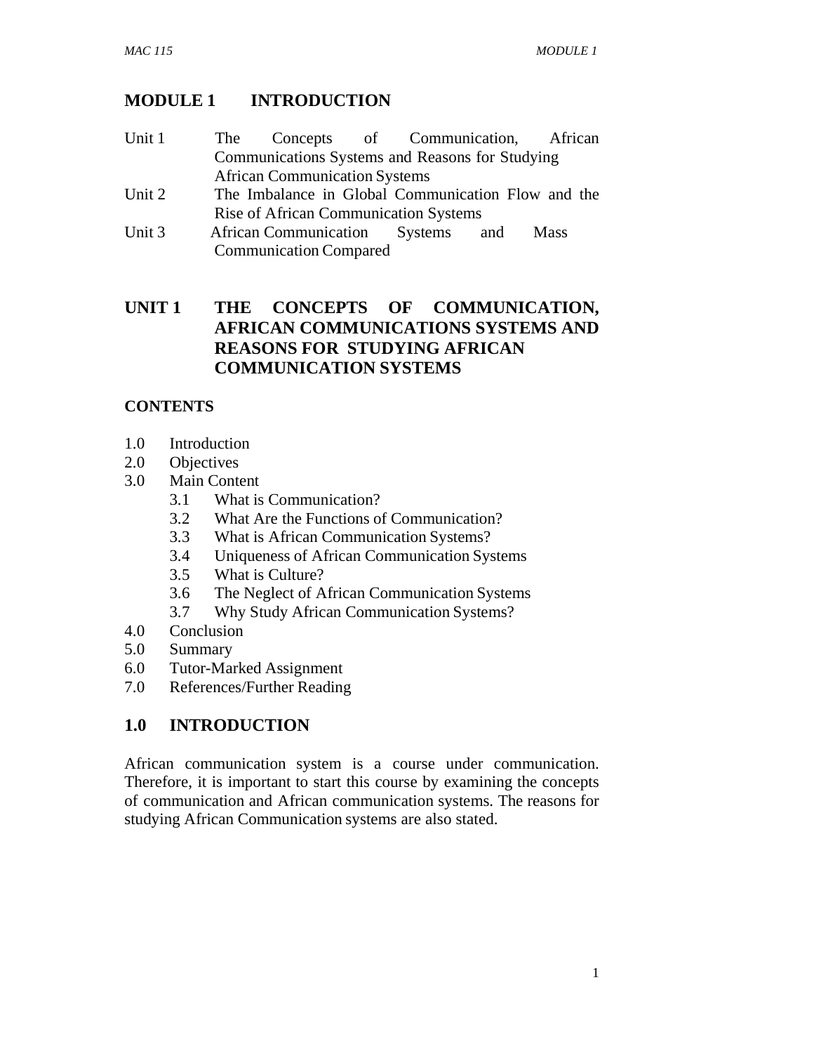# MODULE 1 INTRODUCTION

| | |
|---|---|
| Unit 1 | The Concepts of Communication, African Communications Systems and Reasons for Studying African Communication Systems |
| Unit 2 | The Imbalance in Global Communication Flow and the Rise of African Communication Systems |
| Unit 3 | African Communication Systems and Mass Communication Compared |

## UNIT 1 THE CONCEPTS OF COMMUNICATION, AFRICAN COMMUNICATIONS SYSTEMS AND REASONS FOR STUDYING AFRICAN COMMUNICATION SYSTEMS

### CONTENTS

- 1.0 Introduction
- 2.0 Objectives
- 3.0 Main Content
  - 3.1 What is Communication?
  - 3.2 What Are the Functions of Communication?
  - 3.3 What is African Communication Systems?
  - 3.4 Uniqueness of African Communication Systems
  - 3.5 What is Culture?
  - 3.6 The Neglect of African Communication Systems
  - 3.7 Why Study African Communication Systems?
- 4.0 Conclusion
- 5.0 Summary
- 6.0 Tutor-Marked Assignment
- 7.0 References/Further Reading

## 1.0 INTRODUCTION

African communication system is a course under communication. Therefore, it is important to start this course by examining the concepts of communication and African communication systems. The reasons for studying African Communication systems are also stated.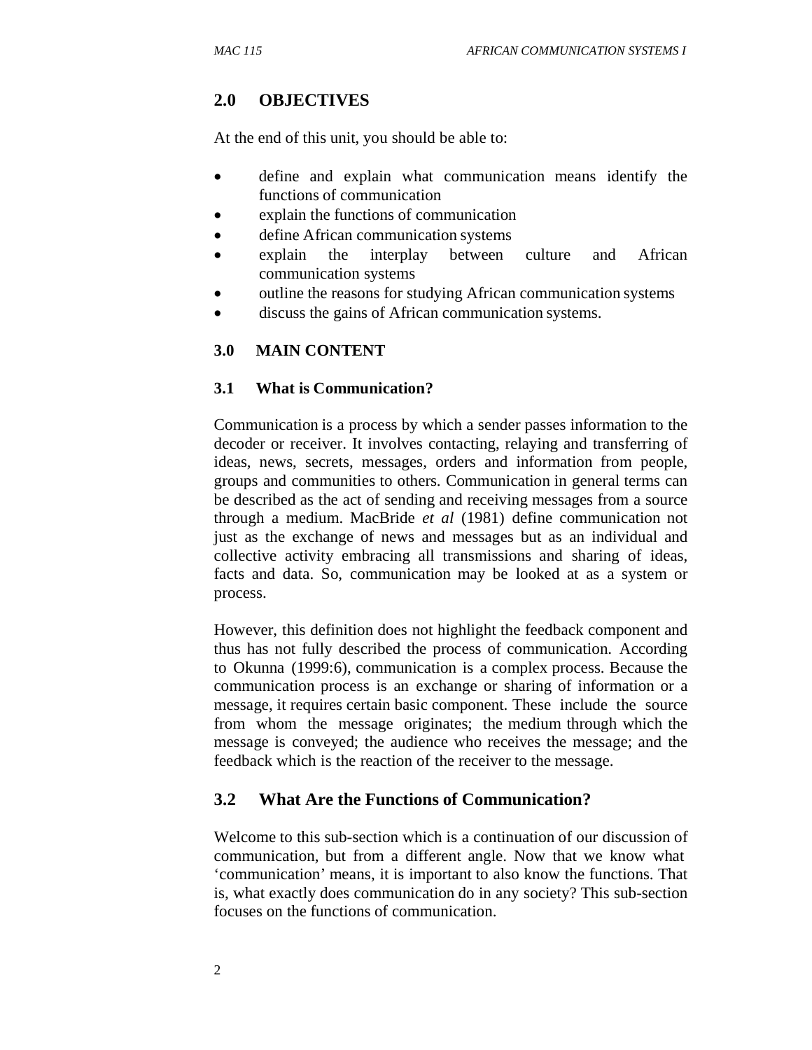## 2.0 OBJECTIVES

At the end of this unit, you should be able to:

- define and explain what communication means identify the functions of communication
- explain the functions of communication
- define African communication systems
- explain the interplay between culture and African communication systems
- outline the reasons for studying African communication systems
- discuss the gains of African communication systems.

## 3.0 MAIN CONTENT

### 3.1 What is Communication?

Communication is a process by which a sender passes information to the decoder or receiver. It involves contacting, relaying and transferring of ideas, news, secrets, messages, orders and information from people, groups and communities to others. Communication in general terms can be described as the act of sending and receiving messages from a source through a medium. MacBride *et al* (1981) define communication not just as the exchange of news and messages but as an individual and collective activity embracing all transmissions and sharing of ideas, facts and data. So, communication may be looked at as a system or process.

However, this definition does not highlight the feedback component and thus has not fully described the process of communication. According to Okunna (1999:6), communication is a complex process. Because the communication process is an exchange or sharing of information or a message, it requires certain basic component. These include the source from whom the message originates; the medium through which the message is conveyed; the audience who receives the message; and the feedback which is the reaction of the receiver to the message.

### 3.2 What Are the Functions of Communication?

Welcome to this sub-section which is a continuation of our discussion of communication, but from a different angle. Now that we know what 'communication' means, it is important to also know the functions. That is, what exactly does communication do in any society? This sub-section focuses on the functions of communication.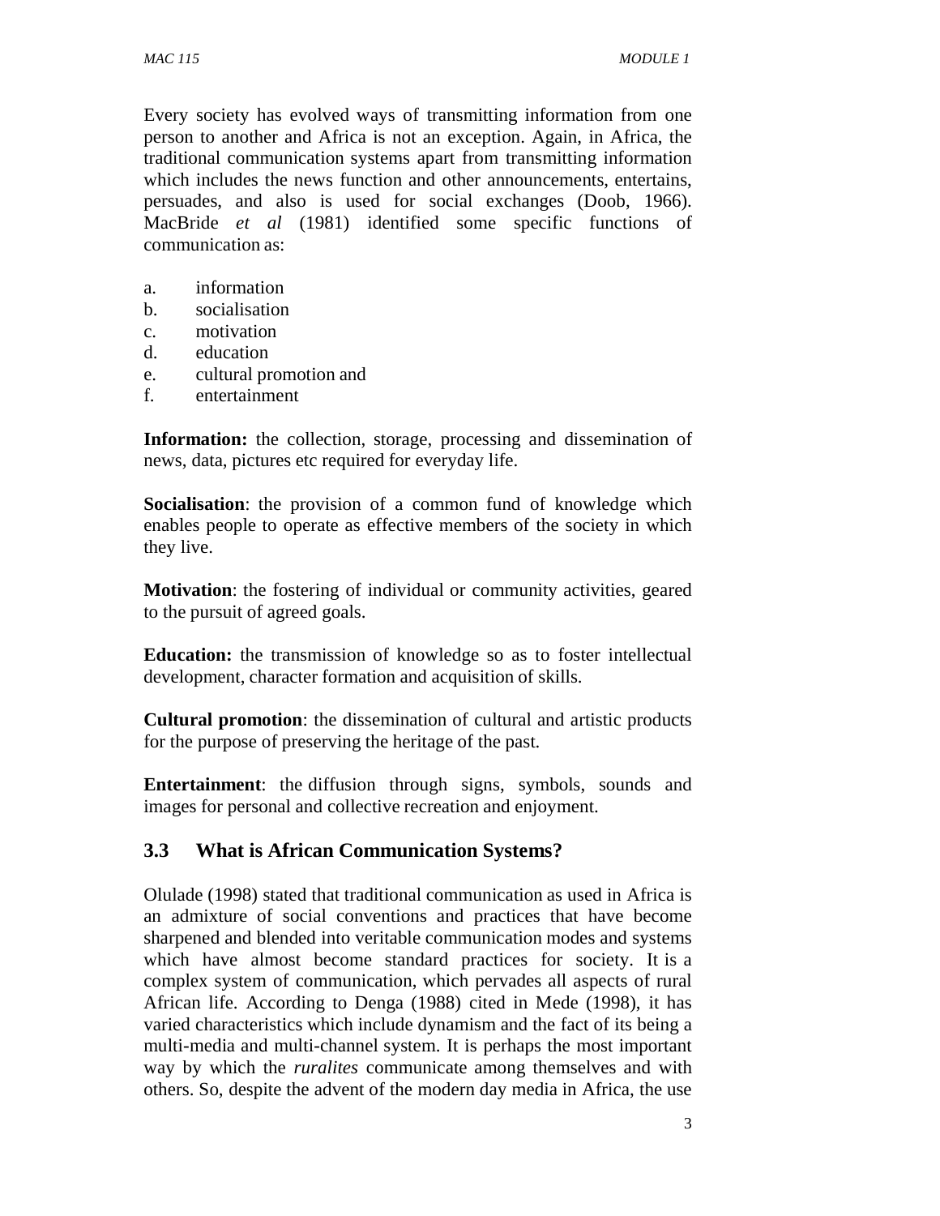Every society has evolved ways of transmitting information from one person to another and Africa is not an exception. Again, in Africa, the traditional communication systems apart from transmitting information which includes the news function and other announcements, entertains, persuades, and also is used for social exchanges (Doob, 1966). MacBride *et al* (1981) identified some specific functions of communication as:

a. information
b. socialisation
c. motivation
d. education
e. cultural promotion and
f. entertainment

**Information:** the collection, storage, processing and dissemination of news, data, pictures etc required for everyday life.

**Socialisation**: the provision of a common fund of knowledge which enables people to operate as effective members of the society in which they live.

**Motivation**: the fostering of individual or community activities, geared to the pursuit of agreed goals.

**Education:** the transmission of knowledge so as to foster intellectual development, character formation and acquisition of skills.

**Cultural promotion**: the dissemination of cultural and artistic products for the purpose of preserving the heritage of the past.

**Entertainment**: the diffusion through signs, symbols, sounds and images for personal and collective recreation and enjoyment.

## 3.3 What is African Communication Systems?

Olulade (1998) stated that traditional communication as used in Africa is an admixture of social conventions and practices that have become sharpened and blended into veritable communication modes and systems which have almost become standard practices for society. It is a complex system of communication, which pervades all aspects of rural African life. According to Denga (1988) cited in Mede (1998), it has varied characteristics which include dynamism and the fact of its being a multi-media and multi-channel system. It is perhaps the most important way by which the *ruralites* communicate among themselves and with others. So, despite the advent of the modern day media in Africa, the use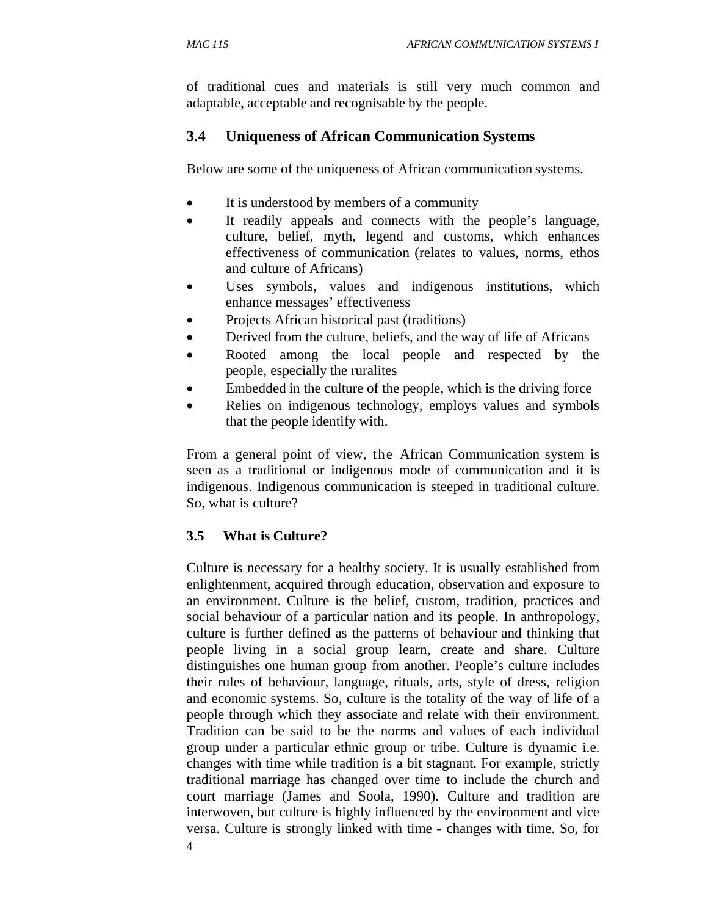of traditional cues and materials is still very much common and adaptable, acceptable and recognisable by the people.

## 3.4 Uniqueness of African Communication Systems

Below are some of the uniqueness of African communication systems.

- It is understood by members of a community
- It readily appeals and connects with the people's language, culture, belief, myth, legend and customs, which enhances effectiveness of communication (relates to values, norms, ethos and culture of Africans)
- Uses symbols, values and indigenous institutions, which enhance messages' effectiveness
- Projects African historical past (traditions)
- Derived from the culture, beliefs, and the way of life of Africans
- Rooted among the local people and respected by the people, especially the ruralites
- Embedded in the culture of the people, which is the driving force
- Relies on indigenous technology, employs values and symbols that the people identify with.

From a general point of view, the African Communication system is seen as a traditional or indigenous mode of communication and it is indigenous. Indigenous communication is steeped in traditional culture. So, what is culture?

## 3.5 What is Culture?

Culture is necessary for a healthy society. It is usually established from enlightenment, acquired through education, observation and exposure to an environment. Culture is the belief, custom, tradition, practices and social behaviour of a particular nation and its people. In anthropology, culture is further defined as the patterns of behaviour and thinking that people living in a social group learn, create and share. Culture distinguishes one human group from another. People's culture includes their rules of behaviour, language, rituals, arts, style of dress, religion and economic systems. So, culture is the totality of the way of life of a people through which they associate and relate with their environment. Tradition can be said to be the norms and values of each individual group under a particular ethnic group or tribe. Culture is dynamic i.e. changes with time while tradition is a bit stagnant. For example, strictly traditional marriage has changed over time to include the church and court marriage (James and Soola, 1990). Culture and tradition are interwoven, but culture is highly influenced by the environment and vice versa. Culture is strongly linked with time - changes with time. So, for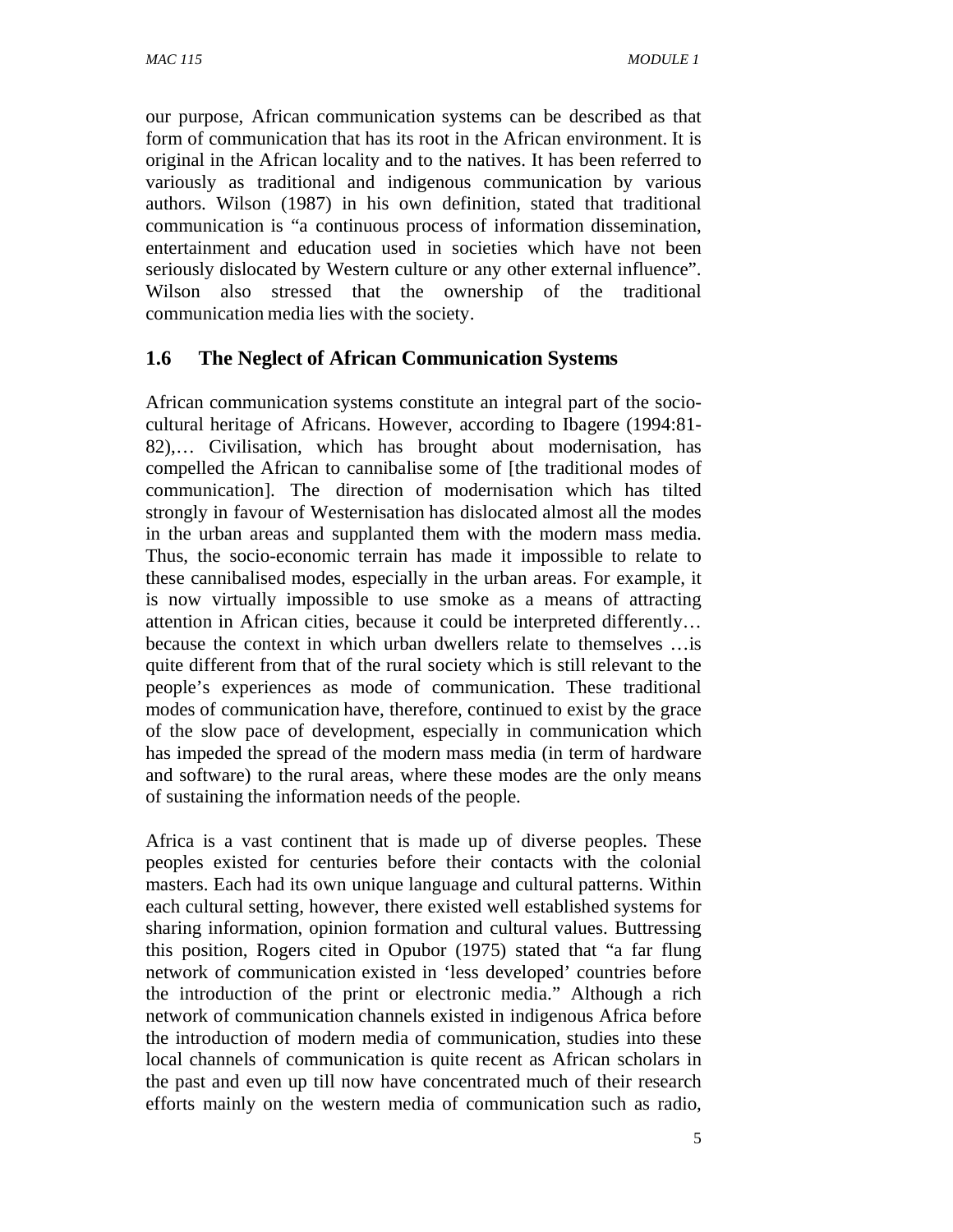our purpose, African communication systems can be described as that form of communication that has its root in the African environment. It is original in the African locality and to the natives. It has been referred to variously as traditional and indigenous communication by various authors. Wilson (1987) in his own definition, stated that traditional communication is "a continuous process of information dissemination, entertainment and education used in societies which have not been seriously dislocated by Western culture or any other external influence". Wilson also stressed that the ownership of the traditional communication media lies with the society.

## 1.6 The Neglect of African Communication Systems

African communication systems constitute an integral part of the socio-cultural heritage of Africans. However, according to Ibagere (1994:81-82),… Civilisation, which has brought about modernisation, has compelled the African to cannibalise some of [the traditional modes of communication]. The direction of modernisation which has tilted strongly in favour of Westernisation has dislocated almost all the modes in the urban areas and supplanted them with the modern mass media. Thus, the socio-economic terrain has made it impossible to relate to these cannibalised modes, especially in the urban areas. For example, it is now virtually impossible to use smoke as a means of attracting attention in African cities, because it could be interpreted differently… because the context in which urban dwellers relate to themselves …is quite different from that of the rural society which is still relevant to the people's experiences as mode of communication. These traditional modes of communication have, therefore, continued to exist by the grace of the slow pace of development, especially in communication which has impeded the spread of the modern mass media (in term of hardware and software) to the rural areas, where these modes are the only means of sustaining the information needs of the people.

Africa is a vast continent that is made up of diverse peoples. These peoples existed for centuries before their contacts with the colonial masters. Each had its own unique language and cultural patterns. Within each cultural setting, however, there existed well established systems for sharing information, opinion formation and cultural values. Buttressing this position, Rogers cited in Opubor (1975) stated that "a far flung network of communication existed in 'less developed' countries before the introduction of the print or electronic media." Although a rich network of communication channels existed in indigenous Africa before the introduction of modern media of communication, studies into these local channels of communication is quite recent as African scholars in the past and even up till now have concentrated much of their research efforts mainly on the western media of communication such as radio,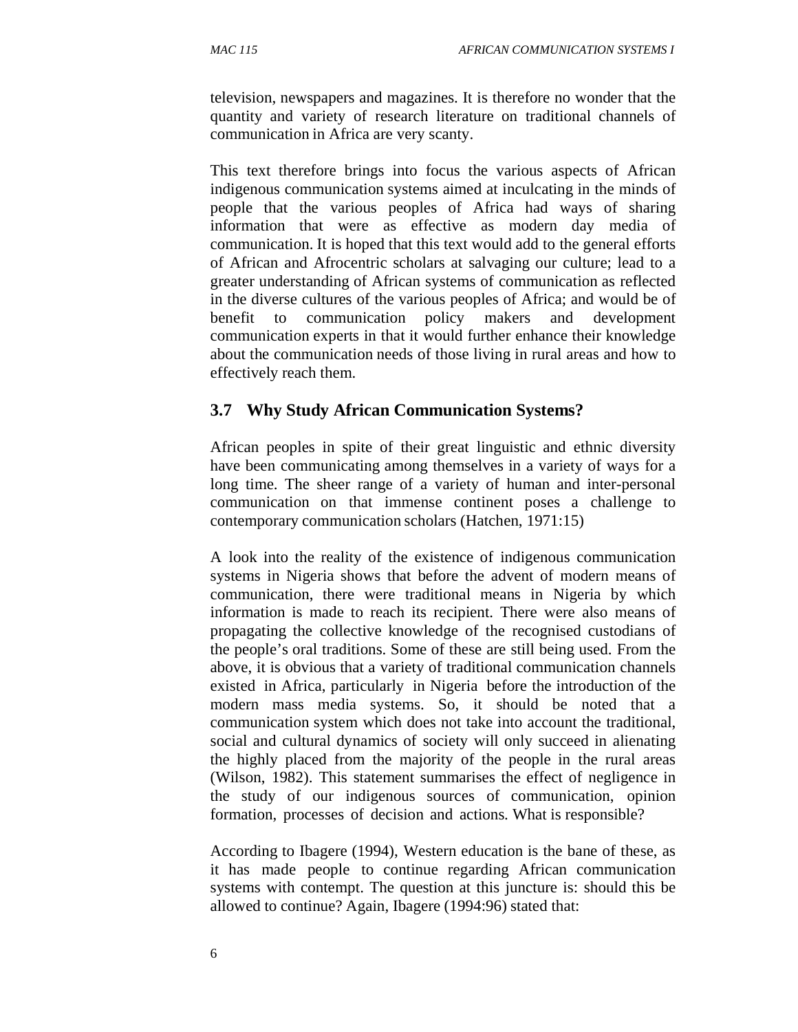television, newspapers and magazines. It is therefore no wonder that the quantity and variety of research literature on traditional channels of communication in Africa are very scanty.

This text therefore brings into focus the various aspects of African indigenous communication systems aimed at inculcating in the minds of people that the various peoples of Africa had ways of sharing information that were as effective as modern day media of communication. It is hoped that this text would add to the general efforts of African and Afrocentric scholars at salvaging our culture; lead to a greater understanding of African systems of communication as reflected in the diverse cultures of the various peoples of Africa; and would be of benefit to communication policy makers and development communication experts in that it would further enhance their knowledge about the communication needs of those living in rural areas and how to effectively reach them.

### 3.7 Why Study African Communication Systems?

African peoples in spite of their great linguistic and ethnic diversity have been communicating among themselves in a variety of ways for a long time. The sheer range of a variety of human and inter-personal communication on that immense continent poses a challenge to contemporary communication scholars (Hatchen, 1971:15)

A look into the reality of the existence of indigenous communication systems in Nigeria shows that before the advent of modern means of communication, there were traditional means in Nigeria by which information is made to reach its recipient. There were also means of propagating the collective knowledge of the recognised custodians of the people's oral traditions. Some of these are still being used. From the above, it is obvious that a variety of traditional communication channels existed in Africa, particularly in Nigeria before the introduction of the modern mass media systems. So, it should be noted that a communication system which does not take into account the traditional, social and cultural dynamics of society will only succeed in alienating the highly placed from the majority of the people in the rural areas (Wilson, 1982). This statement summarises the effect of negligence in the study of our indigenous sources of communication, opinion formation, processes of decision and actions. What is responsible?

According to Ibagere (1994), Western education is the bane of these, as it has made people to continue regarding African communication systems with contempt. The question at this juncture is: should this be allowed to continue? Again, Ibagere (1994:96) stated that: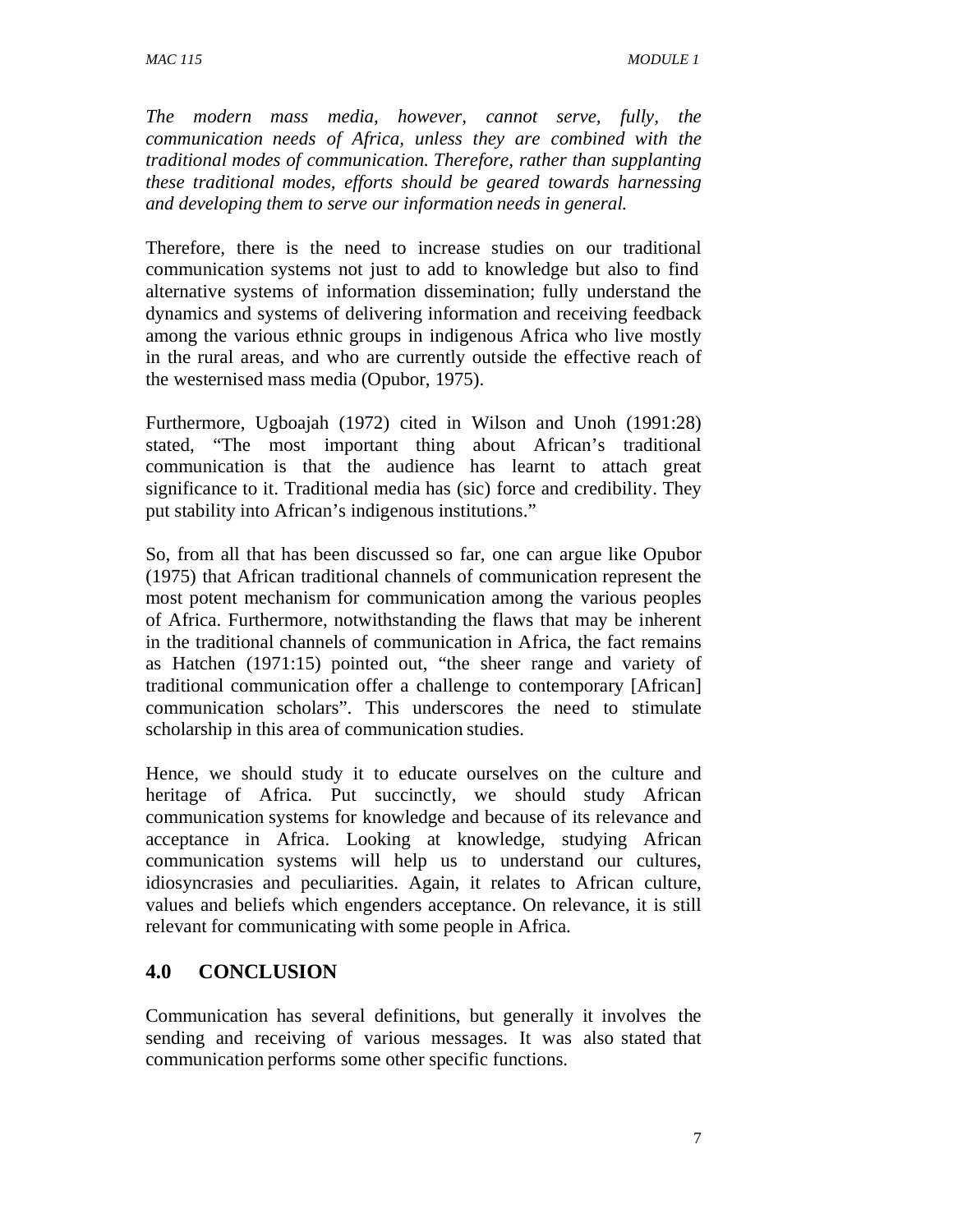*The modern mass media, however, cannot serve, fully, the communication needs of Africa, unless they are combined with the traditional modes of communication. Therefore, rather than supplanting these traditional modes, efforts should be geared towards harnessing and developing them to serve our information needs in general.*

Therefore, there is the need to increase studies on our traditional communication systems not just to add to knowledge but also to find alternative systems of information dissemination; fully understand the dynamics and systems of delivering information and receiving feedback among the various ethnic groups in indigenous Africa who live mostly in the rural areas, and who are currently outside the effective reach of the westernised mass media (Opubor, 1975).

Furthermore, Ugboajah (1972) cited in Wilson and Unoh (1991:28) stated, "The most important thing about African's traditional communication is that the audience has learnt to attach great significance to it. Traditional media has (sic) force and credibility. They put stability into African's indigenous institutions."

So, from all that has been discussed so far, one can argue like Opubor (1975) that African traditional channels of communication represent the most potent mechanism for communication among the various peoples of Africa. Furthermore, notwithstanding the flaws that may be inherent in the traditional channels of communication in Africa, the fact remains as Hatchen (1971:15) pointed out, "the sheer range and variety of traditional communication offer a challenge to contemporary [African] communication scholars". This underscores the need to stimulate scholarship in this area of communication studies.

Hence, we should study it to educate ourselves on the culture and heritage of Africa. Put succinctly, we should study African communication systems for knowledge and because of its relevance and acceptance in Africa. Looking at knowledge, studying African communication systems will help us to understand our cultures, idiosyncrasies and peculiarities. Again, it relates to African culture, values and beliefs which engenders acceptance. On relevance, it is still relevant for communicating with some people in Africa.

## 4.0 CONCLUSION

Communication has several definitions, but generally it involves the sending and receiving of various messages. It was also stated that communication performs some other specific functions.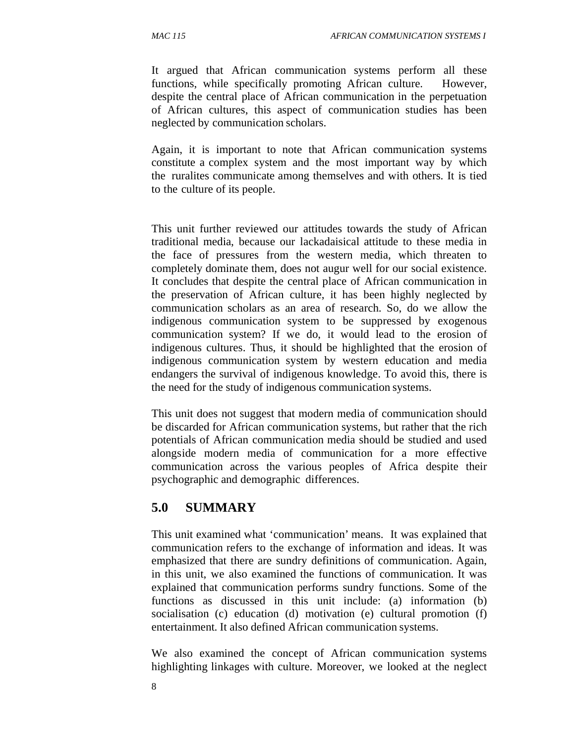It argued that African communication systems perform all these functions, while specifically promoting African culture. However, despite the central place of African communication in the perpetuation of African cultures, this aspect of communication studies has been neglected by communication scholars.

Again, it is important to note that African communication systems constitute a complex system and the most important way by which the ruralites communicate among themselves and with others. It is tied to the culture of its people.

This unit further reviewed our attitudes towards the study of African traditional media, because our lackadaisical attitude to these media in the face of pressures from the western media, which threaten to completely dominate them, does not augur well for our social existence. It concludes that despite the central place of African communication in the preservation of African culture, it has been highly neglected by communication scholars as an area of research. So, do we allow the indigenous communication system to be suppressed by exogenous communication system? If we do, it would lead to the erosion of indigenous cultures. Thus, it should be highlighted that the erosion of indigenous communication system by western education and media endangers the survival of indigenous knowledge. To avoid this, there is the need for the study of indigenous communication systems.

This unit does not suggest that modern media of communication should be discarded for African communication systems, but rather that the rich potentials of African communication media should be studied and used alongside modern media of communication for a more effective communication across the various peoples of Africa despite their psychographic and demographic differences.

## 5.0 SUMMARY

This unit examined what 'communication' means. It was explained that communication refers to the exchange of information and ideas. It was emphasized that there are sundry definitions of communication. Again, in this unit, we also examined the functions of communication. It was explained that communication performs sundry functions. Some of the functions as discussed in this unit include: (a) information (b) socialisation (c) education (d) motivation (e) cultural promotion (f) entertainment. It also defined African communication systems.

We also examined the concept of African communication systems highlighting linkages with culture. Moreover, we looked at the neglect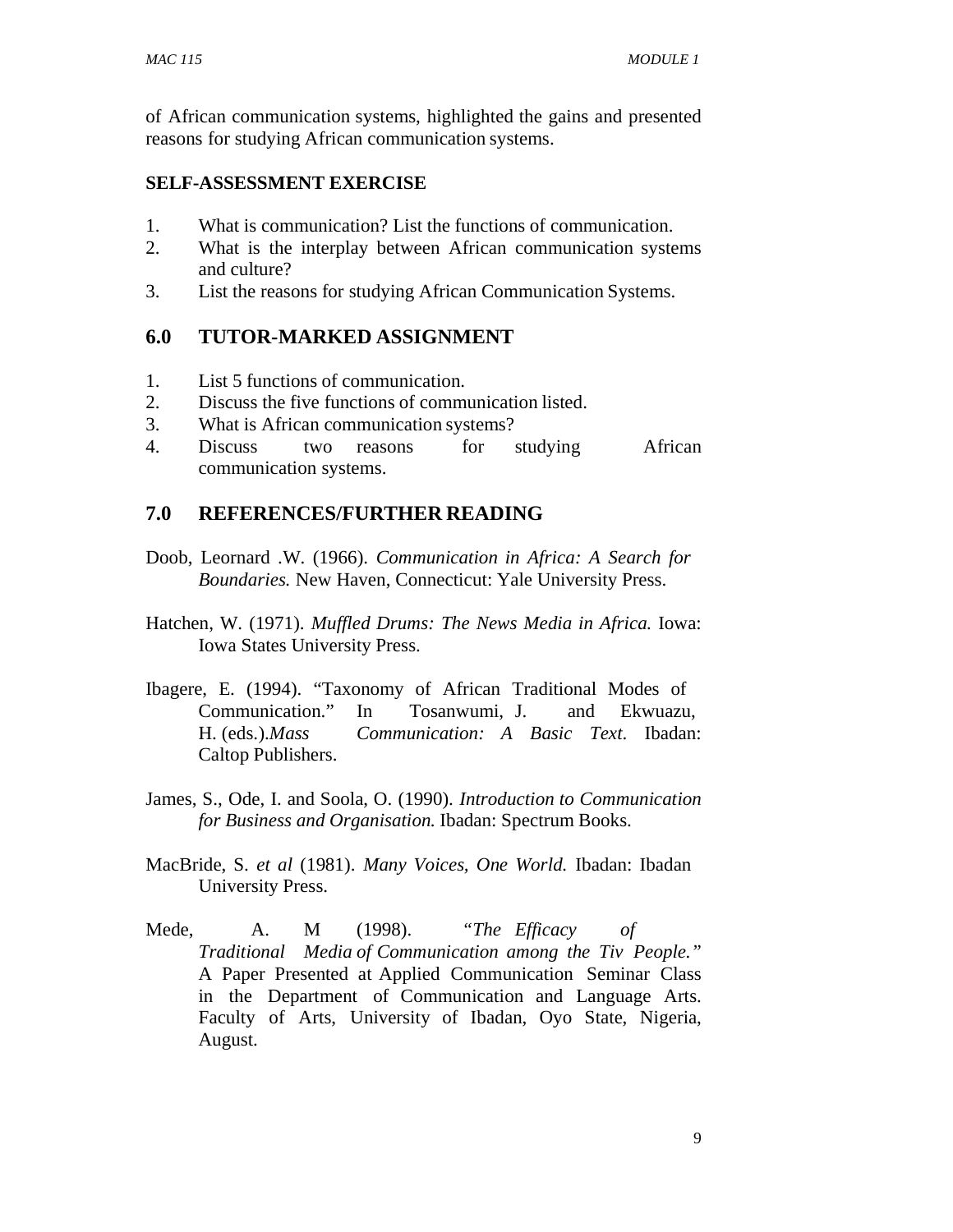of African communication systems, highlighted the gains and presented reasons for studying African communication systems.

**SELF-ASSESSMENT EXERCISE**

1. What is communication? List the functions of communication.
2. What is the interplay between African communication systems and culture?
3. List the reasons for studying African Communication Systems.

## 6.0 TUTOR-MARKED ASSIGNMENT

1. List 5 functions of communication.
2. Discuss the five functions of communication listed.
3. What is African communication systems?
4. Discuss two reasons for studying African communication systems.

## 7.0 REFERENCES/FURTHER READING

Doob, Leornard .W. (1966). *Communication in Africa: A Search for Boundaries.* New Haven, Connecticut: Yale University Press.

Hatchen, W. (1971). *Muffled Drums: The News Media in Africa.* Iowa: Iowa States University Press.

Ibagere, E. (1994). "Taxonomy of African Traditional Modes of Communication." In Tosanwumi, J. and Ekwuazu, H. (eds.).*Mass Communication: A Basic Text*. Ibadan: Caltop Publishers.

James, S., Ode, I. and Soola, O. (1990). *Introduction to Communication for Business and Organisation.* Ibadan: Spectrum Books.

MacBride, S. *et al* (1981). *Many Voices, One World.* Ibadan: Ibadan University Press.

Mede, A. M (1998). *"The Efficacy of Traditional Media of Communication among the Tiv People."* A Paper Presented at Applied Communication Seminar Class in the Department of Communication and Language Arts. Faculty of Arts, University of Ibadan, Oyo State, Nigeria, August.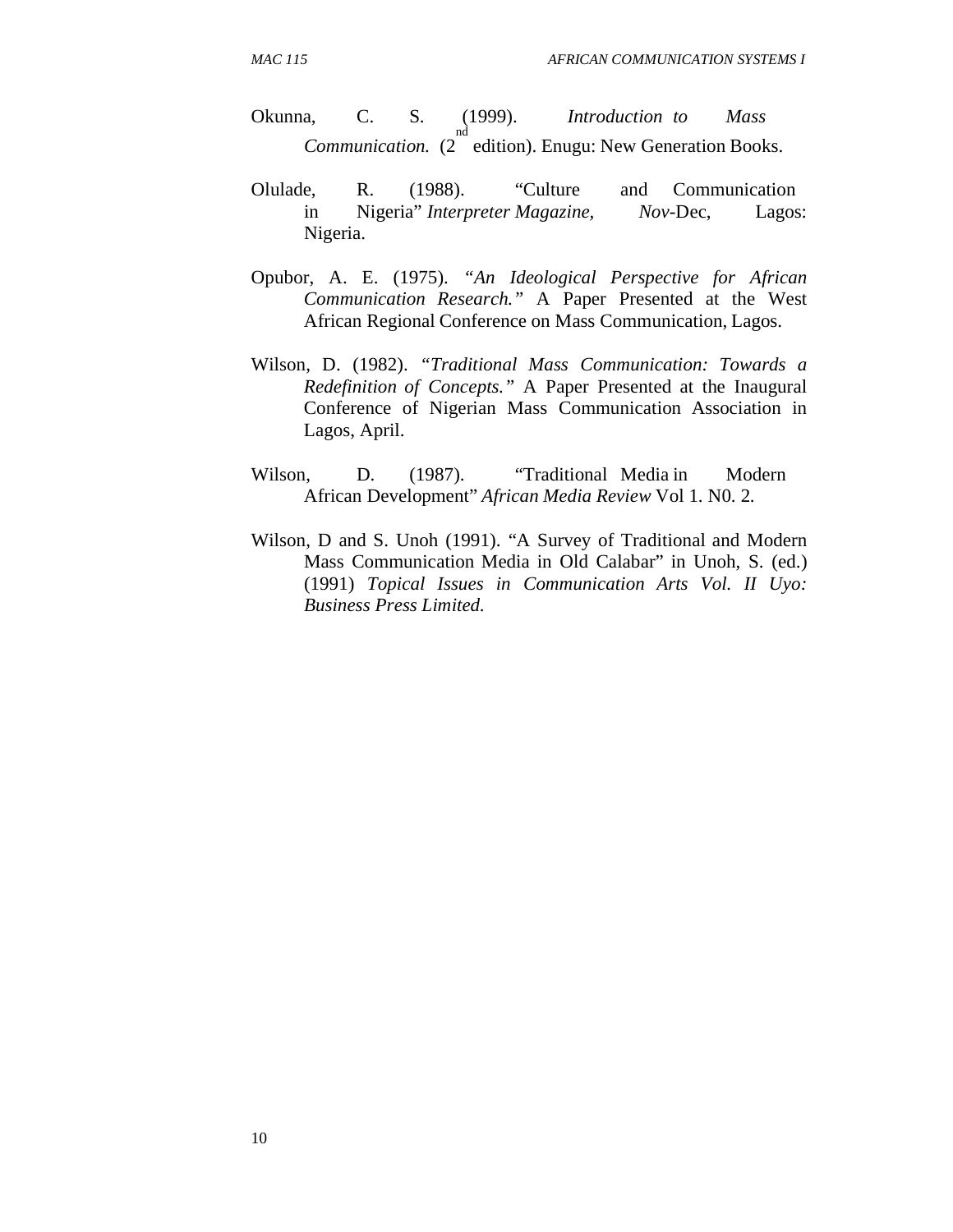Okunna, C. S. (1999). *Introduction to Mass Communication.* (2nd edition). Enugu: New Generation Books.

Olulade, R. (1988). "Culture and Communication in Nigeria" *Interpreter Magazine, Nov*-Dec, Lagos: Nigeria.

Opubor, A. E. (1975). *"An Ideological Perspective for African Communication Research."* A Paper Presented at the West African Regional Conference on Mass Communication, Lagos.

Wilson, D. (1982). *"Traditional Mass Communication: Towards a Redefinition of Concepts."* A Paper Presented at the Inaugural Conference of Nigerian Mass Communication Association in Lagos, April.

Wilson, D. (1987). "Traditional Media in Modern African Development" *African Media Review* Vol 1. N0. 2.

Wilson, D and S. Unoh (1991). "A Survey of Traditional and Modern Mass Communication Media in Old Calabar" in Unoh, S. (ed.) (1991) *Topical Issues in Communication Arts Vol. II Uyo: Business Press Limited.*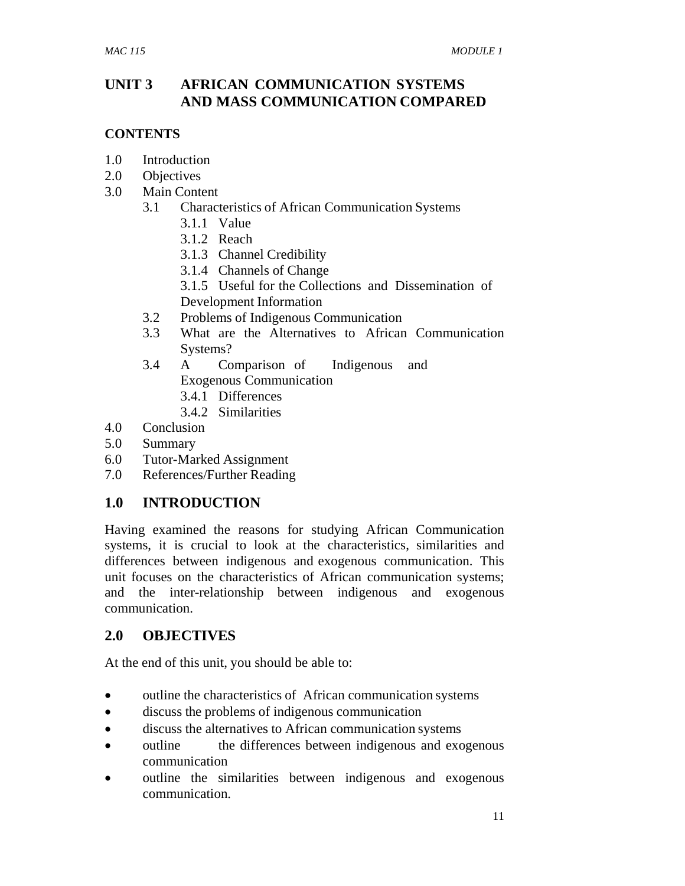# UNIT 3 AFRICAN COMMUNICATION SYSTEMS AND MASS COMMUNICATION COMPARED

## CONTENTS

- 1.0 Introduction
- 2.0 Objectives
- 3.0 Main Content
    - 3.1 Characteristics of African Communication Systems
        - 3.1.1 Value
        - 3.1.2 Reach
        - 3.1.3 Channel Credibility
        - 3.1.4 Channels of Change
        - 3.1.5 Useful for the Collections and Dissemination of Development Information
    - 3.2 Problems of Indigenous Communication
    - 3.3 What are the Alternatives to African Communication Systems?
    - 3.4 A Comparison of Indigenous and Exogenous Communication
        - 3.4.1 Differences
        - 3.4.2 Similarities
- 4.0 Conclusion
- 5.0 Summary
- 6.0 Tutor-Marked Assignment
- 7.0 References/Further Reading

## 1.0 INTRODUCTION

Having examined the reasons for studying African Communication systems, it is crucial to look at the characteristics, similarities and differences between indigenous and exogenous communication. This unit focuses on the characteristics of African communication systems; and the inter-relationship between indigenous and exogenous communication.

## 2.0 OBJECTIVES

At the end of this unit, you should be able to:

- outline the characteristics of African communication systems
- discuss the problems of indigenous communication
- discuss the alternatives to African communication systems
- outline the differences between indigenous and exogenous communication
- outline the similarities between indigenous and exogenous communication.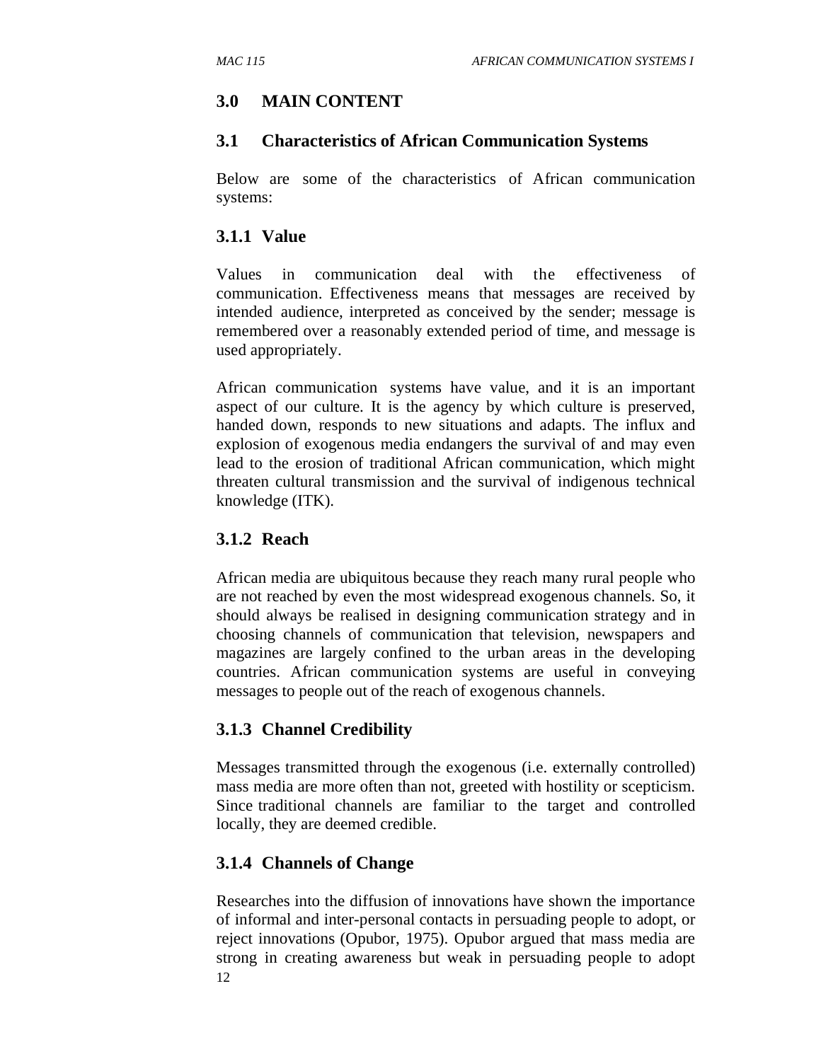## 3.0 MAIN CONTENT

### 3.1 Characteristics of African Communication Systems

Below are some of the characteristics of African communication systems:

#### 3.1.1 Value

Values in communication deal with the effectiveness of communication. Effectiveness means that messages are received by intended audience, interpreted as conceived by the sender; message is remembered over a reasonably extended period of time, and message is used appropriately.

African communication systems have value, and it is an important aspect of our culture. It is the agency by which culture is preserved, handed down, responds to new situations and adapts. The influx and explosion of exogenous media endangers the survival of and may even lead to the erosion of traditional African communication, which might threaten cultural transmission and the survival of indigenous technical knowledge (ITK).

#### 3.1.2 Reach

African media are ubiquitous because they reach many rural people who are not reached by even the most widespread exogenous channels. So, it should always be realised in designing communication strategy and in choosing channels of communication that television, newspapers and magazines are largely confined to the urban areas in the developing countries. African communication systems are useful in conveying messages to people out of the reach of exogenous channels.

#### 3.1.3 Channel Credibility

Messages transmitted through the exogenous (i.e. externally controlled) mass media are more often than not, greeted with hostility or scepticism. Since traditional channels are familiar to the target and controlled locally, they are deemed credible.

#### 3.1.4 Channels of Change

Researches into the diffusion of innovations have shown the importance of informal and inter-personal contacts in persuading people to adopt, or reject innovations (Opubor, 1975). Opubor argued that mass media are strong in creating awareness but weak in persuading people to adopt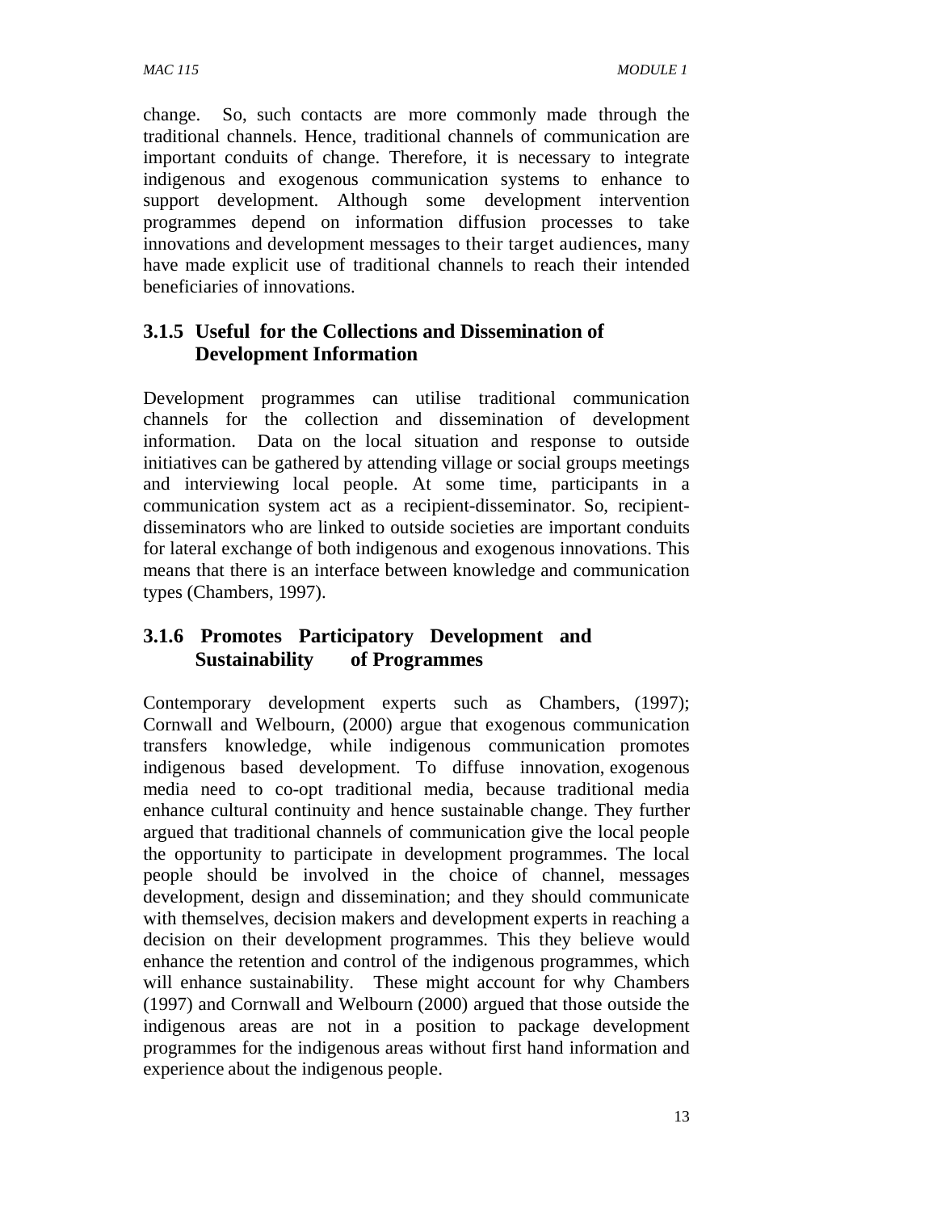change. So, such contacts are more commonly made through the traditional channels. Hence, traditional channels of communication are important conduits of change. Therefore, it is necessary to integrate indigenous and exogenous communication systems to enhance to support development. Although some development intervention programmes depend on information diffusion processes to take innovations and development messages to their target audiences, many have made explicit use of traditional channels to reach their intended beneficiaries of innovations.

### 3.1.5 Useful for the Collections and Dissemination of Development Information

Development programmes can utilise traditional communication channels for the collection and dissemination of development information. Data on the local situation and response to outside initiatives can be gathered by attending village or social groups meetings and interviewing local people. At some time, participants in a communication system act as a recipient-disseminator. So, recipient-disseminators who are linked to outside societies are important conduits for lateral exchange of both indigenous and exogenous innovations. This means that there is an interface between knowledge and communication types (Chambers, 1997).

### 3.1.6 Promotes Participatory Development and Sustainability of Programmes

Contemporary development experts such as Chambers, (1997); Cornwall and Welbourn, (2000) argue that exogenous communication transfers knowledge, while indigenous communication promotes indigenous based development. To diffuse innovation, exogenous media need to co-opt traditional media, because traditional media enhance cultural continuity and hence sustainable change. They further argued that traditional channels of communication give the local people the opportunity to participate in development programmes. The local people should be involved in the choice of channel, messages development, design and dissemination; and they should communicate with themselves, decision makers and development experts in reaching a decision on their development programmes. This they believe would enhance the retention and control of the indigenous programmes, which will enhance sustainability. These might account for why Chambers (1997) and Cornwall and Welbourn (2000) argued that those outside the indigenous areas are not in a position to package development programmes for the indigenous areas without first hand information and experience about the indigenous people.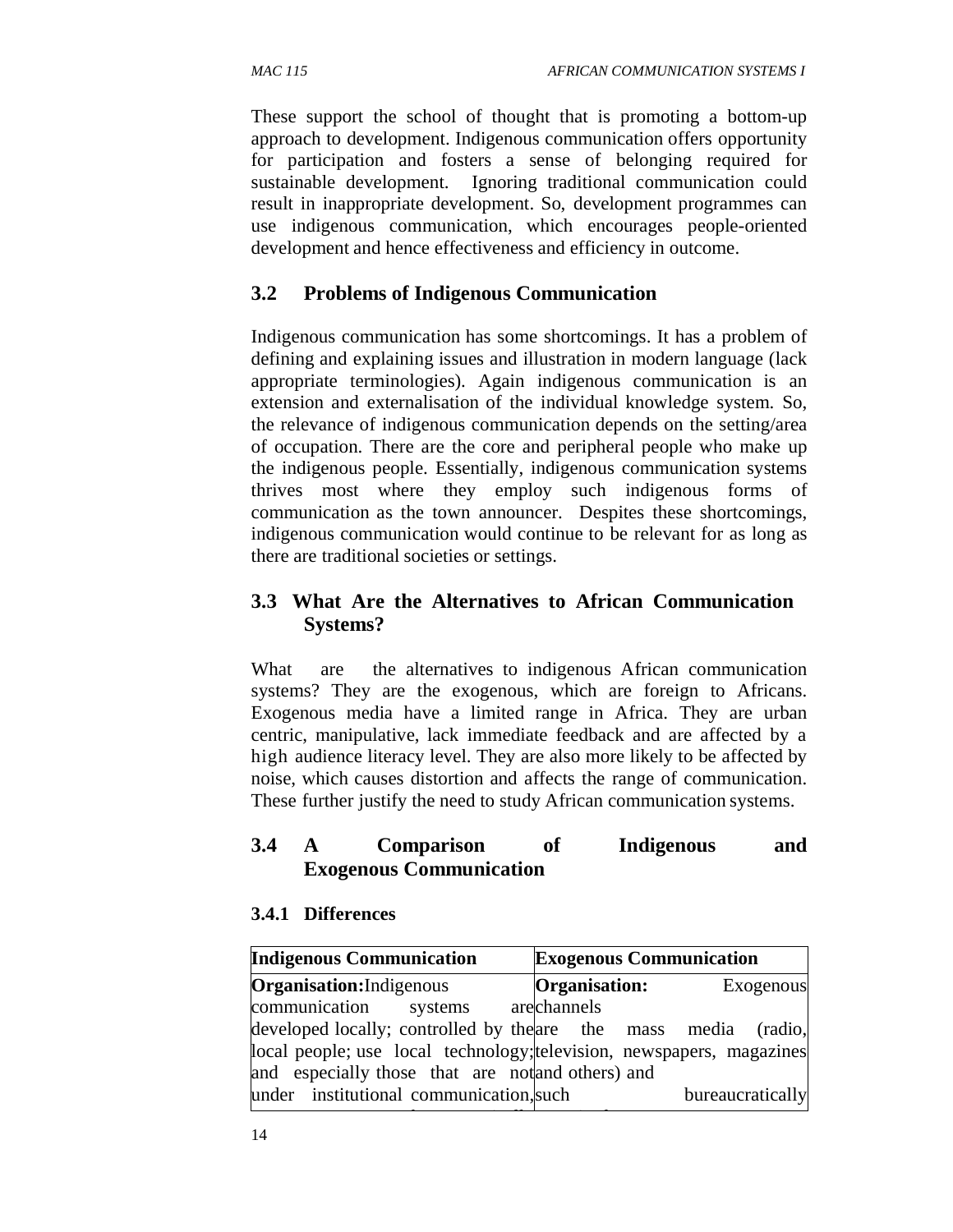These support the school of thought that is promoting a bottom-up approach to development. Indigenous communication offers opportunity for participation and fosters a sense of belonging required for sustainable development. Ignoring traditional communication could result in inappropriate development. So, development programmes can use indigenous communication, which encourages people-oriented development and hence effectiveness and efficiency in outcome.

## 3.2 Problems of Indigenous Communication

Indigenous communication has some shortcomings. It has a problem of defining and explaining issues and illustration in modern language (lack appropriate terminologies). Again indigenous communication is an extension and externalisation of the individual knowledge system. So, the relevance of indigenous communication depends on the setting/area of occupation. There are the core and peripheral people who make up the indigenous people. Essentially, indigenous communication systems thrives most where they employ such indigenous forms of communication as the town announcer. Despites these shortcomings, indigenous communication would continue to be relevant for as long as there are traditional societies or settings.

## 3.3 What Are the Alternatives to African Communication Systems?

What are the alternatives to indigenous African communication systems? They are the exogenous, which are foreign to Africans. Exogenous media have a limited range in Africa. They are urban centric, manipulative, lack immediate feedback and are affected by a high audience literacy level. They are also more likely to be affected by noise, which causes distortion and affects the range of communication. These further justify the need to study African communication systems.

## 3.4 A Comparison of Indigenous and Exogenous Communication

### 3.4.1 Differences

| Indigenous Communication | Exogenous Communication |
|---|---|
| **Organisation:** Indigenous communication systems are developed locally; controlled by the local people; use local technology; and especially those that are not under institutional communication, | **Organisation:** Exogenous channels are the mass media (radio, television, newspapers, magazines and others) and such bureaucratically |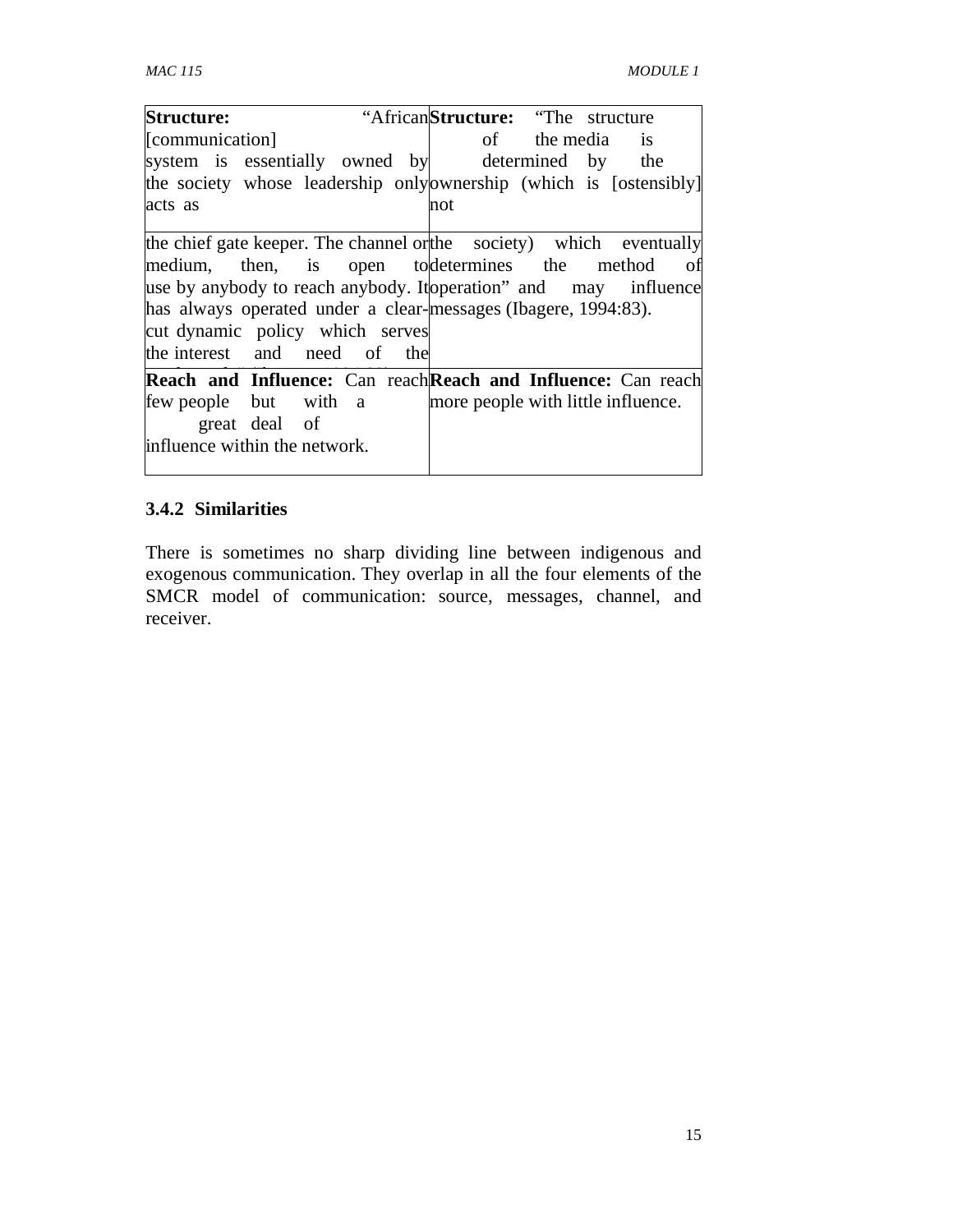| Structure: "African [communication] system is essentially owned by the society whose leadership only acts as the chief gate keeper. The channel or medium, then, is open to use by anybody to reach anybody. It has always operated under a clear-cut dynamic policy which serves the interest and need of the | Structure: "The structure of the media is determined by the ownership (which is [ostensibly] not the society) which eventually determines the method of operation" and may influence messages (Ibagere, 1994:83). |
|---|---|
| **Reach and Influence:** Can reach few people but with a great deal of influence within the network. | **Reach and Influence:** Can reach more people with little influence. |

### 3.4.2 Similarities

There is sometimes no sharp dividing line between indigenous and exogenous communication. They overlap in all the four elements of the SMCR model of communication: source, messages, channel, and receiver.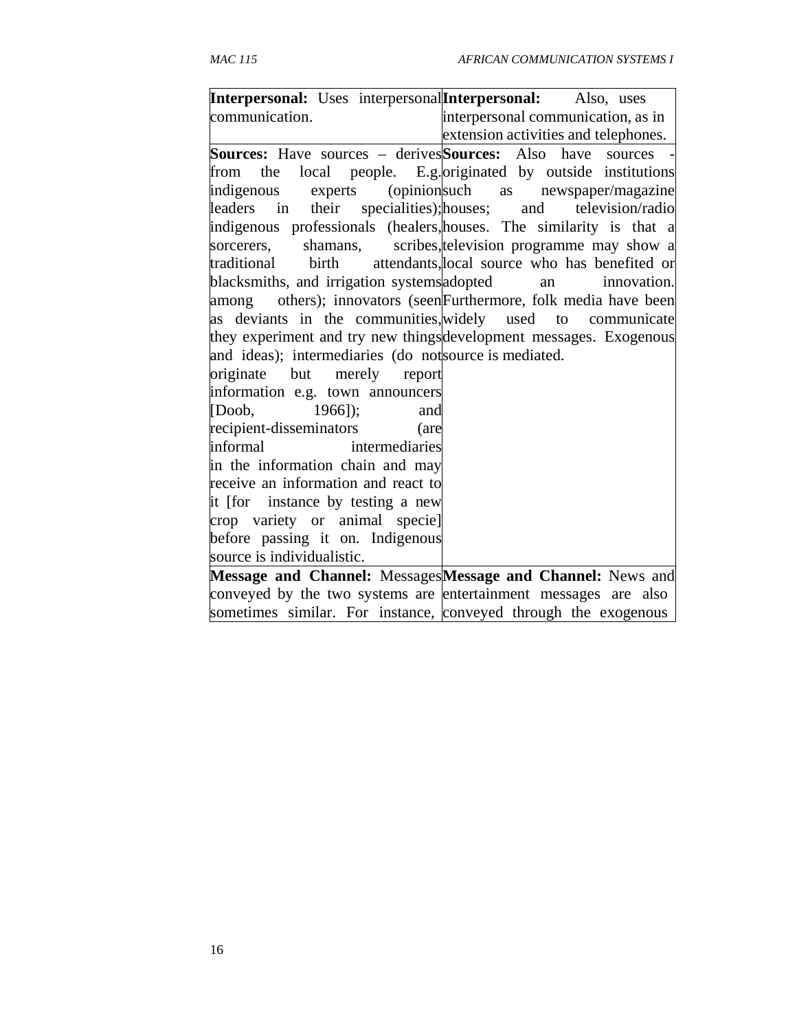| **Interpersonal:** Uses interpersonal communication. | **Interpersonal:** Also, uses interpersonal communication, as in extension activities and telephones. |
|---|---|
| **Sources:** Have sources – derives from the local people. E.g. indigenous experts (opinion leaders in their specialities); indigenous professionals (healers, sorcerers, shamans, scribes, traditional birth attendants, blacksmiths, and irrigation systems among others); innovators (seen as deviants in the communities, they experiment and try new things and ideas); intermediaries (do not originate but merely report information e.g. town announcers [Doob, 1966]); and recipient-disseminators (are informal intermediaries in the information chain and may receive an information and react to it [for instance by testing a new crop variety or animal specie] before passing it on. Indigenous source is individualistic. | **Sources:** Also have sources - originated by outside institutions such as newspaper/magazine houses; and television/radio houses. The similarity is that a television programme may show a local source who has benefited or adopted an innovation. Furthermore, folk media have been widely used to communicate development messages. Exogenous source is mediated. |
| **Message and Channel:** Messages conveyed by the two systems are sometimes similar. For instance, | **Message and Channel:** News and entertainment messages are also conveyed through the exogenous |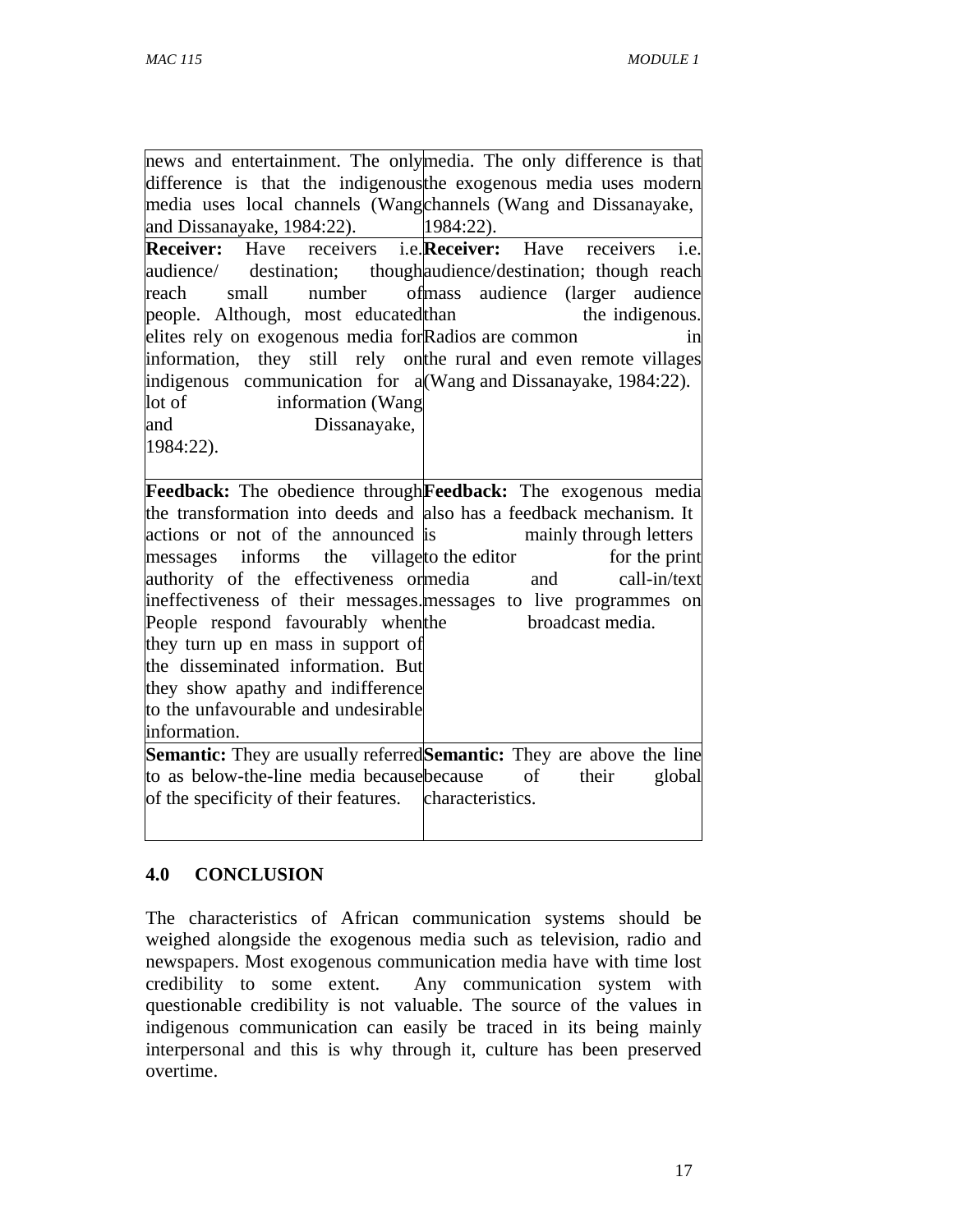| | |
|---|---|
| news and entertainment. The only difference is that the indigenous media uses local channels (Wang and Dissanayake, 1984:22). | media. The only difference is that the exogenous media uses modern channels (Wang and Dissanayake, 1984:22). |
| **Receiver:** Have receivers i.e. audience/ destination; though reach small number of people. Although, most educated elites rely on exogenous media for information, they still rely on indigenous communication for a lot of information (Wang and Dissanayake, 1984:22). | **Receiver:** Have receivers i.e. audience/destination; though reach mass audience (larger audience than the indigenous. Radios are common in the rural and even remote villages (Wang and Dissanayake, 1984:22). |
| **Feedback:** The obedience through the transformation into deeds and actions or not of the announced messages informs the village authority of the effectiveness or ineffectiveness of their messages. People respond favourably when they turn up en mass in support of the disseminated information. But they show apathy and indifference to the unfavourable and undesirable information. | **Feedback:** The exogenous media also has a feedback mechanism. It is mainly through letters to the editor for the print media and call-in/text messages to live programmes on the broadcast media. |
| **Semantic:** They are usually referred to as below-the-line media because of the specificity of their features. | **Semantic:** They are above the line because of their global characteristics. |

## 4.0 CONCLUSION

The characteristics of African communication systems should be weighed alongside the exogenous media such as television, radio and newspapers. Most exogenous communication media have with time lost credibility to some extent. Any communication system with questionable credibility is not valuable. The source of the values in indigenous communication can easily be traced in its being mainly interpersonal and this is why through it, culture has been preserved overtime.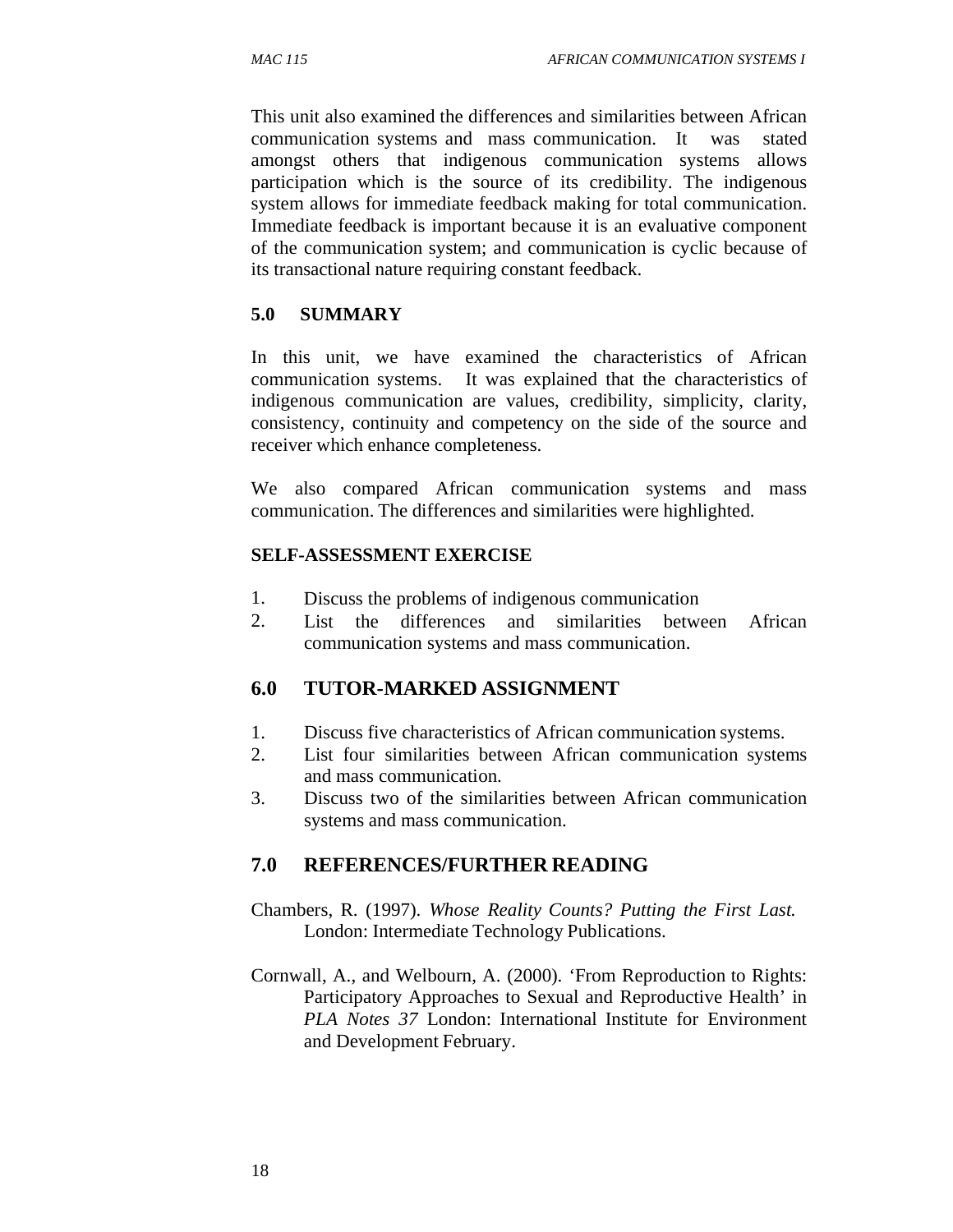This unit also examined the differences and similarities between African communication systems and mass communication. It was stated amongst others that indigenous communication systems allows participation which is the source of its credibility. The indigenous system allows for immediate feedback making for total communication. Immediate feedback is important because it is an evaluative component of the communication system; and communication is cyclic because of its transactional nature requiring constant feedback.

## 5.0 SUMMARY

In this unit, we have examined the characteristics of African communication systems. It was explained that the characteristics of indigenous communication are values, credibility, simplicity, clarity, consistency, continuity and competency on the side of the source and receiver which enhance completeness.

We also compared African communication systems and mass communication. The differences and similarities were highlighted.

### SELF-ASSESSMENT EXERCISE

1. Discuss the problems of indigenous communication
2. List the differences and similarities between African communication systems and mass communication.

## 6.0 TUTOR-MARKED ASSIGNMENT

1. Discuss five characteristics of African communication systems.
2. List four similarities between African communication systems and mass communication.
3. Discuss two of the similarities between African communication systems and mass communication.

## 7.0 REFERENCES/FURTHER READING

Chambers, R. (1997). *Whose Reality Counts? Putting the First Last.* London: Intermediate Technology Publications.

Cornwall, A., and Welbourn, A. (2000). 'From Reproduction to Rights: Participatory Approaches to Sexual and Reproductive Health' in *PLA Notes 37* London: International Institute for Environment and Development February.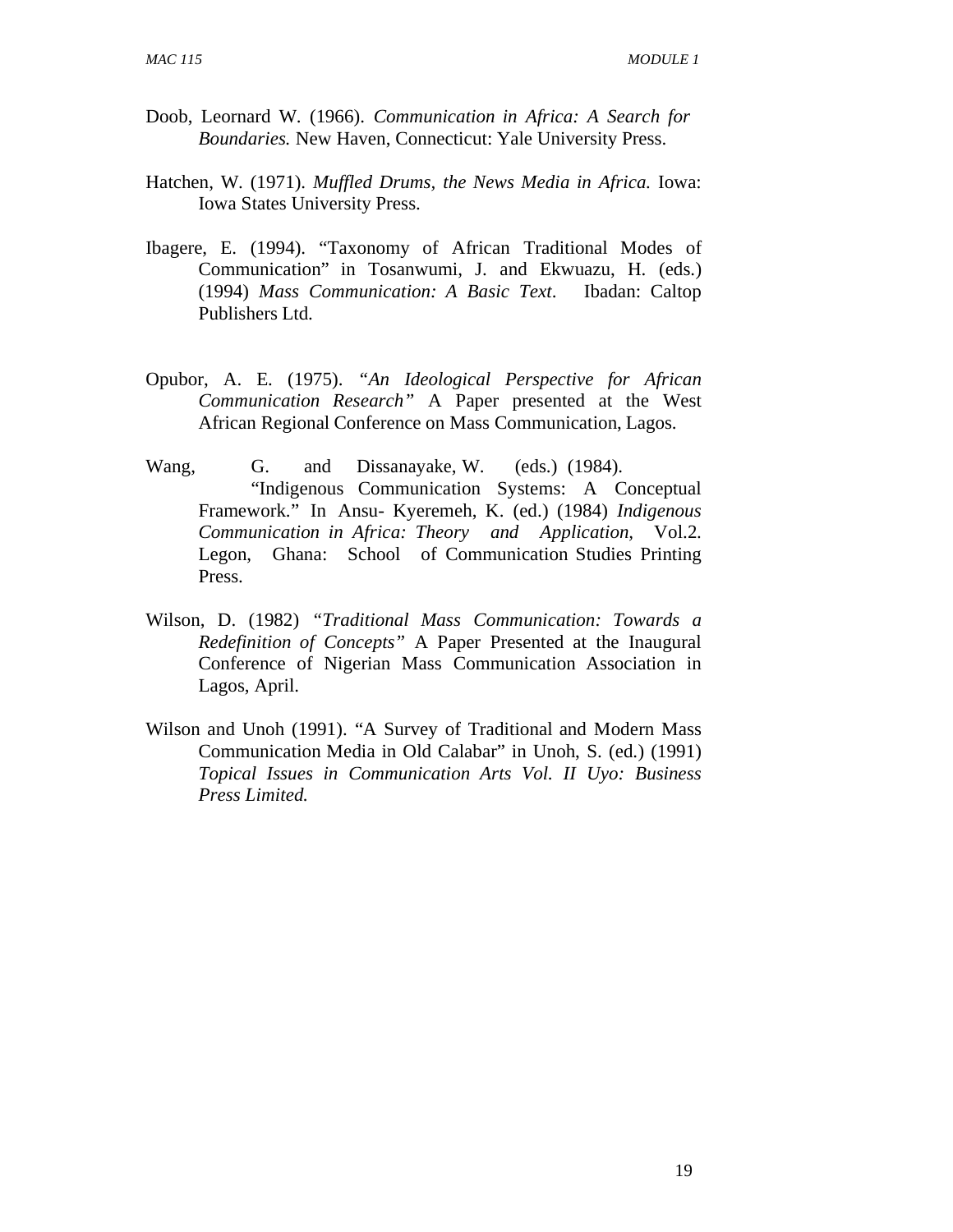Doob, Leornard W. (1966). *Communication in Africa: A Search for Boundaries.* New Haven, Connecticut: Yale University Press.

Hatchen, W. (1971). *Muffled Drums, the News Media in Africa.* Iowa: Iowa States University Press.

Ibagere, E. (1994). "Taxonomy of African Traditional Modes of Communication" in Tosanwumi, J. and Ekwuazu, H. (eds.) (1994) *Mass Communication: A Basic Text*. Ibadan: Caltop Publishers Ltd.

Opubor, A. E. (1975). *"An Ideological Perspective for African Communication Research"* A Paper presented at the West African Regional Conference on Mass Communication, Lagos.

Wang, G. and Dissanayake, W. (eds.) (1984). "Indigenous Communication Systems: A Conceptual Framework." In Ansu- Kyeremeh, K. (ed.) (1984) *Indigenous Communication in Africa: Theory and Application,* Vol.2. Legon, Ghana: School of Communication Studies Printing Press.

Wilson, D. (1982) *"Traditional Mass Communication: Towards a Redefinition of Concepts"* A Paper Presented at the Inaugural Conference of Nigerian Mass Communication Association in Lagos, April.

Wilson and Unoh (1991). "A Survey of Traditional and Modern Mass Communication Media in Old Calabar" in Unoh, S. (ed.) (1991) *Topical Issues in Communication Arts Vol. II Uyo: Business Press Limited.*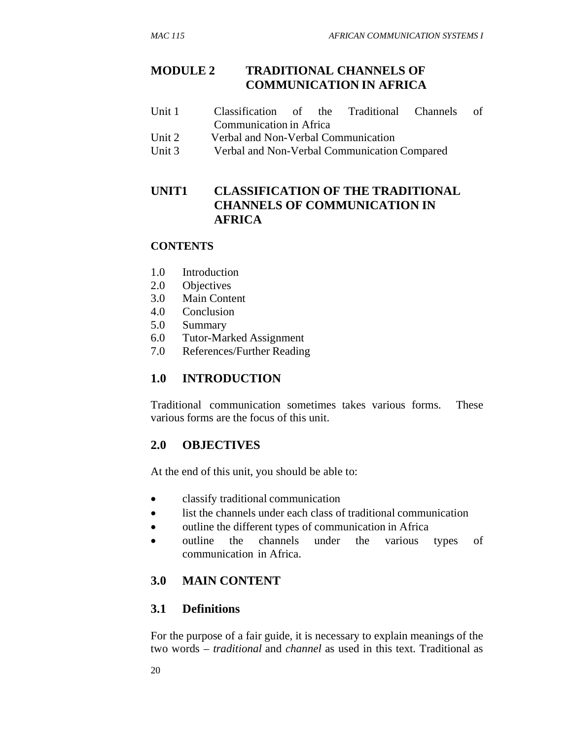# MODULE 2 TRADITIONAL CHANNELS OF COMMUNICATION IN AFRICA

Unit 1 Classification of the Traditional Channels of Communication in Africa
Unit 2 Verbal and Non-Verbal Communication
Unit 3 Verbal and Non-Verbal Communication Compared

## UNIT1 CLASSIFICATION OF THE TRADITIONAL CHANNELS OF COMMUNICATION IN AFRICA

**CONTENTS**

1.0 Introduction
2.0 Objectives
3.0 Main Content
4.0 Conclusion
5.0 Summary
6.0 Tutor-Marked Assignment
7.0 References/Further Reading

## 1.0 INTRODUCTION

Traditional communication sometimes takes various forms. These various forms are the focus of this unit.

## 2.0 OBJECTIVES

At the end of this unit, you should be able to:

- classify traditional communication
- list the channels under each class of traditional communication
- outline the different types of communication in Africa
- outline the channels under the various types of communication in Africa.

## 3.0 MAIN CONTENT

### 3.1 Definitions

For the purpose of a fair guide, it is necessary to explain meanings of the two words – *traditional* and *channel* as used in this text. Traditional as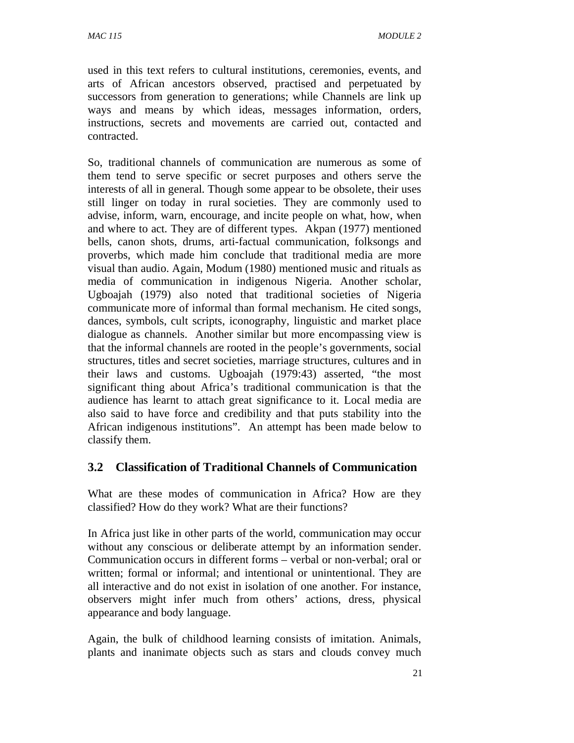used in this text refers to cultural institutions, ceremonies, events, and arts of African ancestors observed, practised and perpetuated by successors from generation to generations; while Channels are link up ways and means by which ideas, messages information, orders, instructions, secrets and movements are carried out, contacted and contracted.

So, traditional channels of communication are numerous as some of them tend to serve specific or secret purposes and others serve the interests of all in general. Though some appear to be obsolete, their uses still linger on today in rural societies. They are commonly used to advise, inform, warn, encourage, and incite people on what, how, when and where to act. They are of different types. Akpan (1977) mentioned bells, canon shots, drums, arti-factual communication, folksongs and proverbs, which made him conclude that traditional media are more visual than audio. Again, Modum (1980) mentioned music and rituals as media of communication in indigenous Nigeria. Another scholar, Ugboajah (1979) also noted that traditional societies of Nigeria communicate more of informal than formal mechanism. He cited songs, dances, symbols, cult scripts, iconography, linguistic and market place dialogue as channels. Another similar but more encompassing view is that the informal channels are rooted in the people's governments, social structures, titles and secret societies, marriage structures, cultures and in their laws and customs. Ugboajah (1979:43) asserted, "the most significant thing about Africa's traditional communication is that the audience has learnt to attach great significance to it. Local media are also said to have force and credibility and that puts stability into the African indigenous institutions". An attempt has been made below to classify them.

## 3.2 Classification of Traditional Channels of Communication

What are these modes of communication in Africa? How are they classified? How do they work? What are their functions?

In Africa just like in other parts of the world, communication may occur without any conscious or deliberate attempt by an information sender. Communication occurs in different forms – verbal or non-verbal; oral or written; formal or informal; and intentional or unintentional. They are all interactive and do not exist in isolation of one another. For instance, observers might infer much from others' actions, dress, physical appearance and body language.

Again, the bulk of childhood learning consists of imitation. Animals, plants and inanimate objects such as stars and clouds convey much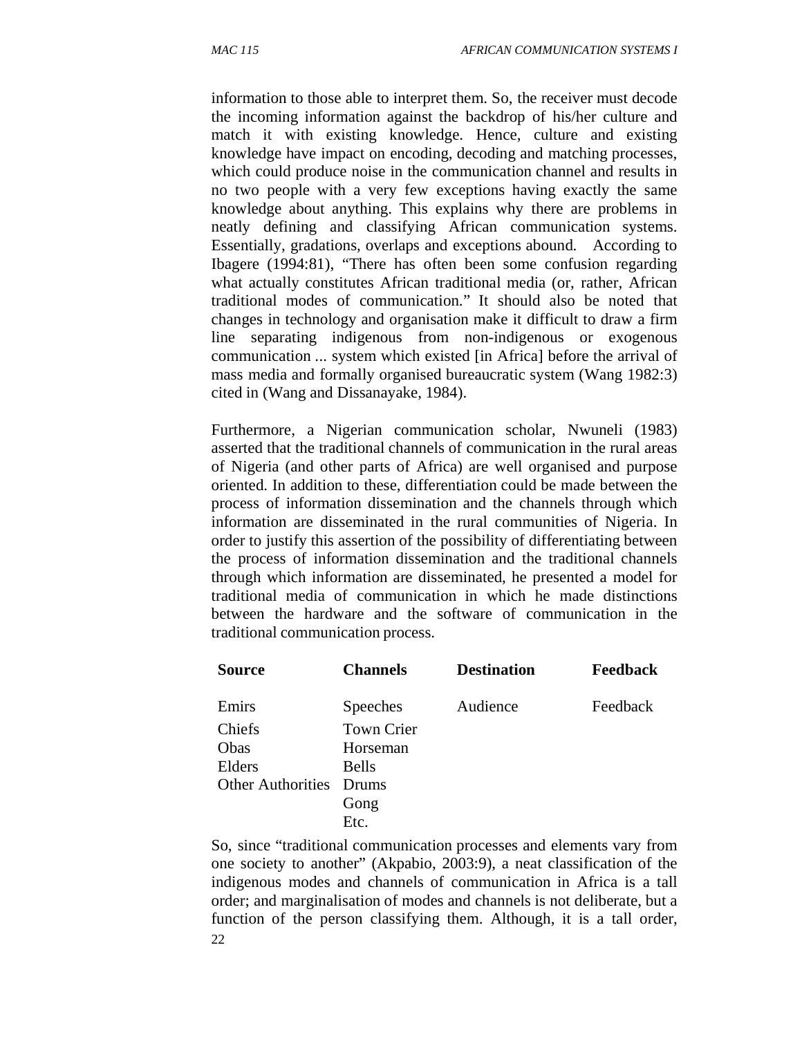information to those able to interpret them. So, the receiver must decode the incoming information against the backdrop of his/her culture and match it with existing knowledge. Hence, culture and existing knowledge have impact on encoding, decoding and matching processes, which could produce noise in the communication channel and results in no two people with a very few exceptions having exactly the same knowledge about anything. This explains why there are problems in neatly defining and classifying African communication systems. Essentially, gradations, overlaps and exceptions abound. According to Ibagere (1994:81), "There has often been some confusion regarding what actually constitutes African traditional media (or, rather, African traditional modes of communication." It should also be noted that changes in technology and organisation make it difficult to draw a firm line separating indigenous from non-indigenous or exogenous communication ... system which existed [in Africa] before the arrival of mass media and formally organised bureaucratic system (Wang 1982:3) cited in (Wang and Dissanayake, 1984).

Furthermore, a Nigerian communication scholar, Nwuneli (1983) asserted that the traditional channels of communication in the rural areas of Nigeria (and other parts of Africa) are well organised and purpose oriented. In addition to these, differentiation could be made between the process of information dissemination and the channels through which information are disseminated in the rural communities of Nigeria. In order to justify this assertion of the possibility of differentiating between the process of information dissemination and the traditional channels through which information are disseminated, he presented a model for traditional media of communication in which he made distinctions between the hardware and the software of communication in the traditional communication process.

| **Source** | **Channels** | **Destination** | **Feedback** |
|---|---|---|---|
| Emirs | Speeches | Audience | Feedback |
| Chiefs | Town Crier | | |
| Obas | Horseman | | |
| Elders | Bells | | |
| Other Authorities | Drums | | |
| | Gong | | |
| | Etc. | | |

So, since "traditional communication processes and elements vary from one society to another" (Akpabio, 2003:9), a neat classification of the indigenous modes and channels of communication in Africa is a tall order; and marginalisation of modes and channels is not deliberate, but a function of the person classifying them. Although, it is a tall order,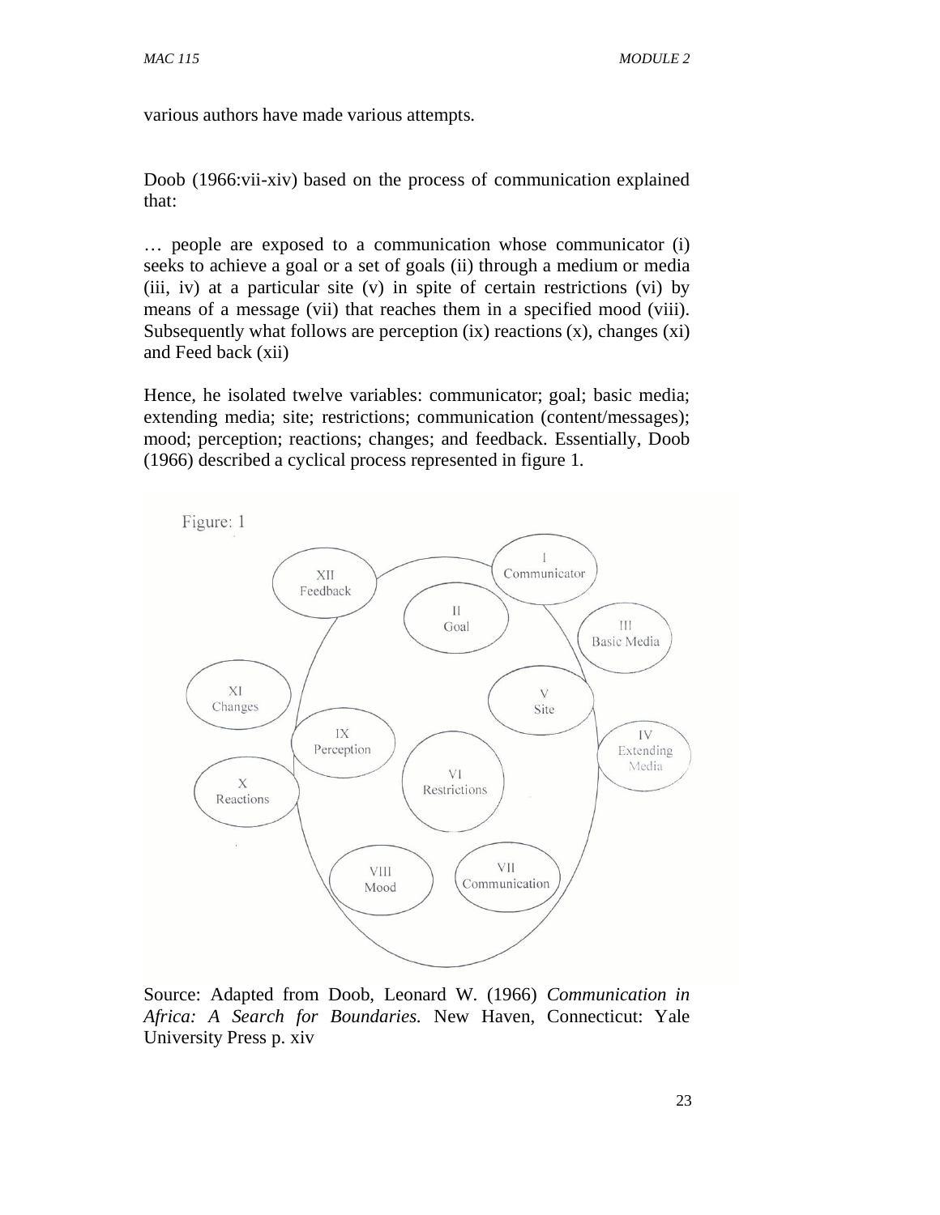various authors have made various attempts.

Doob (1966:vii-xiv) based on the process of communication explained that:

… people are exposed to a communication whose communicator (i) seeks to achieve a goal or a set of goals (ii) through a medium or media (iii, iv) at a particular site (v) in spite of certain restrictions (vi) by means of a message (vii) that reaches them in a specified mood (viii). Subsequently what follows are perception (ix) reactions (x), changes (xi) and Feed back (xii)

Hence, he isolated twelve variables: communicator; goal; basic media; extending media; site; restrictions; communication (content/messages); mood; perception; reactions; changes; and feedback. Essentially, Doob (1966) described a cyclical process represented in figure 1.

Figure: 1

I Communicator

II Goal

III Basic Media

IV Extending Media

V Site

VI Restrictions

VII Communication

VIII Mood

IX Perception

X Reactions

XI Changes

XII Feedback

Source: Adapted from Doob, Leonard W. (1966) *Communication in Africa: A Search for Boundaries.* New Haven, Connecticut: Yale University Press p. xiv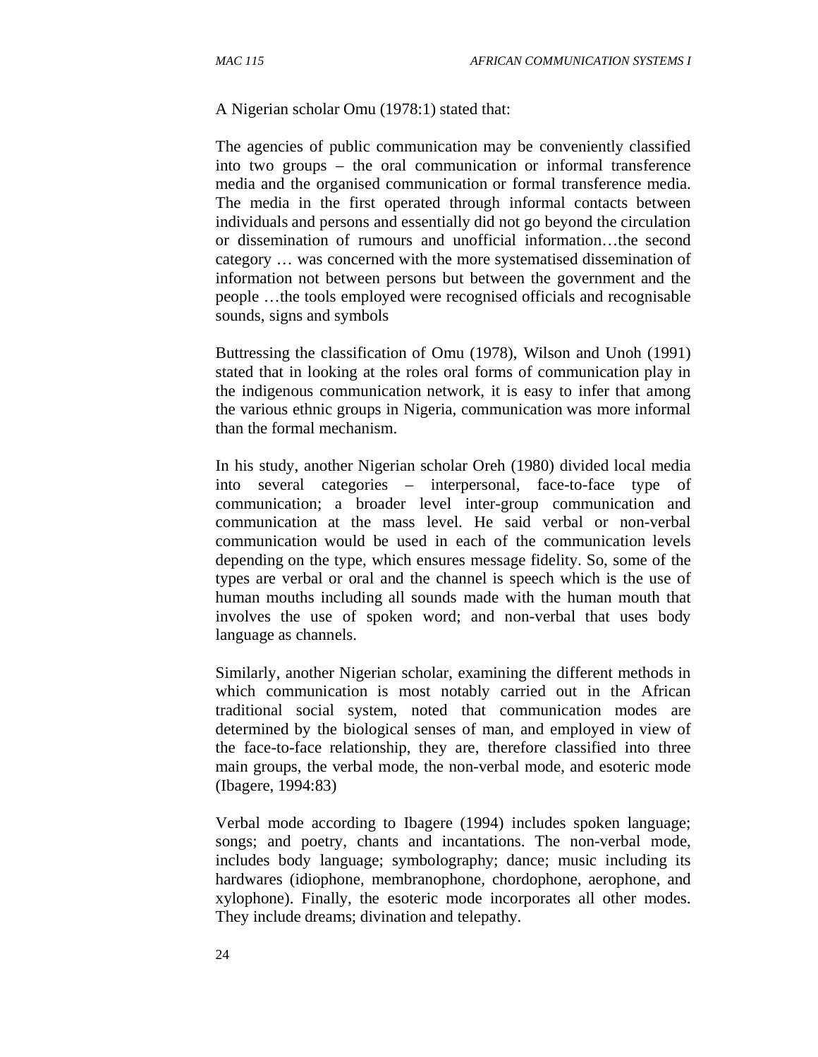A Nigerian scholar Omu (1978:1) stated that:

> The agencies of public communication may be conveniently classified into two groups – the oral communication or informal transference media and the organised communication or formal transference media. The media in the first operated through informal contacts between individuals and persons and essentially did not go beyond the circulation or dissemination of rumours and unofficial information…the second category … was concerned with the more systematised dissemination of information not between persons but between the government and the people …the tools employed were recognised officials and recognisable sounds, signs and symbols

Buttressing the classification of Omu (1978), Wilson and Unoh (1991) stated that in looking at the roles oral forms of communication play in the indigenous communication network, it is easy to infer that among the various ethnic groups in Nigeria, communication was more informal than the formal mechanism.

In his study, another Nigerian scholar Oreh (1980) divided local media into several categories – interpersonal, face-to-face type of communication; a broader level inter-group communication and communication at the mass level. He said verbal or non-verbal communication would be used in each of the communication levels depending on the type, which ensures message fidelity. So, some of the types are verbal or oral and the channel is speech which is the use of human mouths including all sounds made with the human mouth that involves the use of spoken word; and non-verbal that uses body language as channels.

Similarly, another Nigerian scholar, examining the different methods in which communication is most notably carried out in the African traditional social system, noted that communication modes are determined by the biological senses of man, and employed in view of the face-to-face relationship, they are, therefore classified into three main groups, the verbal mode, the non-verbal mode, and esoteric mode (Ibagere, 1994:83)

Verbal mode according to Ibagere (1994) includes spoken language; songs; and poetry, chants and incantations. The non-verbal mode, includes body language; symbolography; dance; music including its hardwares (idiophone, membranophone, chordophone, aerophone, and xylophone). Finally, the esoteric mode incorporates all other modes. They include dreams; divination and telepathy.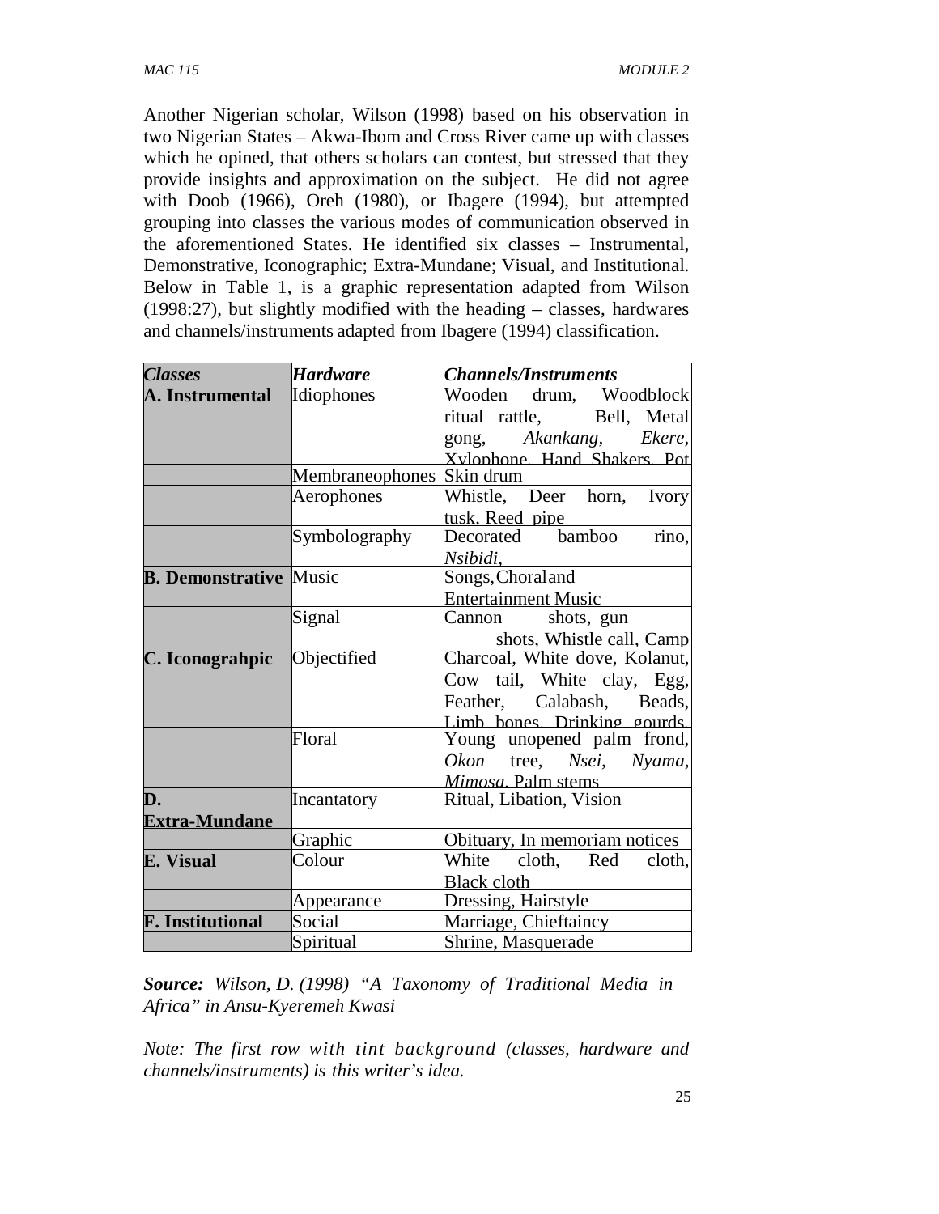Another Nigerian scholar, Wilson (1998) based on his observation in two Nigerian States – Akwa-Ibom and Cross River came up with classes which he opined, that others scholars can contest, but stressed that they provide insights and approximation on the subject. He did not agree with Doob (1966), Oreh (1980), or Ibagere (1994), but attempted grouping into classes the various modes of communication observed in the aforementioned States. He identified six classes – Instrumental, Demonstrative, Iconographic; Extra-Mundane; Visual, and Institutional. Below in Table 1, is a graphic representation adapted from Wilson (1998:27), but slightly modified with the heading – classes, hardwares and channels/instruments adapted from Ibagere (1994) classification.

| ***Classes*** | ***Hardware*** | ***Channels/Instruments*** |
|---|---|---|
| **A. Instrumental** | Idiophones | Wooden drum, Woodblock ritual rattle, Bell, Metal gong, *Akankang*, *Ekere*, Xylophone, Hand Shakers, Pot |
| | Membraneophones | Skin drum |
| | Aerophones | Whistle, Deer horn, Ivory tusk, Reed pipe |
| | Symbolography | Decorated bamboo rino, *Nsibidi*, |
| **B. Demonstrative** | Music | Songs, Choral and Entertainment Music |
| | Signal | Cannon shots, gun shots, Whistle call, Camp |
| **C. Iconograhpic** | Objectified | Charcoal, White dove, Kolanut, Cow tail, White clay, Egg, Feather, Calabash, Beads, Limb bones, Drinking gourds |
| | Floral | Young unopened palm frond, *Okon* tree, *Nsei*, *Nyama*, *Mimosa*, Palm stems |
| **D. Extra-Mundane** | Incantatory | Ritual, Libation, Vision |
| | Graphic | Obituary, In memoriam notices |
| **E. Visual** | Colour | White cloth, Red cloth, Black cloth |
| | Appearance | Dressing, Hairstyle |
| **F. Institutional** | Social | Marriage, Chieftaincy |
| | Spiritual | Shrine, Masquerade |

***Source:*** *Wilson, D. (1998) "A Taxonomy of Traditional Media in Africa" in Ansu-Kyeremeh Kwasi*

*Note: The first row with tint background (classes, hardware and channels/instruments) is this writer's idea.*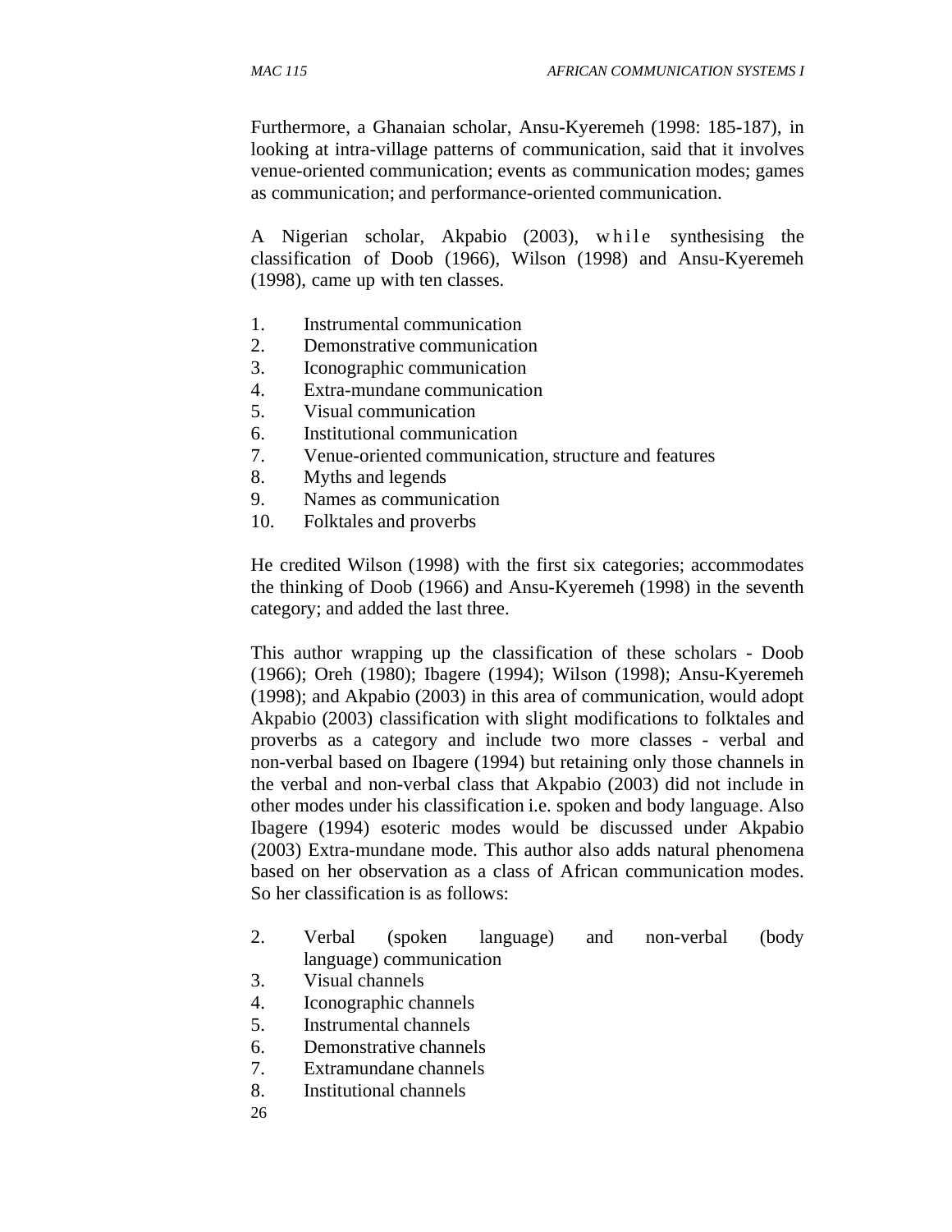Furthermore, a Ghanaian scholar, Ansu-Kyeremeh (1998: 185-187), in looking at intra-village patterns of communication, said that it involves venue-oriented communication; events as communication modes; games as communication; and performance-oriented communication.

A Nigerian scholar, Akpabio (2003), while synthesising the classification of Doob (1966), Wilson (1998) and Ansu-Kyeremeh (1998), came up with ten classes.

1. Instrumental communication
2. Demonstrative communication
3. Iconographic communication
4. Extra-mundane communication
5. Visual communication
6. Institutional communication
7. Venue-oriented communication, structure and features
8. Myths and legends
9. Names as communication
10. Folktales and proverbs

He credited Wilson (1998) with the first six categories; accommodates the thinking of Doob (1966) and Ansu-Kyeremeh (1998) in the seventh category; and added the last three.

This author wrapping up the classification of these scholars - Doob (1966); Oreh (1980); Ibagere (1994); Wilson (1998); Ansu-Kyeremeh (1998); and Akpabio (2003) in this area of communication, would adopt Akpabio (2003) classification with slight modifications to folktales and proverbs as a category and include two more classes - verbal and non-verbal based on Ibagere (1994) but retaining only those channels in the verbal and non-verbal class that Akpabio (2003) did not include in other modes under his classification i.e. spoken and body language. Also Ibagere (1994) esoteric modes would be discussed under Akpabio (2003) Extra-mundane mode. This author also adds natural phenomena based on her observation as a class of African communication modes. So her classification is as follows:

2. Verbal (spoken language) and non-verbal (body language) communication
3. Visual channels
4. Iconographic channels
5. Instrumental channels
6. Demonstrative channels
7. Extramundane channels
8. Institutional channels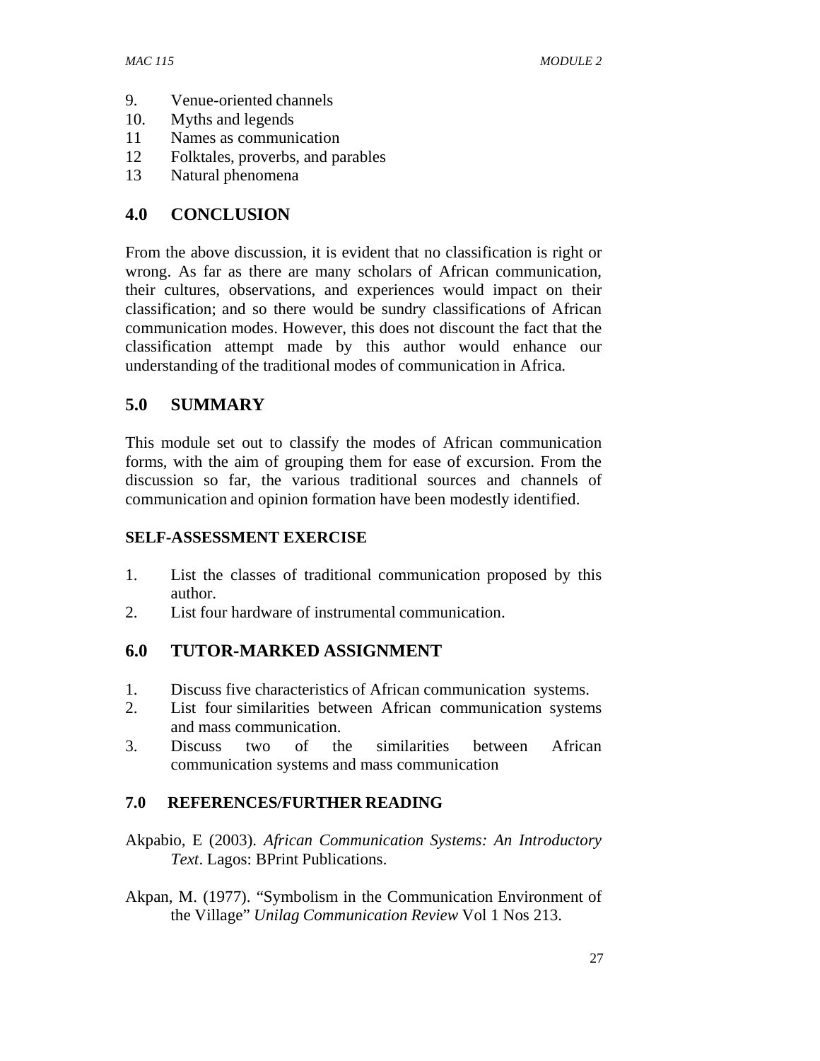9. Venue-oriented channels
10. Myths and legends
11 Names as communication
12 Folktales, proverbs, and parables
13 Natural phenomena

## 4.0 CONCLUSION

From the above discussion, it is evident that no classification is right or wrong. As far as there are many scholars of African communication, their cultures, observations, and experiences would impact on their classification; and so there would be sundry classifications of African communication modes. However, this does not discount the fact that the classification attempt made by this author would enhance our understanding of the traditional modes of communication in Africa.

## 5.0 SUMMARY

This module set out to classify the modes of African communication forms, with the aim of grouping them for ease of excursion. From the discussion so far, the various traditional sources and channels of communication and opinion formation have been modestly identified.

### SELF-ASSESSMENT EXERCISE

1. List the classes of traditional communication proposed by this author.
2. List four hardware of instrumental communication.

## 6.0 TUTOR-MARKED ASSIGNMENT

1. Discuss five characteristics of African communication systems.
2. List four similarities between African communication systems and mass communication.
3. Discuss two of the similarities between African communication systems and mass communication

### 7.0 REFERENCES/FURTHER READING

Akpabio, E (2003). *African Communication Systems: An Introductory Text*. Lagos: BPrint Publications.

Akpan, M. (1977). "Symbolism in the Communication Environment of the Village" *Unilag Communication Review* Vol 1 Nos 213.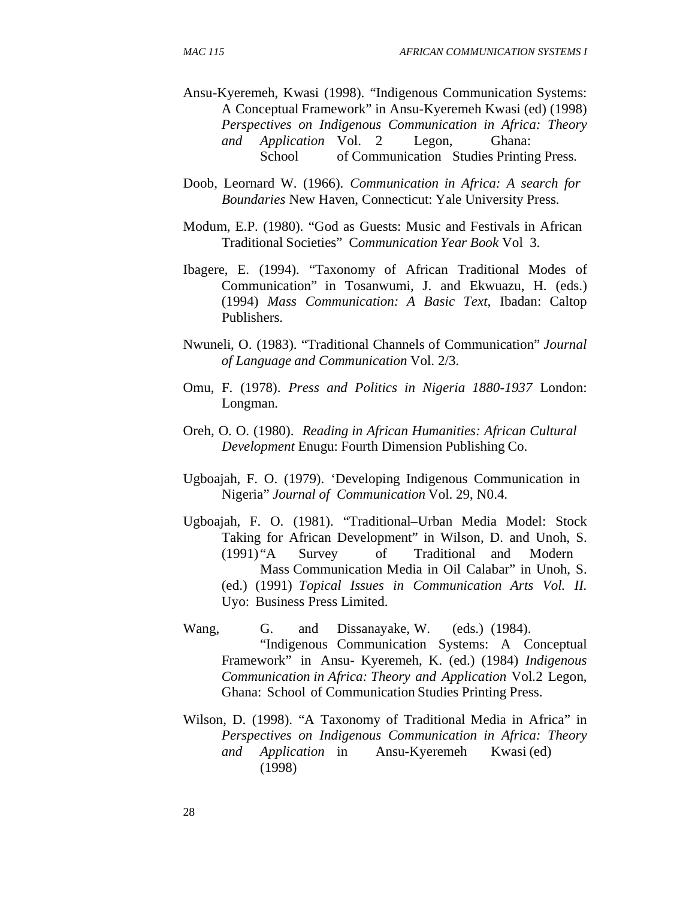Ansu-Kyeremeh, Kwasi (1998). "Indigenous Communication Systems: A Conceptual Framework" in Ansu-Kyeremeh Kwasi (ed) (1998) *Perspectives on Indigenous Communication in Africa: Theory and Application* Vol. 2 Legon, Ghana: School of Communication Studies Printing Press.

Doob, Leornard W. (1966). *Communication in Africa: A search for Boundaries* New Haven, Connecticut: Yale University Press.

Modum, E.P. (1980). "God as Guests: Music and Festivals in African Traditional Societies" C*ommunication Year Book* Vol 3.

Ibagere, E. (1994). "Taxonomy of African Traditional Modes of Communication" in Tosanwumi, J. and Ekwuazu, H. (eds.) (1994) *Mass Communication: A Basic Text*, Ibadan: Caltop Publishers.

Nwuneli, O. (1983). "Traditional Channels of Communication" *Journal of Language and Communication* Vol. 2/3.

Omu, F. (1978). *Press and Politics in Nigeria 1880-1937* London: Longman.

Oreh, O. O. (1980). *Reading in African Humanities: African Cultural Development* Enugu: Fourth Dimension Publishing Co.

Ugboajah, F. O. (1979). 'Developing Indigenous Communication in Nigeria" *Journal of Communication* Vol. 29, N0.4.

Ugboajah, F. O. (1981). "Traditional–Urban Media Model: Stock Taking for African Development" in Wilson, D. and Unoh, S. (1991) "A Survey of Traditional and Modern Mass Communication Media in Oil Calabar" in Unoh, S. (ed.) (1991) *Topical Issues in Communication Arts Vol. II.* Uyo: Business Press Limited.

Wang, G. and Dissanayake, W. (eds.) (1984). "Indigenous Communication Systems: A Conceptual Framework" in Ansu- Kyeremeh, K. (ed.) (1984) *Indigenous Communication in Africa: Theory and Application* Vol.2 Legon, Ghana: School of Communication Studies Printing Press.

Wilson, D. (1998). "A Taxonomy of Traditional Media in Africa" in *Perspectives on Indigenous Communication in Africa: Theory and Application* in Ansu-Kyeremeh Kwasi (ed) (1998)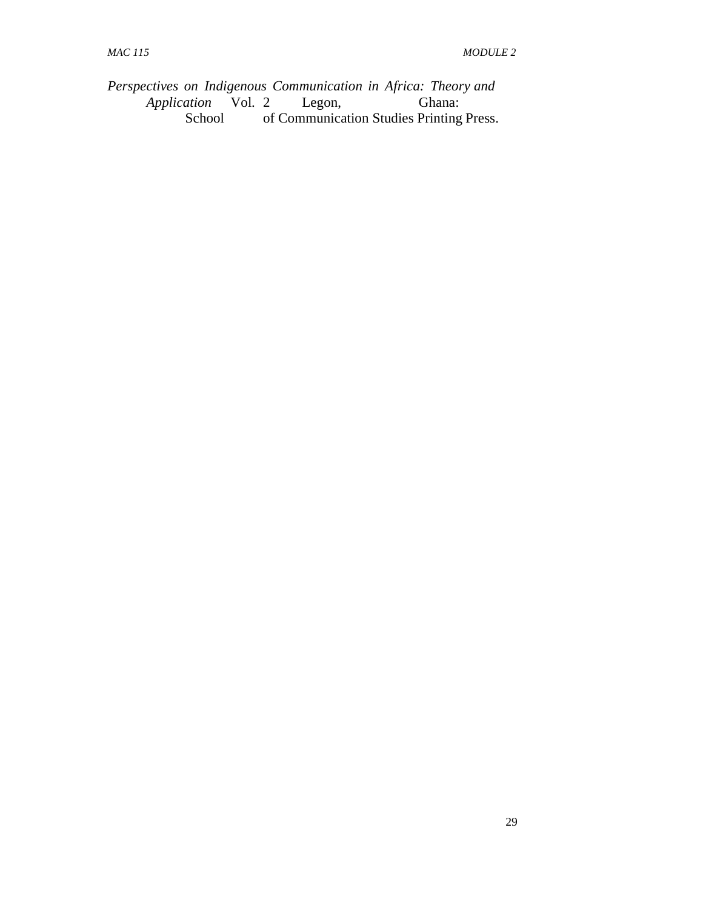*Perspectives on Indigenous Communication in Africa: Theory and Application* Vol. 2 Legon, Ghana: School of Communication Studies Printing Press.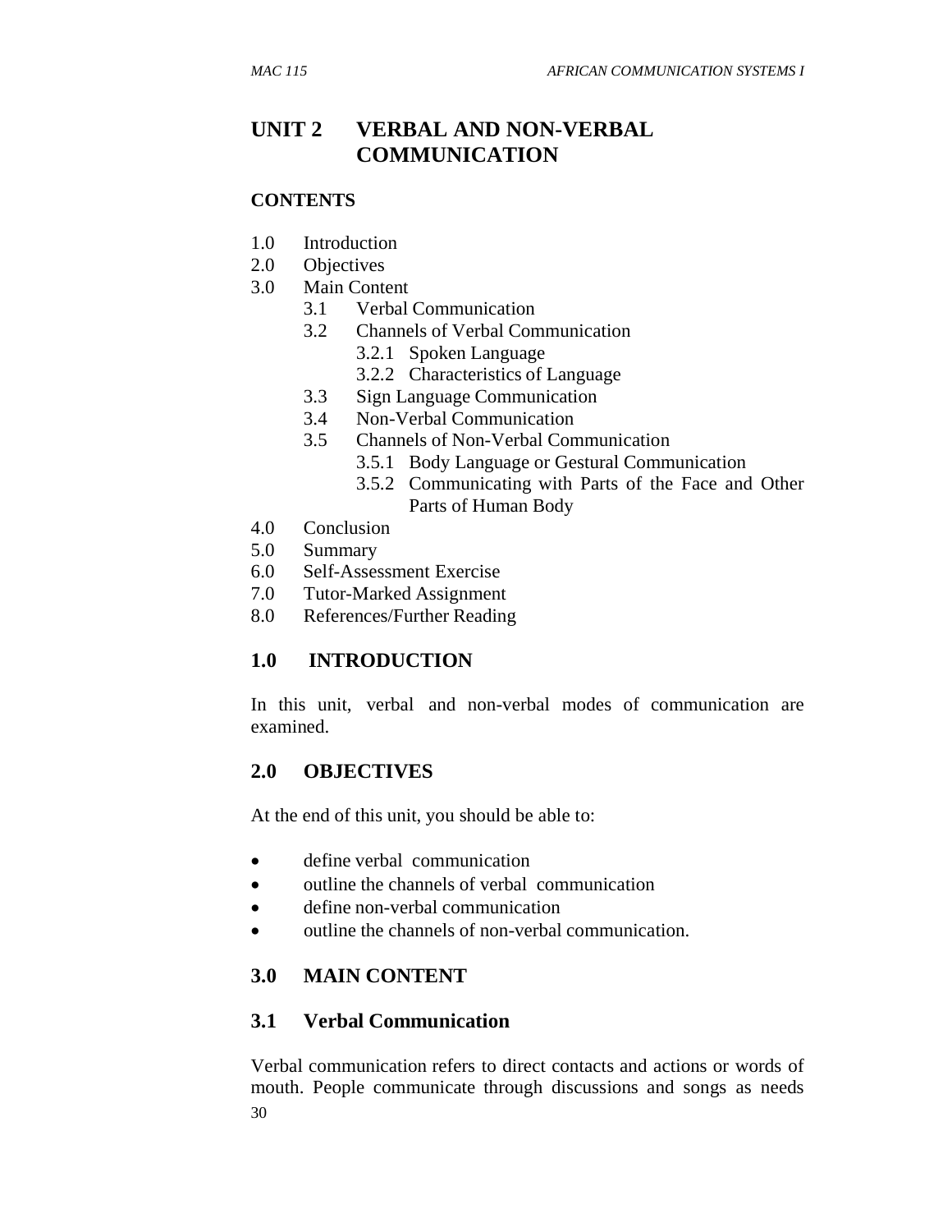# UNIT 2 VERBAL AND NON-VERBAL COMMUNICATION

**CONTENTS**

1.0 Introduction
2.0 Objectives
3.0 Main Content
  3.1 Verbal Communication
  3.2 Channels of Verbal Communication
    3.2.1 Spoken Language
    3.2.2 Characteristics of Language
  3.3 Sign Language Communication
  3.4 Non-Verbal Communication
  3.5 Channels of Non-Verbal Communication
    3.5.1 Body Language or Gestural Communication
    3.5.2 Communicating with Parts of the Face and Other Parts of Human Body
4.0 Conclusion
5.0 Summary
6.0 Self-Assessment Exercise
7.0 Tutor-Marked Assignment
8.0 References/Further Reading

## 1.0 INTRODUCTION

In this unit, verbal and non-verbal modes of communication are examined.

## 2.0 OBJECTIVES

At the end of this unit, you should be able to:

- define verbal communication
- outline the channels of verbal communication
- define non-verbal communication
- outline the channels of non-verbal communication.

## 3.0 MAIN CONTENT

### 3.1 Verbal Communication

Verbal communication refers to direct contacts and actions or words of mouth. People communicate through discussions and songs as needs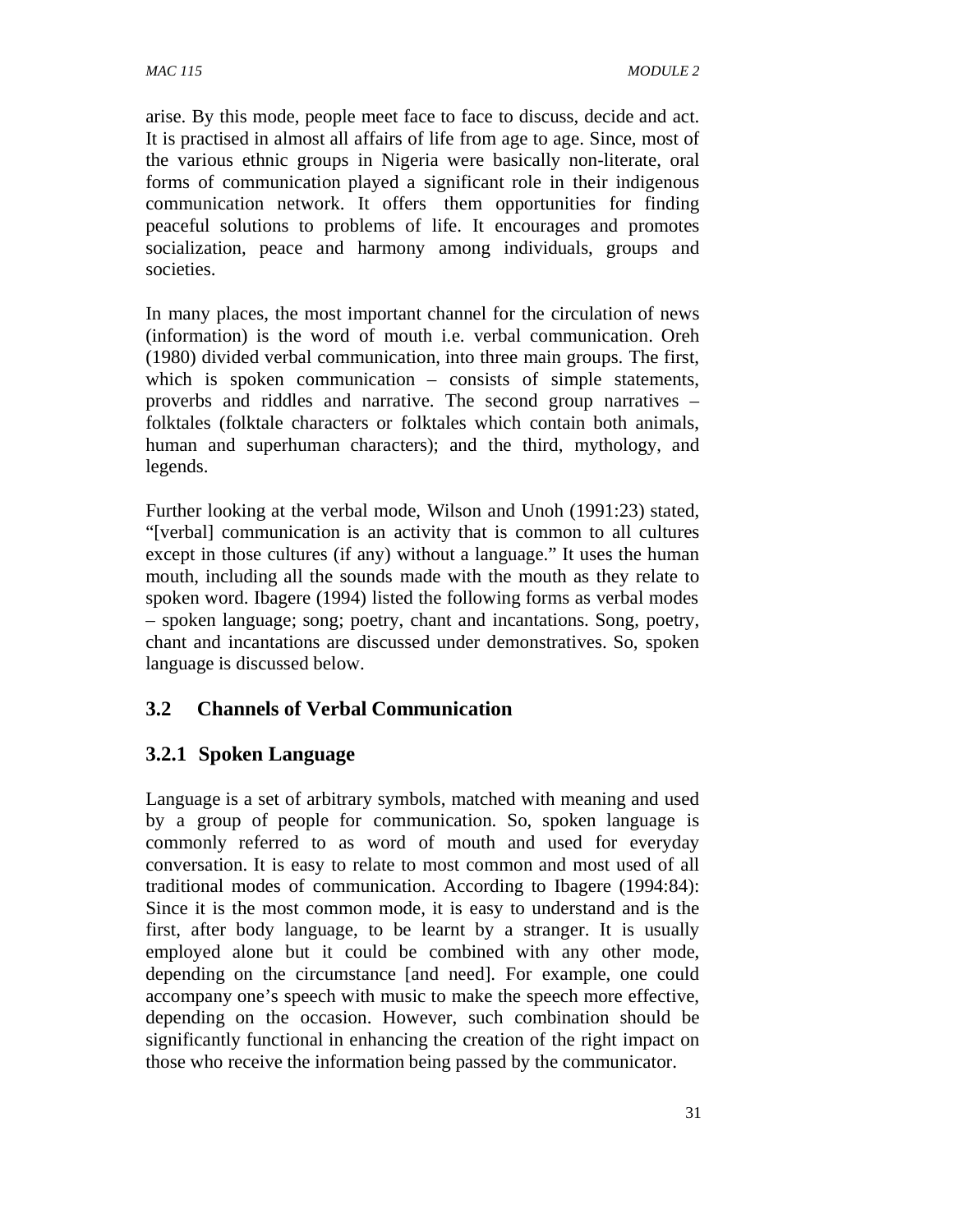arise. By this mode, people meet face to face to discuss, decide and act. It is practised in almost all affairs of life from age to age. Since, most of the various ethnic groups in Nigeria were basically non-literate, oral forms of communication played a significant role in their indigenous communication network. It offers them opportunities for finding peaceful solutions to problems of life. It encourages and promotes socialization, peace and harmony among individuals, groups and societies.

In many places, the most important channel for the circulation of news (information) is the word of mouth i.e. verbal communication. Oreh (1980) divided verbal communication, into three main groups. The first, which is spoken communication – consists of simple statements, proverbs and riddles and narrative. The second group narratives – folktales (folktale characters or folktales which contain both animals, human and superhuman characters); and the third, mythology, and legends.

Further looking at the verbal mode, Wilson and Unoh (1991:23) stated, "[verbal] communication is an activity that is common to all cultures except in those cultures (if any) without a language." It uses the human mouth, including all the sounds made with the mouth as they relate to spoken word. Ibagere (1994) listed the following forms as verbal modes – spoken language; song; poetry, chant and incantations. Song, poetry, chant and incantations are discussed under demonstratives. So, spoken language is discussed below.

## 3.2 Channels of Verbal Communication

### 3.2.1 Spoken Language

Language is a set of arbitrary symbols, matched with meaning and used by a group of people for communication. So, spoken language is commonly referred to as word of mouth and used for everyday conversation. It is easy to relate to most common and most used of all traditional modes of communication. According to Ibagere (1994:84): Since it is the most common mode, it is easy to understand and is the first, after body language, to be learnt by a stranger. It is usually employed alone but it could be combined with any other mode, depending on the circumstance [and need]. For example, one could accompany one's speech with music to make the speech more effective, depending on the occasion. However, such combination should be significantly functional in enhancing the creation of the right impact on those who receive the information being passed by the communicator.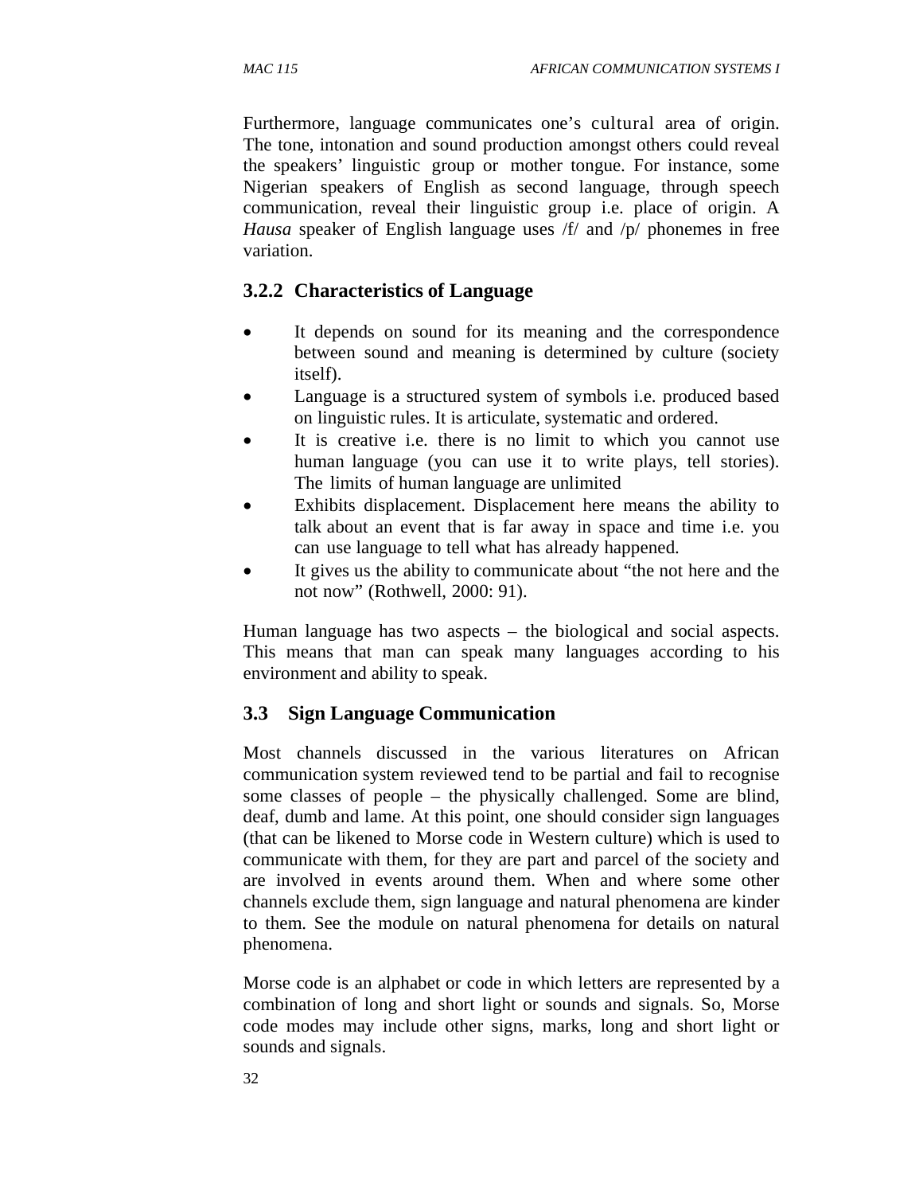Furthermore, language communicates one's cultural area of origin. The tone, intonation and sound production amongst others could reveal the speakers' linguistic group or mother tongue. For instance, some Nigerian speakers of English as second language, through speech communication, reveal their linguistic group i.e. place of origin. A *Hausa* speaker of English language uses /f/ and /p/ phonemes in free variation.

### 3.2.2 Characteristics of Language

- It depends on sound for its meaning and the correspondence between sound and meaning is determined by culture (society itself).
- Language is a structured system of symbols i.e. produced based on linguistic rules. It is articulate, systematic and ordered.
- It is creative i.e. there is no limit to which you cannot use human language (you can use it to write plays, tell stories). The limits of human language are unlimited
- Exhibits displacement. Displacement here means the ability to talk about an event that is far away in space and time i.e. you can use language to tell what has already happened.
- It gives us the ability to communicate about "the not here and the not now" (Rothwell, 2000: 91).

Human language has two aspects – the biological and social aspects. This means that man can speak many languages according to his environment and ability to speak.

## 3.3 Sign Language Communication

Most channels discussed in the various literatures on African communication system reviewed tend to be partial and fail to recognise some classes of people – the physically challenged. Some are blind, deaf, dumb and lame. At this point, one should consider sign languages (that can be likened to Morse code in Western culture) which is used to communicate with them, for they are part and parcel of the society and are involved in events around them. When and where some other channels exclude them, sign language and natural phenomena are kinder to them. See the module on natural phenomena for details on natural phenomena.

Morse code is an alphabet or code in which letters are represented by a combination of long and short light or sounds and signals. So, Morse code modes may include other signs, marks, long and short light or sounds and signals.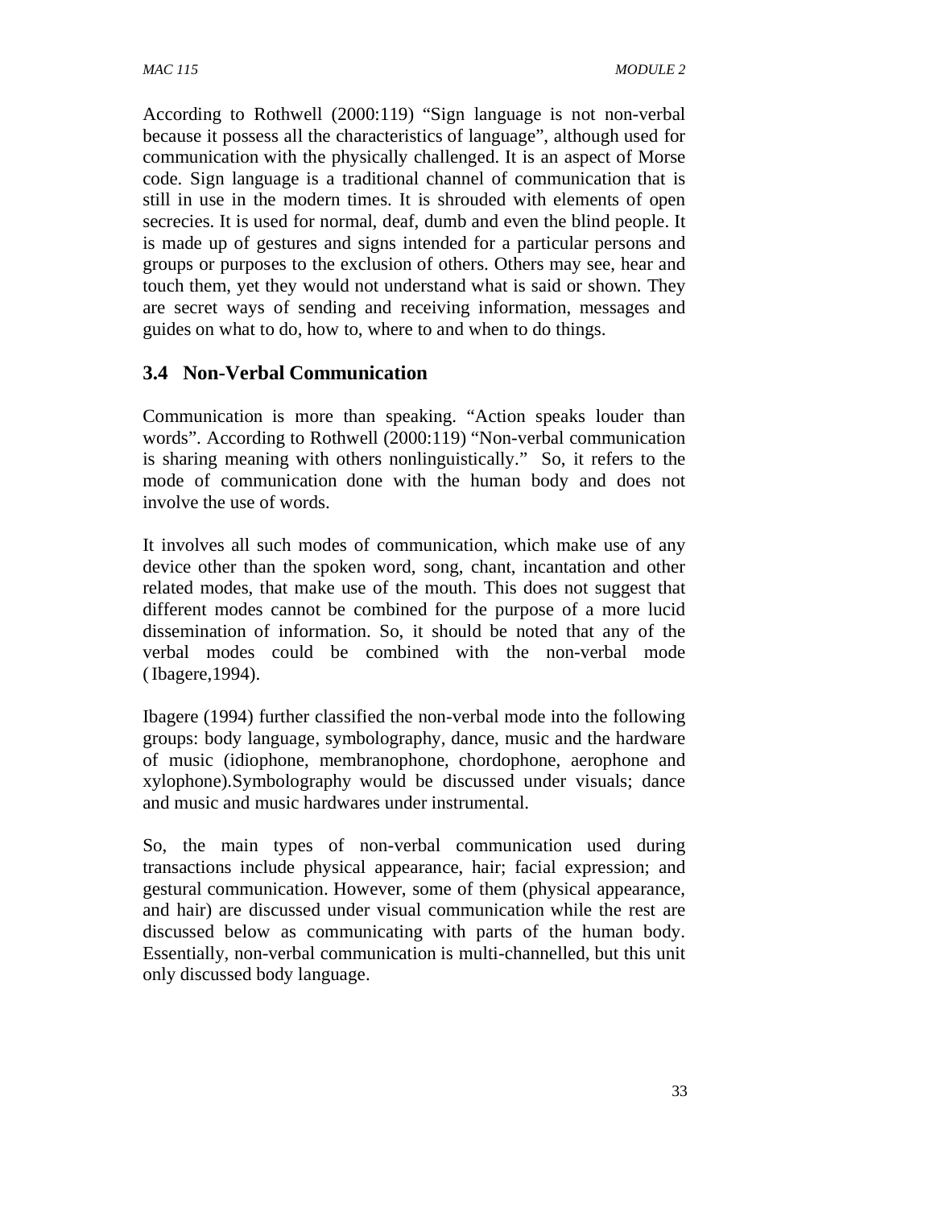According to Rothwell (2000:119) "Sign language is not non-verbal because it possess all the characteristics of language", although used for communication with the physically challenged. It is an aspect of Morse code. Sign language is a traditional channel of communication that is still in use in the modern times. It is shrouded with elements of open secrecies. It is used for normal, deaf, dumb and even the blind people. It is made up of gestures and signs intended for a particular persons and groups or purposes to the exclusion of others. Others may see, hear and touch them, yet they would not understand what is said or shown. They are secret ways of sending and receiving information, messages and guides on what to do, how to, where to and when to do things.

### 3.4 Non-Verbal Communication

Communication is more than speaking. "Action speaks louder than words". According to Rothwell (2000:119) "Non-verbal communication is sharing meaning with others nonlinguistically." So, it refers to the mode of communication done with the human body and does not involve the use of words.

It involves all such modes of communication, which make use of any device other than the spoken word, song, chant, incantation and other related modes, that make use of the mouth. This does not suggest that different modes cannot be combined for the purpose of a more lucid dissemination of information. So, it should be noted that any of the verbal modes could be combined with the non-verbal mode ( Ibagere,1994).

Ibagere (1994) further classified the non-verbal mode into the following groups: body language, symbolography, dance, music and the hardware of music (idiophone, membranophone, chordophone, aerophone and xylophone).Symbolography would be discussed under visuals; dance and music and music hardwares under instrumental.

So, the main types of non-verbal communication used during transactions include physical appearance, hair; facial expression; and gestural communication. However, some of them (physical appearance, and hair) are discussed under visual communication while the rest are discussed below as communicating with parts of the human body. Essentially, non-verbal communication is multi-channelled, but this unit only discussed body language.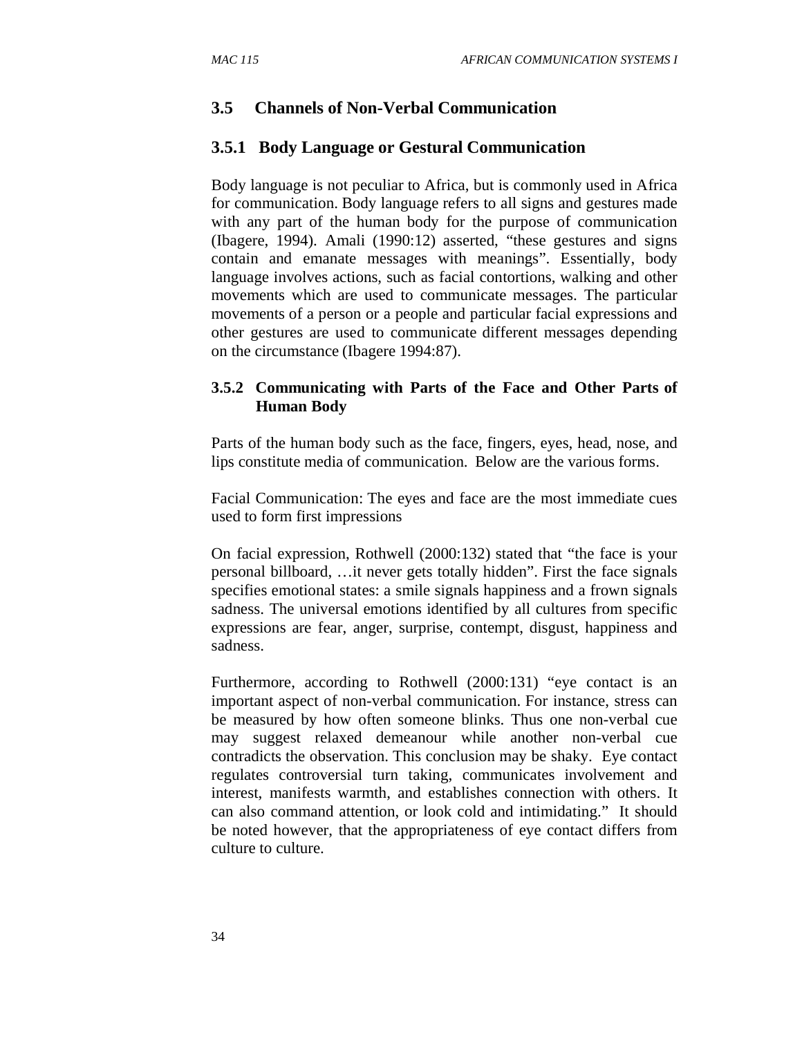## 3.5 Channels of Non-Verbal Communication

### 3.5.1 Body Language or Gestural Communication

Body language is not peculiar to Africa, but is commonly used in Africa for communication. Body language refers to all signs and gestures made with any part of the human body for the purpose of communication (Ibagere, 1994). Amali (1990:12) asserted, "these gestures and signs contain and emanate messages with meanings". Essentially, body language involves actions, such as facial contortions, walking and other movements which are used to communicate messages. The particular movements of a person or a people and particular facial expressions and other gestures are used to communicate different messages depending on the circumstance (Ibagere 1994:87).

### 3.5.2 Communicating with Parts of the Face and Other Parts of Human Body

Parts of the human body such as the face, fingers, eyes, head, nose, and lips constitute media of communication. Below are the various forms.

Facial Communication: The eyes and face are the most immediate cues used to form first impressions

On facial expression, Rothwell (2000:132) stated that "the face is your personal billboard, …it never gets totally hidden". First the face signals specifies emotional states: a smile signals happiness and a frown signals sadness. The universal emotions identified by all cultures from specific expressions are fear, anger, surprise, contempt, disgust, happiness and sadness.

Furthermore, according to Rothwell (2000:131) "eye contact is an important aspect of non-verbal communication. For instance, stress can be measured by how often someone blinks. Thus one non-verbal cue may suggest relaxed demeanour while another non-verbal cue contradicts the observation. This conclusion may be shaky. Eye contact regulates controversial turn taking, communicates involvement and interest, manifests warmth, and establishes connection with others. It can also command attention, or look cold and intimidating." It should be noted however, that the appropriateness of eye contact differs from culture to culture.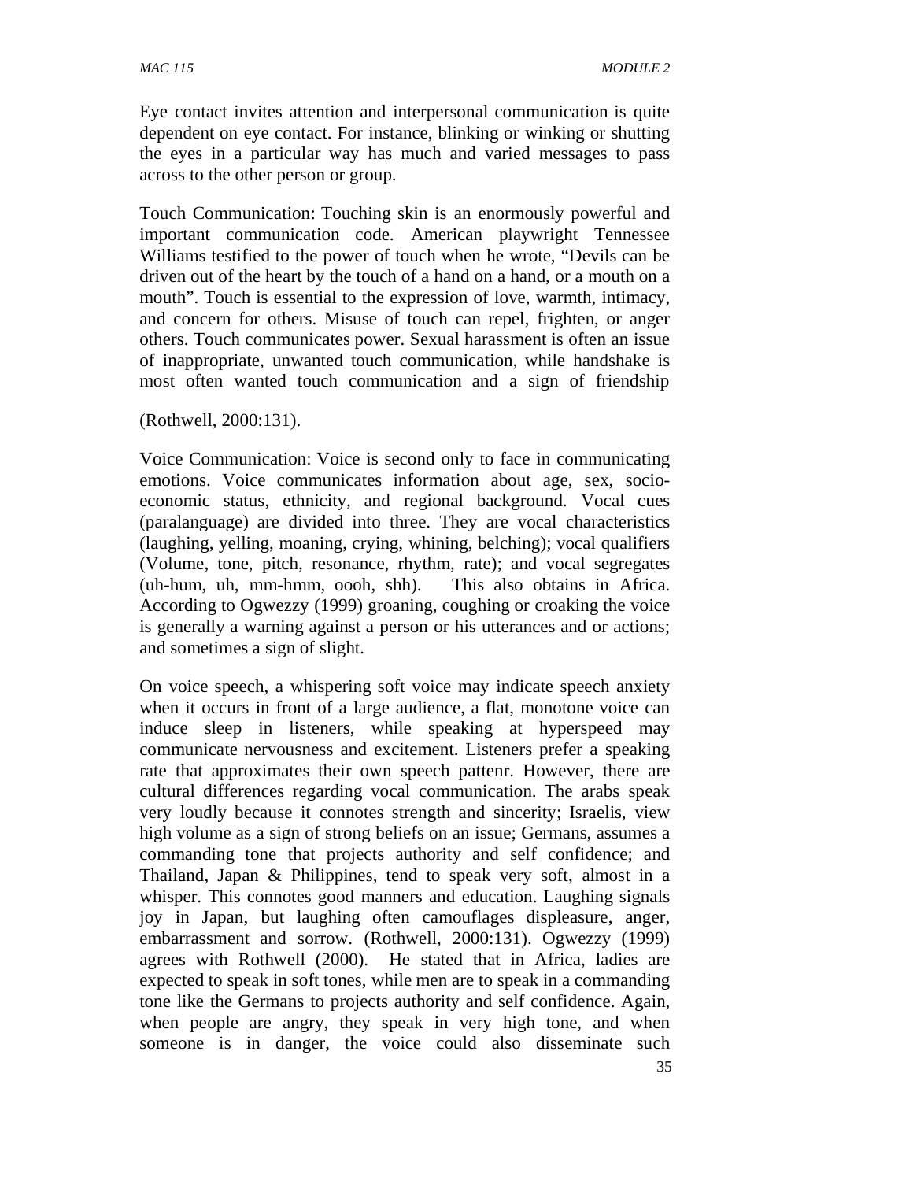Eye contact invites attention and interpersonal communication is quite dependent on eye contact. For instance, blinking or winking or shutting the eyes in a particular way has much and varied messages to pass across to the other person or group.

Touch Communication: Touching skin is an enormously powerful and important communication code. American playwright Tennessee Williams testified to the power of touch when he wrote, "Devils can be driven out of the heart by the touch of a hand on a hand, or a mouth on a mouth". Touch is essential to the expression of love, warmth, intimacy, and concern for others. Misuse of touch can repel, frighten, or anger others. Touch communicates power. Sexual harassment is often an issue of inappropriate, unwanted touch communication, while handshake is most often wanted touch communication and a sign of friendship

(Rothwell, 2000:131).

Voice Communication: Voice is second only to face in communicating emotions. Voice communicates information about age, sex, socio-economic status, ethnicity, and regional background. Vocal cues (paralanguage) are divided into three. They are vocal characteristics (laughing, yelling, moaning, crying, whining, belching); vocal qualifiers (Volume, tone, pitch, resonance, rhythm, rate); and vocal segregates (uh-hum, uh, mm-hmm, oooh, shh). This also obtains in Africa. According to Ogwezzy (1999) groaning, coughing or croaking the voice is generally a warning against a person or his utterances and or actions; and sometimes a sign of slight.

On voice speech, a whispering soft voice may indicate speech anxiety when it occurs in front of a large audience, a flat, monotone voice can induce sleep in listeners, while speaking at hyperspeed may communicate nervousness and excitement. Listeners prefer a speaking rate that approximates their own speech pattenr. However, there are cultural differences regarding vocal communication. The arabs speak very loudly because it connotes strength and sincerity; Israelis, view high volume as a sign of strong beliefs on an issue; Germans, assumes a commanding tone that projects authority and self confidence; and Thailand, Japan & Philippines, tend to speak very soft, almost in a whisper. This connotes good manners and education. Laughing signals joy in Japan, but laughing often camouflages displeasure, anger, embarrassment and sorrow. (Rothwell, 2000:131). Ogwezzy (1999) agrees with Rothwell (2000). He stated that in Africa, ladies are expected to speak in soft tones, while men are to speak in a commanding tone like the Germans to projects authority and self confidence. Again, when people are angry, they speak in very high tone, and when someone is in danger, the voice could also disseminate such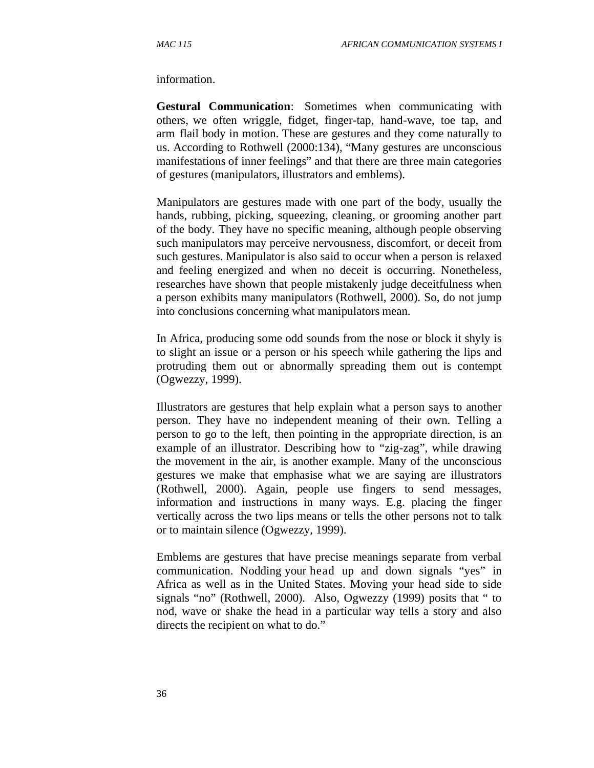information.

**Gestural Communication**: Sometimes when communicating with others, we often wriggle, fidget, finger-tap, hand-wave, toe tap, and arm flail body in motion. These are gestures and they come naturally to us. According to Rothwell (2000:134), "Many gestures are unconscious manifestations of inner feelings" and that there are three main categories of gestures (manipulators, illustrators and emblems).

Manipulators are gestures made with one part of the body, usually the hands, rubbing, picking, squeezing, cleaning, or grooming another part of the body. They have no specific meaning, although people observing such manipulators may perceive nervousness, discomfort, or deceit from such gestures. Manipulator is also said to occur when a person is relaxed and feeling energized and when no deceit is occurring. Nonetheless, researches have shown that people mistakenly judge deceitfulness when a person exhibits many manipulators (Rothwell, 2000). So, do not jump into conclusions concerning what manipulators mean.

In Africa, producing some odd sounds from the nose or block it shyly is to slight an issue or a person or his speech while gathering the lips and protruding them out or abnormally spreading them out is contempt (Ogwezzy, 1999).

Illustrators are gestures that help explain what a person says to another person. They have no independent meaning of their own. Telling a person to go to the left, then pointing in the appropriate direction, is an example of an illustrator. Describing how to "zig-zag", while drawing the movement in the air, is another example. Many of the unconscious gestures we make that emphasise what we are saying are illustrators (Rothwell, 2000). Again, people use fingers to send messages, information and instructions in many ways. E.g. placing the finger vertically across the two lips means or tells the other persons not to talk or to maintain silence (Ogwezzy, 1999).

Emblems are gestures that have precise meanings separate from verbal communication. Nodding your head up and down signals "yes" in Africa as well as in the United States. Moving your head side to side signals "no" (Rothwell, 2000). Also, Ogwezzy (1999) posits that " to nod, wave or shake the head in a particular way tells a story and also directs the recipient on what to do."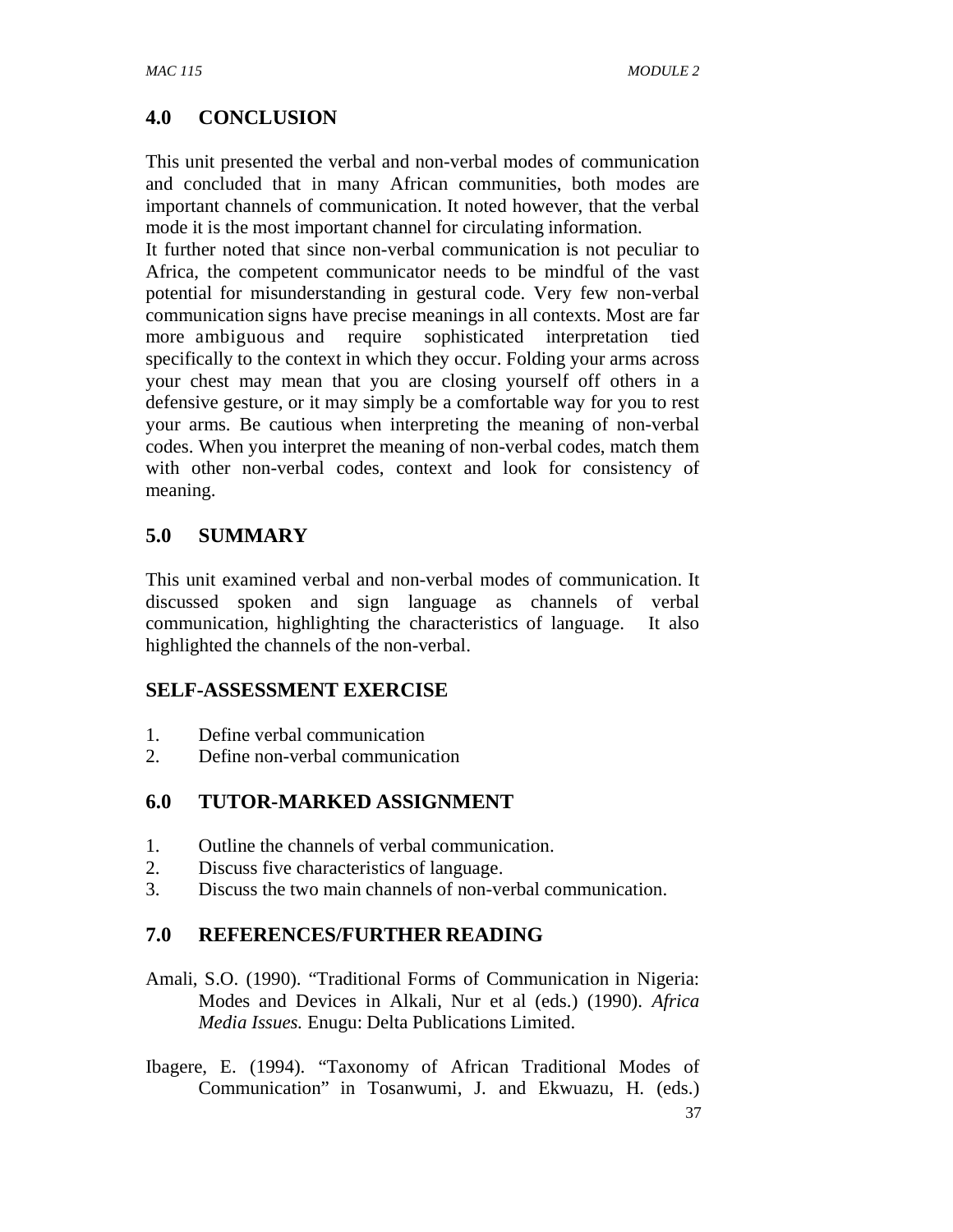## 4.0 CONCLUSION

This unit presented the verbal and non-verbal modes of communication and concluded that in many African communities, both modes are important channels of communication. It noted however, that the verbal mode it is the most important channel for circulating information.

It further noted that since non-verbal communication is not peculiar to Africa, the competent communicator needs to be mindful of the vast potential for misunderstanding in gestural code. Very few non-verbal communication signs have precise meanings in all contexts. Most are far more ambiguous and require sophisticated interpretation tied specifically to the context in which they occur. Folding your arms across your chest may mean that you are closing yourself off others in a defensive gesture, or it may simply be a comfortable way for you to rest your arms. Be cautious when interpreting the meaning of non-verbal codes. When you interpret the meaning of non-verbal codes, match them with other non-verbal codes, context and look for consistency of meaning.

## 5.0 SUMMARY

This unit examined verbal and non-verbal modes of communication. It discussed spoken and sign language as channels of verbal communication, highlighting the characteristics of language. It also highlighted the channels of the non-verbal.

### SELF-ASSESSMENT EXERCISE

1. Define verbal communication
2. Define non-verbal communication

## 6.0 TUTOR-MARKED ASSIGNMENT

1. Outline the channels of verbal communication.
2. Discuss five characteristics of language.
3. Discuss the two main channels of non-verbal communication.

## 7.0 REFERENCES/FURTHER READING

Amali, S.O. (1990). "Traditional Forms of Communication in Nigeria: Modes and Devices in Alkali, Nur et al (eds.) (1990). *Africa Media Issues.* Enugu: Delta Publications Limited.

Ibagere, E. (1994). "Taxonomy of African Traditional Modes of Communication" in Tosanwumi, J. and Ekwuazu, H. (eds.)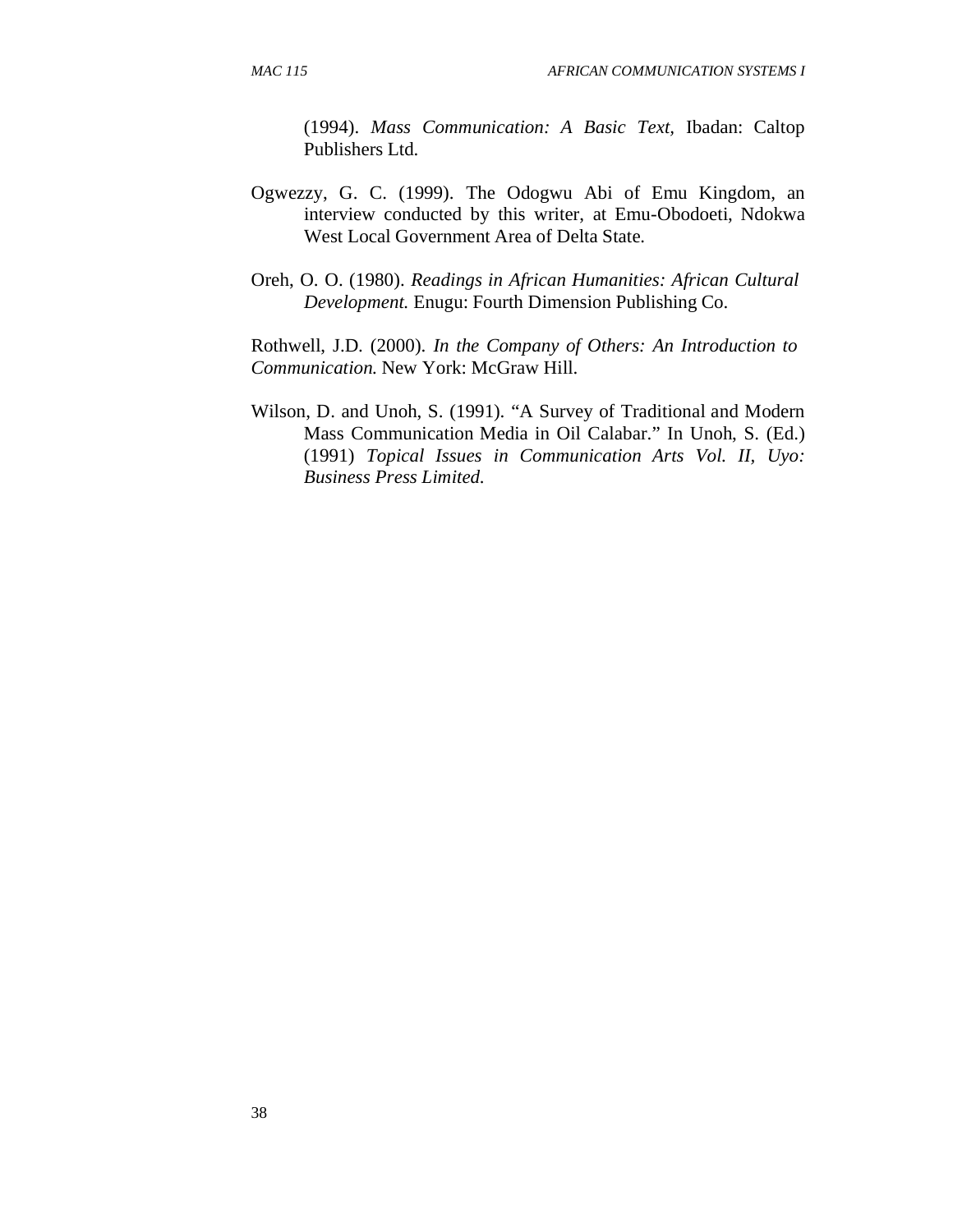(1994). *Mass Communication: A Basic Text,* Ibadan: Caltop Publishers Ltd.

Ogwezzy, G. C. (1999). The Odogwu Abi of Emu Kingdom, an interview conducted by this writer, at Emu-Obodoeti, Ndokwa West Local Government Area of Delta State.

Oreh, O. O. (1980). *Readings in African Humanities: African Cultural Development.* Enugu: Fourth Dimension Publishing Co.

Rothwell, J.D. (2000). *In the Company of Others: An Introduction to Communication.* New York: McGraw Hill.

Wilson, D. and Unoh, S. (1991). "A Survey of Traditional and Modern Mass Communication Media in Oil Calabar." In Unoh, S. (Ed.) (1991) *Topical Issues in Communication Arts Vol. II, Uyo: Business Press Limited.*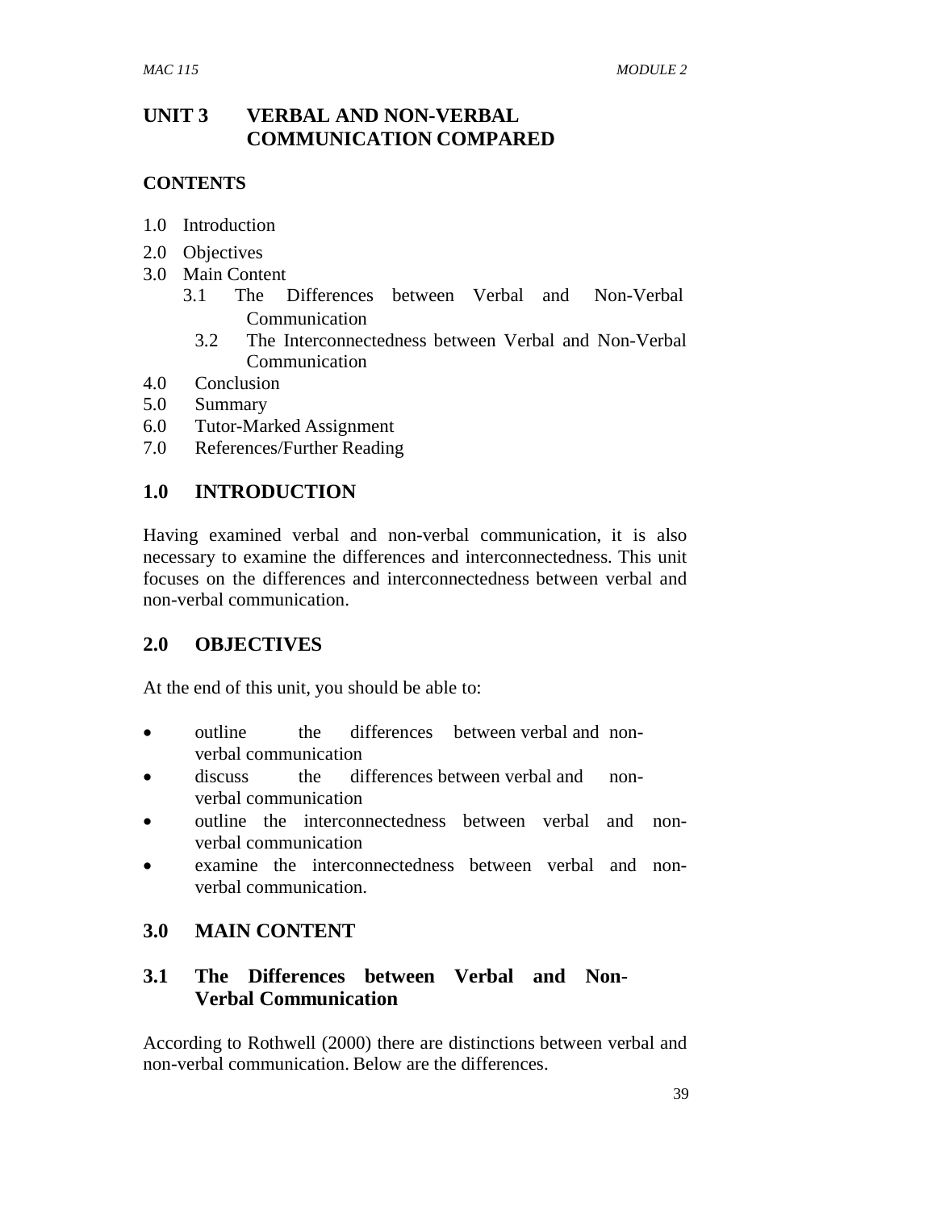# UNIT 3 VERBAL AND NON-VERBAL COMMUNICATION COMPARED

**CONTENTS**

1.0 Introduction
2.0 Objectives
3.0 Main Content
 3.1 The Differences between Verbal and Non-Verbal Communication
 3.2 The Interconnectedness between Verbal and Non-Verbal Communication
4.0 Conclusion
5.0 Summary
6.0 Tutor-Marked Assignment
7.0 References/Further Reading

## 1.0 INTRODUCTION

Having examined verbal and non-verbal communication, it is also necessary to examine the differences and interconnectedness. This unit focuses on the differences and interconnectedness between verbal and non-verbal communication.

## 2.0 OBJECTIVES

At the end of this unit, you should be able to:

- outline the differences between verbal and non-verbal communication
- discuss the differences between verbal and non-verbal communication
- outline the interconnectedness between verbal and non-verbal communication
- examine the interconnectedness between verbal and non-verbal communication.

## 3.0 MAIN CONTENT

### 3.1 The Differences between Verbal and Non-Verbal Communication

According to Rothwell (2000) there are distinctions between verbal and non-verbal communication. Below are the differences.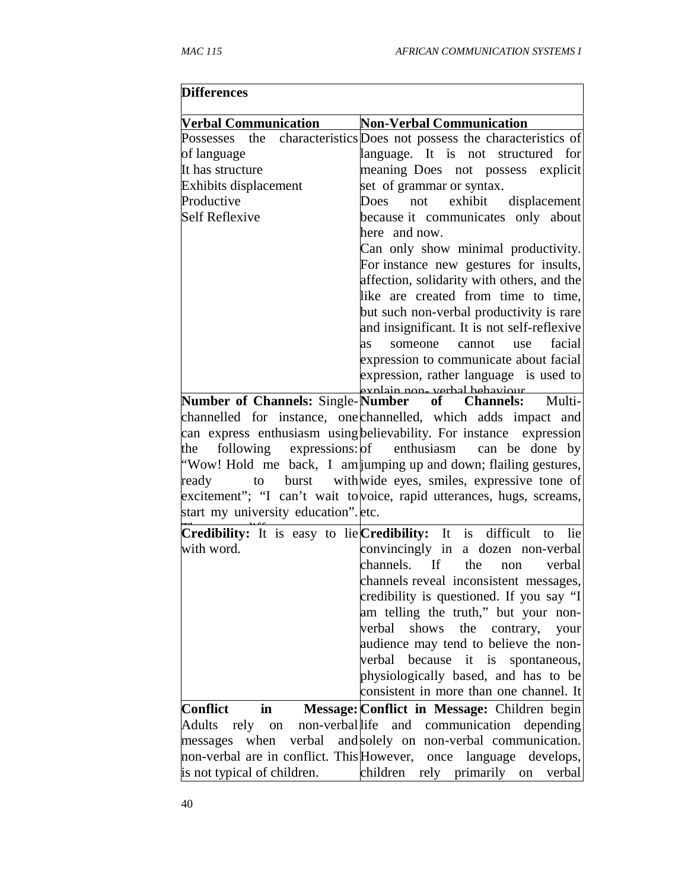| **Differences** | |
|---|---|
| **Verbal Communication** | **Non-Verbal Communication** |
| Possesses the characteristics of language<br>It has structure<br>Exhibits displacement<br>Productive<br>Self Reflexive | Does not possess the characteristics of language. It is not structured for meaning Does not possess explicit set of grammar or syntax.<br>Does not exhibit displacement because it communicates only about here and now.<br>Can only show minimal productivity. For instance new gestures for insults, affection, solidarity with others, and the like are created from time to time, but such non-verbal productivity is rare and insignificant. It is not self-reflexive as someone cannot use facial expression to communicate about facial expression, rather language is used to explain non- verbal behaviour |
| **Number of Channels:** Single-channelled for instance, one can express enthusiasm using the following expressions: "Wow! Hold me back, I am ready to burst with excitement"; "I can't wait to start my university education". | **Number of Channels:** Multi-channelled, which adds impact and believability. For instance expression of enthusiasm can be done by jumping up and down; flailing gestures, wide eyes, smiles, expressive tone of voice, rapid utterances, hugs, screams, etc. |
| **Credibility:** It is easy to lie with word. | **Credibility:** It is difficult to lie convincingly in a dozen non-verbal channels. If the non verbal channels reveal inconsistent messages, credibility is questioned. If you say "I am telling the truth," but your non-verbal shows the contrary, your audience may tend to believe the non-verbal because it is spontaneous, physiologically based, and has to be consistent in more than one channel. It |
| **Conflict in Message:** Adults rely on non-verbal messages when verbal and non-verbal are in conflict. This is not typical of children. | **Conflict in Message:** Children begin life and communication depending solely on non-verbal communication. However, once language develops, children rely primarily on verbal |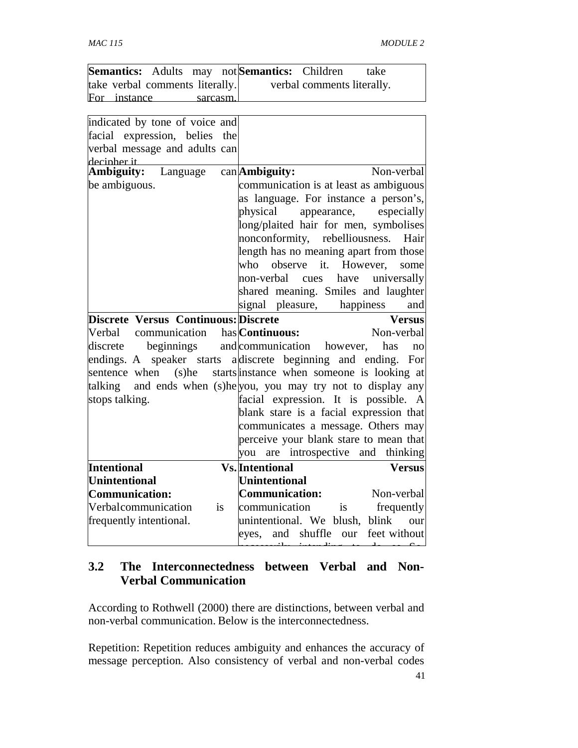| | |
|---|---|
| **Semantics:** Adults may not take verbal comments literally. For instance sarcasm, indicated by tone of voice and facial expression, belies the verbal message and adults can decipher it. | **Semantics:** Children take verbal comments literally. |
| **Ambiguity:** Language can be ambiguous. | **Ambiguity:** Non-verbal communication is at least as ambiguous as language. For instance a person's, physical appearance, especially long/plaited hair for men, symbolises nonconformity, rebelliousness. Hair length has no meaning apart from those who observe it. However, some non-verbal cues have universally shared meaning. Smiles and laughter signal pleasure, happiness and |
| **Discrete Versus Continuous:** Verbal communication has discrete beginnings and endings. A speaker starts a sentence when (s)he starts talking and ends when (s)he stops talking. | **Discrete Versus Continuous:** Non-verbal communication however, has no discrete beginning and ending. For instance when someone is looking at you, you may try not to display any facial expression. It is possible. A blank stare is a facial expression that communicates a message. Others may perceive your blank stare to mean that you are introspective and thinking |
| **Intentional Vs. Unintentional Communication:** Verbalcommunication is frequently intentional. | **Intentional Versus Unintentional Communication:** Non-verbal communication is frequently unintentional. We blush, blink our eyes, and shuffle our feet without |

## 3.2 The Interconnectedness between Verbal and Non-Verbal Communication

According to Rothwell (2000) there are distinctions, between verbal and non-verbal communication. Below is the interconnectedness.

Repetition: Repetition reduces ambiguity and enhances the accuracy of message perception. Also consistency of verbal and non-verbal codes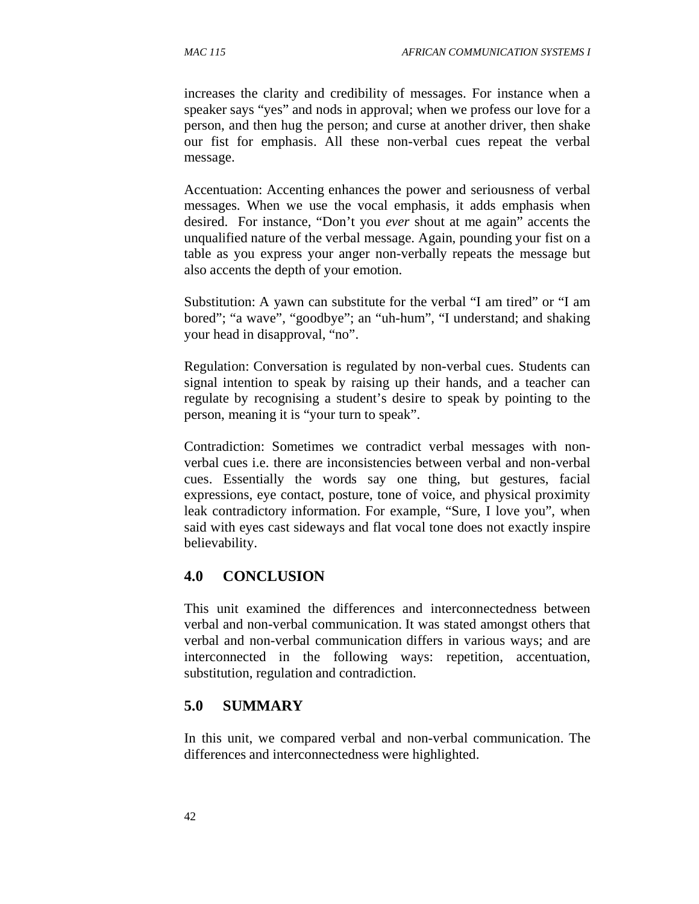increases the clarity and credibility of messages. For instance when a speaker says "yes" and nods in approval; when we profess our love for a person, and then hug the person; and curse at another driver, then shake our fist for emphasis. All these non-verbal cues repeat the verbal message.

Accentuation: Accenting enhances the power and seriousness of verbal messages. When we use the vocal emphasis, it adds emphasis when desired. For instance, "Don't you *ever* shout at me again" accents the unqualified nature of the verbal message. Again, pounding your fist on a table as you express your anger non-verbally repeats the message but also accents the depth of your emotion.

Substitution: A yawn can substitute for the verbal "I am tired" or "I am bored"; "a wave", "goodbye"; an "uh-hum", "I understand; and shaking your head in disapproval, "no".

Regulation: Conversation is regulated by non-verbal cues. Students can signal intention to speak by raising up their hands, and a teacher can regulate by recognising a student's desire to speak by pointing to the person, meaning it is "your turn to speak".

Contradiction: Sometimes we contradict verbal messages with non-verbal cues i.e. there are inconsistencies between verbal and non-verbal cues. Essentially the words say one thing, but gestures, facial expressions, eye contact, posture, tone of voice, and physical proximity leak contradictory information. For example, "Sure, I love you", when said with eyes cast sideways and flat vocal tone does not exactly inspire believability.

## 4.0 CONCLUSION

This unit examined the differences and interconnectedness between verbal and non-verbal communication. It was stated amongst others that verbal and non-verbal communication differs in various ways; and are interconnected in the following ways: repetition, accentuation, substitution, regulation and contradiction.

## 5.0 SUMMARY

In this unit, we compared verbal and non-verbal communication. The differences and interconnectedness were highlighted.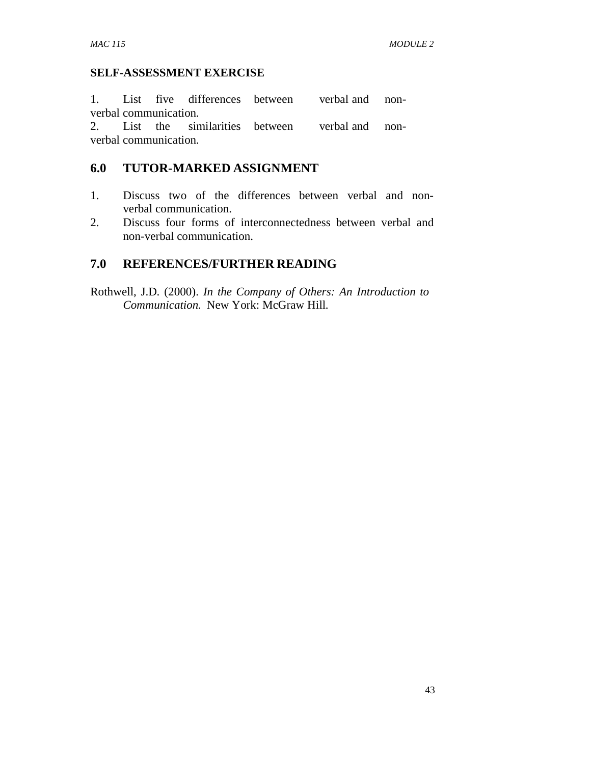**SELF-ASSESSMENT EXERCISE**

1. List five differences between verbal and non-verbal communication.
2. List the similarities between verbal and non-verbal communication.

## 6.0 TUTOR-MARKED ASSIGNMENT

1. Discuss two of the differences between verbal and non-verbal communication.
2. Discuss four forms of interconnectedness between verbal and non-verbal communication.

## 7.0 REFERENCES/FURTHER READING

Rothwell, J.D. (2000). *In the Company of Others: An Introduction to Communication.* New York: McGraw Hill.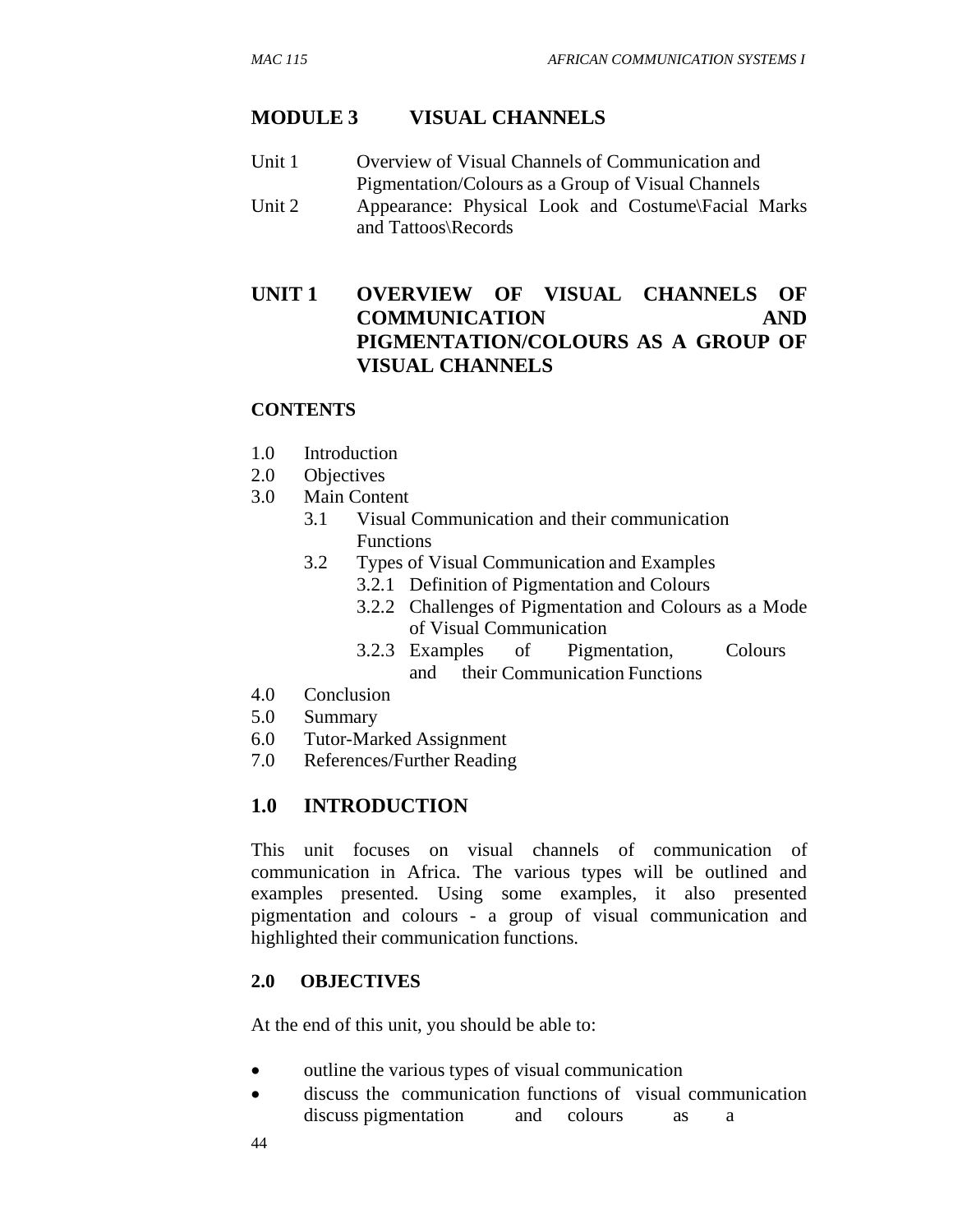# MODULE 3 VISUAL CHANNELS

Unit 1 Overview of Visual Channels of Communication and Pigmentation/Colours as a Group of Visual Channels

Unit 2 Appearance: Physical Look and Costume\Facial Marks and Tattoos\Records

## UNIT 1 OVERVIEW OF VISUAL CHANNELS OF COMMUNICATION AND PIGMENTATION/COLOURS AS A GROUP OF VISUAL CHANNELS

### CONTENTS

- 1.0 Introduction
- 2.0 Objectives
- 3.0 Main Content
  - 3.1 Visual Communication and their communication Functions
  - 3.2 Types of Visual Communication and Examples
    - 3.2.1 Definition of Pigmentation and Colours
    - 3.2.2 Challenges of Pigmentation and Colours as a Mode of Visual Communication
    - 3.2.3 Examples of Pigmentation, Colours and their Communication Functions
- 4.0 Conclusion
- 5.0 Summary
- 6.0 Tutor-Marked Assignment
- 7.0 References/Further Reading

## 1.0 INTRODUCTION

This unit focuses on visual channels of communication of communication in Africa. The various types will be outlined and examples presented. Using some examples, it also presented pigmentation and colours - a group of visual communication and highlighted their communication functions.

### 2.0 OBJECTIVES

At the end of this unit, you should be able to:

- outline the various types of visual communication
- discuss the communication functions of visual communication discuss pigmentation and colours as a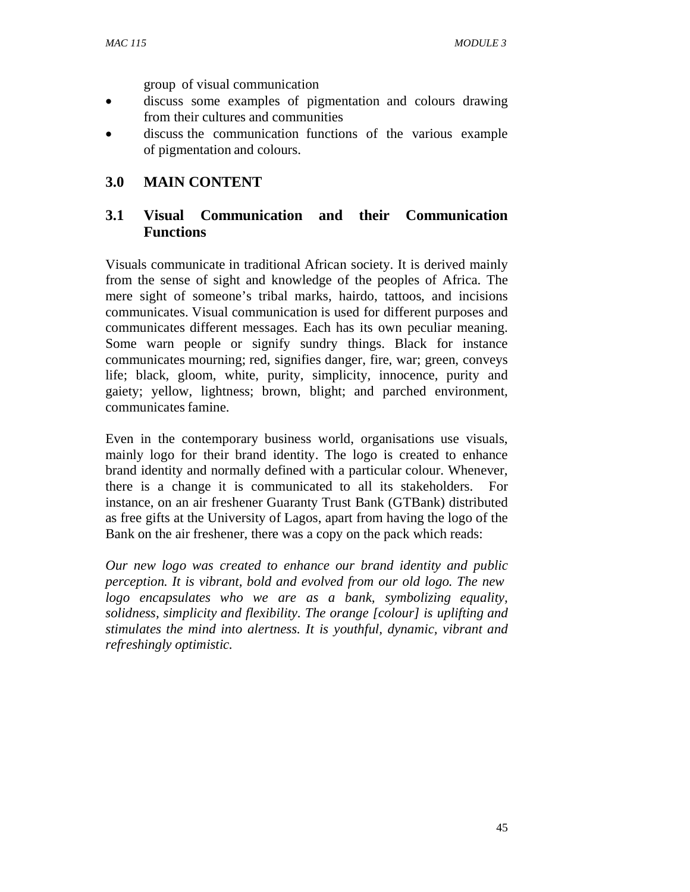group of visual communication

- discuss some examples of pigmentation and colours drawing from their cultures and communities
- discuss the communication functions of the various example of pigmentation and colours.

## 3.0 MAIN CONTENT

### 3.1 Visual Communication and their Communication Functions

Visuals communicate in traditional African society. It is derived mainly from the sense of sight and knowledge of the peoples of Africa. The mere sight of someone's tribal marks, hairdo, tattoos, and incisions communicates. Visual communication is used for different purposes and communicates different messages. Each has its own peculiar meaning. Some warn people or signify sundry things. Black for instance communicates mourning; red, signifies danger, fire, war; green, conveys life; black, gloom, white, purity, simplicity, innocence, purity and gaiety; yellow, lightness; brown, blight; and parched environment, communicates famine.

Even in the contemporary business world, organisations use visuals, mainly logo for their brand identity. The logo is created to enhance brand identity and normally defined with a particular colour. Whenever, there is a change it is communicated to all its stakeholders. For instance, on an air freshener Guaranty Trust Bank (GTBank) distributed as free gifts at the University of Lagos, apart from having the logo of the Bank on the air freshener, there was a copy on the pack which reads:

*Our new logo was created to enhance our brand identity and public perception. It is vibrant, bold and evolved from our old logo. The new logo encapsulates who we are as a bank, symbolizing equality, solidness, simplicity and flexibility. The orange [colour] is uplifting and stimulates the mind into alertness. It is youthful, dynamic, vibrant and refreshingly optimistic.*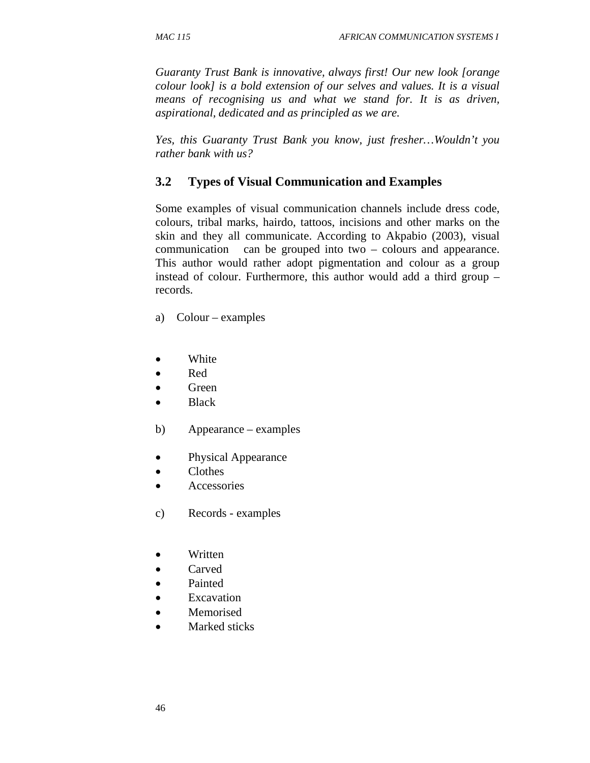*Guaranty Trust Bank is innovative, always first! Our new look [orange colour look] is a bold extension of our selves and values. It is a visual means of recognising us and what we stand for. It is as driven, aspirational, dedicated and as principled as we are.*

*Yes, this Guaranty Trust Bank you know, just fresher…Wouldn't you rather bank with us?*

## 3.2 Types of Visual Communication and Examples

Some examples of visual communication channels include dress code, colours, tribal marks, hairdo, tattoos, incisions and other marks on the skin and they all communicate. According to Akpabio (2003), visual communication can be grouped into two – colours and appearance. This author would rather adopt pigmentation and colour as a group instead of colour. Furthermore, this author would add a third group – records.

a) Colour – examples

- White
- Red
- Green
- Black

b) Appearance – examples

- Physical Appearance
- Clothes
- Accessories

c) Records - examples

- Written
- Carved
- Painted
- Excavation
- Memorised
- Marked sticks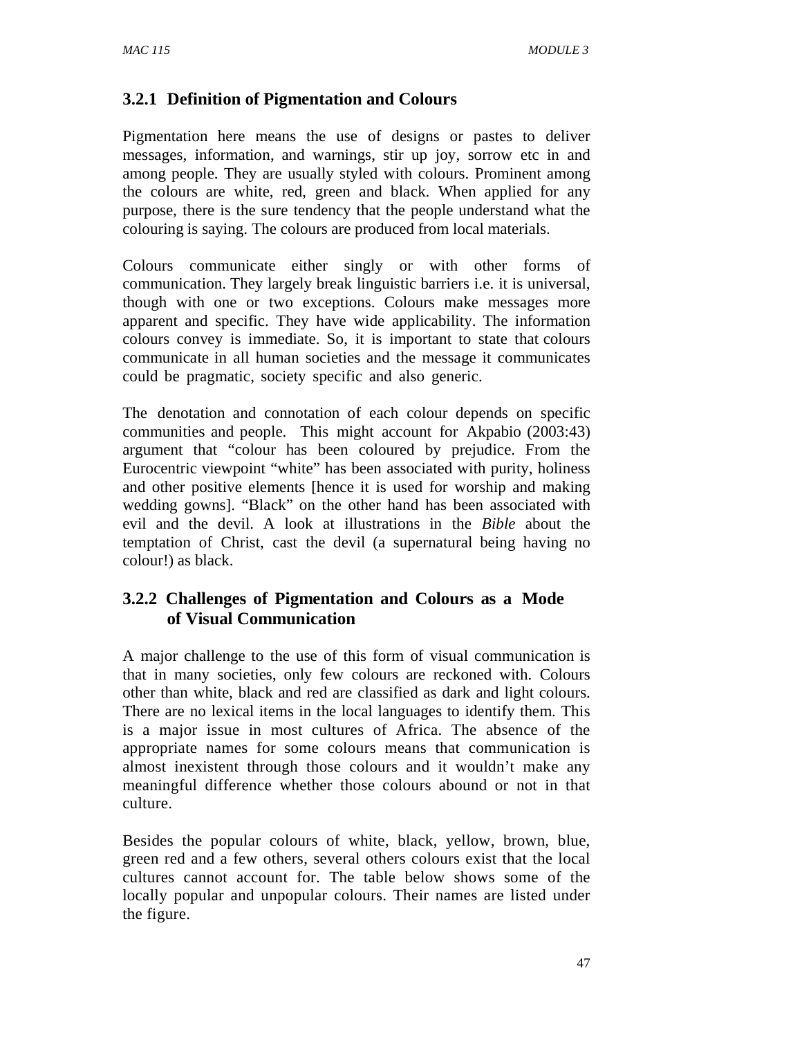### 3.2.1 Definition of Pigmentation and Colours

Pigmentation here means the use of designs or pastes to deliver messages, information, and warnings, stir up joy, sorrow etc in and among people. They are usually styled with colours. Prominent among the colours are white, red, green and black. When applied for any purpose, there is the sure tendency that the people understand what the colouring is saying. The colours are produced from local materials.

Colours communicate either singly or with other forms of communication. They largely break linguistic barriers i.e. it is universal, though with one or two exceptions. Colours make messages more apparent and specific. They have wide applicability. The information colours convey is immediate. So, it is important to state that colours communicate in all human societies and the message it communicates could be pragmatic, society specific and also generic.

The denotation and connotation of each colour depends on specific communities and people. This might account for Akpabio (2003:43) argument that "colour has been coloured by prejudice. From the Eurocentric viewpoint "white" has been associated with purity, holiness and other positive elements [hence it is used for worship and making wedding gowns]. "Black" on the other hand has been associated with evil and the devil. A look at illustrations in the *Bible* about the temptation of Christ, cast the devil (a supernatural being having no colour!) as black.

### 3.2.2 Challenges of Pigmentation and Colours as a Mode of Visual Communication

A major challenge to the use of this form of visual communication is that in many societies, only few colours are reckoned with. Colours other than white, black and red are classified as dark and light colours. There are no lexical items in the local languages to identify them. This is a major issue in most cultures of Africa. The absence of the appropriate names for some colours means that communication is almost inexistent through those colours and it wouldn't make any meaningful difference whether those colours abound or not in that culture.

Besides the popular colours of white, black, yellow, brown, blue, green red and a few others, several others colours exist that the local cultures cannot account for. The table below shows some of the locally popular and unpopular colours. Their names are listed under the figure.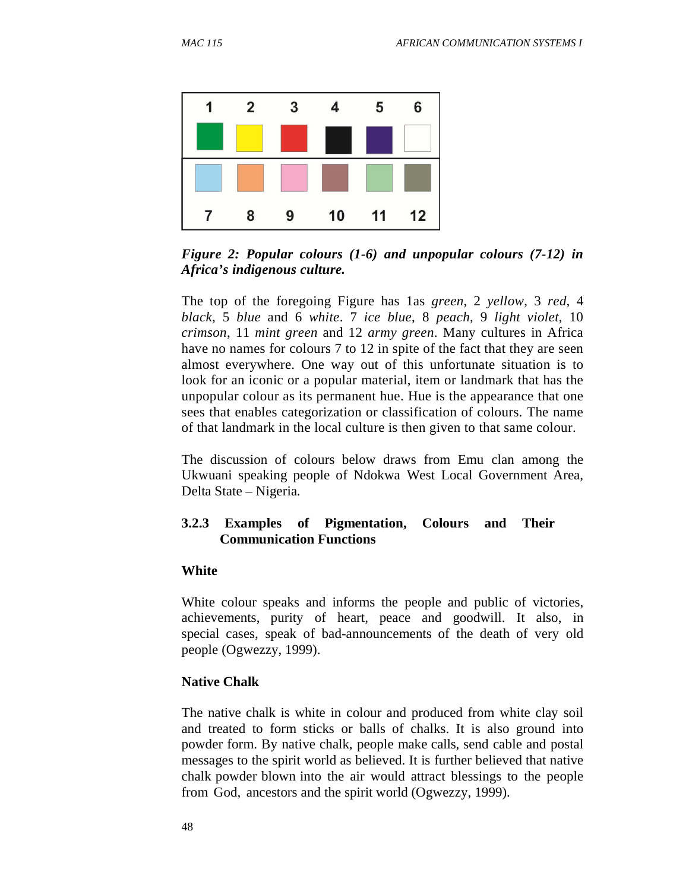| 1 | 2 | 3 | 4 | 5 | 6 |
|---|---|---|---|---|---|
| 7 | 8 | 9 | 10 | 11 | 12 |

***Figure 2: Popular colours (1-6) and unpopular colours (7-12) in Africa's indigenous culture.***

The top of the foregoing Figure has 1as *green*, 2 *yellow*, 3 *red*, 4 *black*, 5 *blue* and 6 *white*. 7 *ice blue*, 8 *peach*, 9 *light violet*, 10 *crimson*, 11 *mint green* and 12 *army green*. Many cultures in Africa have no names for colours 7 to 12 in spite of the fact that they are seen almost everywhere. One way out of this unfortunate situation is to look for an iconic or a popular material, item or landmark that has the unpopular colour as its permanent hue. Hue is the appearance that one sees that enables categorization or classification of colours. The name of that landmark in the local culture is then given to that same colour.

The discussion of colours below draws from Emu clan among the Ukwuani speaking people of Ndokwa West Local Government Area, Delta State – Nigeria.

### 3.2.3 Examples of Pigmentation, Colours and Their Communication Functions

**White**

White colour speaks and informs the people and public of victories, achievements, purity of heart, peace and goodwill. It also, in special cases, speak of bad-announcements of the death of very old people (Ogwezzy, 1999).

**Native Chalk**

The native chalk is white in colour and produced from white clay soil and treated to form sticks or balls of chalks. It is also ground into powder form. By native chalk, people make calls, send cable and postal messages to the spirit world as believed. It is further believed that native chalk powder blown into the air would attract blessings to the people from God, ancestors and the spirit world (Ogwezzy, 1999).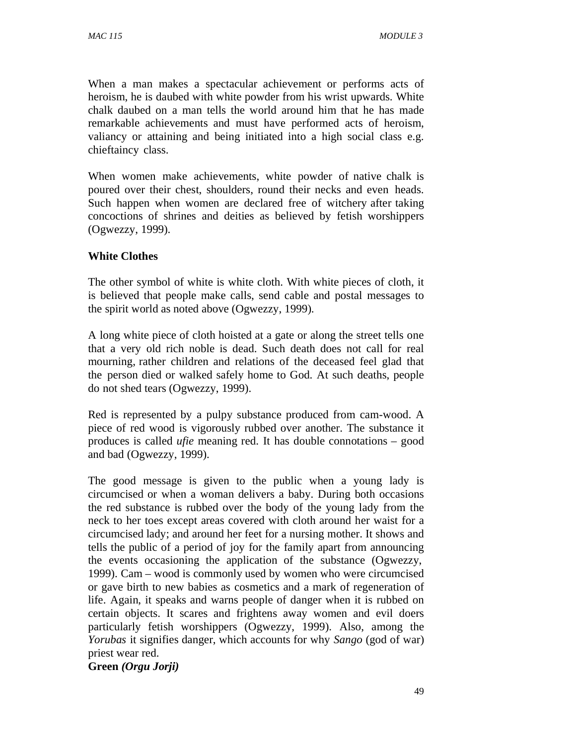When a man makes a spectacular achievement or performs acts of heroism, he is daubed with white powder from his wrist upwards. White chalk daubed on a man tells the world around him that he has made remarkable achievements and must have performed acts of heroism, valiancy or attaining and being initiated into a high social class e.g. chieftaincy class.

When women make achievements, white powder of native chalk is poured over their chest, shoulders, round their necks and even heads. Such happen when women are declared free of witchery after taking concoctions of shrines and deities as believed by fetish worshippers (Ogwezzy, 1999).

**White Clothes**

The other symbol of white is white cloth. With white pieces of cloth, it is believed that people make calls, send cable and postal messages to the spirit world as noted above (Ogwezzy, 1999).

A long white piece of cloth hoisted at a gate or along the street tells one that a very old rich noble is dead. Such death does not call for real mourning, rather children and relations of the deceased feel glad that the person died or walked safely home to God. At such deaths, people do not shed tears (Ogwezzy, 1999).

Red is represented by a pulpy substance produced from cam-wood. A piece of red wood is vigorously rubbed over another. The substance it produces is called *ufie* meaning red. It has double connotations – good and bad (Ogwezzy, 1999).

The good message is given to the public when a young lady is circumcised or when a woman delivers a baby. During both occasions the red substance is rubbed over the body of the young lady from the neck to her toes except areas covered with cloth around her waist for a circumcised lady; and around her feet for a nursing mother. It shows and tells the public of a period of joy for the family apart from announcing the events occasioning the application of the substance (Ogwezzy, 1999). Cam – wood is commonly used by women who were circumcised or gave birth to new babies as cosmetics and a mark of regeneration of life. Again, it speaks and warns people of danger when it is rubbed on certain objects. It scares and frightens away women and evil doers particularly fetish worshippers (Ogwezzy, 1999). Also, among the *Yorubas* it signifies danger, which accounts for why *Sango* (god of war) priest wear red.

**Green *(Orgu Jorji)***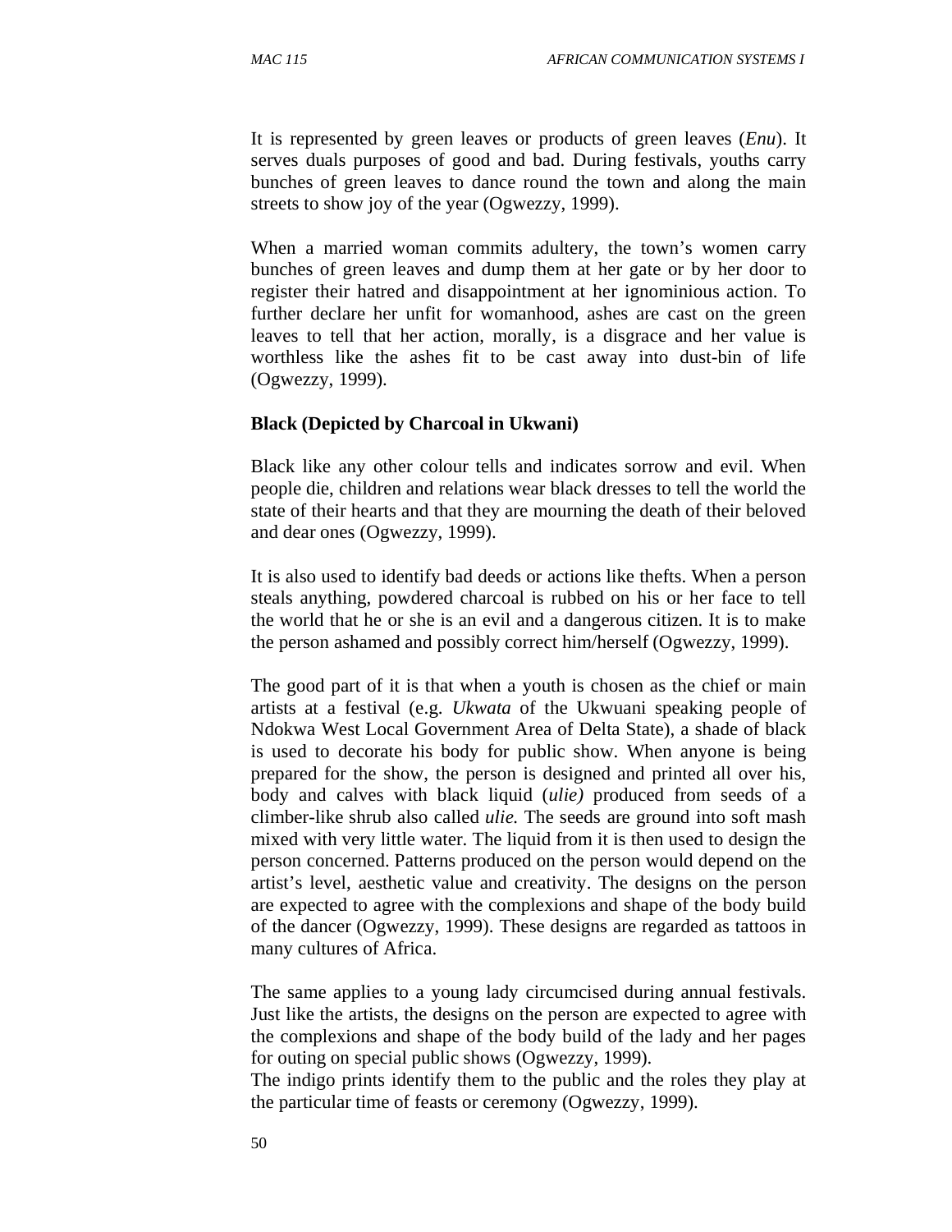It is represented by green leaves or products of green leaves (*Enu*). It serves duals purposes of good and bad. During festivals, youths carry bunches of green leaves to dance round the town and along the main streets to show joy of the year (Ogwezzy, 1999).

When a married woman commits adultery, the town's women carry bunches of green leaves and dump them at her gate or by her door to register their hatred and disappointment at her ignominious action. To further declare her unfit for womanhood, ashes are cast on the green leaves to tell that her action, morally, is a disgrace and her value is worthless like the ashes fit to be cast away into dust-bin of life (Ogwezzy, 1999).

**Black (Depicted by Charcoal in Ukwani)**

Black like any other colour tells and indicates sorrow and evil. When people die, children and relations wear black dresses to tell the world the state of their hearts and that they are mourning the death of their beloved and dear ones (Ogwezzy, 1999).

It is also used to identify bad deeds or actions like thefts. When a person steals anything, powdered charcoal is rubbed on his or her face to tell the world that he or she is an evil and a dangerous citizen. It is to make the person ashamed and possibly correct him/herself (Ogwezzy, 1999).

The good part of it is that when a youth is chosen as the chief or main artists at a festival (e.g. *Ukwata* of the Ukwuani speaking people of Ndokwa West Local Government Area of Delta State), a shade of black is used to decorate his body for public show. When anyone is being prepared for the show, the person is designed and printed all over his, body and calves with black liquid (*ulie)* produced from seeds of a climber-like shrub also called *ulie.* The seeds are ground into soft mash mixed with very little water. The liquid from it is then used to design the person concerned. Patterns produced on the person would depend on the artist's level, aesthetic value and creativity. The designs on the person are expected to agree with the complexions and shape of the body build of the dancer (Ogwezzy, 1999). These designs are regarded as tattoos in many cultures of Africa.

The same applies to a young lady circumcised during annual festivals. Just like the artists, the designs on the person are expected to agree with the complexions and shape of the body build of the lady and her pages for outing on special public shows (Ogwezzy, 1999).
The indigo prints identify them to the public and the roles they play at the particular time of feasts or ceremony (Ogwezzy, 1999).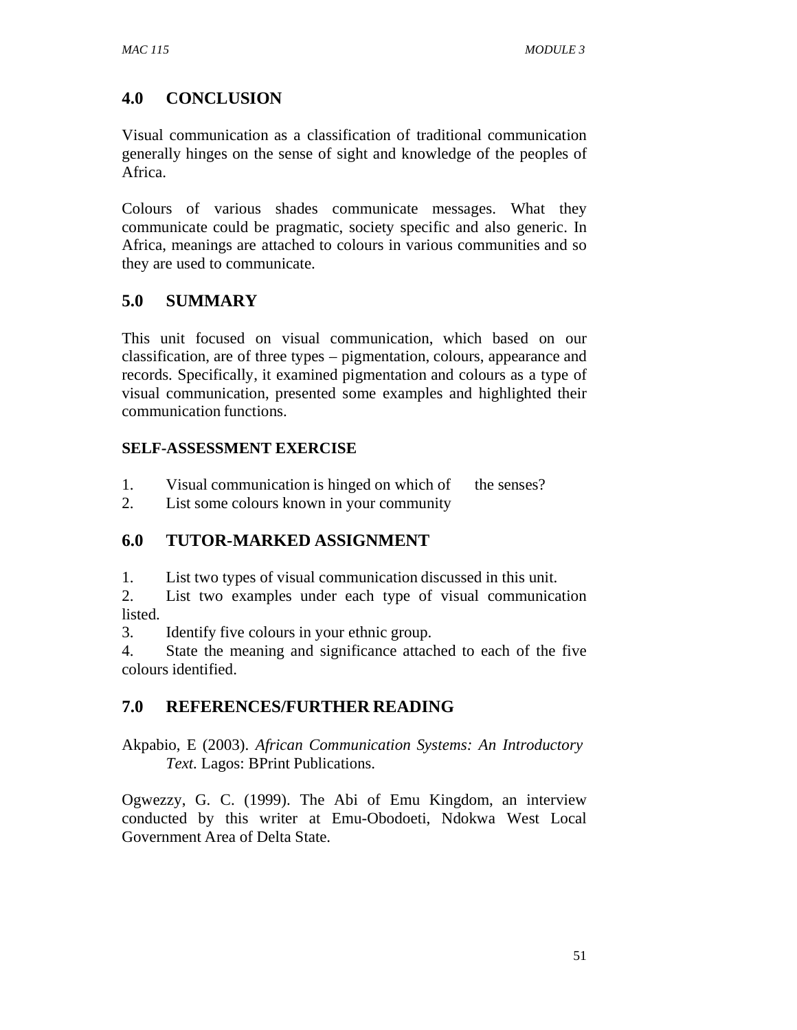## 4.0 CONCLUSION

Visual communication as a classification of traditional communication generally hinges on the sense of sight and knowledge of the peoples of Africa.

Colours of various shades communicate messages. What they communicate could be pragmatic, society specific and also generic. In Africa, meanings are attached to colours in various communities and so they are used to communicate.

## 5.0 SUMMARY

This unit focused on visual communication, which based on our classification, are of three types – pigmentation, colours, appearance and records. Specifically, it examined pigmentation and colours as a type of visual communication, presented some examples and highlighted their communication functions.

### SELF-ASSESSMENT EXERCISE

1. Visual communication is hinged on which of the senses?
2. List some colours known in your community

## 6.0 TUTOR-MARKED ASSIGNMENT

1. List two types of visual communication discussed in this unit.
2. List two examples under each type of visual communication listed.
3. Identify five colours in your ethnic group.
4. State the meaning and significance attached to each of the five colours identified.

## 7.0 REFERENCES/FURTHER READING

Akpabio, E (2003). *African Communication Systems: An Introductory Text.* Lagos: BPrint Publications.

Ogwezzy, G. C. (1999). The Abi of Emu Kingdom, an interview conducted by this writer at Emu-Obodoeti, Ndokwa West Local Government Area of Delta State.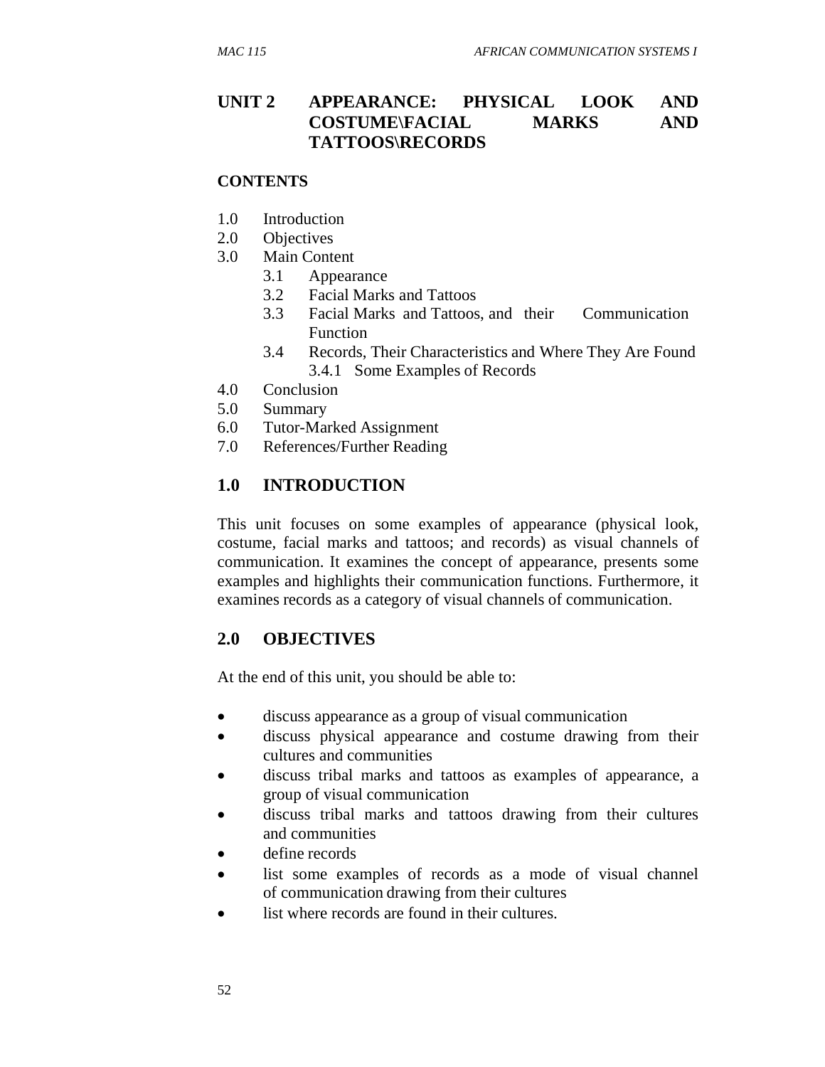# UNIT 2 APPEARANCE: PHYSICAL LOOK AND COSTUME\FACIAL MARKS AND TATTOOS\RECORDS

**CONTENTS**

1.0 Introduction
2.0 Objectives
3.0 Main Content
  3.1 Appearance
  3.2 Facial Marks and Tattoos
  3.3 Facial Marks and Tattoos, and their Communication Function
  3.4 Records, Their Characteristics and Where They Are Found
    3.4.1 Some Examples of Records
4.0 Conclusion
5.0 Summary
6.0 Tutor-Marked Assignment
7.0 References/Further Reading

## 1.0 INTRODUCTION

This unit focuses on some examples of appearance (physical look, costume, facial marks and tattoos; and records) as visual channels of communication. It examines the concept of appearance, presents some examples and highlights their communication functions. Furthermore, it examines records as a category of visual channels of communication.

## 2.0 OBJECTIVES

At the end of this unit, you should be able to:

- discuss appearance as a group of visual communication
- discuss physical appearance and costume drawing from their cultures and communities
- discuss tribal marks and tattoos as examples of appearance, a group of visual communication
- discuss tribal marks and tattoos drawing from their cultures and communities
- define records
- list some examples of records as a mode of visual channel of communication drawing from their cultures
- list where records are found in their cultures.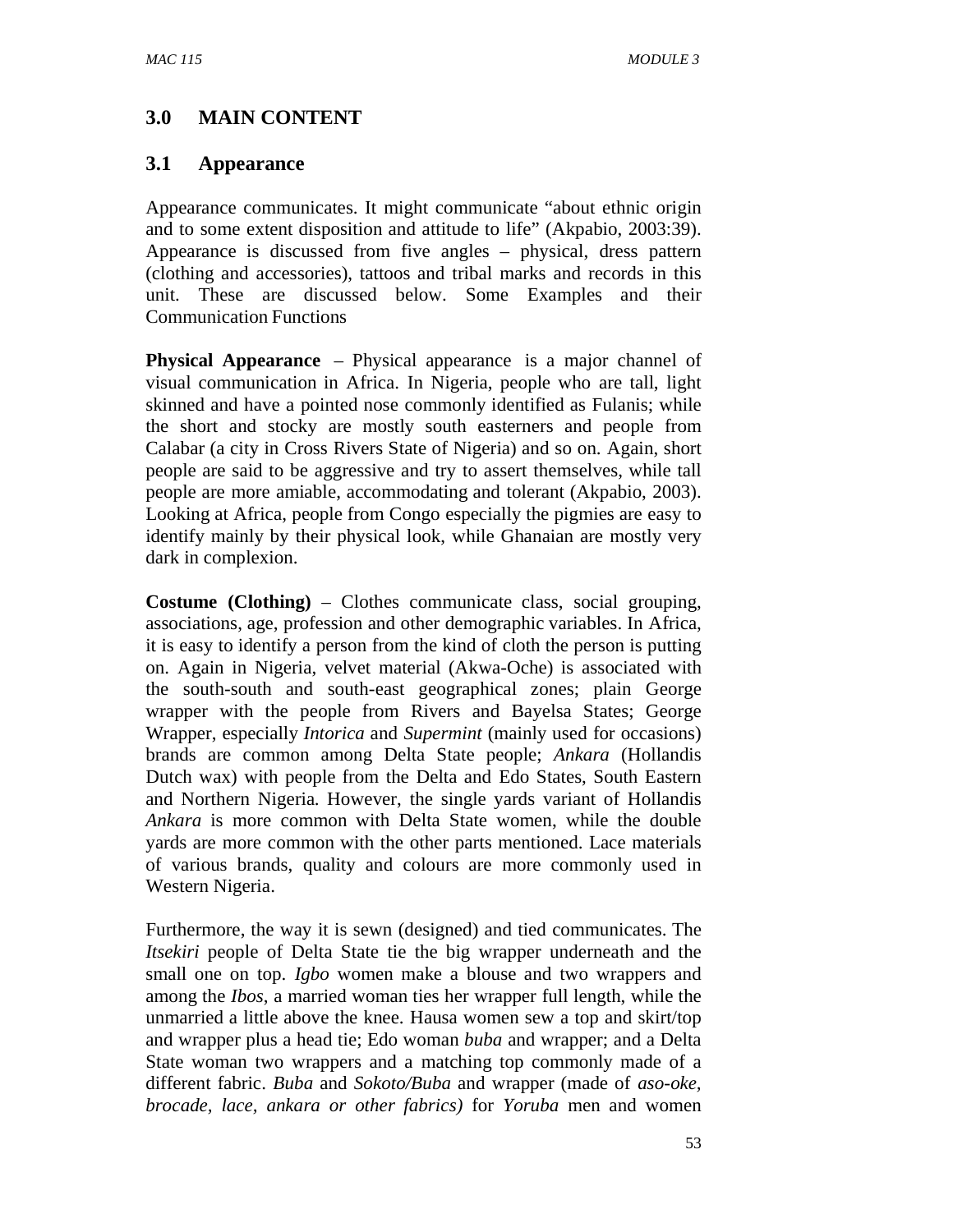## 3.0 MAIN CONTENT

### 3.1 Appearance

Appearance communicates. It might communicate "about ethnic origin and to some extent disposition and attitude to life" (Akpabio, 2003:39). Appearance is discussed from five angles – physical, dress pattern (clothing and accessories), tattoos and tribal marks and records in this unit. These are discussed below. Some Examples and their Communication Functions

**Physical Appearance** – Physical appearance is a major channel of visual communication in Africa. In Nigeria, people who are tall, light skinned and have a pointed nose commonly identified as Fulanis; while the short and stocky are mostly south easterners and people from Calabar (a city in Cross Rivers State of Nigeria) and so on. Again, short people are said to be aggressive and try to assert themselves, while tall people are more amiable, accommodating and tolerant (Akpabio, 2003). Looking at Africa, people from Congo especially the pigmies are easy to identify mainly by their physical look, while Ghanaian are mostly very dark in complexion.

**Costume (Clothing)** – Clothes communicate class, social grouping, associations, age, profession and other demographic variables. In Africa, it is easy to identify a person from the kind of cloth the person is putting on. Again in Nigeria, velvet material (Akwa-Oche) is associated with the south-south and south-east geographical zones; plain George wrapper with the people from Rivers and Bayelsa States; George Wrapper, especially *Intorica* and *Supermint* (mainly used for occasions) brands are common among Delta State people; *Ankara* (Hollandis Dutch wax) with people from the Delta and Edo States, South Eastern and Northern Nigeria. However, the single yards variant of Hollandis *Ankara* is more common with Delta State women, while the double yards are more common with the other parts mentioned. Lace materials of various brands, quality and colours are more commonly used in Western Nigeria.

Furthermore, the way it is sewn (designed) and tied communicates. The *Itsekiri* people of Delta State tie the big wrapper underneath and the small one on top. *Igbo* women make a blouse and two wrappers and among the *Ibos*, a married woman ties her wrapper full length, while the unmarried a little above the knee. Hausa women sew a top and skirt/top and wrapper plus a head tie; Edo woman *buba* and wrapper; and a Delta State woman two wrappers and a matching top commonly made of a different fabric. *Buba* and *Sokoto/Buba* and wrapper (made of *aso-oke, brocade, lace, ankara or other fabrics)* for *Yoruba* men and women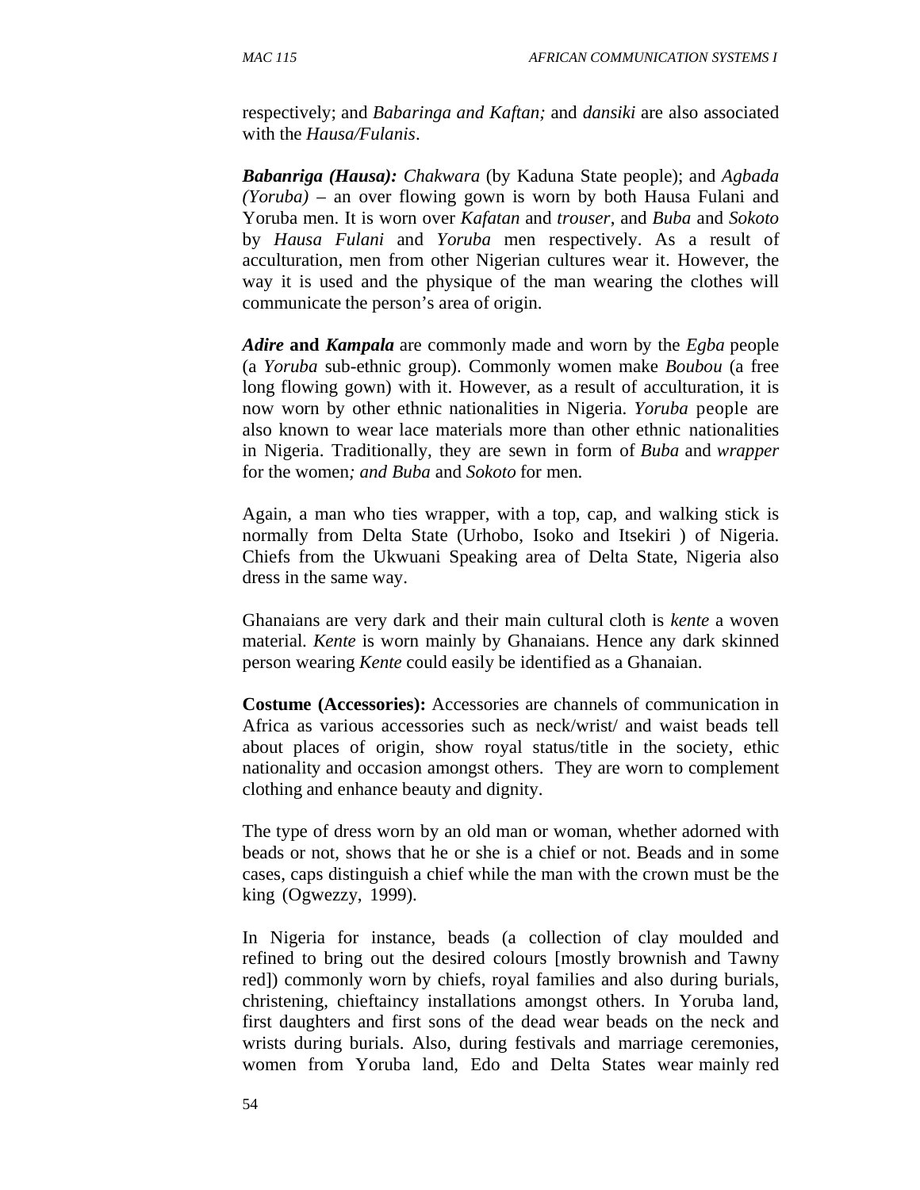respectively; and *Babaringa and Kaftan;* and *dansiki* are also associated with the *Hausa/Fulanis*.

***Babanriga (Hausa):*** *Chakwara* (by Kaduna State people); and *Agbada (Yoruba)* – an over flowing gown is worn by both Hausa Fulani and Yoruba men. It is worn over *Kafatan* and *trouser*, and *Buba* and *Sokoto* by *Hausa Fulani* and *Yoruba* men respectively. As a result of acculturation, men from other Nigerian cultures wear it. However, the way it is used and the physique of the man wearing the clothes will communicate the person's area of origin.

***Adire* and *Kampala*** are commonly made and worn by the *Egba* people (a *Yoruba* sub-ethnic group). Commonly women make *Boubou* (a free long flowing gown) with it. However, as a result of acculturation, it is now worn by other ethnic nationalities in Nigeria. *Yoruba* people are also known to wear lace materials more than other ethnic nationalities in Nigeria. Traditionally, they are sewn in form of *Buba* and *wrapper* for the women*; and Buba* and *Sokoto* for men.

Again, a man who ties wrapper, with a top, cap, and walking stick is normally from Delta State (Urhobo, Isoko and Itsekiri ) of Nigeria. Chiefs from the Ukwuani Speaking area of Delta State, Nigeria also dress in the same way.

Ghanaians are very dark and their main cultural cloth is *kente* a woven material. *Kente* is worn mainly by Ghanaians. Hence any dark skinned person wearing *Kente* could easily be identified as a Ghanaian.

**Costume (Accessories):** Accessories are channels of communication in Africa as various accessories such as neck/wrist/ and waist beads tell about places of origin, show royal status/title in the society, ethic nationality and occasion amongst others. They are worn to complement clothing and enhance beauty and dignity.

The type of dress worn by an old man or woman, whether adorned with beads or not, shows that he or she is a chief or not. Beads and in some cases, caps distinguish a chief while the man with the crown must be the king (Ogwezzy, 1999).

In Nigeria for instance, beads (a collection of clay moulded and refined to bring out the desired colours [mostly brownish and Tawny red]) commonly worn by chiefs, royal families and also during burials, christening, chieftaincy installations amongst others. In Yoruba land, first daughters and first sons of the dead wear beads on the neck and wrists during burials. Also, during festivals and marriage ceremonies, women from Yoruba land, Edo and Delta States wear mainly red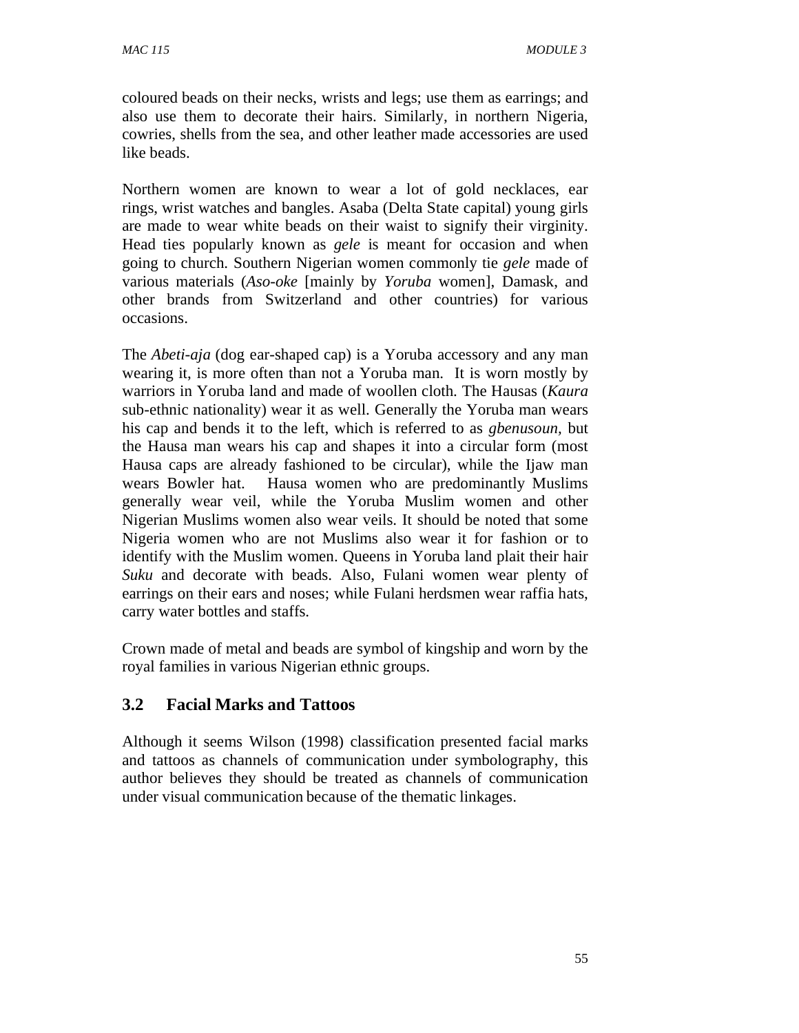coloured beads on their necks, wrists and legs; use them as earrings; and also use them to decorate their hairs. Similarly, in northern Nigeria, cowries, shells from the sea, and other leather made accessories are used like beads.

Northern women are known to wear a lot of gold necklaces, ear rings, wrist watches and bangles. Asaba (Delta State capital) young girls are made to wear white beads on their waist to signify their virginity. Head ties popularly known as *gele* is meant for occasion and when going to church. Southern Nigerian women commonly tie *gele* made of various materials (*Aso-oke* [mainly by *Yoruba* women], Damask, and other brands from Switzerland and other countries) for various occasions.

The *Abeti-aja* (dog ear-shaped cap) is a Yoruba accessory and any man wearing it, is more often than not a Yoruba man. It is worn mostly by warriors in Yoruba land and made of woollen cloth. The Hausas (*Kaura* sub-ethnic nationality) wear it as well. Generally the Yoruba man wears his cap and bends it to the left, which is referred to as *gbenusoun*, but the Hausa man wears his cap and shapes it into a circular form (most Hausa caps are already fashioned to be circular), while the Ijaw man wears Bowler hat. Hausa women who are predominantly Muslims generally wear veil, while the Yoruba Muslim women and other Nigerian Muslims women also wear veils. It should be noted that some Nigeria women who are not Muslims also wear it for fashion or to identify with the Muslim women. Queens in Yoruba land plait their hair *Suku* and decorate with beads. Also, Fulani women wear plenty of earrings on their ears and noses; while Fulani herdsmen wear raffia hats, carry water bottles and staffs.

Crown made of metal and beads are symbol of kingship and worn by the royal families in various Nigerian ethnic groups.

## 3.2 Facial Marks and Tattoos

Although it seems Wilson (1998) classification presented facial marks and tattoos as channels of communication under symbolography, this author believes they should be treated as channels of communication under visual communication because of the thematic linkages.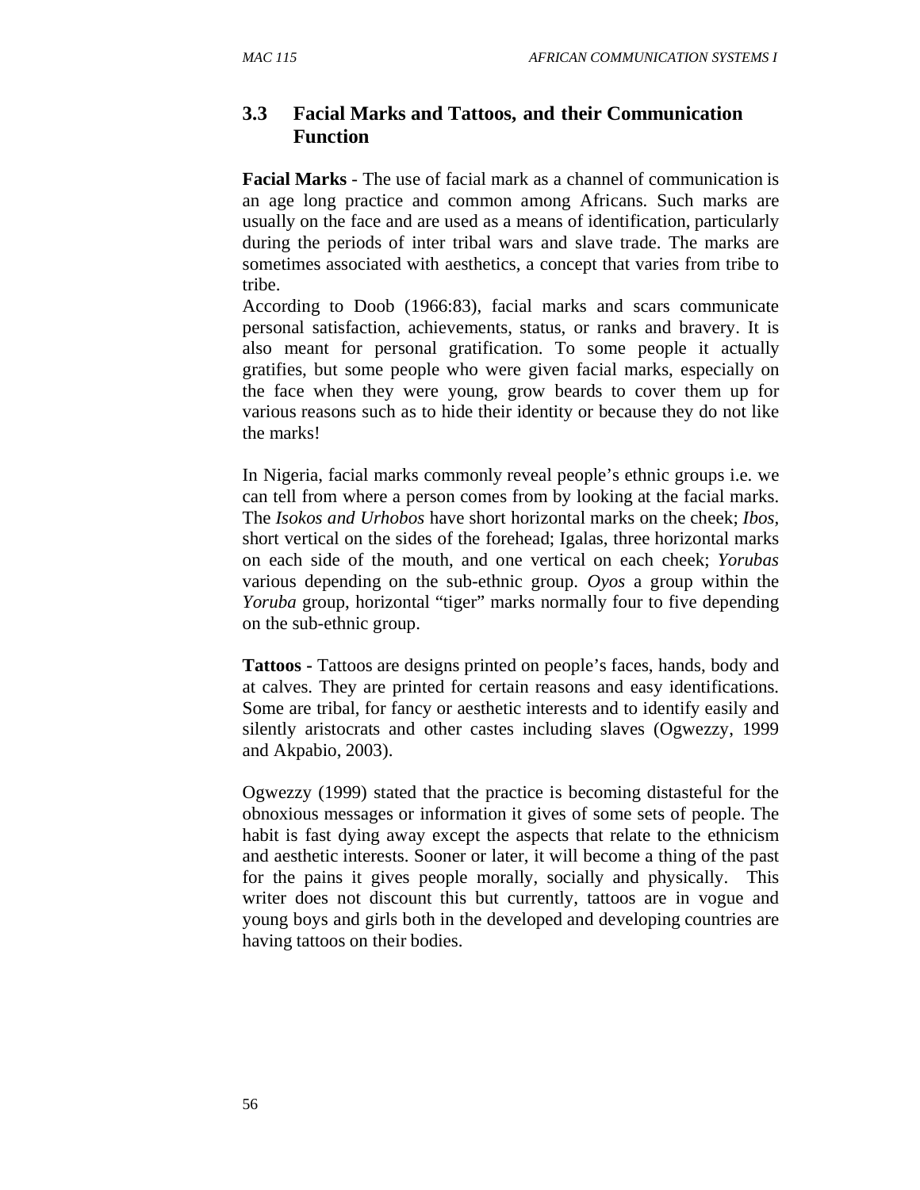## 3.3 Facial Marks and Tattoos, and their Communication Function

**Facial Marks** - The use of facial mark as a channel of communication is an age long practice and common among Africans. Such marks are usually on the face and are used as a means of identification, particularly during the periods of inter tribal wars and slave trade. The marks are sometimes associated with aesthetics, a concept that varies from tribe to tribe.
According to Doob (1966:83), facial marks and scars communicate personal satisfaction, achievements, status, or ranks and bravery. It is also meant for personal gratification. To some people it actually gratifies, but some people who were given facial marks, especially on the face when they were young, grow beards to cover them up for various reasons such as to hide their identity or because they do not like the marks!

In Nigeria, facial marks commonly reveal people's ethnic groups i.e. we can tell from where a person comes from by looking at the facial marks. The *Isokos and Urhobos* have short horizontal marks on the cheek; *Ibos*, short vertical on the sides of the forehead; Igalas, three horizontal marks on each side of the mouth, and one vertical on each cheek; *Yorubas* various depending on the sub-ethnic group. *Oyos* a group within the *Yoruba* group, horizontal "tiger" marks normally four to five depending on the sub-ethnic group.

**Tattoos -** Tattoos are designs printed on people's faces, hands, body and at calves. They are printed for certain reasons and easy identifications. Some are tribal, for fancy or aesthetic interests and to identify easily and silently aristocrats and other castes including slaves (Ogwezzy, 1999 and Akpabio, 2003).

Ogwezzy (1999) stated that the practice is becoming distasteful for the obnoxious messages or information it gives of some sets of people. The habit is fast dying away except the aspects that relate to the ethnicism and aesthetic interests. Sooner or later, it will become a thing of the past for the pains it gives people morally, socially and physically. This writer does not discount this but currently, tattoos are in vogue and young boys and girls both in the developed and developing countries are having tattoos on their bodies.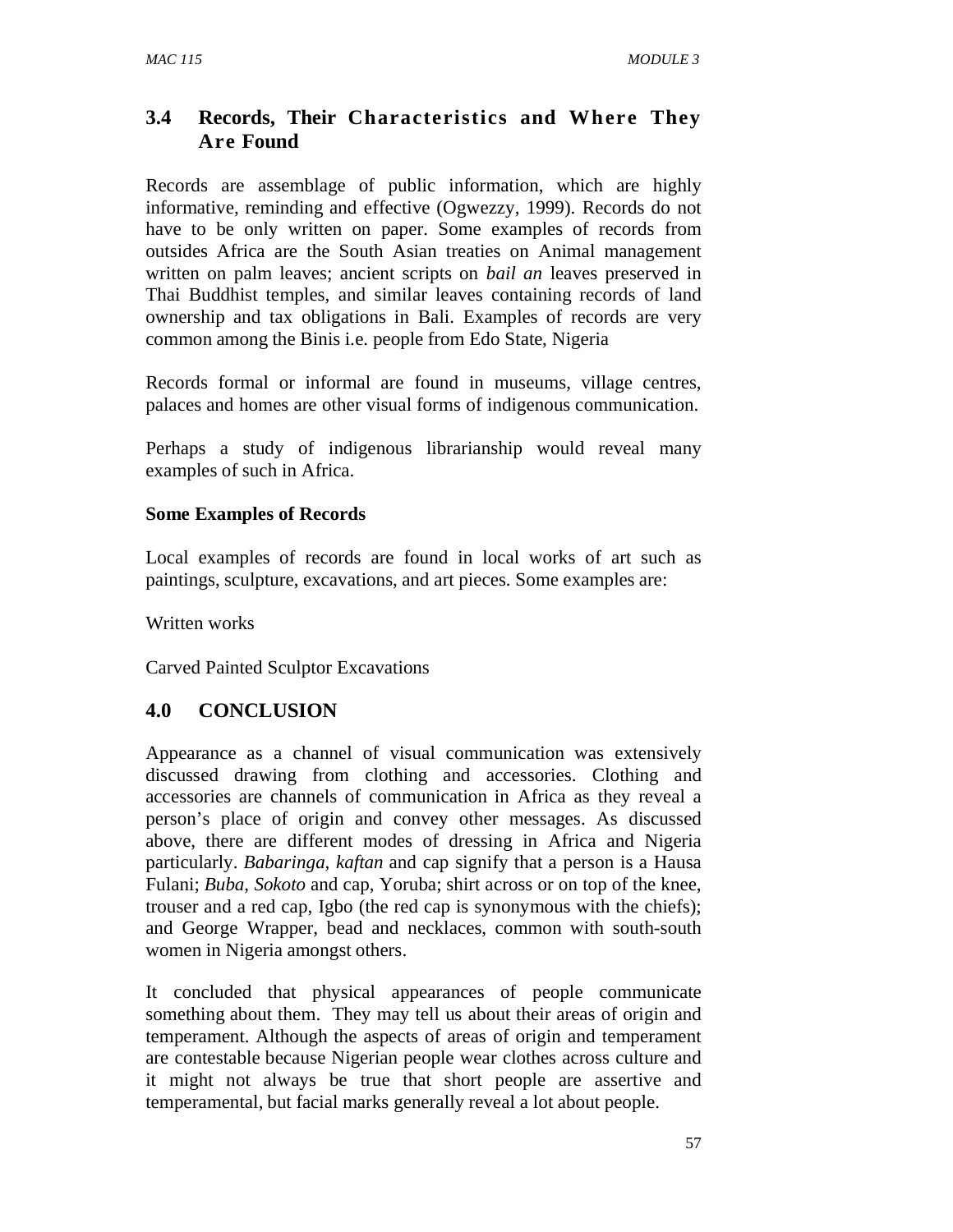## 3.4 Records, Their Characteristics and Where They Are Found

Records are assemblage of public information, which are highly informative, reminding and effective (Ogwezzy, 1999). Records do not have to be only written on paper. Some examples of records from outsides Africa are the South Asian treaties on Animal management written on palm leaves; ancient scripts on *bail an* leaves preserved in Thai Buddhist temples, and similar leaves containing records of land ownership and tax obligations in Bali. Examples of records are very common among the Binis i.e. people from Edo State, Nigeria

Records formal or informal are found in museums, village centres, palaces and homes are other visual forms of indigenous communication.

Perhaps a study of indigenous librarianship would reveal many examples of such in Africa.

**Some Examples of Records**

Local examples of records are found in local works of art such as paintings, sculpture, excavations, and art pieces. Some examples are:

Written works

Carved Painted Sculptor Excavations

## 4.0 CONCLUSION

Appearance as a channel of visual communication was extensively discussed drawing from clothing and accessories. Clothing and accessories are channels of communication in Africa as they reveal a person's place of origin and convey other messages. As discussed above, there are different modes of dressing in Africa and Nigeria particularly. *Babaringa*, *kaftan* and cap signify that a person is a Hausa Fulani; *Buba*, *Sokoto* and cap, Yoruba; shirt across or on top of the knee, trouser and a red cap, Igbo (the red cap is synonymous with the chiefs); and George Wrapper, bead and necklaces, common with south-south women in Nigeria amongst others.

It concluded that physical appearances of people communicate something about them. They may tell us about their areas of origin and temperament. Although the aspects of areas of origin and temperament are contestable because Nigerian people wear clothes across culture and it might not always be true that short people are assertive and temperamental, but facial marks generally reveal a lot about people.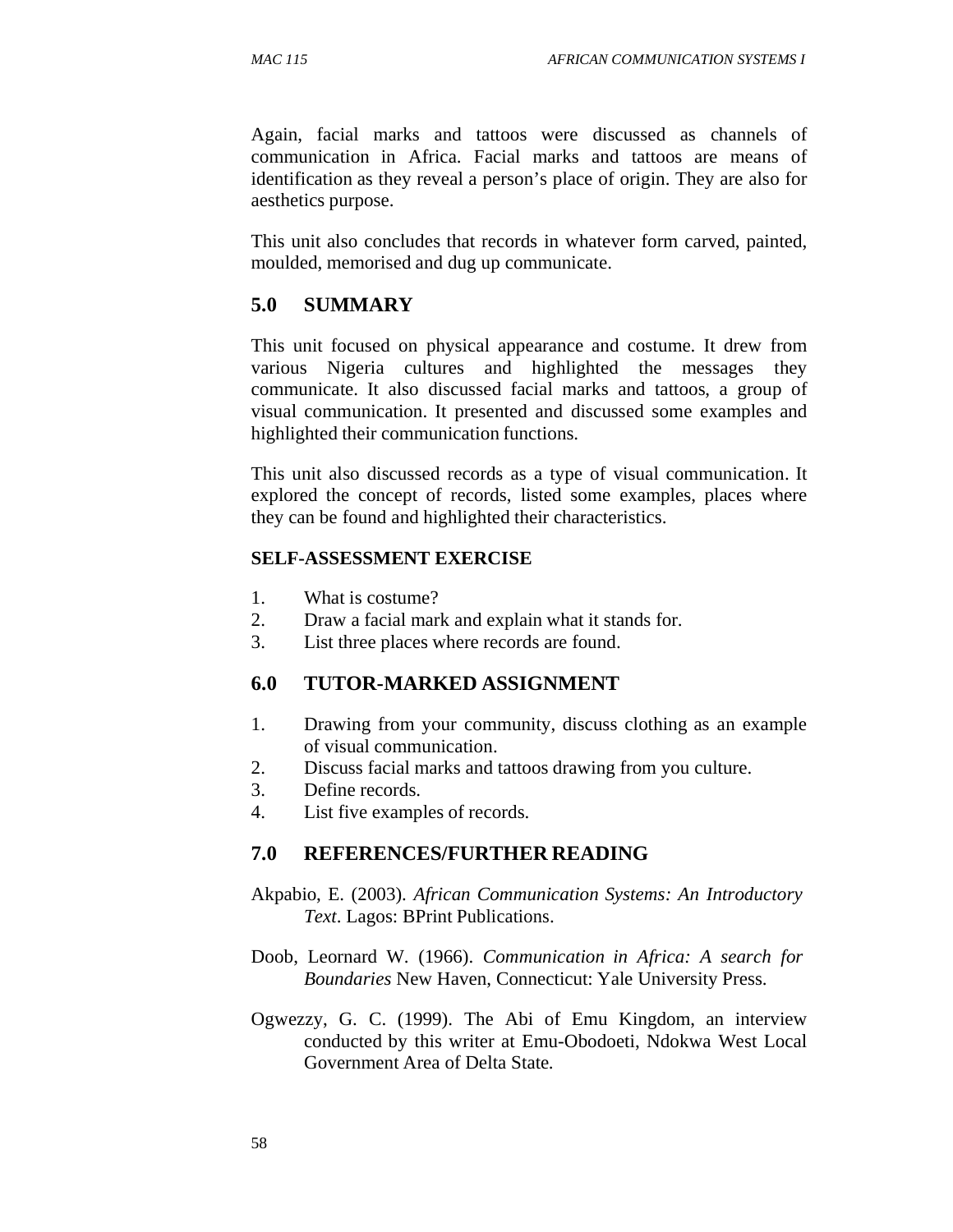Again, facial marks and tattoos were discussed as channels of communication in Africa. Facial marks and tattoos are means of identification as they reveal a person's place of origin. They are also for aesthetics purpose.

This unit also concludes that records in whatever form carved, painted, moulded, memorised and dug up communicate.

## 5.0 SUMMARY

This unit focused on physical appearance and costume. It drew from various Nigeria cultures and highlighted the messages they communicate. It also discussed facial marks and tattoos, a group of visual communication. It presented and discussed some examples and highlighted their communication functions.

This unit also discussed records as a type of visual communication. It explored the concept of records, listed some examples, places where they can be found and highlighted their characteristics.

**SELF-ASSESSMENT EXERCISE**

1. What is costume?
2. Draw a facial mark and explain what it stands for.
3. List three places where records are found.

## 6.0 TUTOR-MARKED ASSIGNMENT

1. Drawing from your community, discuss clothing as an example of visual communication.
2. Discuss facial marks and tattoos drawing from you culture.
3. Define records.
4. List five examples of records.

## 7.0 REFERENCES/FURTHER READING

Akpabio, E. (2003). *African Communication Systems: An Introductory Text*. Lagos: BPrint Publications.

Doob, Leornard W. (1966). *Communication in Africa: A search for Boundaries* New Haven, Connecticut: Yale University Press.

Ogwezzy, G. C. (1999). The Abi of Emu Kingdom, an interview conducted by this writer at Emu-Obodoeti, Ndokwa West Local Government Area of Delta State.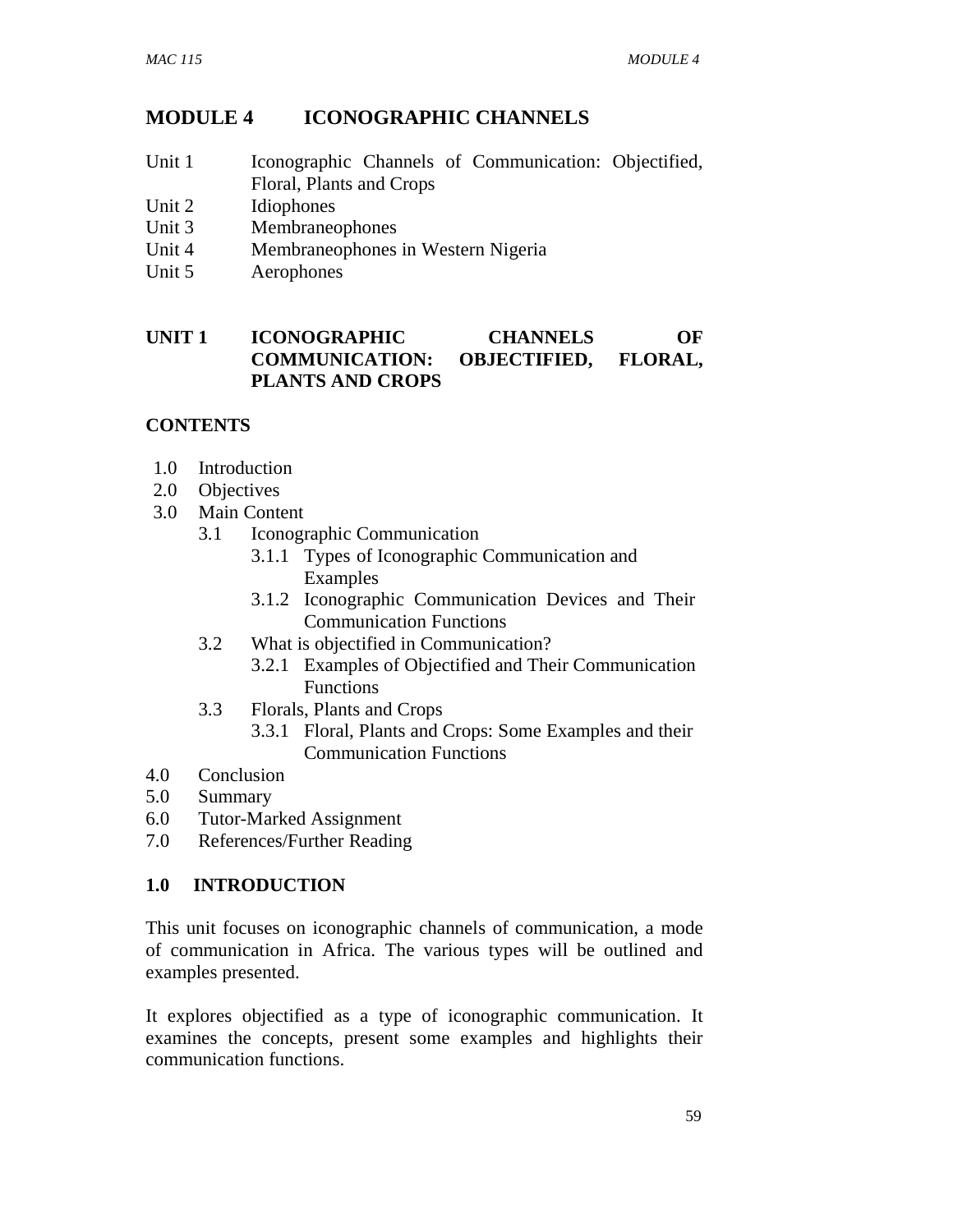# MODULE 4 ICONOGRAPHIC CHANNELS

Unit 1 Iconographic Channels of Communication: Objectified, Floral, Plants and Crops
Unit 2 Idiophones
Unit 3 Membraneophones
Unit 4 Membraneophones in Western Nigeria
Unit 5 Aerophones

## UNIT 1 ICONOGRAPHIC CHANNELS OF COMMUNICATION: OBJECTIFIED, FLORAL, PLANTS AND CROPS

### CONTENTS

1.0 Introduction
2.0 Objectives
3.0 Main Content
  3.1 Iconographic Communication
    3.1.1 Types of Iconographic Communication and Examples
    3.1.2 Iconographic Communication Devices and Their Communication Functions
  3.2 What is objectified in Communication?
    3.2.1 Examples of Objectified and Their Communication Functions
  3.3 Florals, Plants and Crops
    3.3.1 Floral, Plants and Crops: Some Examples and their Communication Functions
4.0 Conclusion
5.0 Summary
6.0 Tutor-Marked Assignment
7.0 References/Further Reading

### 1.0 INTRODUCTION

This unit focuses on iconographic channels of communication, a mode of communication in Africa. The various types will be outlined and examples presented.

It explores objectified as a type of iconographic communication. It examines the concepts, present some examples and highlights their communication functions.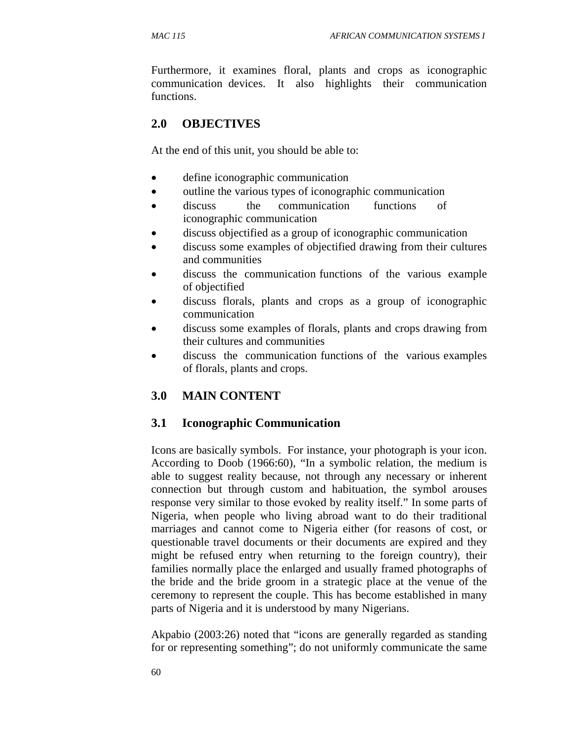Furthermore, it examines floral, plants and crops as iconographic communication devices. It also highlights their communication functions.

## 2.0 OBJECTIVES

At the end of this unit, you should be able to:

- define iconographic communication
- outline the various types of iconographic communication
- discuss the communication functions of iconographic communication
- discuss objectified as a group of iconographic communication
- discuss some examples of objectified drawing from their cultures and communities
- discuss the communication functions of the various example of objectified
- discuss florals, plants and crops as a group of iconographic communication
- discuss some examples of florals, plants and crops drawing from their cultures and communities
- discuss the communication functions of the various examples of florals, plants and crops.

## 3.0 MAIN CONTENT

### 3.1 Iconographic Communication

Icons are basically symbols. For instance, your photograph is your icon. According to Doob (1966:60), "In a symbolic relation, the medium is able to suggest reality because, not through any necessary or inherent connection but through custom and habituation, the symbol arouses response very similar to those evoked by reality itself." In some parts of Nigeria, when people who living abroad want to do their traditional marriages and cannot come to Nigeria either (for reasons of cost, or questionable travel documents or their documents are expired and they might be refused entry when returning to the foreign country), their families normally place the enlarged and usually framed photographs of the bride and the bride groom in a strategic place at the venue of the ceremony to represent the couple. This has become established in many parts of Nigeria and it is understood by many Nigerians.

Akpabio (2003:26) noted that "icons are generally regarded as standing for or representing something"; do not uniformly communicate the same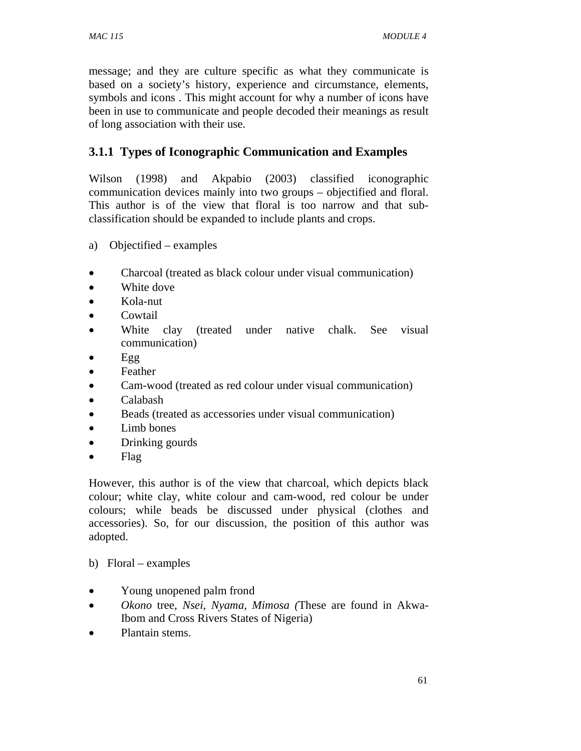message; and they are culture specific as what they communicate is based on a society's history, experience and circumstance, elements, symbols and icons . This might account for why a number of icons have been in use to communicate and people decoded their meanings as result of long association with their use.

### 3.1.1 Types of Iconographic Communication and Examples

Wilson (1998) and Akpabio (2003) classified iconographic communication devices mainly into two groups – objectified and floral. This author is of the view that floral is too narrow and that sub-classification should be expanded to include plants and crops.

a) Objectified – examples

- Charcoal (treated as black colour under visual communication)
- White dove
- Kola-nut
- Cowtail
- White clay (treated under native chalk. See visual communication)
- Egg
- Feather
- Cam-wood (treated as red colour under visual communication)
- Calabash
- Beads (treated as accessories under visual communication)
- Limb bones
- Drinking gourds
- Flag

However, this author is of the view that charcoal, which depicts black colour; white clay, white colour and cam-wood, red colour be under colours; while beads be discussed under physical (clothes and accessories). So, for our discussion, the position of this author was adopted.

b) Floral – examples

- Young unopened palm frond
- *Okono* tree, *Nsei*, *Nyama*, *Mimosa (*These are found in Akwa-Ibom and Cross Rivers States of Nigeria)
- Plantain stems.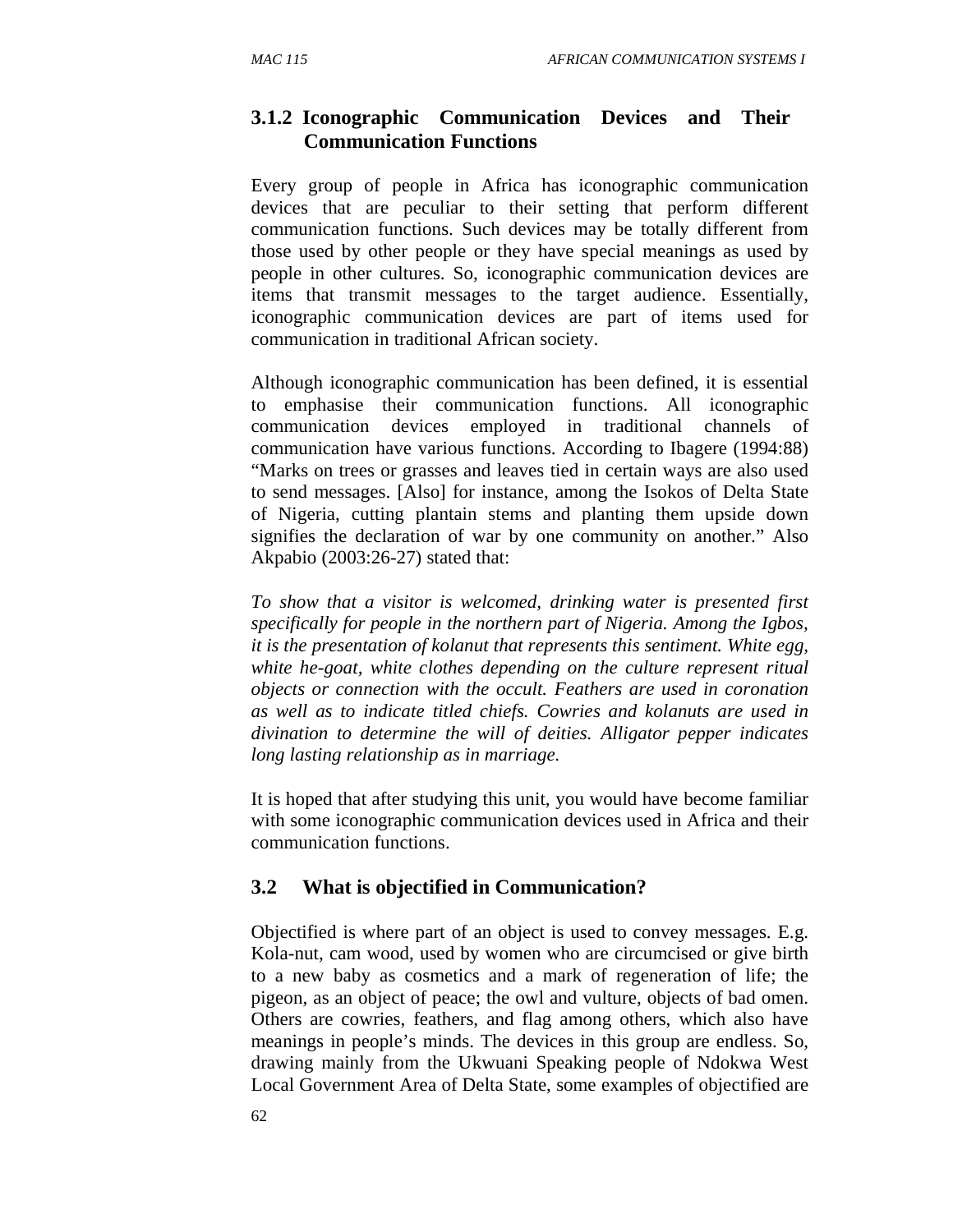### 3.1.2 Iconographic Communication Devices and Their Communication Functions

Every group of people in Africa has iconographic communication devices that are peculiar to their setting that perform different communication functions. Such devices may be totally different from those used by other people or they have special meanings as used by people in other cultures. So, iconographic communication devices are items that transmit messages to the target audience. Essentially, iconographic communication devices are part of items used for communication in traditional African society.

Although iconographic communication has been defined, it is essential to emphasise their communication functions. All iconographic communication devices employed in traditional channels of communication have various functions. According to Ibagere (1994:88) "Marks on trees or grasses and leaves tied in certain ways are also used to send messages. [Also] for instance, among the Isokos of Delta State of Nigeria, cutting plantain stems and planting them upside down signifies the declaration of war by one community on another." Also Akpabio (2003:26-27) stated that:

*To show that a visitor is welcomed, drinking water is presented first specifically for people in the northern part of Nigeria. Among the Igbos, it is the presentation of kolanut that represents this sentiment. White egg, white he-goat, white clothes depending on the culture represent ritual objects or connection with the occult. Feathers are used in coronation as well as to indicate titled chiefs. Cowries and kolanuts are used in divination to determine the will of deities. Alligator pepper indicates long lasting relationship as in marriage.*

It is hoped that after studying this unit, you would have become familiar with some iconographic communication devices used in Africa and their communication functions.

## 3.2 What is objectified in Communication?

Objectified is where part of an object is used to convey messages. E.g. Kola-nut, cam wood, used by women who are circumcised or give birth to a new baby as cosmetics and a mark of regeneration of life; the pigeon, as an object of peace; the owl and vulture, objects of bad omen. Others are cowries, feathers, and flag among others, which also have meanings in people's minds. The devices in this group are endless. So, drawing mainly from the Ukwuani Speaking people of Ndokwa West Local Government Area of Delta State, some examples of objectified are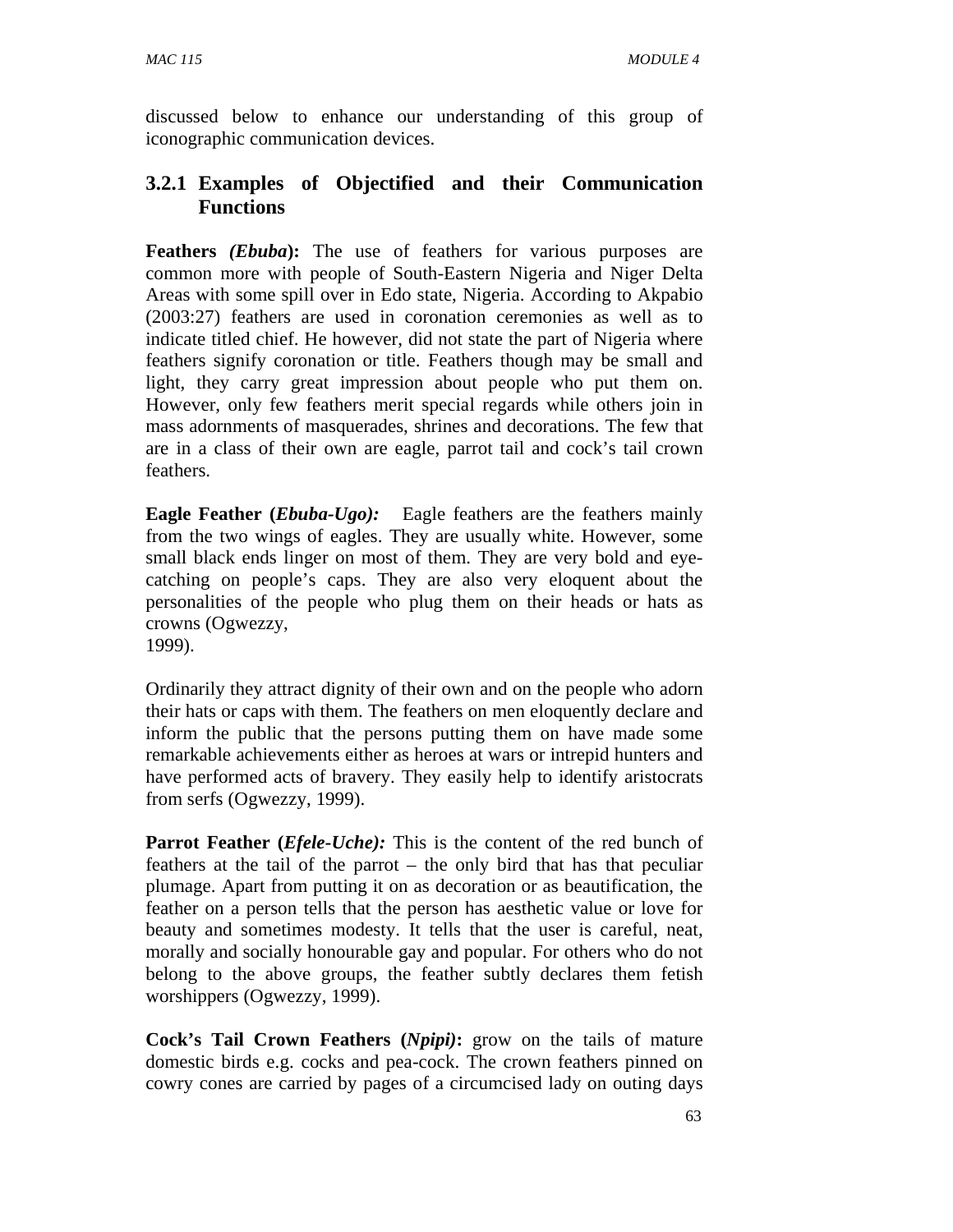discussed below to enhance our understanding of this group of iconographic communication devices.

### 3.2.1 Examples of Objectified and their Communication Functions

**Feathers *(Ebuba*):** The use of feathers for various purposes are common more with people of South-Eastern Nigeria and Niger Delta Areas with some spill over in Edo state, Nigeria. According to Akpabio (2003:27) feathers are used in coronation ceremonies as well as to indicate titled chief. He however, did not state the part of Nigeria where feathers signify coronation or title. Feathers though may be small and light, they carry great impression about people who put them on. However, only few feathers merit special regards while others join in mass adornments of masquerades, shrines and decorations. The few that are in a class of their own are eagle, parrot tail and cock's tail crown feathers.

**Eagle Feather (*Ebuba-Ugo):*** Eagle feathers are the feathers mainly from the two wings of eagles. They are usually white. However, some small black ends linger on most of them. They are very bold and eye-catching on people's caps. They are also very eloquent about the personalities of the people who plug them on their heads or hats as crowns (Ogwezzy, 1999).

Ordinarily they attract dignity of their own and on the people who adorn their hats or caps with them. The feathers on men eloquently declare and inform the public that the persons putting them on have made some remarkable achievements either as heroes at wars or intrepid hunters and have performed acts of bravery. They easily help to identify aristocrats from serfs (Ogwezzy, 1999).

**Parrot Feather (*Efele-Uche):*** This is the content of the red bunch of feathers at the tail of the parrot – the only bird that has that peculiar plumage. Apart from putting it on as decoration or as beautification, the feather on a person tells that the person has aesthetic value or love for beauty and sometimes modesty. It tells that the user is careful, neat, morally and socially honourable gay and popular. For others who do not belong to the above groups, the feather subtly declares them fetish worshippers (Ogwezzy, 1999).

**Cock's Tail Crown Feathers (*Npipi)*:** grow on the tails of mature domestic birds e.g. cocks and pea-cock. The crown feathers pinned on cowry cones are carried by pages of a circumcised lady on outing days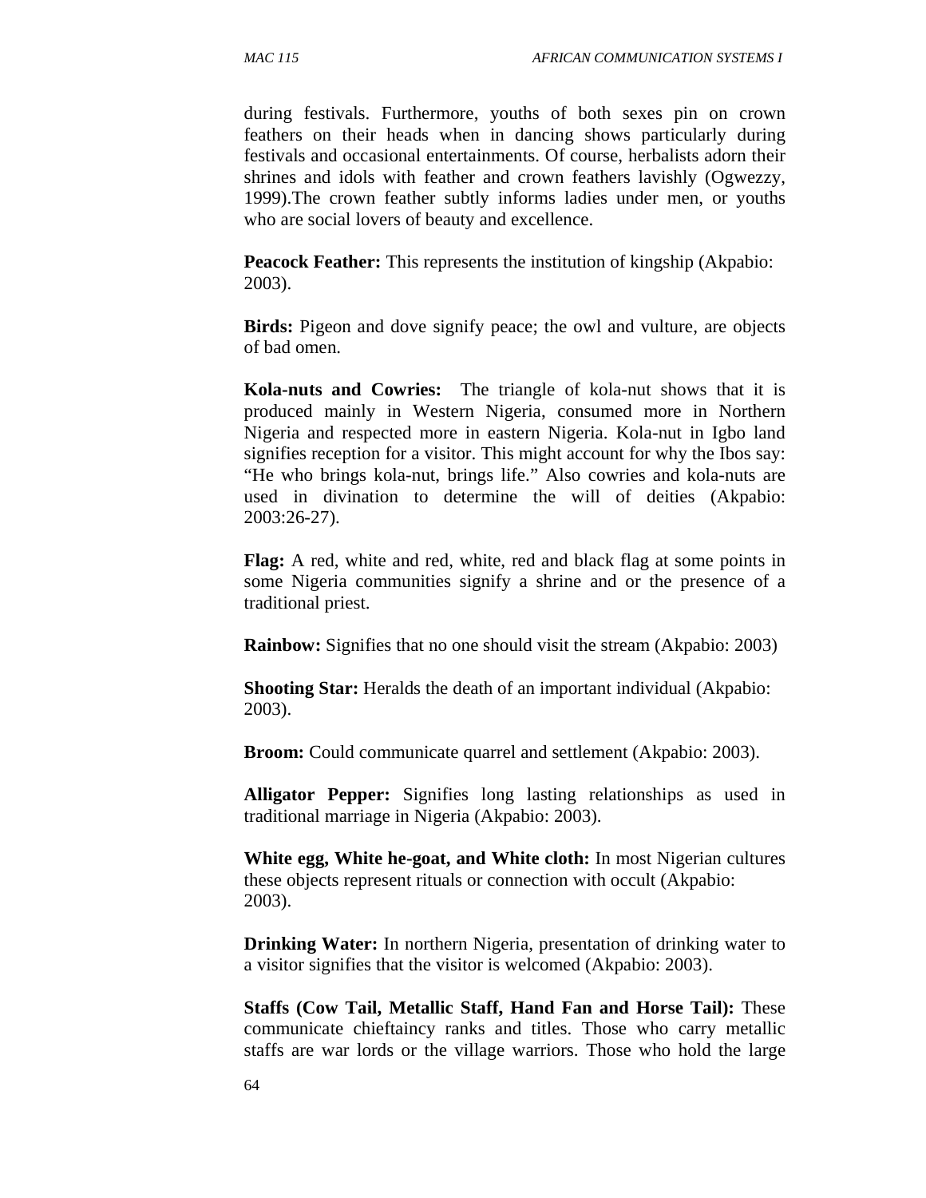during festivals. Furthermore, youths of both sexes pin on crown feathers on their heads when in dancing shows particularly during festivals and occasional entertainments. Of course, herbalists adorn their shrines and idols with feather and crown feathers lavishly (Ogwezzy, 1999).The crown feather subtly informs ladies under men, or youths who are social lovers of beauty and excellence.

**Peacock Feather:** This represents the institution of kingship (Akpabio: 2003).

**Birds:** Pigeon and dove signify peace; the owl and vulture, are objects of bad omen.

**Kola-nuts and Cowries:** The triangle of kola-nut shows that it is produced mainly in Western Nigeria, consumed more in Northern Nigeria and respected more in eastern Nigeria. Kola-nut in Igbo land signifies reception for a visitor. This might account for why the Ibos say: "He who brings kola-nut, brings life." Also cowries and kola-nuts are used in divination to determine the will of deities (Akpabio: 2003:26-27).

**Flag:** A red, white and red, white, red and black flag at some points in some Nigeria communities signify a shrine and or the presence of a traditional priest.

**Rainbow:** Signifies that no one should visit the stream (Akpabio: 2003)

**Shooting Star:** Heralds the death of an important individual (Akpabio: 2003).

**Broom:** Could communicate quarrel and settlement (Akpabio: 2003).

**Alligator Pepper:** Signifies long lasting relationships as used in traditional marriage in Nigeria (Akpabio: 2003).

**White egg, White he-goat, and White cloth:** In most Nigerian cultures these objects represent rituals or connection with occult (Akpabio: 2003).

**Drinking Water:** In northern Nigeria, presentation of drinking water to a visitor signifies that the visitor is welcomed (Akpabio: 2003).

**Staffs (Cow Tail, Metallic Staff, Hand Fan and Horse Tail):** These communicate chieftaincy ranks and titles. Those who carry metallic staffs are war lords or the village warriors. Those who hold the large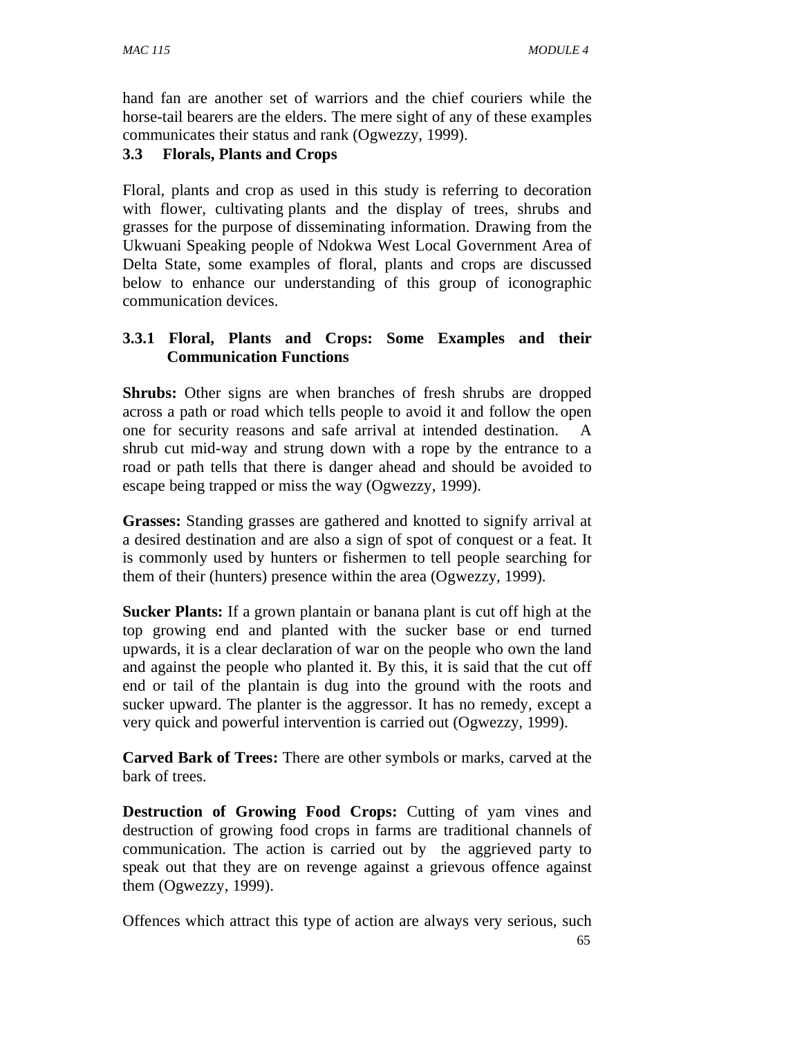hand fan are another set of warriors and the chief couriers while the horse-tail bearers are the elders. The mere sight of any of these examples communicates their status and rank (Ogwezzy, 1999).

### 3.3 Florals, Plants and Crops

Floral, plants and crop as used in this study is referring to decoration with flower, cultivating plants and the display of trees, shrubs and grasses for the purpose of disseminating information. Drawing from the Ukwuani Speaking people of Ndokwa West Local Government Area of Delta State, some examples of floral, plants and crops are discussed below to enhance our understanding of this group of iconographic communication devices.

#### 3.3.1 Floral, Plants and Crops: Some Examples and their Communication Functions

**Shrubs:** Other signs are when branches of fresh shrubs are dropped across a path or road which tells people to avoid it and follow the open one for security reasons and safe arrival at intended destination. A shrub cut mid-way and strung down with a rope by the entrance to a road or path tells that there is danger ahead and should be avoided to escape being trapped or miss the way (Ogwezzy, 1999).

**Grasses:** Standing grasses are gathered and knotted to signify arrival at a desired destination and are also a sign of spot of conquest or a feat. It is commonly used by hunters or fishermen to tell people searching for them of their (hunters) presence within the area (Ogwezzy, 1999).

**Sucker Plants:** If a grown plantain or banana plant is cut off high at the top growing end and planted with the sucker base or end turned upwards, it is a clear declaration of war on the people who own the land and against the people who planted it. By this, it is said that the cut off end or tail of the plantain is dug into the ground with the roots and sucker upward. The planter is the aggressor. It has no remedy, except a very quick and powerful intervention is carried out (Ogwezzy, 1999).

**Carved Bark of Trees:** There are other symbols or marks, carved at the bark of trees.

**Destruction of Growing Food Crops:** Cutting of yam vines and destruction of growing food crops in farms are traditional channels of communication. The action is carried out by the aggrieved party to speak out that they are on revenge against a grievous offence against them (Ogwezzy, 1999).

Offences which attract this type of action are always very serious, such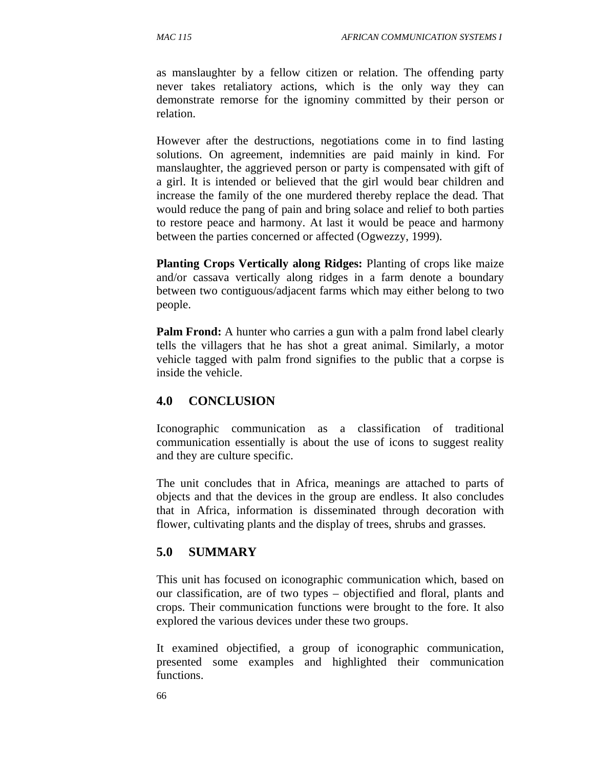as manslaughter by a fellow citizen or relation. The offending party never takes retaliatory actions, which is the only way they can demonstrate remorse for the ignominy committed by their person or relation.

However after the destructions, negotiations come in to find lasting solutions. On agreement, indemnities are paid mainly in kind. For manslaughter, the aggrieved person or party is compensated with gift of a girl. It is intended or believed that the girl would bear children and increase the family of the one murdered thereby replace the dead. That would reduce the pang of pain and bring solace and relief to both parties to restore peace and harmony. At last it would be peace and harmony between the parties concerned or affected (Ogwezzy, 1999).

**Planting Crops Vertically along Ridges:** Planting of crops like maize and/or cassava vertically along ridges in a farm denote a boundary between two contiguous/adjacent farms which may either belong to two people.

**Palm Frond:** A hunter who carries a gun with a palm frond label clearly tells the villagers that he has shot a great animal. Similarly, a motor vehicle tagged with palm frond signifies to the public that a corpse is inside the vehicle.

## 4.0 CONCLUSION

Iconographic communication as a classification of traditional communication essentially is about the use of icons to suggest reality and they are culture specific.

The unit concludes that in Africa, meanings are attached to parts of objects and that the devices in the group are endless. It also concludes that in Africa, information is disseminated through decoration with flower, cultivating plants and the display of trees, shrubs and grasses.

## 5.0 SUMMARY

This unit has focused on iconographic communication which, based on our classification, are of two types – objectified and floral, plants and crops. Their communication functions were brought to the fore. It also explored the various devices under these two groups.

It examined objectified, a group of iconographic communication, presented some examples and highlighted their communication functions.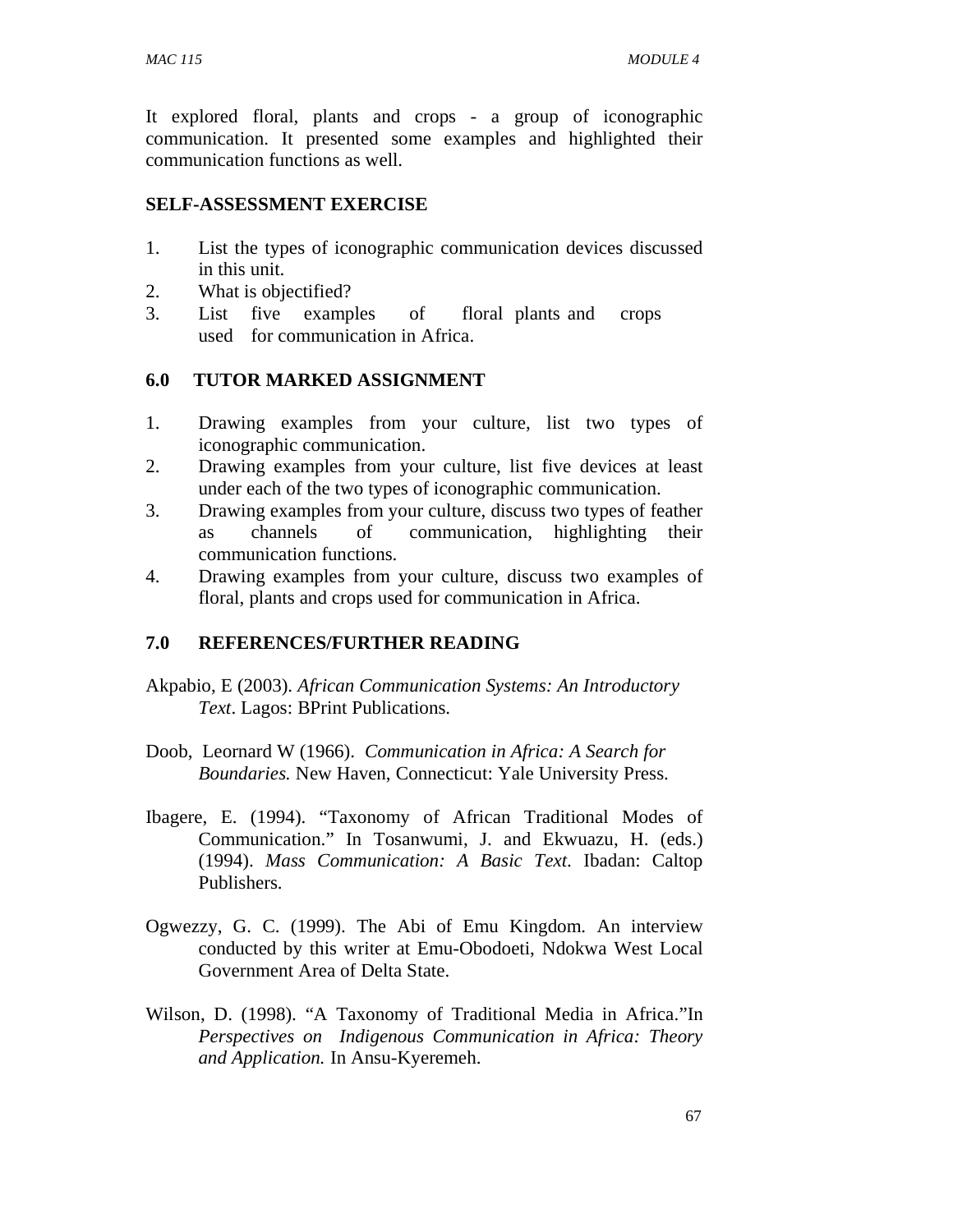It explored floral, plants and crops - a group of iconographic communication. It presented some examples and highlighted their communication functions as well.

## SELF-ASSESSMENT EXERCISE

1. List the types of iconographic communication devices discussed in this unit.
2. What is objectified?
3. List five examples of floral plants and crops used for communication in Africa.

## 6.0 TUTOR MARKED ASSIGNMENT

1. Drawing examples from your culture, list two types of iconographic communication.
2. Drawing examples from your culture, list five devices at least under each of the two types of iconographic communication.
3. Drawing examples from your culture, discuss two types of feather as channels of communication, highlighting their communication functions.
4. Drawing examples from your culture, discuss two examples of floral, plants and crops used for communication in Africa.

## 7.0 REFERENCES/FURTHER READING

Akpabio, E (2003). *African Communication Systems: An Introductory Text*. Lagos: BPrint Publications.

Doob, Leornard W (1966). *Communication in Africa: A Search for Boundaries.* New Haven, Connecticut: Yale University Press.

Ibagere, E. (1994). "Taxonomy of African Traditional Modes of Communication." In Tosanwumi, J. and Ekwuazu, H. (eds.) (1994). *Mass Communication: A Basic Text.* Ibadan: Caltop Publishers.

Ogwezzy, G. C. (1999). The Abi of Emu Kingdom. An interview conducted by this writer at Emu-Obodoeti, Ndokwa West Local Government Area of Delta State.

Wilson, D. (1998). "A Taxonomy of Traditional Media in Africa."In *Perspectives on Indigenous Communication in Africa: Theory and Application.* In Ansu-Kyeremeh.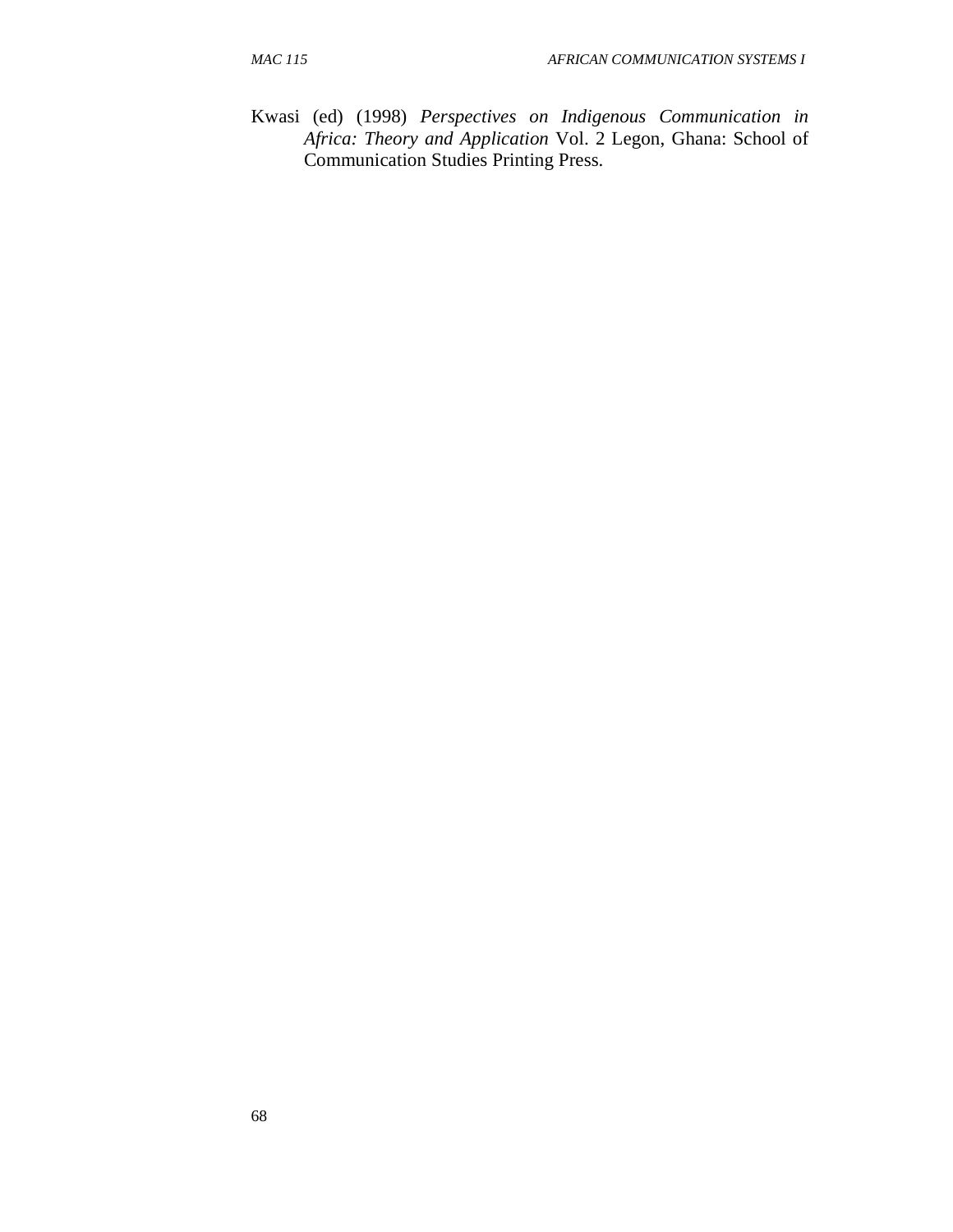Kwasi (ed) (1998) *Perspectives on Indigenous Communication in Africa: Theory and Application* Vol. 2 Legon, Ghana: School of Communication Studies Printing Press.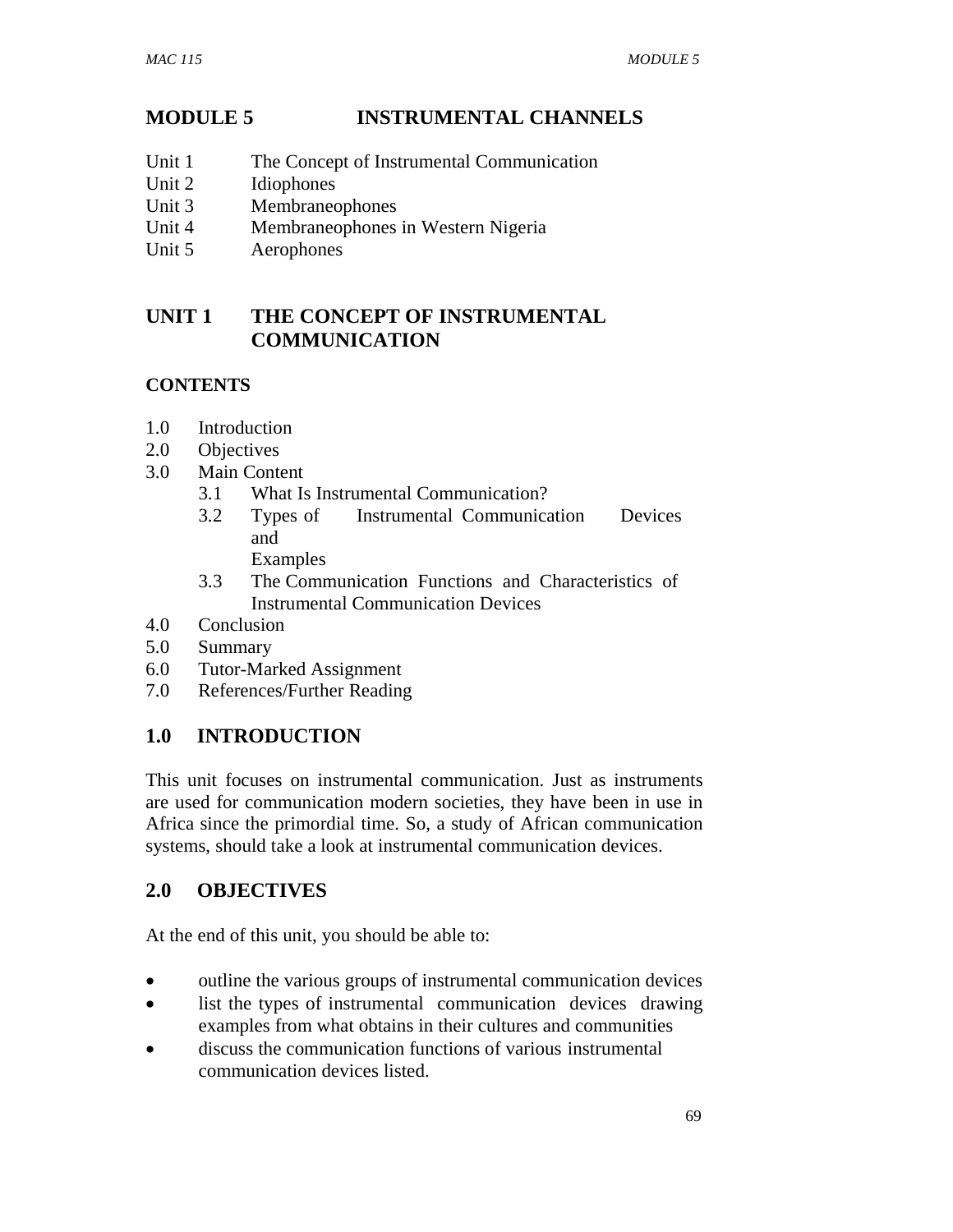# MODULE 5 INSTRUMENTAL CHANNELS

Unit 1 The Concept of Instrumental Communication
Unit 2 Idiophones
Unit 3 Membraneophones
Unit 4 Membraneophones in Western Nigeria
Unit 5 Aerophones

## UNIT 1 THE CONCEPT OF INSTRUMENTAL COMMUNICATION

### CONTENTS

- 1.0 Introduction
- 2.0 Objectives
- 3.0 Main Content
  - 3.1 What Is Instrumental Communication?
  - 3.2 Types of Instrumental Communication Devices and Examples
  - 3.3 The Communication Functions and Characteristics of Instrumental Communication Devices
- 4.0 Conclusion
- 5.0 Summary
- 6.0 Tutor-Marked Assignment
- 7.0 References/Further Reading

## 1.0 INTRODUCTION

This unit focuses on instrumental communication. Just as instruments are used for communication modern societies, they have been in use in Africa since the primordial time. So, a study of African communication systems, should take a look at instrumental communication devices.

## 2.0 OBJECTIVES

At the end of this unit, you should be able to:

- outline the various groups of instrumental communication devices
- list the types of instrumental communication devices drawing examples from what obtains in their cultures and communities
- discuss the communication functions of various instrumental communication devices listed.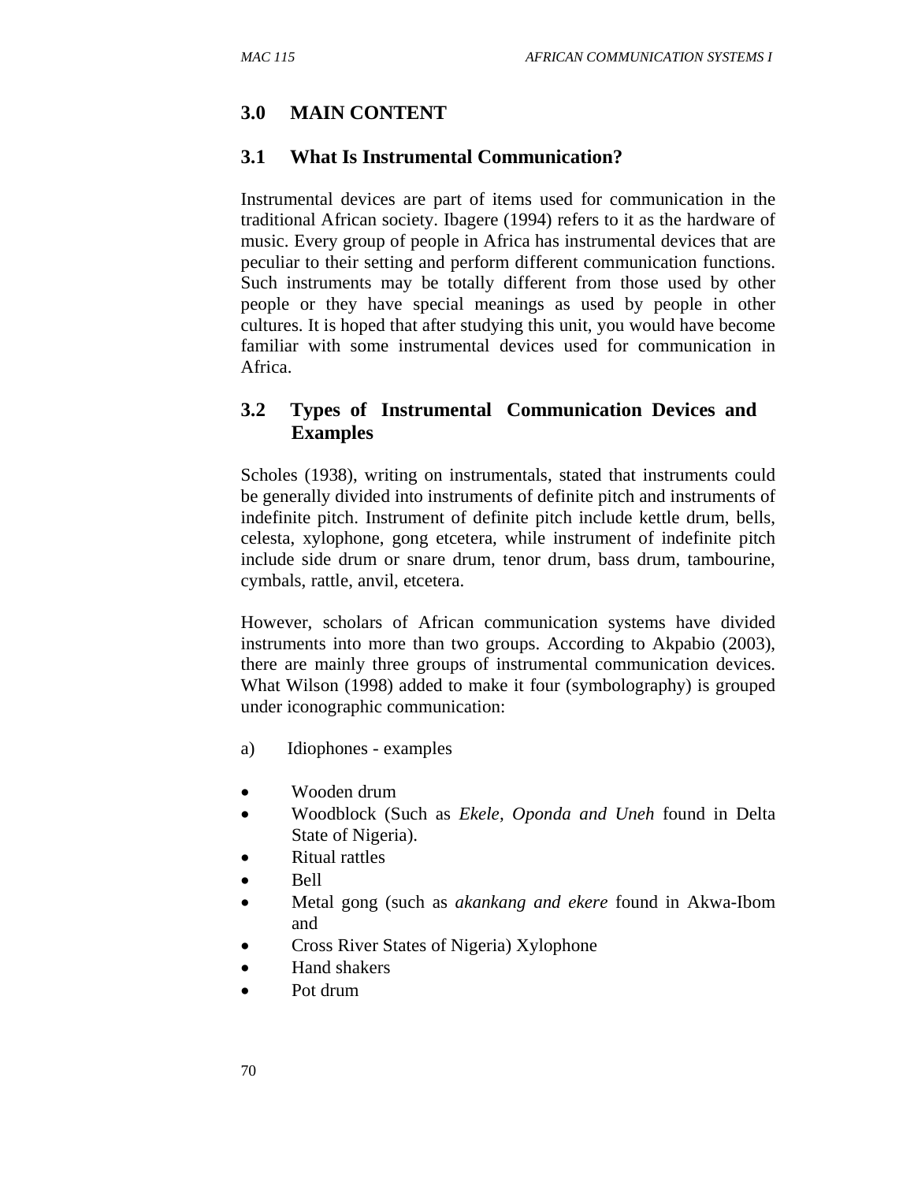## 3.0 MAIN CONTENT

### 3.1 What Is Instrumental Communication?

Instrumental devices are part of items used for communication in the traditional African society. Ibagere (1994) refers to it as the hardware of music. Every group of people in Africa has instrumental devices that are peculiar to their setting and perform different communication functions. Such instruments may be totally different from those used by other people or they have special meanings as used by people in other cultures. It is hoped that after studying this unit, you would have become familiar with some instrumental devices used for communication in Africa.

### 3.2 Types of Instrumental Communication Devices and Examples

Scholes (1938), writing on instrumentals, stated that instruments could be generally divided into instruments of definite pitch and instruments of indefinite pitch. Instrument of definite pitch include kettle drum, bells, celesta, xylophone, gong etcetera, while instrument of indefinite pitch include side drum or snare drum, tenor drum, bass drum, tambourine, cymbals, rattle, anvil, etcetera.

However, scholars of African communication systems have divided instruments into more than two groups. According to Akpabio (2003), there are mainly three groups of instrumental communication devices. What Wilson (1998) added to make it four (symbolography) is grouped under iconographic communication:

a) Idiophones - examples

- Wooden drum
- Woodblock (Such as *Ekele, Oponda and Uneh* found in Delta State of Nigeria).
- Ritual rattles
- Bell
- Metal gong (such as *akankang and ekere* found in Akwa-Ibom and
- Cross River States of Nigeria) Xylophone
- Hand shakers
- Pot drum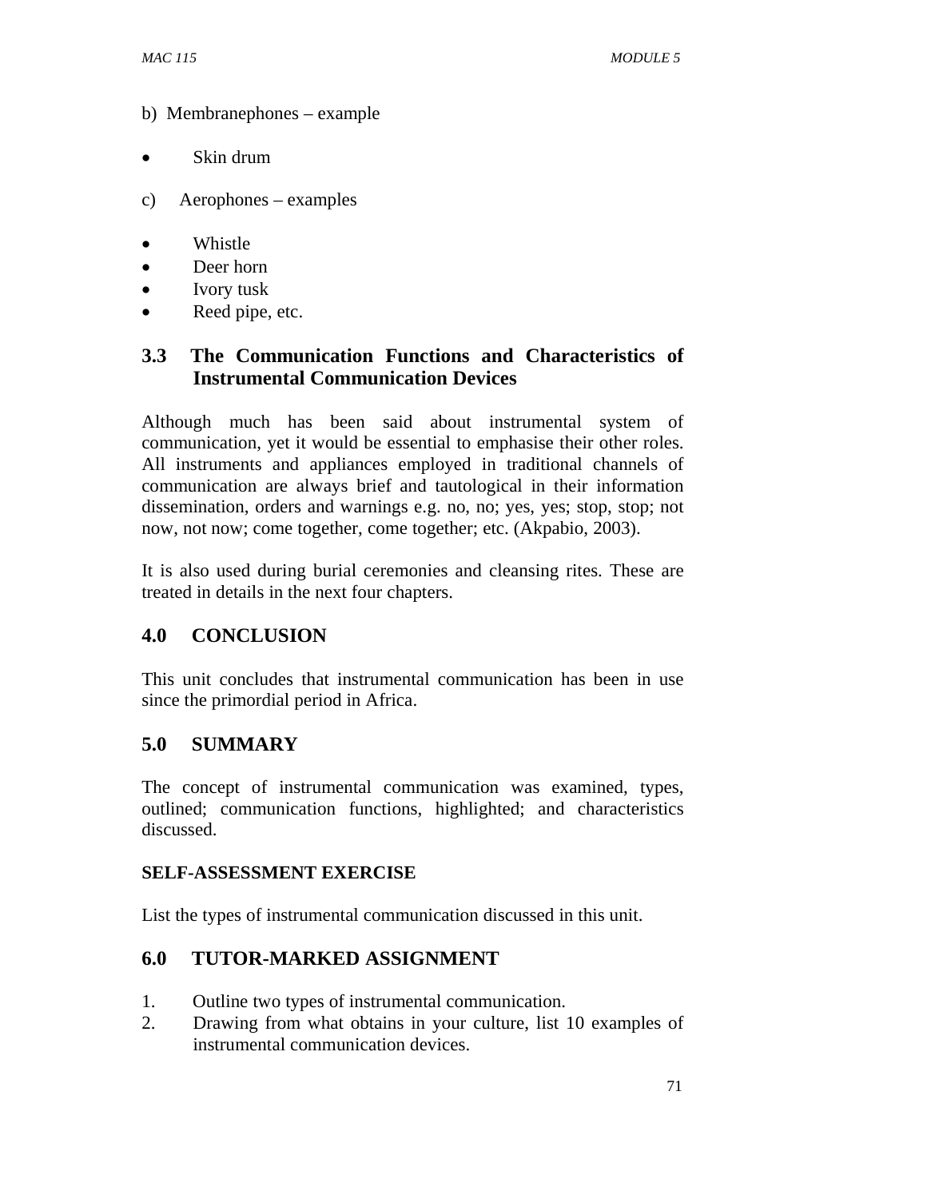b) Membranephones – example

- Skin drum

c) Aerophones – examples

- Whistle
- Deer horn
- Ivory tusk
- Reed pipe, etc.

## 3.3 The Communication Functions and Characteristics of Instrumental Communication Devices

Although much has been said about instrumental system of communication, yet it would be essential to emphasise their other roles. All instruments and appliances employed in traditional channels of communication are always brief and tautological in their information dissemination, orders and warnings e.g. no, no; yes, yes; stop, stop; not now, not now; come together, come together; etc. (Akpabio, 2003).

It is also used during burial ceremonies and cleansing rites. These are treated in details in the next four chapters.

## 4.0 CONCLUSION

This unit concludes that instrumental communication has been in use since the primordial period in Africa.

## 5.0 SUMMARY

The concept of instrumental communication was examined, types, outlined; communication functions, highlighted; and characteristics discussed.

### SELF-ASSESSMENT EXERCISE

List the types of instrumental communication discussed in this unit.

## 6.0 TUTOR-MARKED ASSIGNMENT

1. Outline two types of instrumental communication.
2. Drawing from what obtains in your culture, list 10 examples of instrumental communication devices.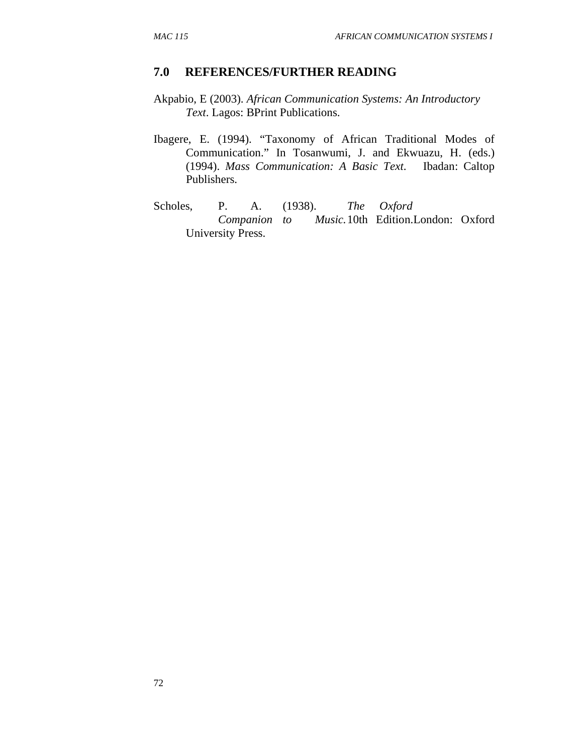## 7.0 REFERENCES/FURTHER READING

Akpabio, E (2003). *African Communication Systems: An Introductory Text*. Lagos: BPrint Publications.

Ibagere, E. (1994). "Taxonomy of African Traditional Modes of Communication." In Tosanwumi, J. and Ekwuazu, H. (eds.) (1994). *Mass Communication: A Basic Text.* Ibadan: Caltop Publishers.

Scholes, P. A. (1938). *The Oxford Companion to Music.* 10th Edition.London: Oxford University Press.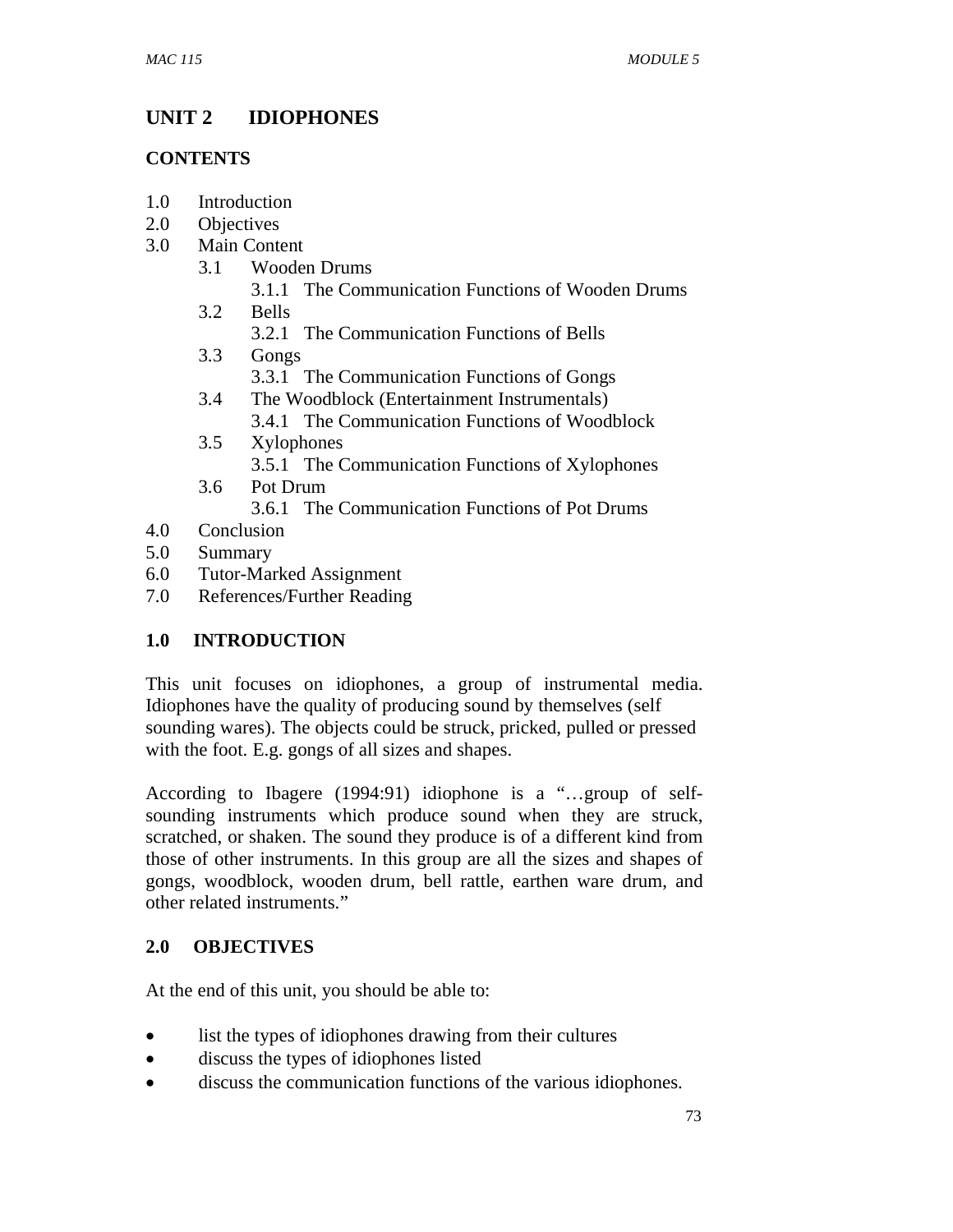# UNIT 2 IDIOPHONES

## CONTENTS

1.0 Introduction
2.0 Objectives
3.0 Main Content
   - 3.1 Wooden Drums
      - 3.1.1 The Communication Functions of Wooden Drums
   - 3.2 Bells
      - 3.2.1 The Communication Functions of Bells
   - 3.3 Gongs
      - 3.3.1 The Communication Functions of Gongs
   - 3.4 The Woodblock (Entertainment Instrumentals)
      - 3.4.1 The Communication Functions of Woodblock
   - 3.5 Xylophones
      - 3.5.1 The Communication Functions of Xylophones
   - 3.6 Pot Drum
      - 3.6.1 The Communication Functions of Pot Drums

4.0 Conclusion
5.0 Summary
6.0 Tutor-Marked Assignment
7.0 References/Further Reading

## 1.0 INTRODUCTION

This unit focuses on idiophones, a group of instrumental media. Idiophones have the quality of producing sound by themselves (self sounding wares). The objects could be struck, pricked, pulled or pressed with the foot. E.g. gongs of all sizes and shapes.

According to Ibagere (1994:91) idiophone is a "…group of self-sounding instruments which produce sound when they are struck, scratched, or shaken. The sound they produce is of a different kind from those of other instruments. In this group are all the sizes and shapes of gongs, woodblock, wooden drum, bell rattle, earthen ware drum, and other related instruments."

## 2.0 OBJECTIVES

At the end of this unit, you should be able to:

- list the types of idiophones drawing from their cultures
- discuss the types of idiophones listed
- discuss the communication functions of the various idiophones.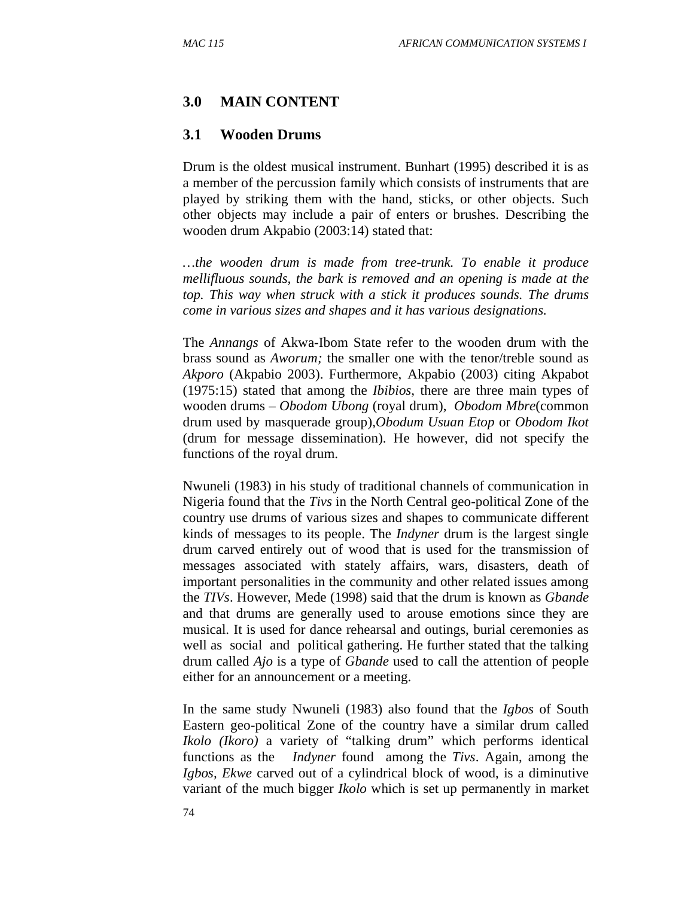## 3.0 MAIN CONTENT

### 3.1 Wooden Drums

Drum is the oldest musical instrument. Bunhart (1995) described it is as a member of the percussion family which consists of instruments that are played by striking them with the hand, sticks, or other objects. Such other objects may include a pair of enters or brushes. Describing the wooden drum Akpabio (2003:14) stated that:

*…the wooden drum is made from tree-trunk. To enable it produce mellifluous sounds, the bark is removed and an opening is made at the top. This way when struck with a stick it produces sounds. The drums come in various sizes and shapes and it has various designations.*

The *Annangs* of Akwa-Ibom State refer to the wooden drum with the brass sound as *Aworum;* the smaller one with the tenor/treble sound as *Akporo* (Akpabio 2003). Furthermore, Akpabio (2003) citing Akpabot (1975:15) stated that among the *Ibibios*, there are three main types of wooden drums – *Obodom Ubong* (royal drum), *Obodom Mbre*(common drum used by masquerade group),*Obodum Usuan Etop* or *Obodom Ikot* (drum for message dissemination). He however, did not specify the functions of the royal drum.

Nwuneli (1983) in his study of traditional channels of communication in Nigeria found that the *Tivs* in the North Central geo-political Zone of the country use drums of various sizes and shapes to communicate different kinds of messages to its people. The *Indyner* drum is the largest single drum carved entirely out of wood that is used for the transmission of messages associated with stately affairs, wars, disasters, death of important personalities in the community and other related issues among the *TIVs*. However, Mede (1998) said that the drum is known as *Gbande* and that drums are generally used to arouse emotions since they are musical. It is used for dance rehearsal and outings, burial ceremonies as well as social and political gathering. He further stated that the talking drum called *Ajo* is a type of *Gbande* used to call the attention of people either for an announcement or a meeting.

In the same study Nwuneli (1983) also found that the *Igbos* of South Eastern geo-political Zone of the country have a similar drum called *Ikolo (Ikoro)* a variety of "talking drum" which performs identical functions as the *Indyner* found among the *Tivs*. Again, among the *Igbos, Ekwe* carved out of a cylindrical block of wood, is a diminutive variant of the much bigger *Ikolo* which is set up permanently in market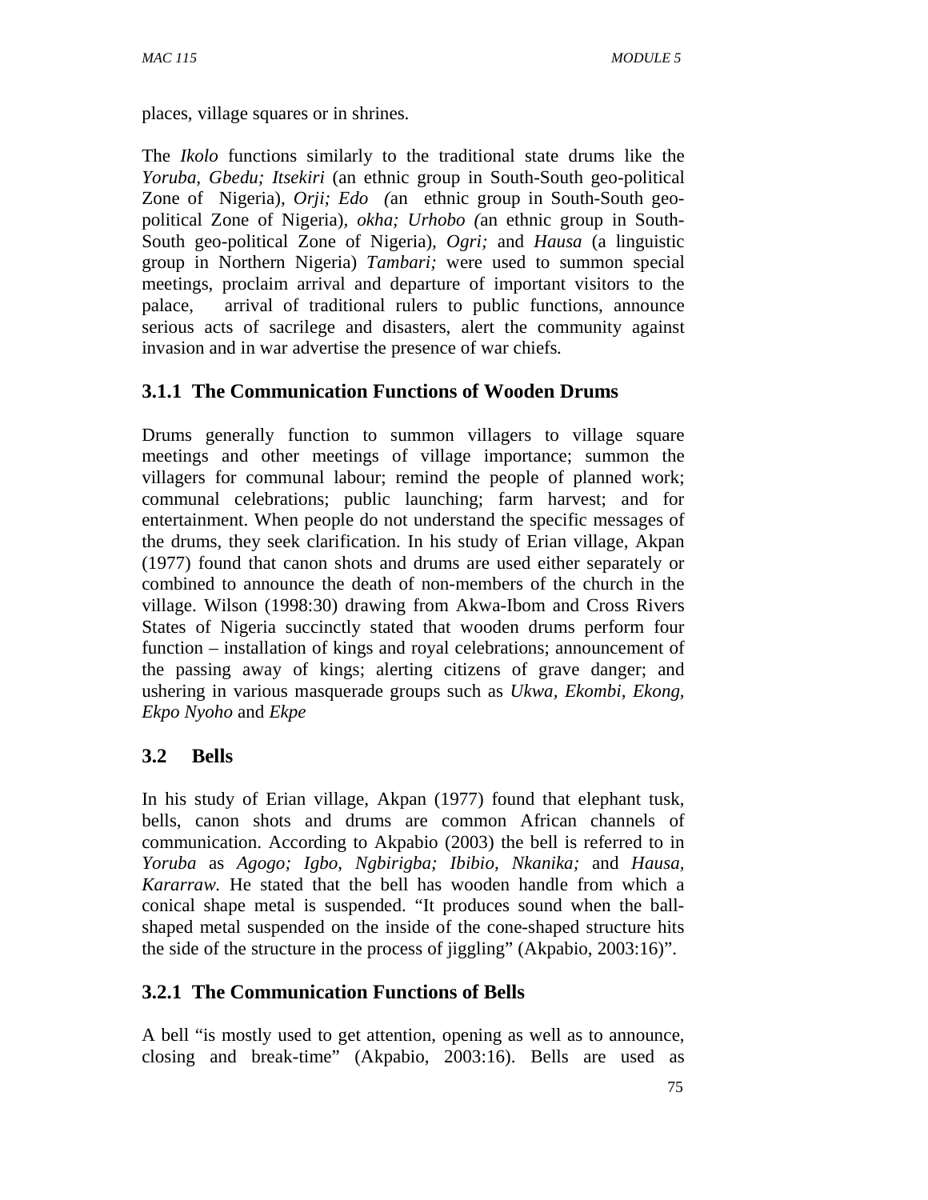places, village squares or in shrines.

The *Ikolo* functions similarly to the traditional state drums like the *Yoruba, Gbedu; Itsekiri* (an ethnic group in South-South geo-political Zone of Nigeria), *Orji; Edo (*an ethnic group in South-South geo-political Zone of Nigeria), *okha; Urhobo (*an ethnic group in South-South geo-political Zone of Nigeria), *Ogri;* and *Hausa* (a linguistic group in Northern Nigeria) *Tambari;* were used to summon special meetings, proclaim arrival and departure of important visitors to the palace, arrival of traditional rulers to public functions, announce serious acts of sacrilege and disasters, alert the community against invasion and in war advertise the presence of war chiefs.

### 3.1.1 The Communication Functions of Wooden Drums

Drums generally function to summon villagers to village square meetings and other meetings of village importance; summon the villagers for communal labour; remind the people of planned work; communal celebrations; public launching; farm harvest; and for entertainment. When people do not understand the specific messages of the drums, they seek clarification. In his study of Erian village, Akpan (1977) found that canon shots and drums are used either separately or combined to announce the death of non-members of the church in the village. Wilson (1998:30) drawing from Akwa-Ibom and Cross Rivers States of Nigeria succinctly stated that wooden drums perform four function – installation of kings and royal celebrations; announcement of the passing away of kings; alerting citizens of grave danger; and ushering in various masquerade groups such as *Ukwa*, *Ekombi*, *Ekong*, *Ekpo Nyoho* and *Ekpe*

## 3.2 Bells

In his study of Erian village, Akpan (1977) found that elephant tusk, bells, canon shots and drums are common African channels of communication. According to Akpabio (2003) the bell is referred to in *Yoruba* as *Agogo; Igbo, Ngbirigba; Ibibio, Nkanika;* and *Hausa, Kararraw.* He stated that the bell has wooden handle from which a conical shape metal is suspended. "It produces sound when the ball-shaped metal suspended on the inside of the cone-shaped structure hits the side of the structure in the process of jiggling" (Akpabio, 2003:16)".

### 3.2.1 The Communication Functions of Bells

A bell "is mostly used to get attention, opening as well as to announce, closing and break-time" (Akpabio, 2003:16). Bells are used as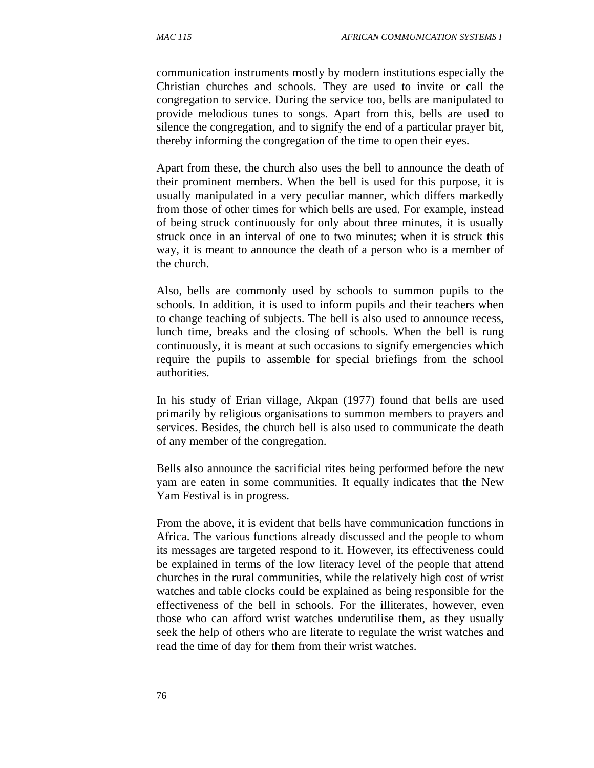communication instruments mostly by modern institutions especially the Christian churches and schools. They are used to invite or call the congregation to service. During the service too, bells are manipulated to provide melodious tunes to songs. Apart from this, bells are used to silence the congregation, and to signify the end of a particular prayer bit, thereby informing the congregation of the time to open their eyes.

Apart from these, the church also uses the bell to announce the death of their prominent members. When the bell is used for this purpose, it is usually manipulated in a very peculiar manner, which differs markedly from those of other times for which bells are used. For example, instead of being struck continuously for only about three minutes, it is usually struck once in an interval of one to two minutes; when it is struck this way, it is meant to announce the death of a person who is a member of the church.

Also, bells are commonly used by schools to summon pupils to the schools. In addition, it is used to inform pupils and their teachers when to change teaching of subjects. The bell is also used to announce recess, lunch time, breaks and the closing of schools. When the bell is rung continuously, it is meant at such occasions to signify emergencies which require the pupils to assemble for special briefings from the school authorities.

In his study of Erian village, Akpan (1977) found that bells are used primarily by religious organisations to summon members to prayers and services. Besides, the church bell is also used to communicate the death of any member of the congregation.

Bells also announce the sacrificial rites being performed before the new yam are eaten in some communities. It equally indicates that the New Yam Festival is in progress.

From the above, it is evident that bells have communication functions in Africa. The various functions already discussed and the people to whom its messages are targeted respond to it. However, its effectiveness could be explained in terms of the low literacy level of the people that attend churches in the rural communities, while the relatively high cost of wrist watches and table clocks could be explained as being responsible for the effectiveness of the bell in schools. For the illiterates, however, even those who can afford wrist watches underutilise them, as they usually seek the help of others who are literate to regulate the wrist watches and read the time of day for them from their wrist watches.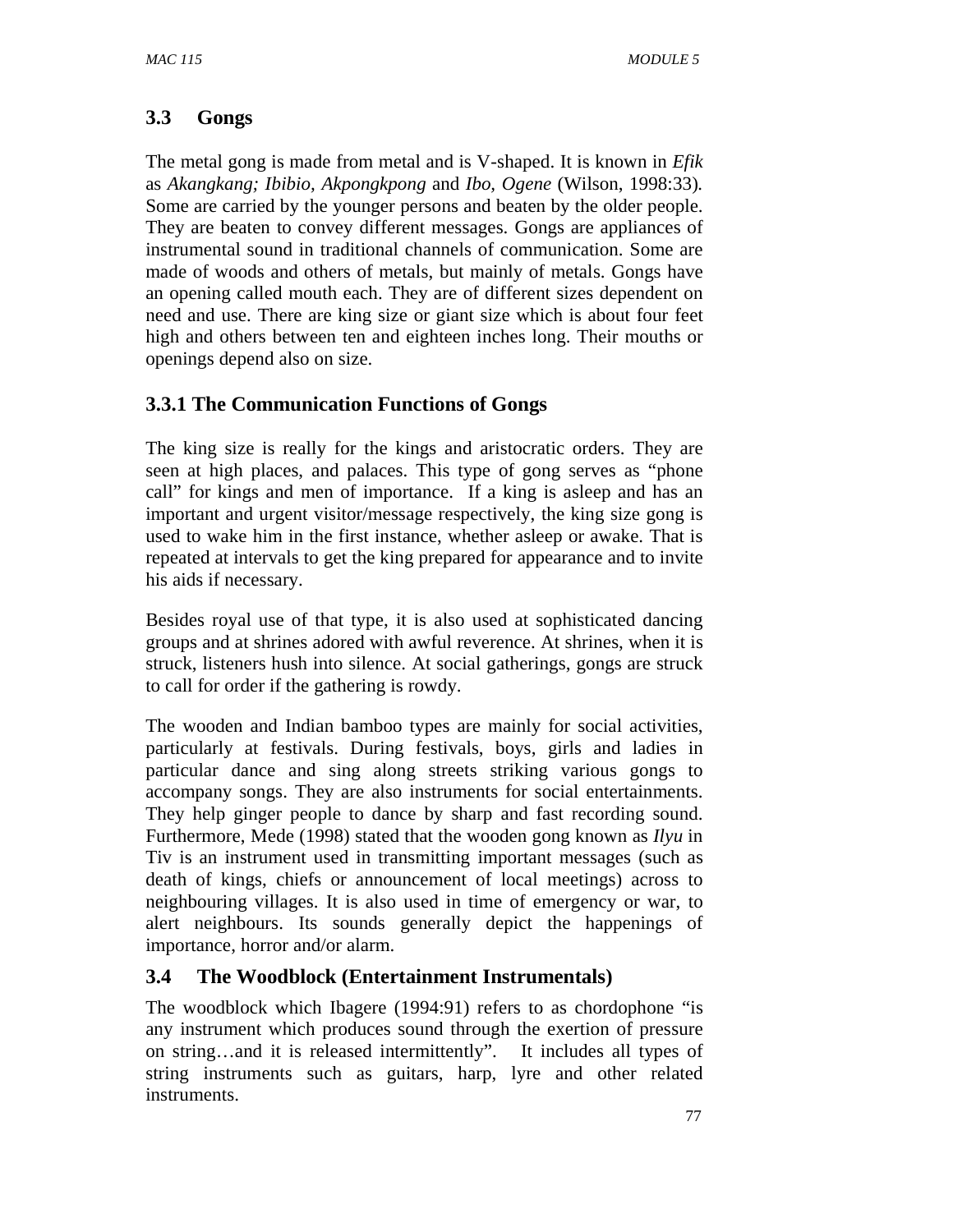## 3.3 Gongs

The metal gong is made from metal and is V-shaped. It is known in *Efik* as *Akangkang; Ibibio, Akpongkpong* and *Ibo, Ogene* (Wilson, 1998:33). Some are carried by the younger persons and beaten by the older people. They are beaten to convey different messages. Gongs are appliances of instrumental sound in traditional channels of communication. Some are made of woods and others of metals, but mainly of metals. Gongs have an opening called mouth each. They are of different sizes dependent on need and use. There are king size or giant size which is about four feet high and others between ten and eighteen inches long. Their mouths or openings depend also on size.

### 3.3.1 The Communication Functions of Gongs

The king size is really for the kings and aristocratic orders. They are seen at high places, and palaces. This type of gong serves as "phone call" for kings and men of importance. If a king is asleep and has an important and urgent visitor/message respectively, the king size gong is used to wake him in the first instance, whether asleep or awake. That is repeated at intervals to get the king prepared for appearance and to invite his aids if necessary.

Besides royal use of that type, it is also used at sophisticated dancing groups and at shrines adored with awful reverence. At shrines, when it is struck, listeners hush into silence. At social gatherings, gongs are struck to call for order if the gathering is rowdy.

The wooden and Indian bamboo types are mainly for social activities, particularly at festivals. During festivals, boys, girls and ladies in particular dance and sing along streets striking various gongs to accompany songs. They are also instruments for social entertainments. They help ginger people to dance by sharp and fast recording sound. Furthermore, Mede (1998) stated that the wooden gong known as *Ilyu* in Tiv is an instrument used in transmitting important messages (such as death of kings, chiefs or announcement of local meetings) across to neighbouring villages. It is also used in time of emergency or war, to alert neighbours. Its sounds generally depict the happenings of importance, horror and/or alarm.

## 3.4 The Woodblock (Entertainment Instrumentals)

The woodblock which Ibagere (1994:91) refers to as chordophone "is any instrument which produces sound through the exertion of pressure on string…and it is released intermittently". It includes all types of string instruments such as guitars, harp, lyre and other related instruments.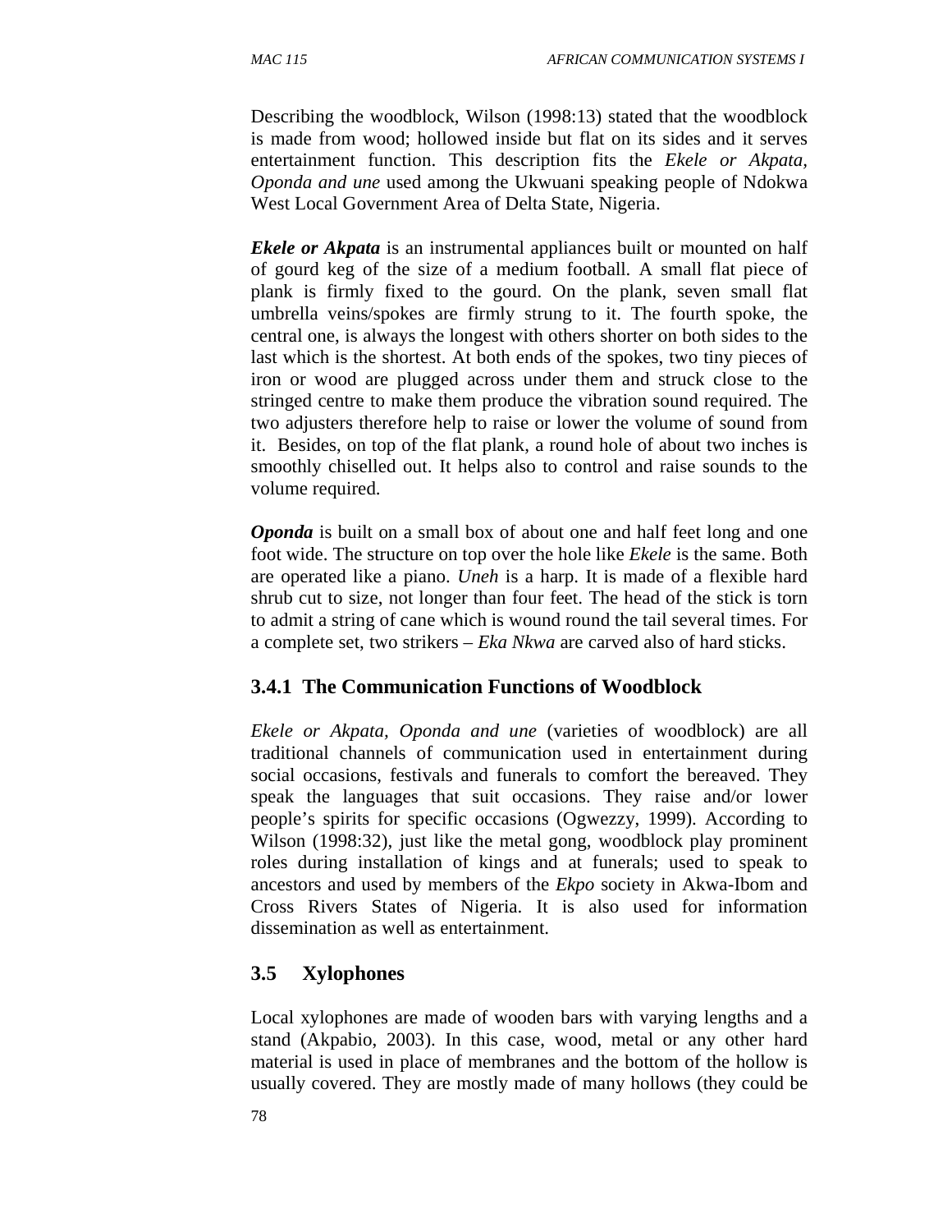Describing the woodblock, Wilson (1998:13) stated that the woodblock is made from wood; hollowed inside but flat on its sides and it serves entertainment function. This description fits the *Ekele or Akpata, Oponda and une* used among the Ukwuani speaking people of Ndokwa West Local Government Area of Delta State, Nigeria.

***Ekele or Akpata*** is an instrumental appliances built or mounted on half of gourd keg of the size of a medium football. A small flat piece of plank is firmly fixed to the gourd. On the plank, seven small flat umbrella veins/spokes are firmly strung to it. The fourth spoke, the central one, is always the longest with others shorter on both sides to the last which is the shortest. At both ends of the spokes, two tiny pieces of iron or wood are plugged across under them and struck close to the stringed centre to make them produce the vibration sound required. The two adjusters therefore help to raise or lower the volume of sound from it. Besides, on top of the flat plank, a round hole of about two inches is smoothly chiselled out. It helps also to control and raise sounds to the volume required.

***Oponda*** is built on a small box of about one and half feet long and one foot wide. The structure on top over the hole like *Ekele* is the same. Both are operated like a piano. *Uneh* is a harp. It is made of a flexible hard shrub cut to size, not longer than four feet. The head of the stick is torn to admit a string of cane which is wound round the tail several times. For a complete set, two strikers – *Eka Nkwa* are carved also of hard sticks.

### 3.4.1 The Communication Functions of Woodblock

*Ekele or Akpata, Oponda and une* (varieties of woodblock) are all traditional channels of communication used in entertainment during social occasions, festivals and funerals to comfort the bereaved. They speak the languages that suit occasions. They raise and/or lower people's spirits for specific occasions (Ogwezzy, 1999). According to Wilson (1998:32), just like the metal gong, woodblock play prominent roles during installation of kings and at funerals; used to speak to ancestors and used by members of the *Ekpo* society in Akwa-Ibom and Cross Rivers States of Nigeria. It is also used for information dissemination as well as entertainment.

## 3.5 Xylophones

Local xylophones are made of wooden bars with varying lengths and a stand (Akpabio, 2003). In this case, wood, metal or any other hard material is used in place of membranes and the bottom of the hollow is usually covered. They are mostly made of many hollows (they could be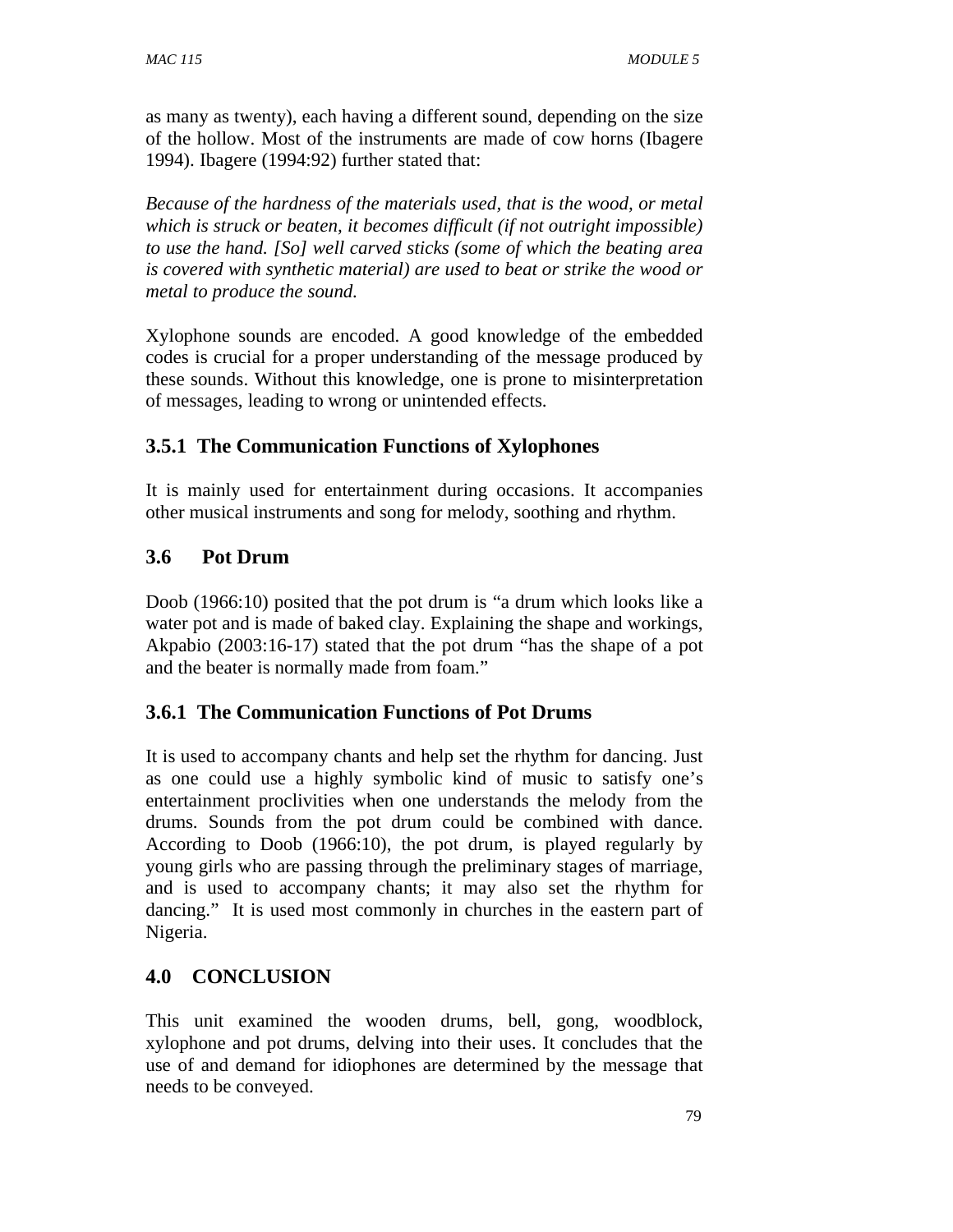as many as twenty), each having a different sound, depending on the size of the hollow. Most of the instruments are made of cow horns (Ibagere 1994). Ibagere (1994:92) further stated that:

*Because of the hardness of the materials used, that is the wood, or metal which is struck or beaten, it becomes difficult (if not outright impossible) to use the hand. [So] well carved sticks (some of which the beating area is covered with synthetic material) are used to beat or strike the wood or metal to produce the sound.*

Xylophone sounds are encoded. A good knowledge of the embedded codes is crucial for a proper understanding of the message produced by these sounds. Without this knowledge, one is prone to misinterpretation of messages, leading to wrong or unintended effects.

### 3.5.1 The Communication Functions of Xylophones

It is mainly used for entertainment during occasions. It accompanies other musical instruments and song for melody, soothing and rhythm.

## 3.6 Pot Drum

Doob (1966:10) posited that the pot drum is "a drum which looks like a water pot and is made of baked clay. Explaining the shape and workings, Akpabio (2003:16-17) stated that the pot drum "has the shape of a pot and the beater is normally made from foam."

### 3.6.1 The Communication Functions of Pot Drums

It is used to accompany chants and help set the rhythm for dancing. Just as one could use a highly symbolic kind of music to satisfy one's entertainment proclivities when one understands the melody from the drums. Sounds from the pot drum could be combined with dance. According to Doob (1966:10), the pot drum, is played regularly by young girls who are passing through the preliminary stages of marriage, and is used to accompany chants; it may also set the rhythm for dancing." It is used most commonly in churches in the eastern part of Nigeria.

## 4.0 CONCLUSION

This unit examined the wooden drums, bell, gong, woodblock, xylophone and pot drums, delving into their uses. It concludes that the use of and demand for idiophones are determined by the message that needs to be conveyed.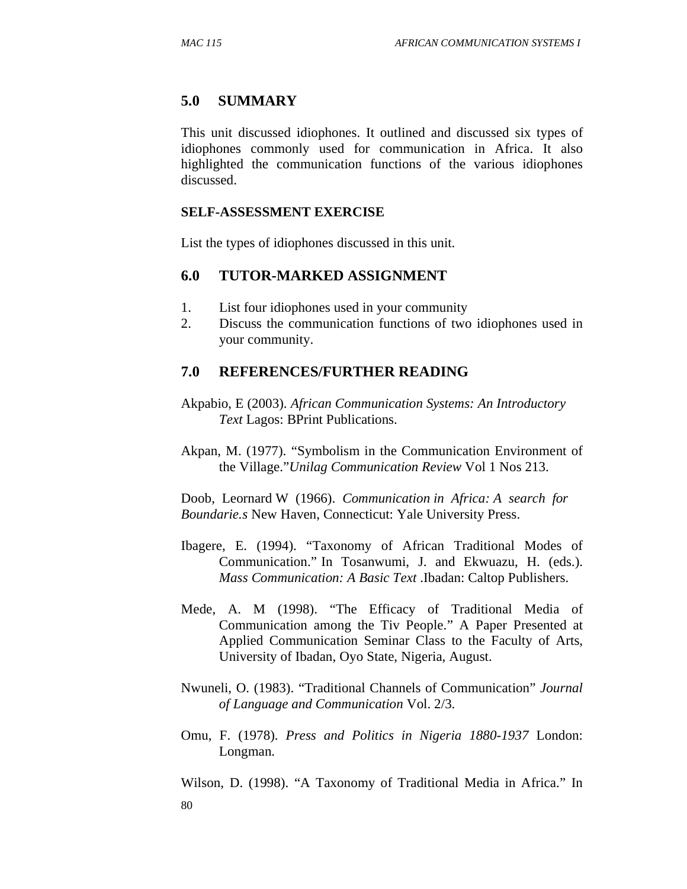## 5.0 SUMMARY

This unit discussed idiophones. It outlined and discussed six types of idiophones commonly used for communication in Africa. It also highlighted the communication functions of the various idiophones discussed.

**SELF-ASSESSMENT EXERCISE**

List the types of idiophones discussed in this unit.

## 6.0 TUTOR-MARKED ASSIGNMENT

1. List four idiophones used in your community
2. Discuss the communication functions of two idiophones used in your community.

## 7.0 REFERENCES/FURTHER READING

Akpabio, E (2003). *African Communication Systems: An Introductory Text* Lagos: BPrint Publications.

Akpan, M. (1977). "Symbolism in the Communication Environment of the Village."*Unilag Communication Review* Vol 1 Nos 213.

Doob, Leornard W (1966). *Communication in Africa: A search for Boundarie.s* New Haven, Connecticut: Yale University Press.

Ibagere, E. (1994). "Taxonomy of African Traditional Modes of Communication." In Tosanwumi, J. and Ekwuazu, H. (eds.). *Mass Communication: A Basic Text* .Ibadan: Caltop Publishers.

Mede, A. M (1998). "The Efficacy of Traditional Media of Communication among the Tiv People." A Paper Presented at Applied Communication Seminar Class to the Faculty of Arts, University of Ibadan, Oyo State, Nigeria, August.

Nwuneli, O. (1983). "Traditional Channels of Communication" *Journal of Language and Communication* Vol. 2/3.

Omu, F. (1978). *Press and Politics in Nigeria 1880-1937* London: Longman.

Wilson, D. (1998). "A Taxonomy of Traditional Media in Africa." In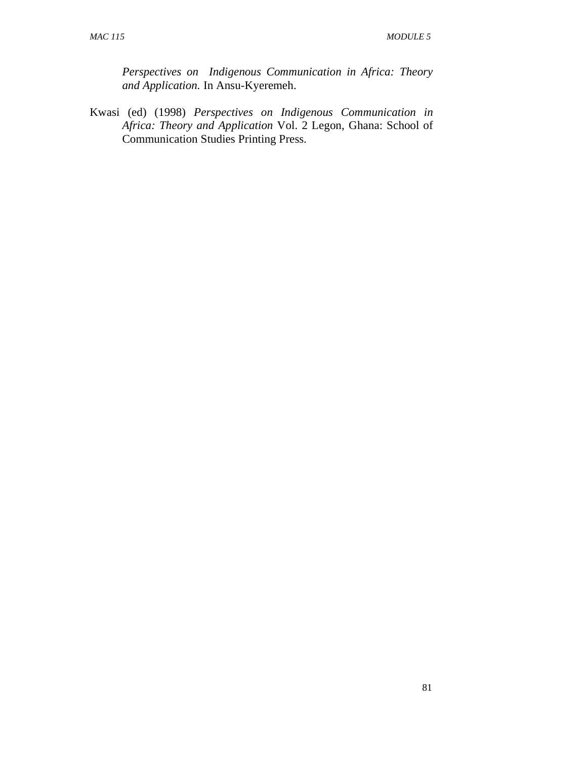*Perspectives on Indigenous Communication in Africa: Theory and Application.* In Ansu-Kyeremeh.

Kwasi (ed) (1998) *Perspectives on Indigenous Communication in Africa: Theory and Application* Vol. 2 Legon, Ghana: School of Communication Studies Printing Press.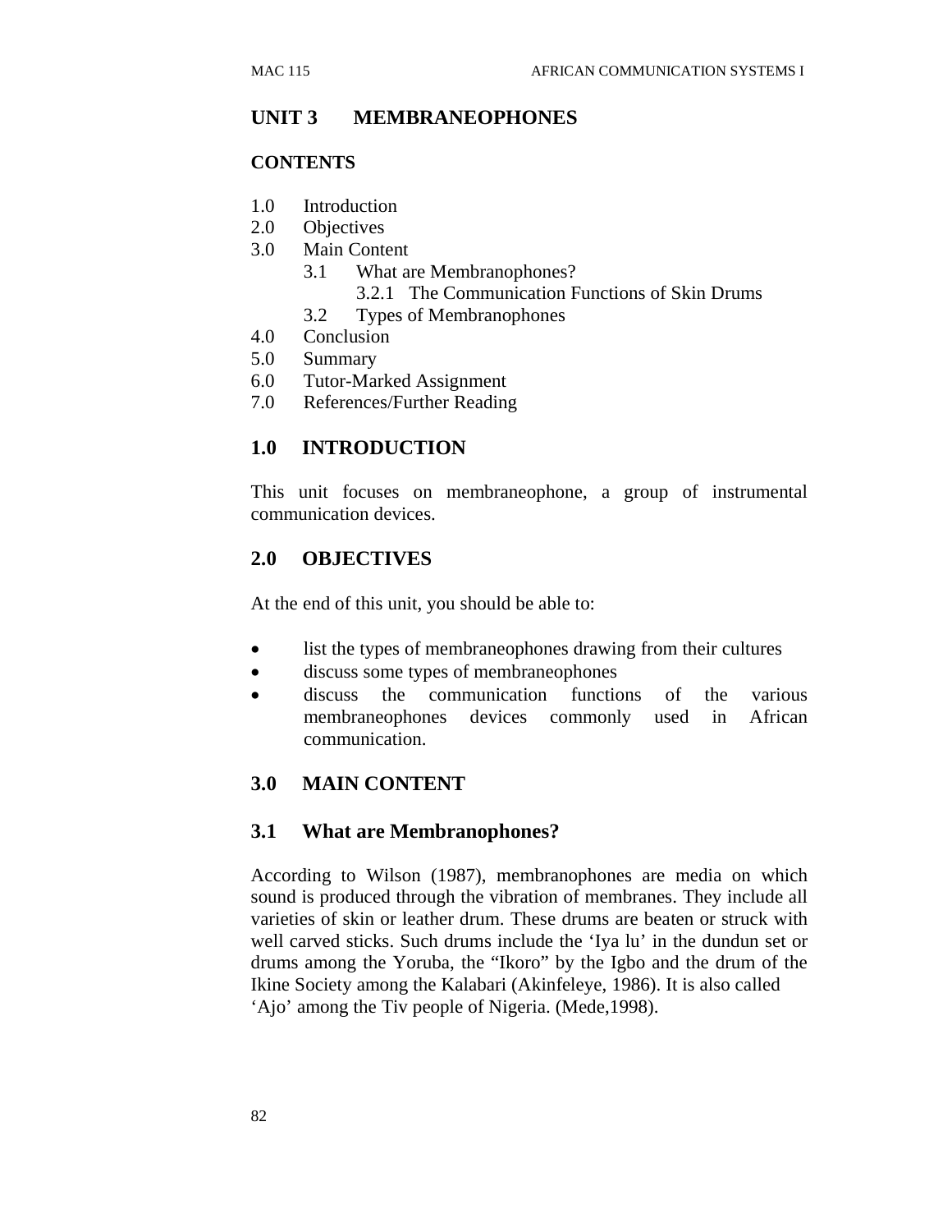## UNIT 3 MEMBRANEOPHONES

### CONTENTS

1.0 Introduction
2.0 Objectives
3.0 Main Content
    3.1 What are Membranophones?
        3.2.1 The Communication Functions of Skin Drums
    3.2 Types of Membranophones
4.0 Conclusion
5.0 Summary
6.0 Tutor-Marked Assignment
7.0 References/Further Reading

## 1.0 INTRODUCTION

This unit focuses on membraneophone, a group of instrumental communication devices.

## 2.0 OBJECTIVES

At the end of this unit, you should be able to:

- list the types of membraneophones drawing from their cultures
- discuss some types of membraneophones
- discuss the communication functions of the various membraneophones devices commonly used in African communication.

## 3.0 MAIN CONTENT

### 3.1 What are Membranophones?

According to Wilson (1987), membranophones are media on which sound is produced through the vibration of membranes. They include all varieties of skin or leather drum. These drums are beaten or struck with well carved sticks. Such drums include the 'Iya lu' in the dundun set or drums among the Yoruba, the "Ikoro" by the Igbo and the drum of the Ikine Society among the Kalabari (Akinfeleye, 1986). It is also called 'Ajo' among the Tiv people of Nigeria. (Mede,1998).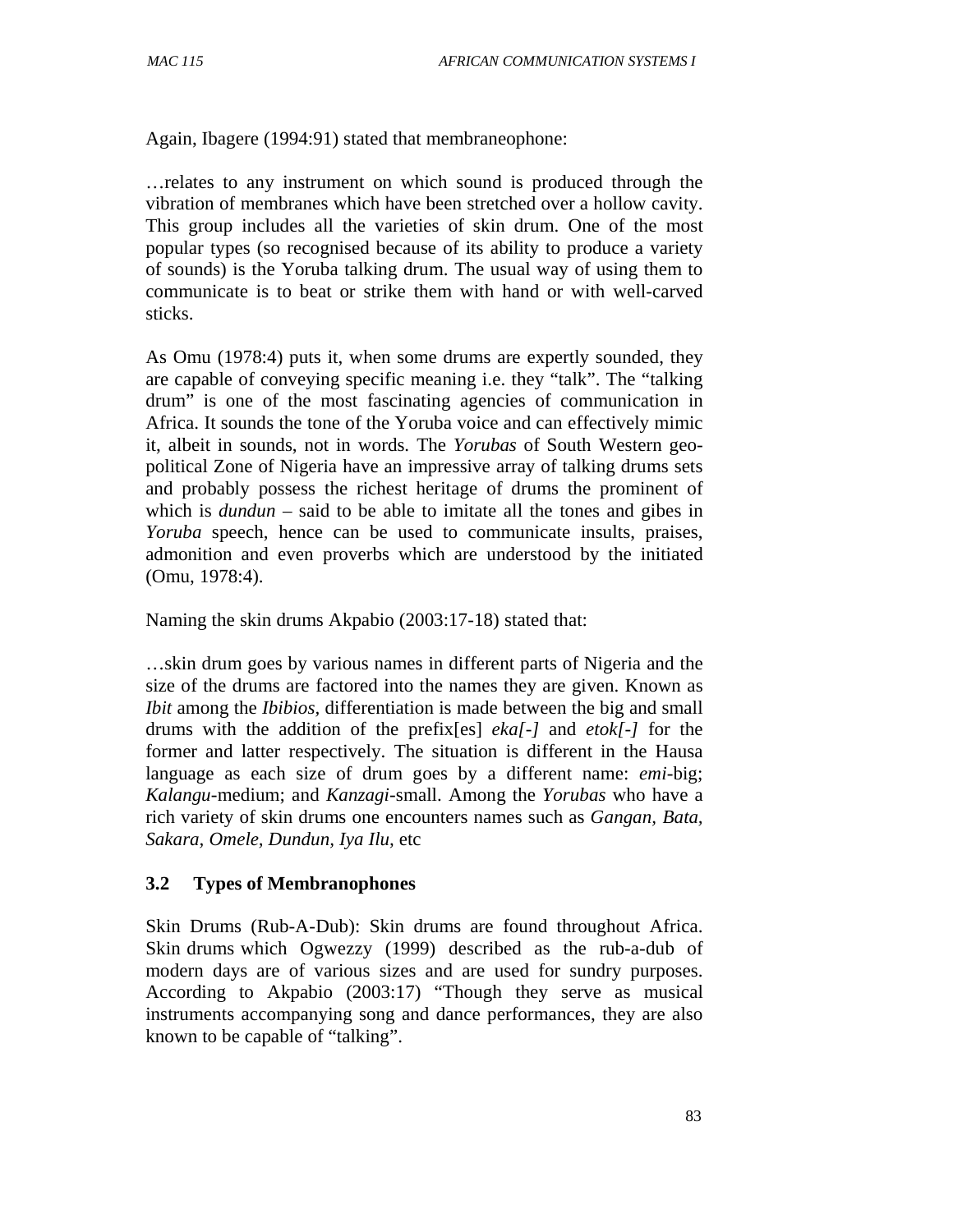Again, Ibagere (1994:91) stated that membraneophone:

> …relates to any instrument on which sound is produced through the vibration of membranes which have been stretched over a hollow cavity. This group includes all the varieties of skin drum. One of the most popular types (so recognised because of its ability to produce a variety of sounds) is the Yoruba talking drum. The usual way of using them to communicate is to beat or strike them with hand or with well-carved sticks.

As Omu (1978:4) puts it, when some drums are expertly sounded, they are capable of conveying specific meaning i.e. they "talk". The "talking drum" is one of the most fascinating agencies of communication in Africa. It sounds the tone of the Yoruba voice and can effectively mimic it, albeit in sounds, not in words. The *Yorubas* of South Western geo-political Zone of Nigeria have an impressive array of talking drums sets and probably possess the richest heritage of drums the prominent of which is *dundun* – said to be able to imitate all the tones and gibes in *Yoruba* speech, hence can be used to communicate insults, praises, admonition and even proverbs which are understood by the initiated (Omu, 1978:4).

Naming the skin drums Akpabio (2003:17-18) stated that:

> …skin drum goes by various names in different parts of Nigeria and the size of the drums are factored into the names they are given. Known as *Ibit* among the *Ibibios*, differentiation is made between the big and small drums with the addition of the prefix[es] *eka[-]* and *etok[-]* for the former and latter respectively. The situation is different in the Hausa language as each size of drum goes by a different name: *emi*-big; *Kalangu*-medium; and *Kanzagi*-small. Among the *Yorubas* who have a rich variety of skin drums one encounters names such as *Gangan, Bata, Sakara, Omele, Dundun, Iya Ilu*, etc

## 3.2 Types of Membranophones

Skin Drums (Rub-A-Dub): Skin drums are found throughout Africa. Skin drums which Ogwezzy (1999) described as the rub-a-dub of modern days are of various sizes and are used for sundry purposes. According to Akpabio (2003:17) "Though they serve as musical instruments accompanying song and dance performances, they are also known to be capable of "talking".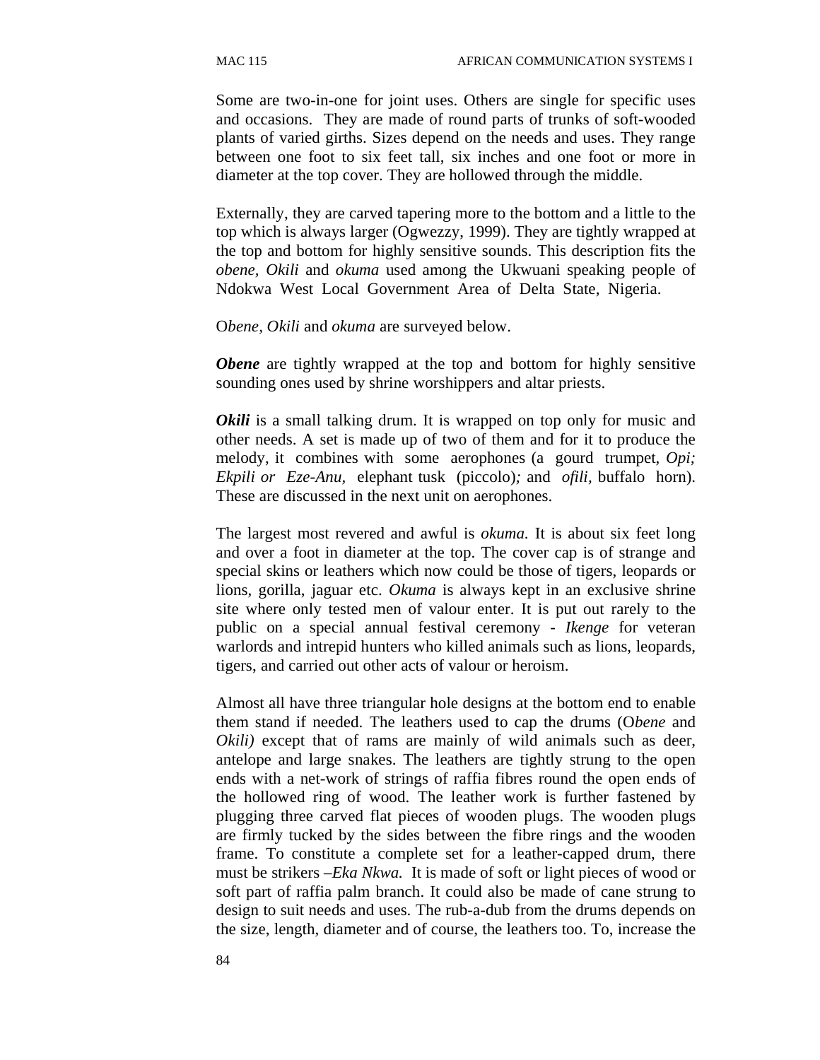Some are two-in-one for joint uses. Others are single for specific uses and occasions. They are made of round parts of trunks of soft-wooded plants of varied girths. Sizes depend on the needs and uses. They range between one foot to six feet tall, six inches and one foot or more in diameter at the top cover. They are hollowed through the middle.

Externally, they are carved tapering more to the bottom and a little to the top which is always larger (Ogwezzy, 1999). They are tightly wrapped at the top and bottom for highly sensitive sounds. This description fits the *obene, Okili* and *okuma* used among the Ukwuani speaking people of Ndokwa West Local Government Area of Delta State, Nigeria.

O*bene, Okili* and *okuma* are surveyed below.

***Obene*** are tightly wrapped at the top and bottom for highly sensitive sounding ones used by shrine worshippers and altar priests.

***Okili*** is a small talking drum. It is wrapped on top only for music and other needs. A set is made up of two of them and for it to produce the melody, it combines with some aerophones (a gourd trumpet, *Opi; Ekpili or Eze-Anu,* elephant tusk (piccolo)*;* and *ofili,* buffalo horn). These are discussed in the next unit on aerophones.

The largest most revered and awful is *okuma.* It is about six feet long and over a foot in diameter at the top. The cover cap is of strange and special skins or leathers which now could be those of tigers, leopards or lions, gorilla, jaguar etc. *Okuma* is always kept in an exclusive shrine site where only tested men of valour enter. It is put out rarely to the public on a special annual festival ceremony - *Ikenge* for veteran warlords and intrepid hunters who killed animals such as lions, leopards, tigers, and carried out other acts of valour or heroism.

Almost all have three triangular hole designs at the bottom end to enable them stand if needed. The leathers used to cap the drums (O*bene* and *Okili)* except that of rams are mainly of wild animals such as deer, antelope and large snakes. The leathers are tightly strung to the open ends with a net-work of strings of raffia fibres round the open ends of the hollowed ring of wood. The leather work is further fastened by plugging three carved flat pieces of wooden plugs. The wooden plugs are firmly tucked by the sides between the fibre rings and the wooden frame. To constitute a complete set for a leather-capped drum, there must be strikers –*Eka Nkwa.* It is made of soft or light pieces of wood or soft part of raffia palm branch. It could also be made of cane strung to design to suit needs and uses. The rub-a-dub from the drums depends on the size, length, diameter and of course, the leathers too. To, increase the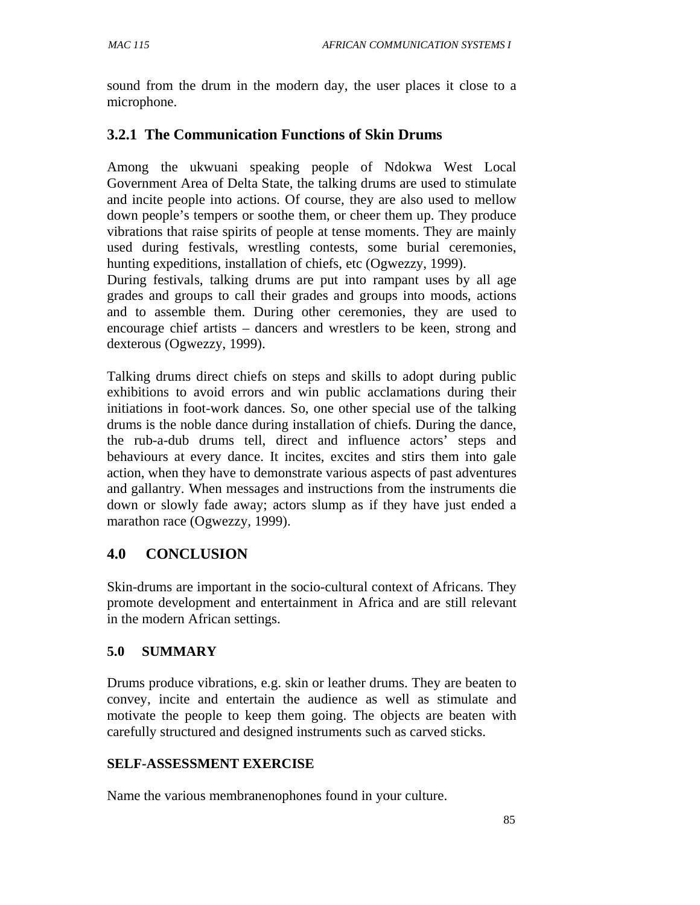sound from the drum in the modern day, the user places it close to a microphone.

### 3.2.1 The Communication Functions of Skin Drums

Among the ukwuani speaking people of Ndokwa West Local Government Area of Delta State, the talking drums are used to stimulate and incite people into actions. Of course, they are also used to mellow down people's tempers or soothe them, or cheer them up. They produce vibrations that raise spirits of people at tense moments. They are mainly used during festivals, wrestling contests, some burial ceremonies, hunting expeditions, installation of chiefs, etc (Ogwezzy, 1999).
During festivals, talking drums are put into rampant uses by all age grades and groups to call their grades and groups into moods, actions and to assemble them. During other ceremonies, they are used to encourage chief artists – dancers and wrestlers to be keen, strong and dexterous (Ogwezzy, 1999).

Talking drums direct chiefs on steps and skills to adopt during public exhibitions to avoid errors and win public acclamations during their initiations in foot-work dances. So, one other special use of the talking drums is the noble dance during installation of chiefs. During the dance, the rub-a-dub drums tell, direct and influence actors' steps and behaviours at every dance. It incites, excites and stirs them into gale action, when they have to demonstrate various aspects of past adventures and gallantry. When messages and instructions from the instruments die down or slowly fade away; actors slump as if they have just ended a marathon race (Ogwezzy, 1999).

## 4.0 CONCLUSION

Skin-drums are important in the socio-cultural context of Africans. They promote development and entertainment in Africa and are still relevant in the modern African settings.

## 5.0 SUMMARY

Drums produce vibrations, e.g. skin or leather drums. They are beaten to convey, incite and entertain the audience as well as stimulate and motivate the people to keep them going. The objects are beaten with carefully structured and designed instruments such as carved sticks.

**SELF-ASSESSMENT EXERCISE**

Name the various membranenophones found in your culture.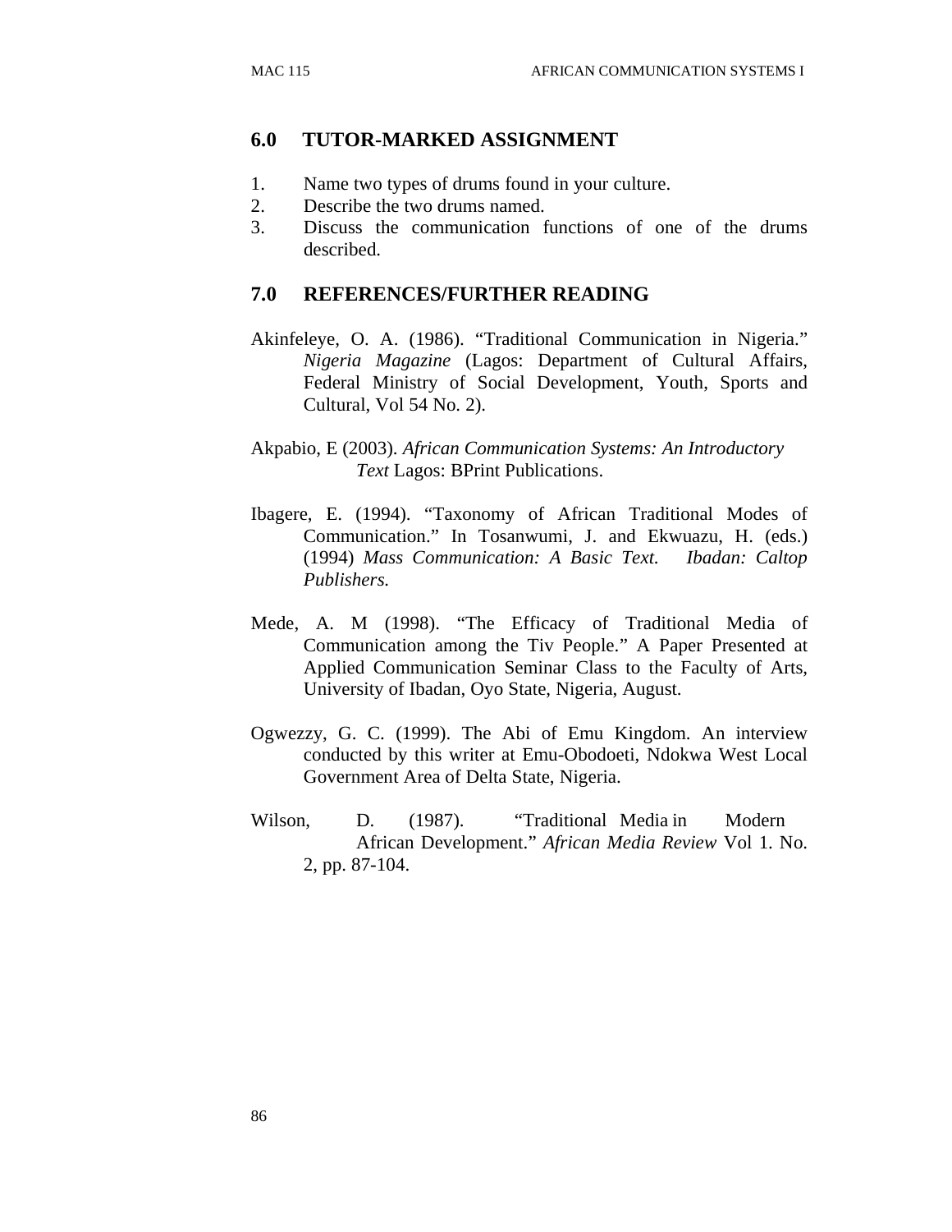## 6.0 TUTOR-MARKED ASSIGNMENT

1. Name two types of drums found in your culture.
2. Describe the two drums named.
3. Discuss the communication functions of one of the drums described.

## 7.0 REFERENCES/FURTHER READING

Akinfeleye, O. A. (1986). "Traditional Communication in Nigeria." *Nigeria Magazine* (Lagos: Department of Cultural Affairs, Federal Ministry of Social Development, Youth, Sports and Cultural, Vol 54 No. 2).

Akpabio, E (2003). *African Communication Systems: An Introductory Text* Lagos: BPrint Publications.

Ibagere, E. (1994). "Taxonomy of African Traditional Modes of Communication." In Tosanwumi, J. and Ekwuazu, H. (eds.) (1994) *Mass Communication: A Basic Text. Ibadan: Caltop Publishers.*

Mede, A. M (1998). "The Efficacy of Traditional Media of Communication among the Tiv People." A Paper Presented at Applied Communication Seminar Class to the Faculty of Arts, University of Ibadan, Oyo State, Nigeria, August.

Ogwezzy, G. C. (1999). The Abi of Emu Kingdom. An interview conducted by this writer at Emu-Obodoeti, Ndokwa West Local Government Area of Delta State, Nigeria.

Wilson, D. (1987). "Traditional Media in Modern African Development." *African Media Review* Vol 1. No. 2, pp. 87-104.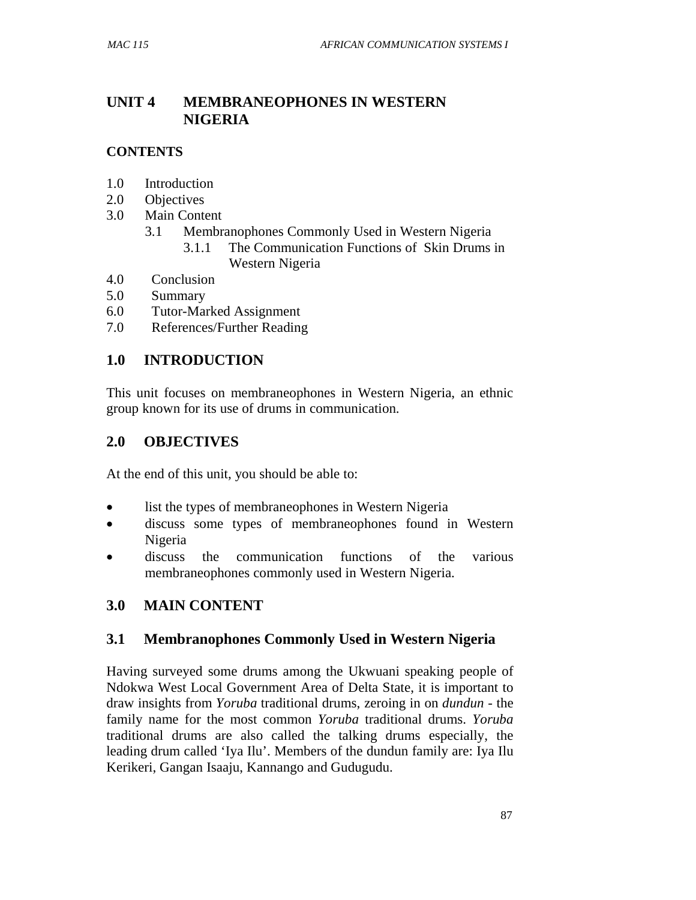# UNIT 4 MEMBRANEOPHONES IN WESTERN NIGERIA

**CONTENTS**

1.0 Introduction
2.0 Objectives
3.0 Main Content
 3.1 Membranophones Commonly Used in Western Nigeria
  3.1.1 The Communication Functions of Skin Drums in Western Nigeria
4.0 Conclusion
5.0 Summary
6.0 Tutor-Marked Assignment
7.0 References/Further Reading

## 1.0 INTRODUCTION

This unit focuses on membraneophones in Western Nigeria, an ethnic group known for its use of drums in communication.

## 2.0 OBJECTIVES

At the end of this unit, you should be able to:

- list the types of membraneophones in Western Nigeria
- discuss some types of membraneophones found in Western Nigeria
- discuss the communication functions of the various membraneophones commonly used in Western Nigeria.

## 3.0 MAIN CONTENT

### 3.1 Membranophones Commonly Used in Western Nigeria

Having surveyed some drums among the Ukwuani speaking people of Ndokwa West Local Government Area of Delta State, it is important to draw insights from *Yoruba* traditional drums, zeroing in on *dundun* - the family name for the most common *Yoruba* traditional drums. *Yoruba* traditional drums are also called the talking drums especially, the leading drum called 'Iya Ilu'. Members of the dundun family are: Iya Ilu Kerikeri, Gangan Isaaju, Kannango and Gudugudu.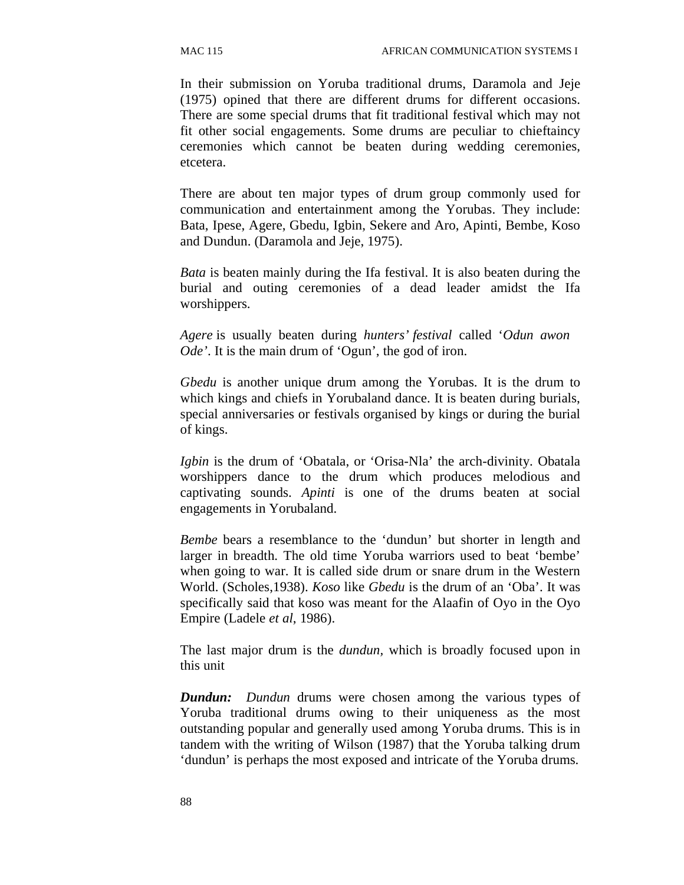In their submission on Yoruba traditional drums, Daramola and Jeje (1975) opined that there are different drums for different occasions. There are some special drums that fit traditional festival which may not fit other social engagements. Some drums are peculiar to chieftaincy ceremonies which cannot be beaten during wedding ceremonies, etcetera.

There are about ten major types of drum group commonly used for communication and entertainment among the Yorubas. They include: Bata, Ipese, Agere, Gbedu, Igbin, Sekere and Aro, Apinti, Bembe, Koso and Dundun. (Daramola and Jeje, 1975).

*Bata* is beaten mainly during the Ifa festival. It is also beaten during the burial and outing ceremonies of a dead leader amidst the Ifa worshippers.

*Agere* is usually beaten during *hunters' festival* called '*Odun awon Ode'*. It is the main drum of 'Ogun', the god of iron.

*Gbedu* is another unique drum among the Yorubas. It is the drum to which kings and chiefs in Yorubaland dance. It is beaten during burials, special anniversaries or festivals organised by kings or during the burial of kings.

*Igbin* is the drum of 'Obatala, or 'Orisa-Nla' the arch-divinity. Obatala worshippers dance to the drum which produces melodious and captivating sounds. *Apinti* is one of the drums beaten at social engagements in Yorubaland.

*Bembe* bears a resemblance to the 'dundun' but shorter in length and larger in breadth. The old time Yoruba warriors used to beat 'bembe' when going to war. It is called side drum or snare drum in the Western World. (Scholes,1938). *Koso* like *Gbedu* is the drum of an 'Oba'. It was specifically said that koso was meant for the Alaafin of Oyo in the Oyo Empire (Ladele *et al*, 1986).

The last major drum is the *dundun,* which is broadly focused upon in this unit

***Dundun:*** *Dundun* drums were chosen among the various types of Yoruba traditional drums owing to their uniqueness as the most outstanding popular and generally used among Yoruba drums. This is in tandem with the writing of Wilson (1987) that the Yoruba talking drum 'dundun' is perhaps the most exposed and intricate of the Yoruba drums.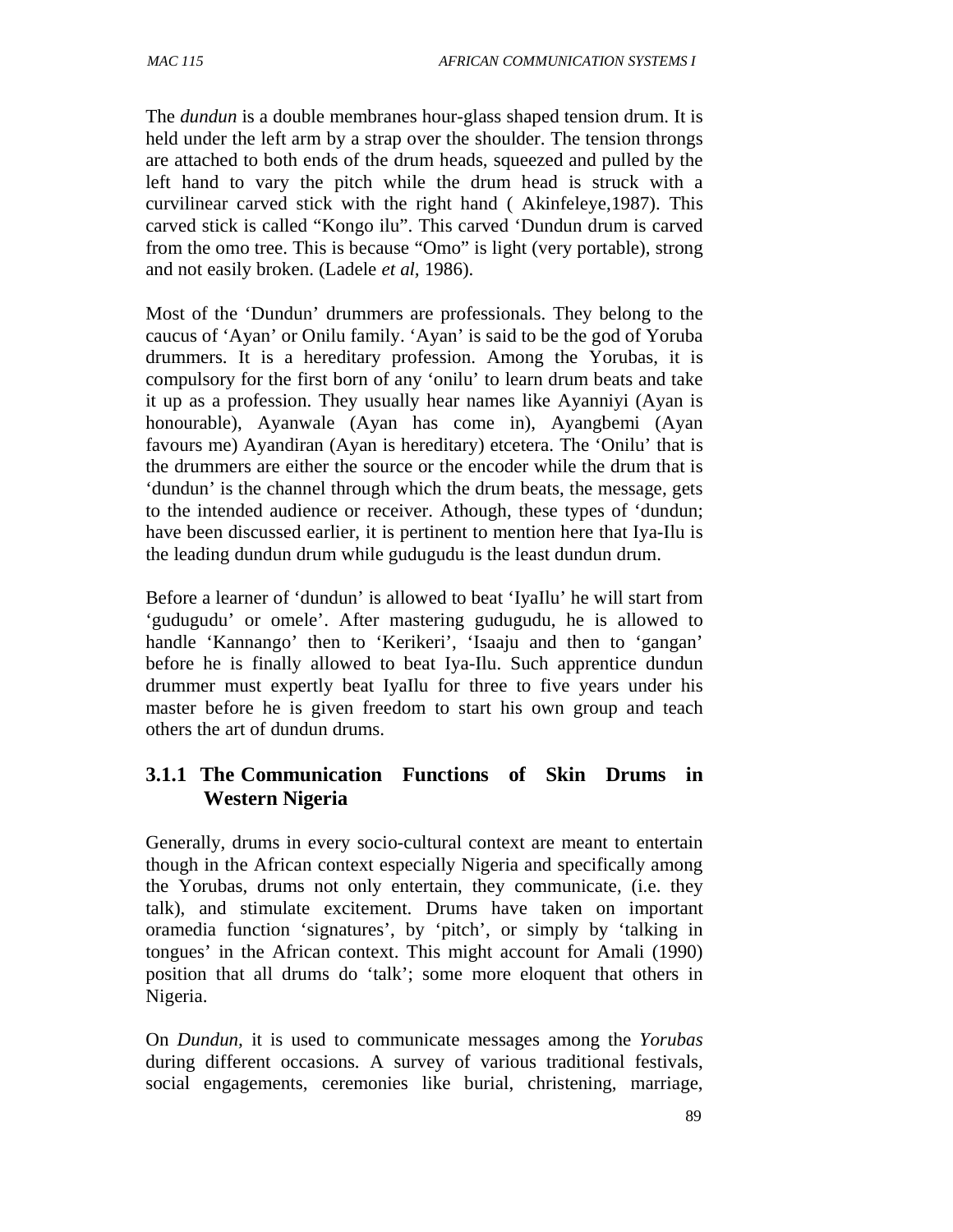The *dundun* is a double membranes hour-glass shaped tension drum. It is held under the left arm by a strap over the shoulder. The tension throngs are attached to both ends of the drum heads, squeezed and pulled by the left hand to vary the pitch while the drum head is struck with a curvilinear carved stick with the right hand ( Akinfeleye,1987). This carved stick is called "Kongo ilu". This carved 'Dundun drum is carved from the omo tree. This is because "Omo" is light (very portable), strong and not easily broken. (Ladele *et al*, 1986).

Most of the 'Dundun' drummers are professionals. They belong to the caucus of 'Ayan' or Onilu family. 'Ayan' is said to be the god of Yoruba drummers. It is a hereditary profession. Among the Yorubas, it is compulsory for the first born of any 'onilu' to learn drum beats and take it up as a profession. They usually hear names like Ayanniyi (Ayan is honourable), Ayanwale (Ayan has come in), Ayangbemi (Ayan favours me) Ayandiran (Ayan is hereditary) etcetera. The 'Onilu' that is the drummers are either the source or the encoder while the drum that is 'dundun' is the channel through which the drum beats, the message, gets to the intended audience or receiver. Athough, these types of 'dundun; have been discussed earlier, it is pertinent to mention here that Iya-Ilu is the leading dundun drum while gudugudu is the least dundun drum.

Before a learner of 'dundun' is allowed to beat 'IyaIlu' he will start from 'gudugudu' or omele'. After mastering gudugudu, he is allowed to handle 'Kannango' then to 'Kerikeri', 'Isaaju and then to 'gangan' before he is finally allowed to beat Iya-Ilu. Such apprentice dundun drummer must expertly beat IyaIlu for three to five years under his master before he is given freedom to start his own group and teach others the art of dundun drums.

### 3.1.1 The Communication Functions of Skin Drums in Western Nigeria

Generally, drums in every socio-cultural context are meant to entertain though in the African context especially Nigeria and specifically among the Yorubas, drums not only entertain, they communicate, (i.e. they talk), and stimulate excitement. Drums have taken on important oramedia function 'signatures', by 'pitch', or simply by 'talking in tongues' in the African context. This might account for Amali (1990) position that all drums do 'talk'; some more eloquent that others in Nigeria.

On *Dundun*, it is used to communicate messages among the *Yorubas* during different occasions. A survey of various traditional festivals, social engagements, ceremonies like burial, christening, marriage,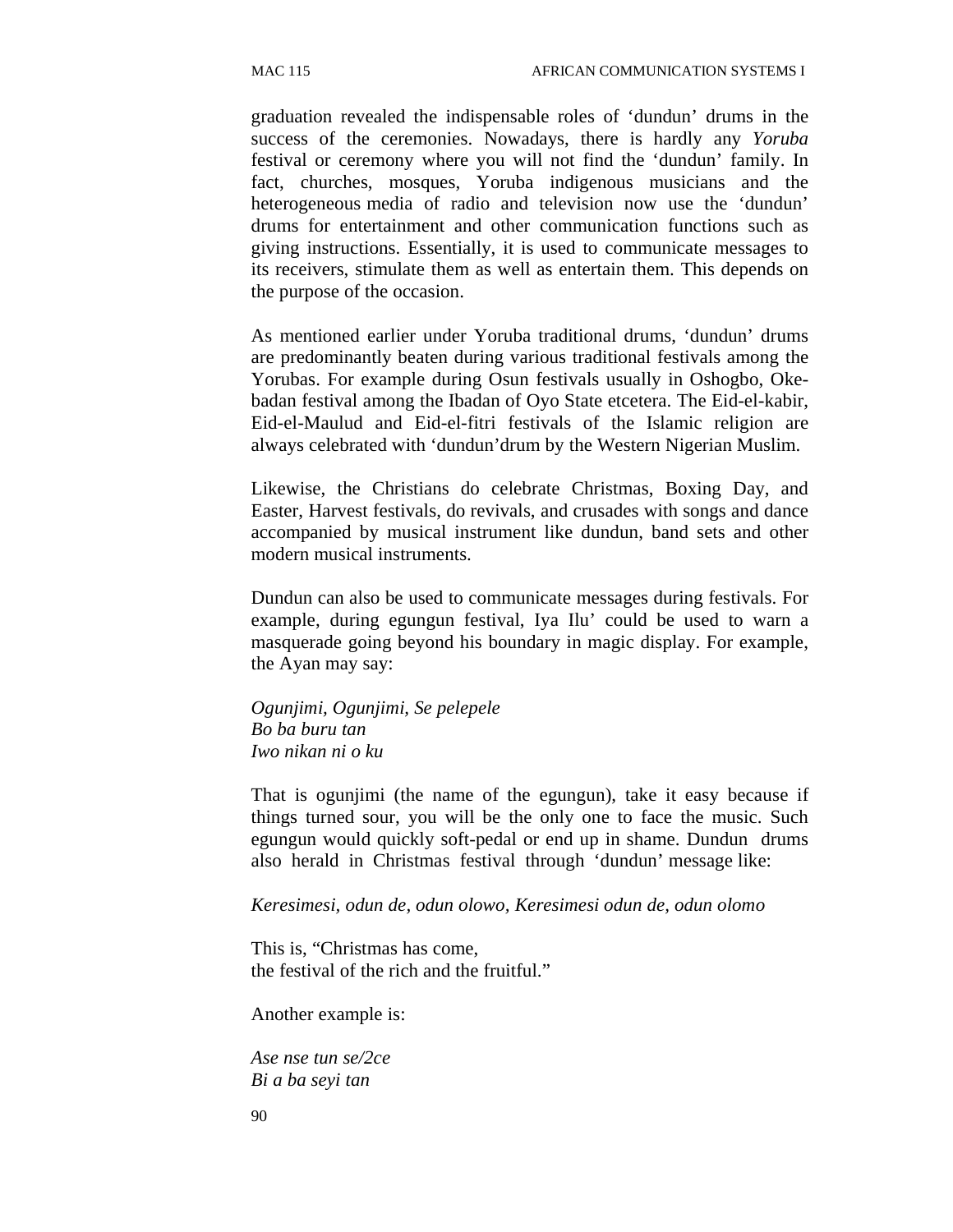graduation revealed the indispensable roles of 'dundun' drums in the success of the ceremonies. Nowadays, there is hardly any *Yoruba* festival or ceremony where you will not find the 'dundun' family. In fact, churches, mosques, Yoruba indigenous musicians and the heterogeneous media of radio and television now use the 'dundun' drums for entertainment and other communication functions such as giving instructions. Essentially, it is used to communicate messages to its receivers, stimulate them as well as entertain them. This depends on the purpose of the occasion.

As mentioned earlier under Yoruba traditional drums, 'dundun' drums are predominantly beaten during various traditional festivals among the Yorubas. For example during Osun festivals usually in Oshogbo, Oke-badan festival among the Ibadan of Oyo State etcetera. The Eid-el-kabir, Eid-el-Maulud and Eid-el-fitri festivals of the Islamic religion are always celebrated with 'dundun'drum by the Western Nigerian Muslim.

Likewise, the Christians do celebrate Christmas, Boxing Day, and Easter, Harvest festivals, do revivals, and crusades with songs and dance accompanied by musical instrument like dundun, band sets and other modern musical instruments.

Dundun can also be used to communicate messages during festivals. For example, during egungun festival, Iya Ilu' could be used to warn a masquerade going beyond his boundary in magic display. For example, the Ayan may say:

*Ogunjimi, Ogunjimi, Se pelepele*
*Bo ba buru tan*
*Iwo nikan ni o ku*

That is ogunjimi (the name of the egungun), take it easy because if things turned sour, you will be the only one to face the music. Such egungun would quickly soft-pedal or end up in shame. Dundun drums also herald in Christmas festival through 'dundun' message like:

*Keresimesi, odun de, odun olowo, Keresimesi odun de, odun olomo*

This is, "Christmas has come,
the festival of the rich and the fruitful."

Another example is:

*Ase nse tun se/2ce*
*Bi a ba seyi tan*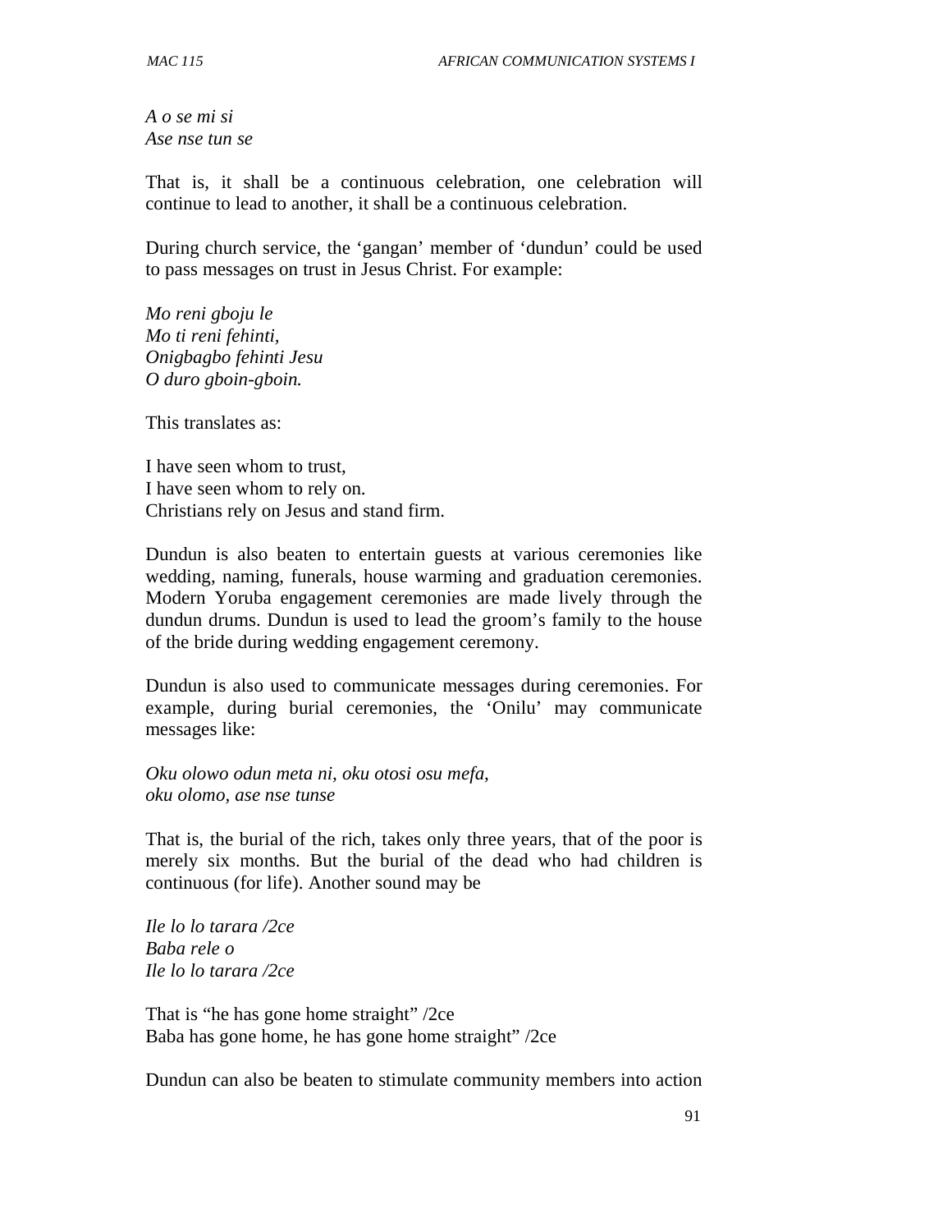*A o se mi si*
*Ase nse tun se*

That is, it shall be a continuous celebration, one celebration will continue to lead to another, it shall be a continuous celebration.

During church service, the 'gangan' member of 'dundun' could be used to pass messages on trust in Jesus Christ. For example:

*Mo reni gboju le*
*Mo ti reni fehinti,*
*Onigbagbo fehinti Jesu*
*O duro gboin-gboin.*

This translates as:

I have seen whom to trust,
I have seen whom to rely on.
Christians rely on Jesus and stand firm.

Dundun is also beaten to entertain guests at various ceremonies like wedding, naming, funerals, house warming and graduation ceremonies. Modern Yoruba engagement ceremonies are made lively through the dundun drums. Dundun is used to lead the groom's family to the house of the bride during wedding engagement ceremony.

Dundun is also used to communicate messages during ceremonies. For example, during burial ceremonies, the 'Onilu' may communicate messages like:

*Oku olowo odun meta ni, oku otosi osu mefa,*
*oku olomo, ase nse tunse*

That is, the burial of the rich, takes only three years, that of the poor is merely six months. But the burial of the dead who had children is continuous (for life). Another sound may be

*Ile lo lo tarara /2ce*
*Baba rele o*
*Ile lo lo tarara /2ce*

That is "he has gone home straight" /2ce
Baba has gone home, he has gone home straight" /2ce

Dundun can also be beaten to stimulate community members into action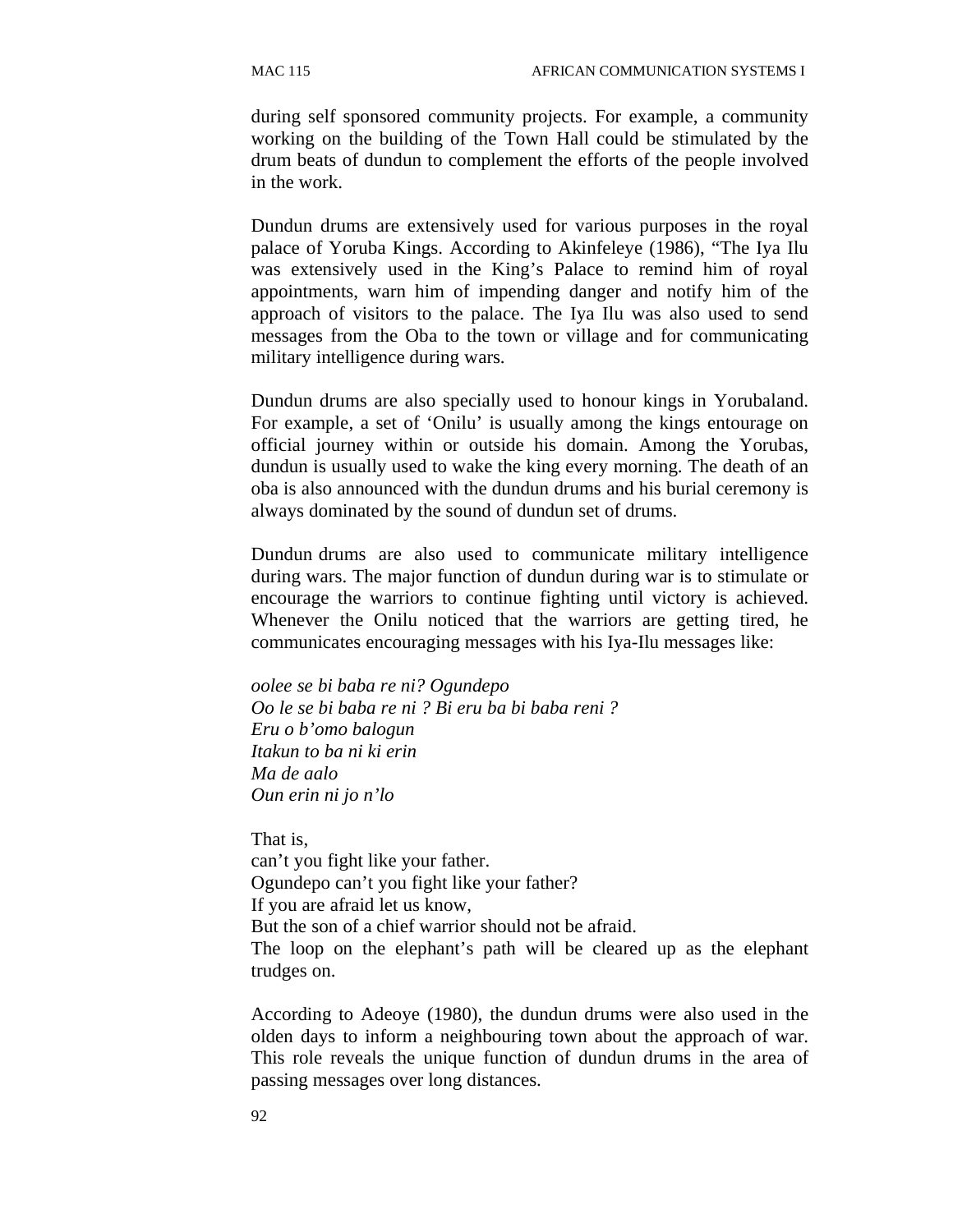during self sponsored community projects. For example, a community working on the building of the Town Hall could be stimulated by the drum beats of dundun to complement the efforts of the people involved in the work.

Dundun drums are extensively used for various purposes in the royal palace of Yoruba Kings. According to Akinfeleye (1986), "The Iya Ilu was extensively used in the King's Palace to remind him of royal appointments, warn him of impending danger and notify him of the approach of visitors to the palace. The Iya Ilu was also used to send messages from the Oba to the town or village and for communicating military intelligence during wars.

Dundun drums are also specially used to honour kings in Yorubaland. For example, a set of 'Onilu' is usually among the kings entourage on official journey within or outside his domain. Among the Yorubas, dundun is usually used to wake the king every morning. The death of an oba is also announced with the dundun drums and his burial ceremony is always dominated by the sound of dundun set of drums.

Dundun drums are also used to communicate military intelligence during wars. The major function of dundun during war is to stimulate or encourage the warriors to continue fighting until victory is achieved. Whenever the Onilu noticed that the warriors are getting tired, he communicates encouraging messages with his Iya-Ilu messages like:

*oolee se bi baba re ni? Ogundepo*
*Oo le se bi baba re ni ? Bi eru ba bi baba reni ?*
*Eru o b'omo balogun*
*Itakun to ba ni ki erin*
*Ma de aalo*
*Oun erin ni jo n'lo*

That is,
can't you fight like your father.
Ogundepo can't you fight like your father?
If you are afraid let us know,
But the son of a chief warrior should not be afraid.
The loop on the elephant's path will be cleared up as the elephant trudges on.

According to Adeoye (1980), the dundun drums were also used in the olden days to inform a neighbouring town about the approach of war. This role reveals the unique function of dundun drums in the area of passing messages over long distances.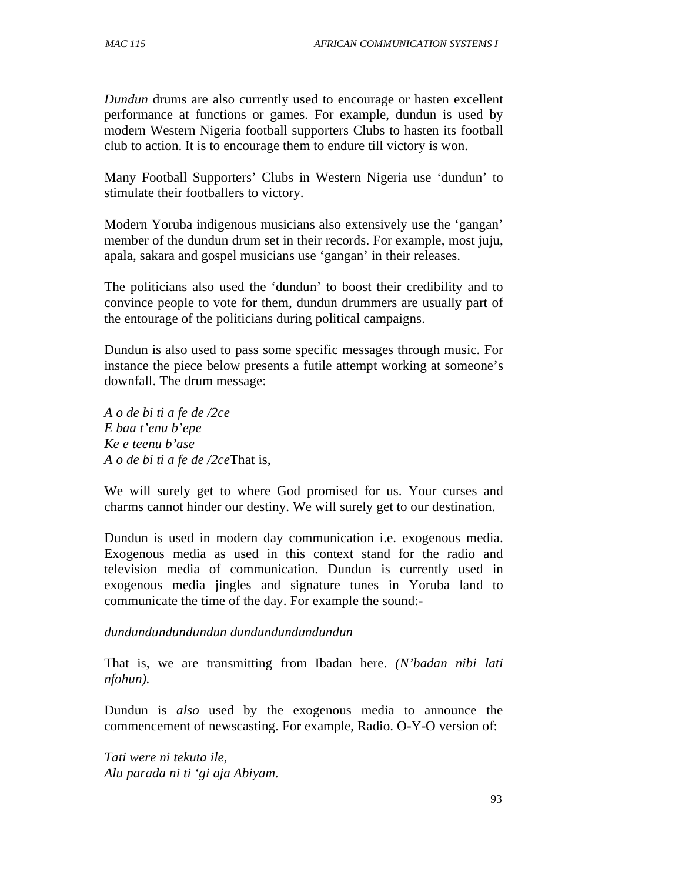*Dundun* drums are also currently used to encourage or hasten excellent performance at functions or games. For example, dundun is used by modern Western Nigeria football supporters Clubs to hasten its football club to action. It is to encourage them to endure till victory is won.

Many Football Supporters' Clubs in Western Nigeria use 'dundun' to stimulate their footballers to victory.

Modern Yoruba indigenous musicians also extensively use the 'gangan' member of the dundun drum set in their records. For example, most juju, apala, sakara and gospel musicians use 'gangan' in their releases.

The politicians also used the 'dundun' to boost their credibility and to convince people to vote for them, dundun drummers are usually part of the entourage of the politicians during political campaigns.

Dundun is also used to pass some specific messages through music. For instance the piece below presents a futile attempt working at someone's downfall. The drum message:

*A o de bi ti a fe de /2ce*
*E baa t'enu b'epe*
*Ke e teenu b'ase*
*A o de bi ti a fe de /2ce*That is,

We will surely get to where God promised for us. Your curses and charms cannot hinder our destiny. We will surely get to our destination.

Dundun is used in modern day communication i.e. exogenous media. Exogenous media as used in this context stand for the radio and television media of communication. Dundun is currently used in exogenous media jingles and signature tunes in Yoruba land to communicate the time of the day. For example the sound:-

*dundundundundundun dundundundundundun*

That is, we are transmitting from Ibadan here. *(N'badan nibi lati nfohun).*

Dundun is *also* used by the exogenous media to announce the commencement of newscasting. For example, Radio. O-Y-O version of:

*Tati were ni tekuta ile,*
*Alu parada ni ti 'gi aja Abiyam.*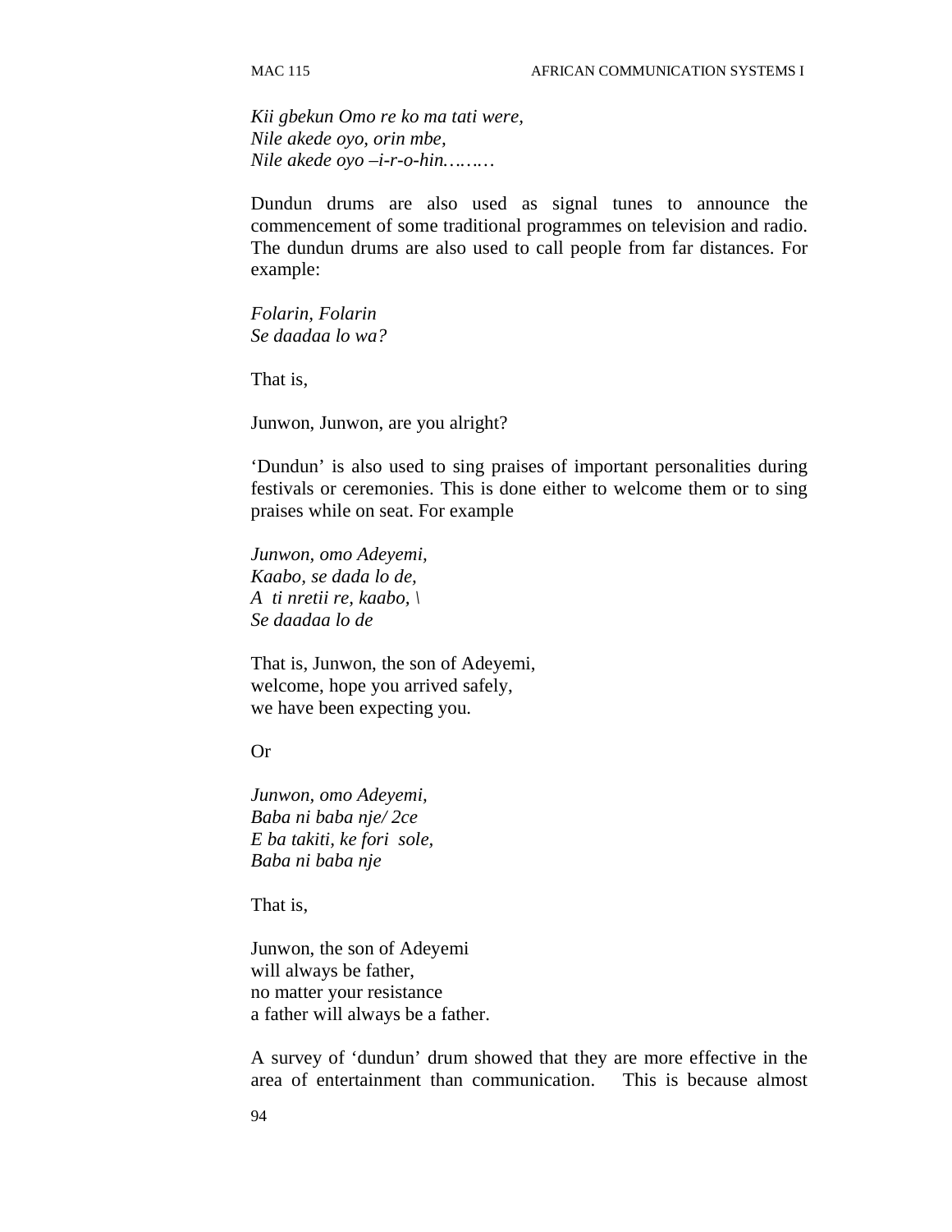*Kii gbekun Omo re ko ma tati were,*
*Nile akede oyo, orin mbe,*
*Nile akede oyo –i-r-o-hin………*

Dundun drums are also used as signal tunes to announce the commencement of some traditional programmes on television and radio. The dundun drums are also used to call people from far distances. For example:

*Folarin, Folarin*
*Se daadaa lo wa?*

That is,

Junwon, Junwon, are you alright?

'Dundun' is also used to sing praises of important personalities during festivals or ceremonies. This is done either to welcome them or to sing praises while on seat. For example

*Junwon, omo Adeyemi,*
*Kaabo, se dada lo de,*
*A ti nretii re, kaabo, \*
*Se daadaa lo de*

That is, Junwon, the son of Adeyemi,
welcome, hope you arrived safely,
we have been expecting you.

Or

*Junwon, omo Adeyemi,*
*Baba ni baba nje/ 2ce*
*E ba takiti, ke fori sole,*
*Baba ni baba nje*

That is,

Junwon, the son of Adeyemi
will always be father,
no matter your resistance
a father will always be a father.

A survey of 'dundun' drum showed that they are more effective in the area of entertainment than communication. This is because almost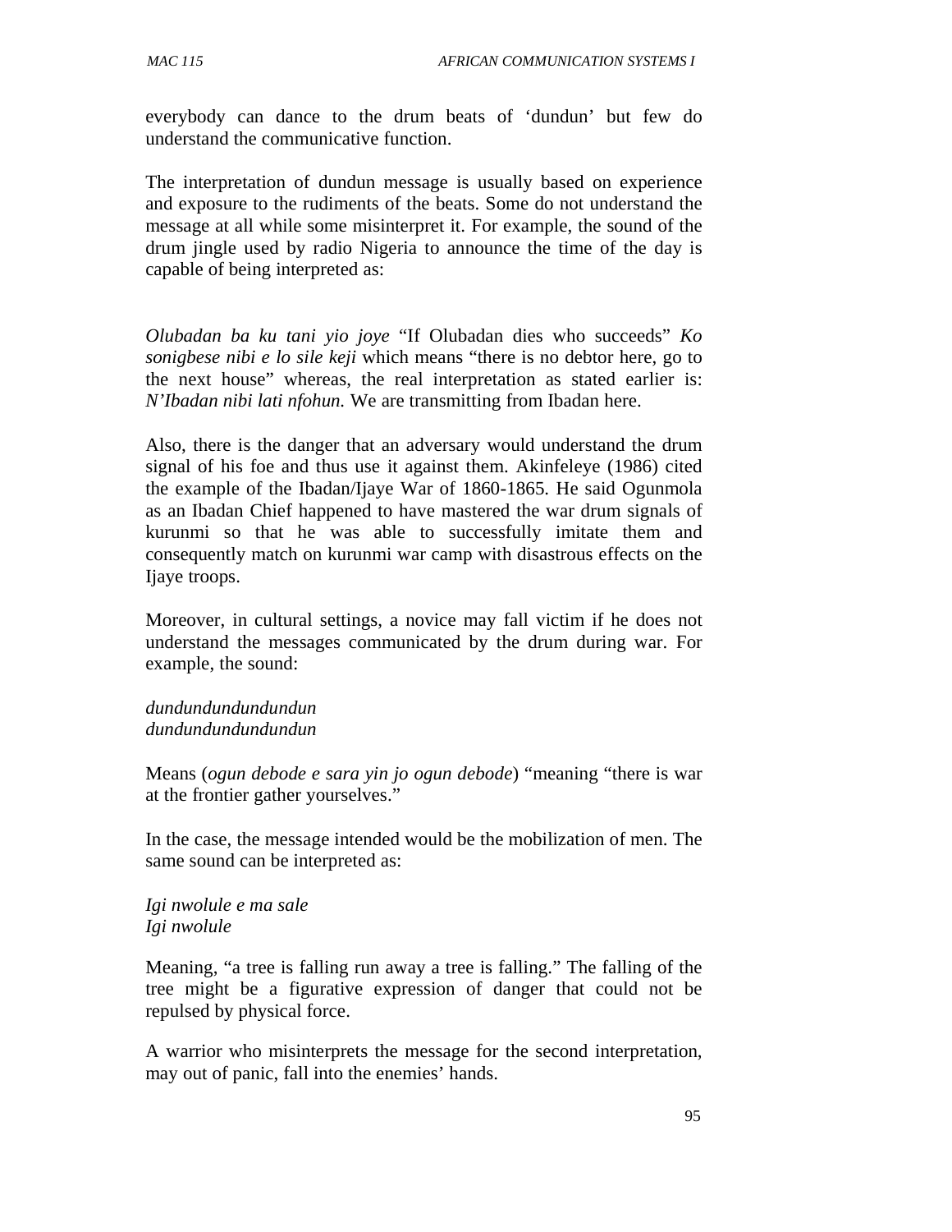everybody can dance to the drum beats of 'dundun' but few do understand the communicative function.

The interpretation of dundun message is usually based on experience and exposure to the rudiments of the beats. Some do not understand the message at all while some misinterpret it. For example, the sound of the drum jingle used by radio Nigeria to announce the time of the day is capable of being interpreted as:

*Olubadan ba ku tani yio joye* "If Olubadan dies who succeeds" *Ko sonigbese nibi e lo sile keji* which means "there is no debtor here, go to the next house" whereas, the real interpretation as stated earlier is: *N'Ibadan nibi lati nfohun.* We are transmitting from Ibadan here.

Also, there is the danger that an adversary would understand the drum signal of his foe and thus use it against them. Akinfeleye (1986) cited the example of the Ibadan/Ijaye War of 1860-1865. He said Ogunmola as an Ibadan Chief happened to have mastered the war drum signals of kurunmi so that he was able to successfully imitate them and consequently match on kurunmi war camp with disastrous effects on the Ijaye troops.

Moreover, in cultural settings, a novice may fall victim if he does not understand the messages communicated by the drum during war. For example, the sound:

*dundundundundundun*
*dundundundundundun*

Means (*ogun debode e sara yin jo ogun debode*) "meaning "there is war at the frontier gather yourselves."

In the case, the message intended would be the mobilization of men. The same sound can be interpreted as:

*Igi nwolule e ma sale*
*Igi nwolule*

Meaning, "a tree is falling run away a tree is falling." The falling of the tree might be a figurative expression of danger that could not be repulsed by physical force.

A warrior who misinterprets the message for the second interpretation, may out of panic, fall into the enemies' hands.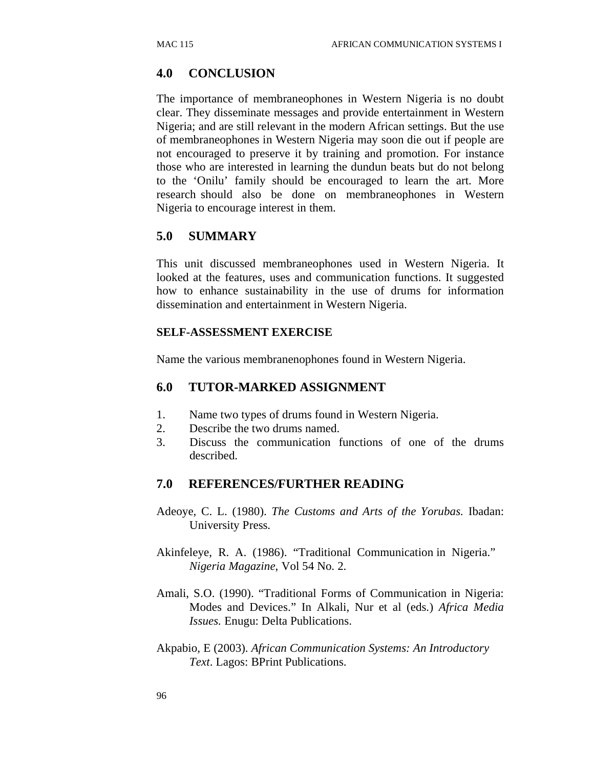## 4.0 CONCLUSION

The importance of membraneophones in Western Nigeria is no doubt clear. They disseminate messages and provide entertainment in Western Nigeria; and are still relevant in the modern African settings. But the use of membraneophones in Western Nigeria may soon die out if people are not encouraged to preserve it by training and promotion. For instance those who are interested in learning the dundun beats but do not belong to the 'Onilu' family should be encouraged to learn the art. More research should also be done on membraneophones in Western Nigeria to encourage interest in them.

## 5.0 SUMMARY

This unit discussed membraneophones used in Western Nigeria. It looked at the features, uses and communication functions. It suggested how to enhance sustainability in the use of drums for information dissemination and entertainment in Western Nigeria.

### SELF-ASSESSMENT EXERCISE

Name the various membranenophones found in Western Nigeria.

## 6.0 TUTOR-MARKED ASSIGNMENT

1. Name two types of drums found in Western Nigeria.
2. Describe the two drums named.
3. Discuss the communication functions of one of the drums described.

## 7.0 REFERENCES/FURTHER READING

Adeoye, C. L. (1980). *The Customs and Arts of the Yorubas.* Ibadan: University Press.

Akinfeleye, R. A. (1986). "Traditional Communication in Nigeria." *Nigeria Magazine*, Vol 54 No. 2.

Amali, S.O. (1990). "Traditional Forms of Communication in Nigeria: Modes and Devices." In Alkali, Nur et al (eds.) *Africa Media Issues.* Enugu: Delta Publications.

Akpabio, E (2003). *African Communication Systems: An Introductory Text*. Lagos: BPrint Publications.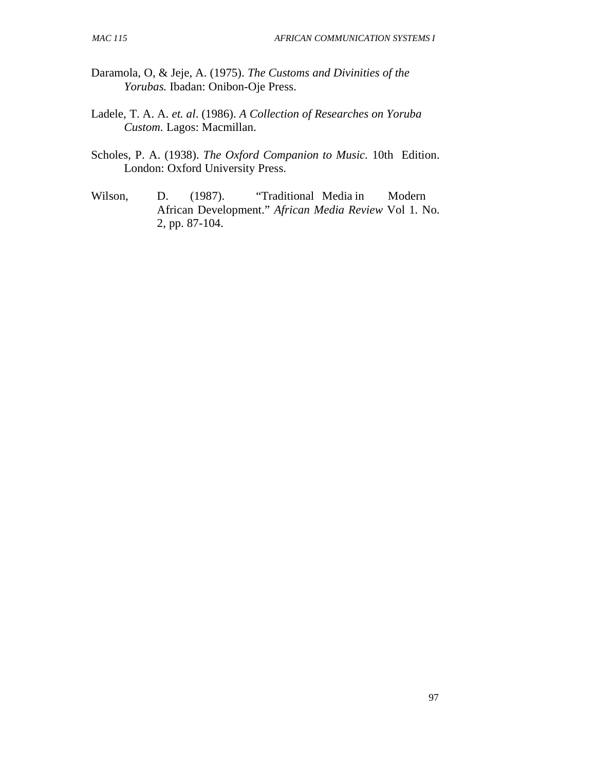Daramola, O, & Jeje, A. (1975). *The Customs and Divinities of the Yorubas.* Ibadan: Onibon-Oje Press.

Ladele, T. A. A. *et. al*. (1986). *A Collection of Researches on Yoruba Custom.* Lagos: Macmillan.

Scholes, P. A. (1938). *The Oxford Companion to Music.* 10th Edition. London: Oxford University Press.

Wilson, D. (1987). "Traditional Media in Modern African Development." *African Media Review* Vol 1. No. 2, pp. 87-104.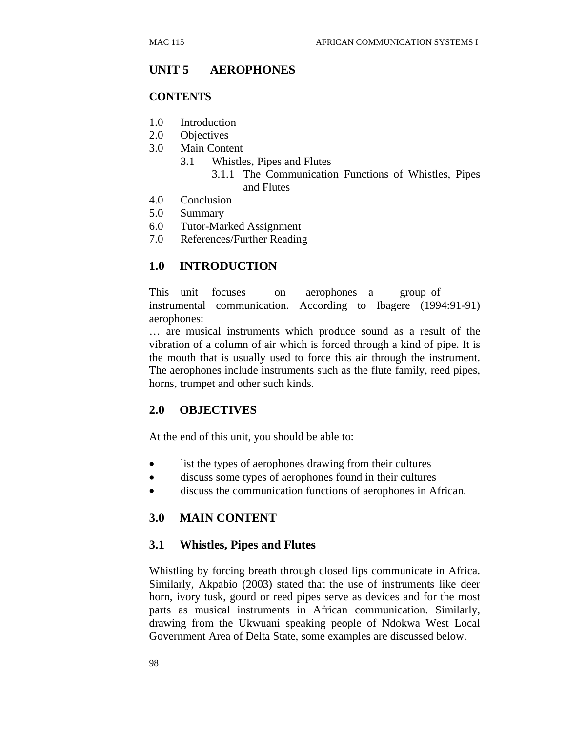# UNIT 5 AEROPHONES

## CONTENTS

1.0 Introduction
2.0 Objectives
3.0 Main Content
    3.1 Whistles, Pipes and Flutes
        3.1.1 The Communication Functions of Whistles, Pipes and Flutes
4.0 Conclusion
5.0 Summary
6.0 Tutor-Marked Assignment
7.0 References/Further Reading

## 1.0 INTRODUCTION

This unit focuses on aerophones a group of instrumental communication. According to Ibagere (1994:91-91) aerophones:

… are musical instruments which produce sound as a result of the vibration of a column of air which is forced through a kind of pipe. It is the mouth that is usually used to force this air through the instrument. The aerophones include instruments such as the flute family, reed pipes, horns, trumpet and other such kinds.

## 2.0 OBJECTIVES

At the end of this unit, you should be able to:

- list the types of aerophones drawing from their cultures
- discuss some types of aerophones found in their cultures
- discuss the communication functions of aerophones in African.

## 3.0 MAIN CONTENT

### 3.1 Whistles, Pipes and Flutes

Whistling by forcing breath through closed lips communicate in Africa. Similarly, Akpabio (2003) stated that the use of instruments like deer horn, ivory tusk, gourd or reed pipes serve as devices and for the most parts as musical instruments in African communication. Similarly, drawing from the Ukwuani speaking people of Ndokwa West Local Government Area of Delta State, some examples are discussed below.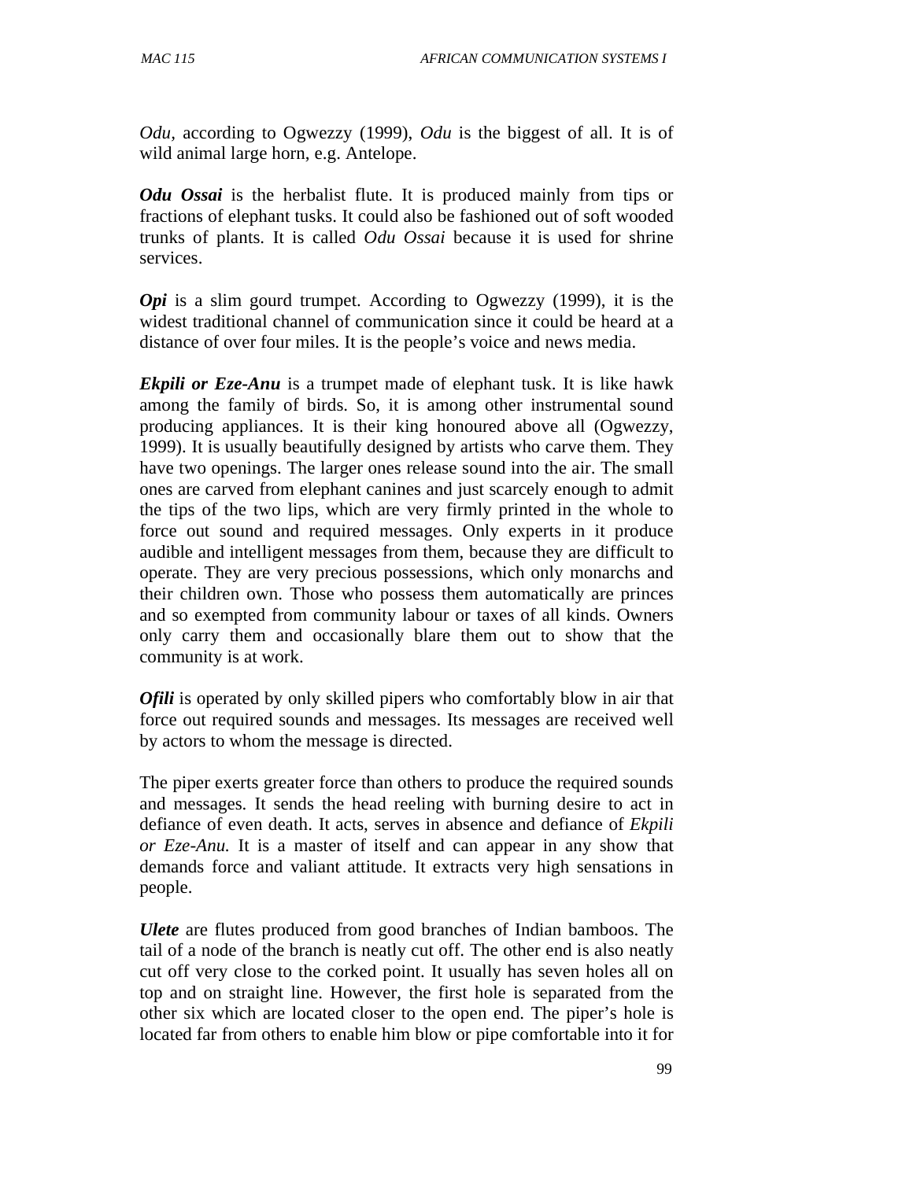*Odu*, according to Ogwezzy (1999), *Odu* is the biggest of all. It is of wild animal large horn, e.g. Antelope.

***Odu Ossai*** is the herbalist flute. It is produced mainly from tips or fractions of elephant tusks. It could also be fashioned out of soft wooded trunks of plants. It is called *Odu Ossai* because it is used for shrine services.

***Opi*** is a slim gourd trumpet. According to Ogwezzy (1999), it is the widest traditional channel of communication since it could be heard at a distance of over four miles. It is the people's voice and news media.

***Ekpili or Eze-Anu*** is a trumpet made of elephant tusk. It is like hawk among the family of birds. So, it is among other instrumental sound producing appliances. It is their king honoured above all (Ogwezzy, 1999). It is usually beautifully designed by artists who carve them. They have two openings. The larger ones release sound into the air. The small ones are carved from elephant canines and just scarcely enough to admit the tips of the two lips, which are very firmly printed in the whole to force out sound and required messages. Only experts in it produce audible and intelligent messages from them, because they are difficult to operate. They are very precious possessions, which only monarchs and their children own. Those who possess them automatically are princes and so exempted from community labour or taxes of all kinds. Owners only carry them and occasionally blare them out to show that the community is at work.

***Ofili*** is operated by only skilled pipers who comfortably blow in air that force out required sounds and messages. Its messages are received well by actors to whom the message is directed.

The piper exerts greater force than others to produce the required sounds and messages. It sends the head reeling with burning desire to act in defiance of even death. It acts, serves in absence and defiance of *Ekpili or Eze-Anu.* It is a master of itself and can appear in any show that demands force and valiant attitude. It extracts very high sensations in people.

***Ulete*** are flutes produced from good branches of Indian bamboos. The tail of a node of the branch is neatly cut off. The other end is also neatly cut off very close to the corked point. It usually has seven holes all on top and on straight line. However, the first hole is separated from the other six which are located closer to the open end. The piper's hole is located far from others to enable him blow or pipe comfortable into it for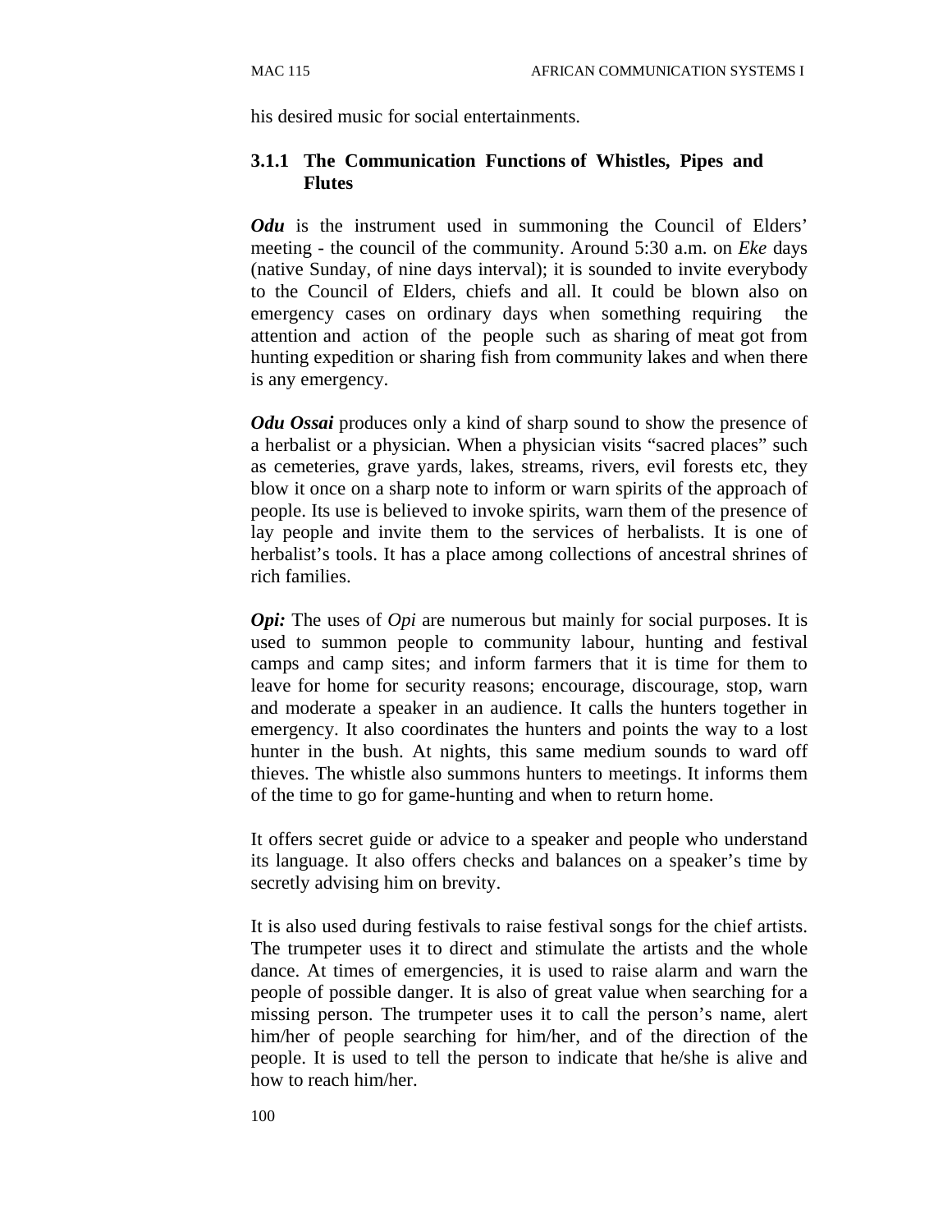his desired music for social entertainments.

#### 3.1.1 The Communication Functions of Whistles, Pipes and Flutes

***Odu*** is the instrument used in summoning the Council of Elders' meeting - the council of the community. Around 5:30 a.m. on *Eke* days (native Sunday, of nine days interval); it is sounded to invite everybody to the Council of Elders, chiefs and all. It could be blown also on emergency cases on ordinary days when something requiring the attention and action of the people such as sharing of meat got from hunting expedition or sharing fish from community lakes and when there is any emergency.

***Odu Ossai*** produces only a kind of sharp sound to show the presence of a herbalist or a physician. When a physician visits "sacred places" such as cemeteries, grave yards, lakes, streams, rivers, evil forests etc, they blow it once on a sharp note to inform or warn spirits of the approach of people. Its use is believed to invoke spirits, warn them of the presence of lay people and invite them to the services of herbalists. It is one of herbalist's tools. It has a place among collections of ancestral shrines of rich families.

***Opi:*** The uses of *Opi* are numerous but mainly for social purposes. It is used to summon people to community labour, hunting and festival camps and camp sites; and inform farmers that it is time for them to leave for home for security reasons; encourage, discourage, stop, warn and moderate a speaker in an audience. It calls the hunters together in emergency. It also coordinates the hunters and points the way to a lost hunter in the bush. At nights, this same medium sounds to ward off thieves. The whistle also summons hunters to meetings. It informs them of the time to go for game-hunting and when to return home.

It offers secret guide or advice to a speaker and people who understand its language. It also offers checks and balances on a speaker's time by secretly advising him on brevity.

It is also used during festivals to raise festival songs for the chief artists. The trumpeter uses it to direct and stimulate the artists and the whole dance. At times of emergencies, it is used to raise alarm and warn the people of possible danger. It is also of great value when searching for a missing person. The trumpeter uses it to call the person's name, alert him/her of people searching for him/her, and of the direction of the people. It is used to tell the person to indicate that he/she is alive and how to reach him/her.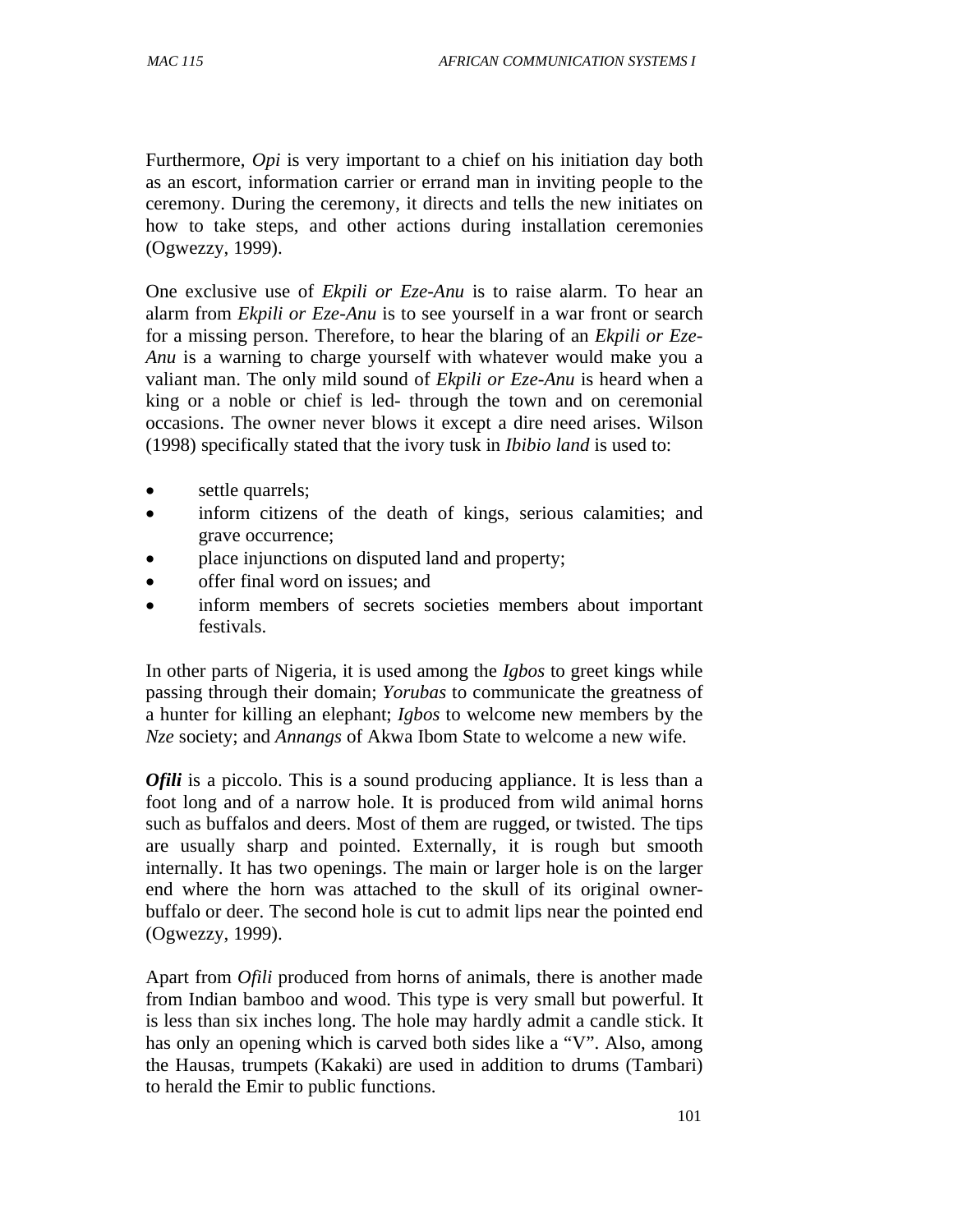Furthermore, *Opi* is very important to a chief on his initiation day both as an escort, information carrier or errand man in inviting people to the ceremony. During the ceremony, it directs and tells the new initiates on how to take steps, and other actions during installation ceremonies (Ogwezzy, 1999).

One exclusive use of *Ekpili or Eze-Anu* is to raise alarm. To hear an alarm from *Ekpili or Eze-Anu* is to see yourself in a war front or search for a missing person. Therefore, to hear the blaring of an *Ekpili or Eze-Anu* is a warning to charge yourself with whatever would make you a valiant man. The only mild sound of *Ekpili or Eze-Anu* is heard when a king or a noble or chief is led- through the town and on ceremonial occasions. The owner never blows it except a dire need arises. Wilson (1998) specifically stated that the ivory tusk in *Ibibio land* is used to:

- settle quarrels;
- inform citizens of the death of kings, serious calamities; and grave occurrence;
- place injunctions on disputed land and property;
- offer final word on issues; and
- inform members of secrets societies members about important festivals.

In other parts of Nigeria, it is used among the *Igbos* to greet kings while passing through their domain; *Yorubas* to communicate the greatness of a hunter for killing an elephant; *Igbos* to welcome new members by the *Nze* society; and *Annangs* of Akwa Ibom State to welcome a new wife.

***Ofili*** is a piccolo. This is a sound producing appliance. It is less than a foot long and of a narrow hole. It is produced from wild animal horns such as buffalos and deers. Most of them are rugged, or twisted. The tips are usually sharp and pointed. Externally, it is rough but smooth internally. It has two openings. The main or larger hole is on the larger end where the horn was attached to the skull of its original owner-buffalo or deer. The second hole is cut to admit lips near the pointed end (Ogwezzy, 1999).

Apart from *Ofili* produced from horns of animals, there is another made from Indian bamboo and wood. This type is very small but powerful. It is less than six inches long. The hole may hardly admit a candle stick. It has only an opening which is carved both sides like a "V". Also, among the Hausas, trumpets (Kakaki) are used in addition to drums (Tambari) to herald the Emir to public functions.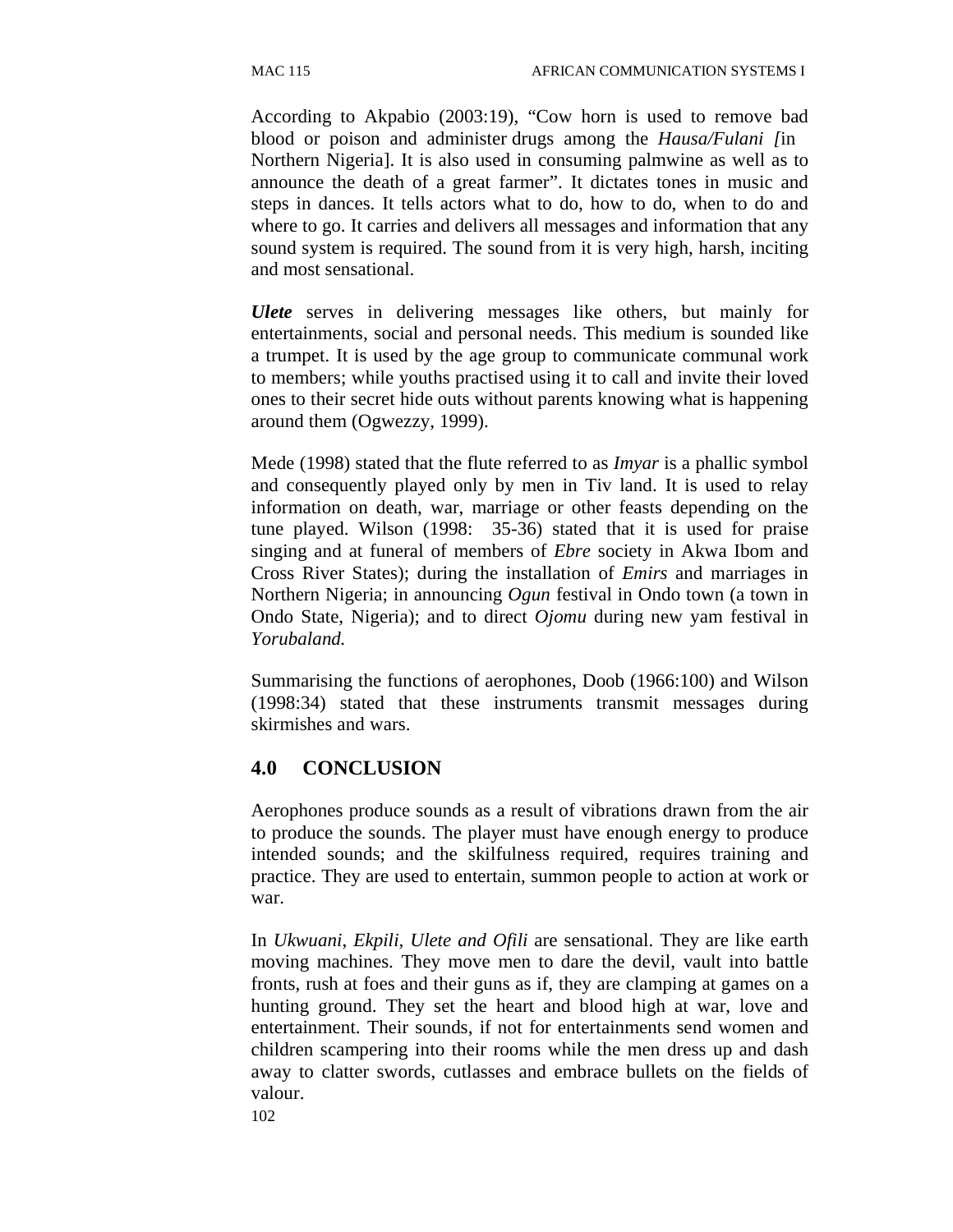According to Akpabio (2003:19), “Cow horn is used to remove bad blood or poison and administer drugs among the *Hausa/Fulani [*in Northern Nigeria]. It is also used in consuming palmwine as well as to announce the death of a great farmer”. It dictates tones in music and steps in dances. It tells actors what to do, how to do, when to do and where to go. It carries and delivers all messages and information that any sound system is required. The sound from it is very high, harsh, inciting and most sensational.

***Ulete*** serves in delivering messages like others, but mainly for entertainments, social and personal needs. This medium is sounded like a trumpet. It is used by the age group to communicate communal work to members; while youths practised using it to call and invite their loved ones to their secret hide outs without parents knowing what is happening around them (Ogwezzy, 1999).

Mede (1998) stated that the flute referred to as *Imyar* is a phallic symbol and consequently played only by men in Tiv land. It is used to relay information on death, war, marriage or other feasts depending on the tune played. Wilson (1998: 35-36) stated that it is used for praise singing and at funeral of members of *Ebre* society in Akwa Ibom and Cross River States); during the installation of *Emirs* and marriages in Northern Nigeria; in announcing *Ogun* festival in Ondo town (a town in Ondo State, Nigeria); and to direct *Ojomu* during new yam festival in *Yorubaland.*

Summarising the functions of aerophones, Doob (1966:100) and Wilson (1998:34) stated that these instruments transmit messages during skirmishes and wars.

## 4.0 CONCLUSION

Aerophones produce sounds as a result of vibrations drawn from the air to produce the sounds. The player must have enough energy to produce intended sounds; and the skilfulness required, requires training and practice. They are used to entertain, summon people to action at work or war.

In *Ukwuani*, *Ekpili*, *Ulete and Ofili* are sensational. They are like earth moving machines. They move men to dare the devil, vault into battle fronts, rush at foes and their guns as if, they are clamping at games on a hunting ground. They set the heart and blood high at war, love and entertainment. Their sounds, if not for entertainments send women and children scampering into their rooms while the men dress up and dash away to clatter swords, cutlasses and embrace bullets on the fields of valour.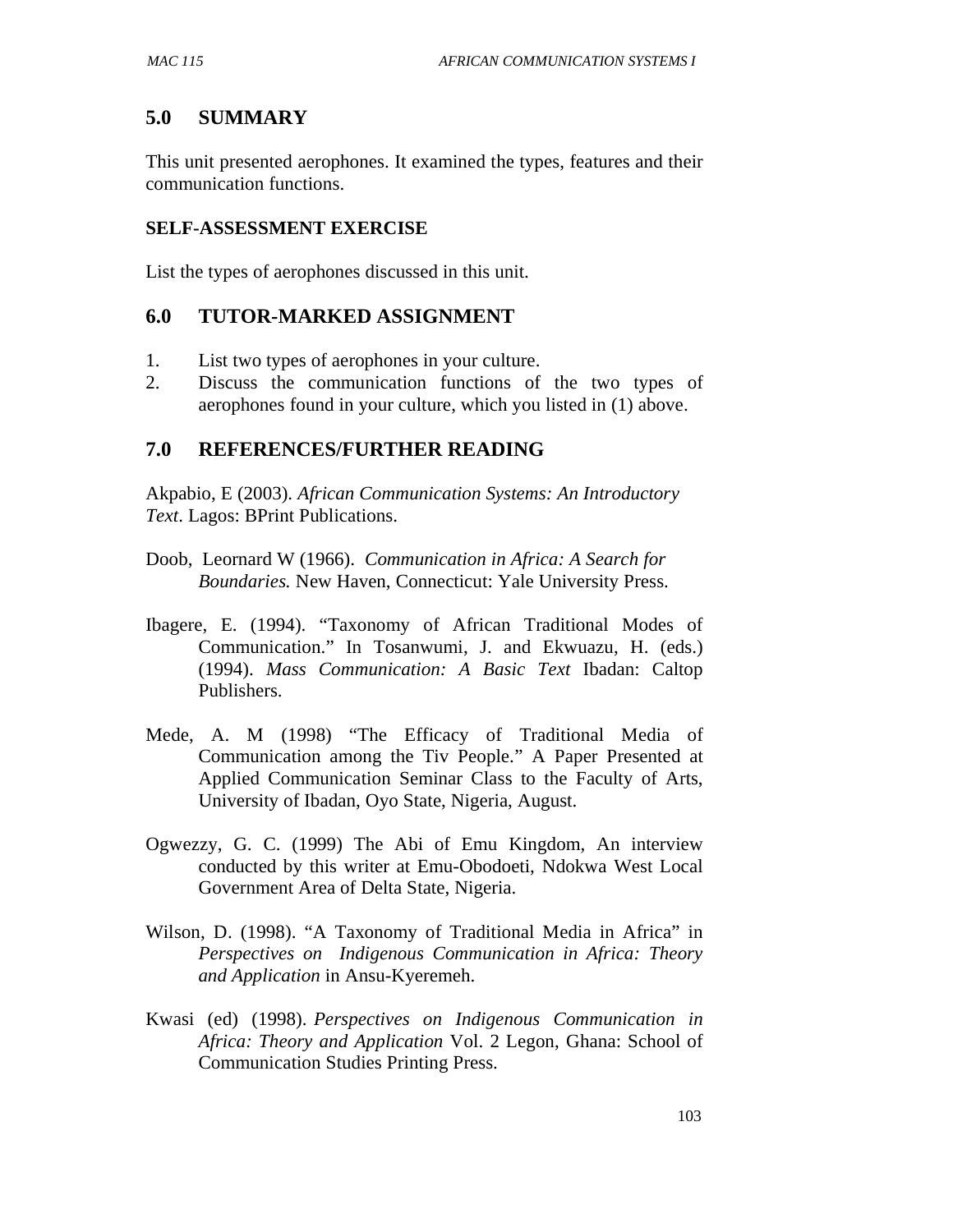## 5.0 SUMMARY

This unit presented aerophones. It examined the types, features and their communication functions.

### SELF-ASSESSMENT EXERCISE

List the types of aerophones discussed in this unit.

## 6.0 TUTOR-MARKED ASSIGNMENT

1. List two types of aerophones in your culture.
2. Discuss the communication functions of the two types of aerophones found in your culture, which you listed in (1) above.

## 7.0 REFERENCES/FURTHER READING

Akpabio, E (2003). *African Communication Systems: An Introductory Text*. Lagos: BPrint Publications.

Doob, Leornard W (1966). *Communication in Africa: A Search for Boundaries.* New Haven, Connecticut: Yale University Press.

Ibagere, E. (1994). "Taxonomy of African Traditional Modes of Communication." In Tosanwumi, J. and Ekwuazu, H. (eds.) (1994). *Mass Communication: A Basic Text* Ibadan: Caltop Publishers.

Mede, A. M (1998) "The Efficacy of Traditional Media of Communication among the Tiv People." A Paper Presented at Applied Communication Seminar Class to the Faculty of Arts, University of Ibadan, Oyo State, Nigeria, August.

Ogwezzy, G. C. (1999) The Abi of Emu Kingdom, An interview conducted by this writer at Emu-Obodoeti, Ndokwa West Local Government Area of Delta State, Nigeria.

Wilson, D. (1998). "A Taxonomy of Traditional Media in Africa" in *Perspectives on Indigenous Communication in Africa: Theory and Application* in Ansu-Kyeremeh.

Kwasi (ed) (1998). *Perspectives on Indigenous Communication in Africa: Theory and Application* Vol. 2 Legon, Ghana: School of Communication Studies Printing Press.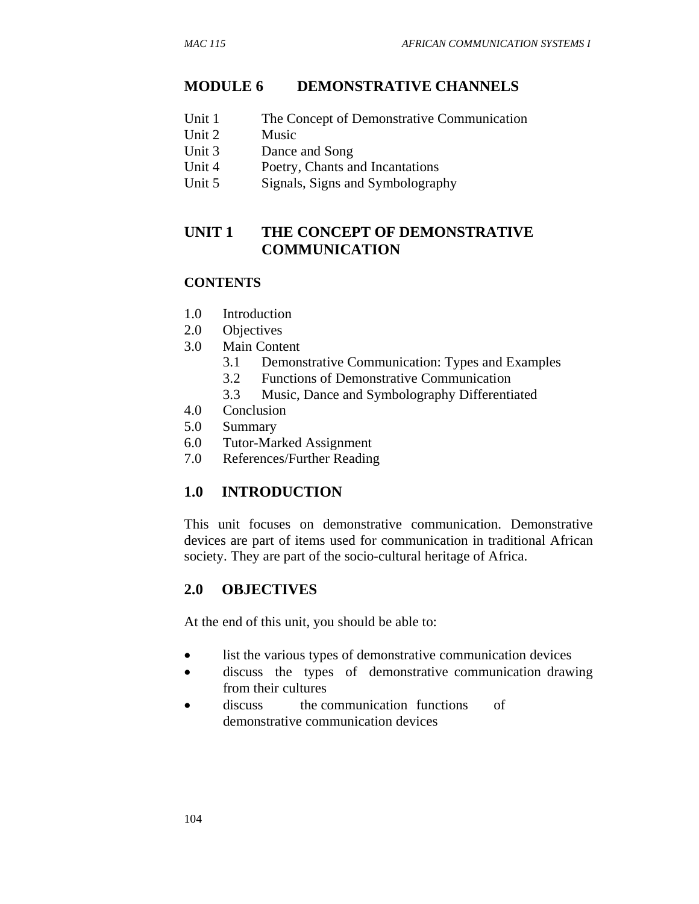# MODULE 6 DEMONSTRATIVE CHANNELS

Unit 1 The Concept of Demonstrative Communication
Unit 2 Music
Unit 3 Dance and Song
Unit 4 Poetry, Chants and Incantations
Unit 5 Signals, Signs and Symbolography

## UNIT 1 THE CONCEPT OF DEMONSTRATIVE COMMUNICATION

**CONTENTS**

1.0 Introduction
2.0 Objectives
3.0 Main Content
 3.1 Demonstrative Communication: Types and Examples
 3.2 Functions of Demonstrative Communication
 3.3 Music, Dance and Symbolography Differentiated
4.0 Conclusion
5.0 Summary
6.0 Tutor-Marked Assignment
7.0 References/Further Reading

### 1.0 INTRODUCTION

This unit focuses on demonstrative communication. Demonstrative devices are part of items used for communication in traditional African society. They are part of the socio-cultural heritage of Africa.

### 2.0 OBJECTIVES

At the end of this unit, you should be able to:

- list the various types of demonstrative communication devices
- discuss the types of demonstrative communication drawing from their cultures
- discuss the communication functions of demonstrative communication devices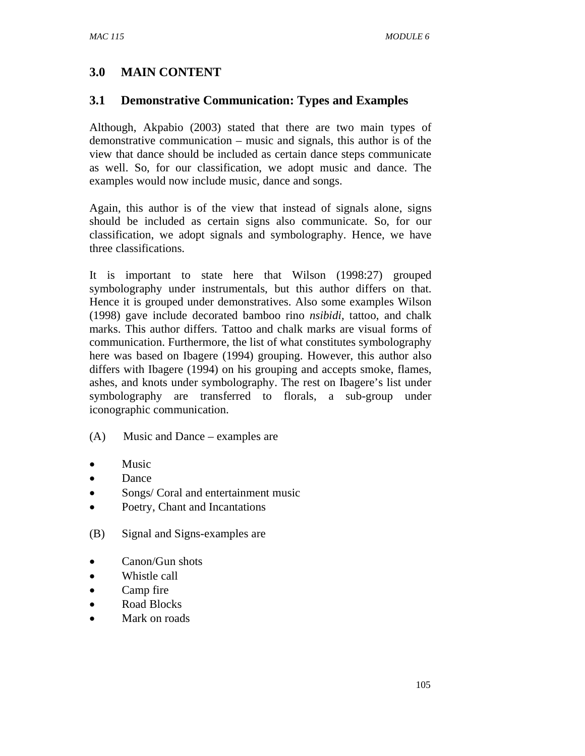## 3.0 MAIN CONTENT

### 3.1 Demonstrative Communication: Types and Examples

Although, Akpabio (2003) stated that there are two main types of demonstrative communication – music and signals, this author is of the view that dance should be included as certain dance steps communicate as well. So, for our classification, we adopt music and dance. The examples would now include music, dance and songs.

Again, this author is of the view that instead of signals alone, signs should be included as certain signs also communicate. So, for our classification, we adopt signals and symbolography. Hence, we have three classifications.

It is important to state here that Wilson (1998:27) grouped symbolography under instrumentals, but this author differs on that. Hence it is grouped under demonstratives. Also some examples Wilson (1998) gave include decorated bamboo rino *nsibidi*, tattoo, and chalk marks. This author differs. Tattoo and chalk marks are visual forms of communication. Furthermore, the list of what constitutes symbolography here was based on Ibagere (1994) grouping. However, this author also differs with Ibagere (1994) on his grouping and accepts smoke, flames, ashes, and knots under symbolography. The rest on Ibagere's list under symbolography are transferred to florals, a sub-group under iconographic communication.

(A) Music and Dance – examples are

- Music
- Dance
- Songs/ Coral and entertainment music
- Poetry, Chant and Incantations

(B) Signal and Signs-examples are

- Canon/Gun shots
- Whistle call
- Camp fire
- Road Blocks
- Mark on roads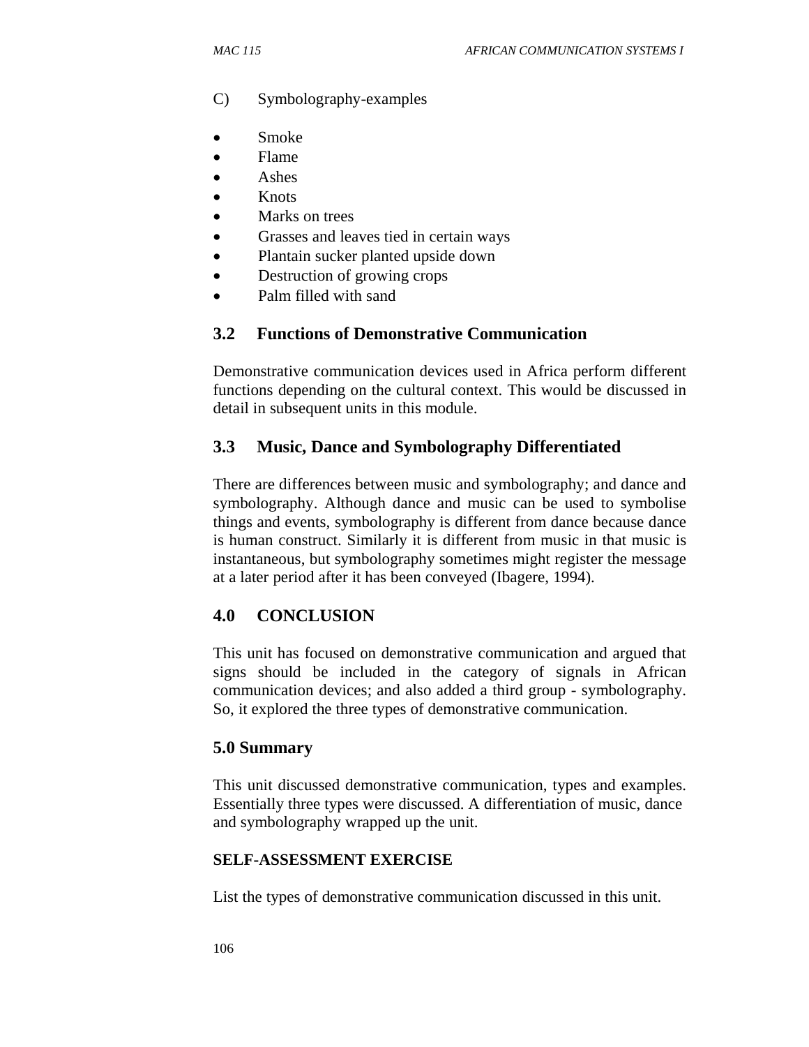C) Symbolography-examples

- Smoke
- Flame
- Ashes
- Knots
- Marks on trees
- Grasses and leaves tied in certain ways
- Plantain sucker planted upside down
- Destruction of growing crops
- Palm filled with sand

## 3.2 Functions of Demonstrative Communication

Demonstrative communication devices used in Africa perform different functions depending on the cultural context. This would be discussed in detail in subsequent units in this module.

## 3.3 Music, Dance and Symbolography Differentiated

There are differences between music and symbolography; and dance and symbolography. Although dance and music can be used to symbolise things and events, symbolography is different from dance because dance is human construct. Similarly it is different from music in that music is instantaneous, but symbolography sometimes might register the message at a later period after it has been conveyed (Ibagere, 1994).

## 4.0 CONCLUSION

This unit has focused on demonstrative communication and argued that signs should be included in the category of signals in African communication devices; and also added a third group - symbolography. So, it explored the three types of demonstrative communication.

## 5.0 Summary

This unit discussed demonstrative communication, types and examples. Essentially three types were discussed. A differentiation of music, dance and symbolography wrapped up the unit.

**SELF-ASSESSMENT EXERCISE**

List the types of demonstrative communication discussed in this unit.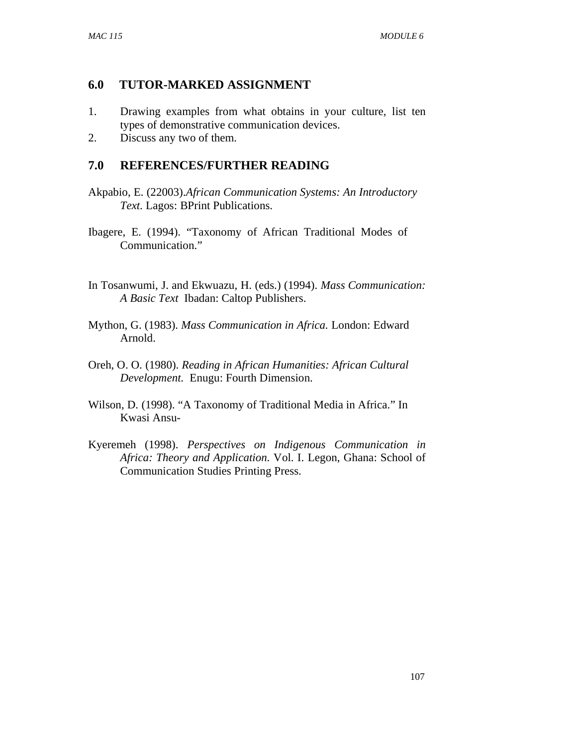## 6.0 TUTOR-MARKED ASSIGNMENT

1. Drawing examples from what obtains in your culture, list ten types of demonstrative communication devices.
2. Discuss any two of them.

## 7.0 REFERENCES/FURTHER READING

Akpabio, E. (22003).*African Communication Systems: An Introductory Text.* Lagos: BPrint Publications.

Ibagere, E. (1994). "Taxonomy of African Traditional Modes of Communication."

In Tosanwumi, J. and Ekwuazu, H. (eds.) (1994). *Mass Communication: A Basic Text* Ibadan: Caltop Publishers.

Mython, G. (1983). *Mass Communication in Africa.* London: Edward Arnold.

Oreh, O. O. (1980). *Reading in African Humanities: African Cultural Development.* Enugu: Fourth Dimension.

Wilson, D. (1998). "A Taxonomy of Traditional Media in Africa." In Kwasi Ansu-

Kyeremeh (1998). *Perspectives on Indigenous Communication in Africa: Theory and Application.* Vol. I. Legon, Ghana: School of Communication Studies Printing Press.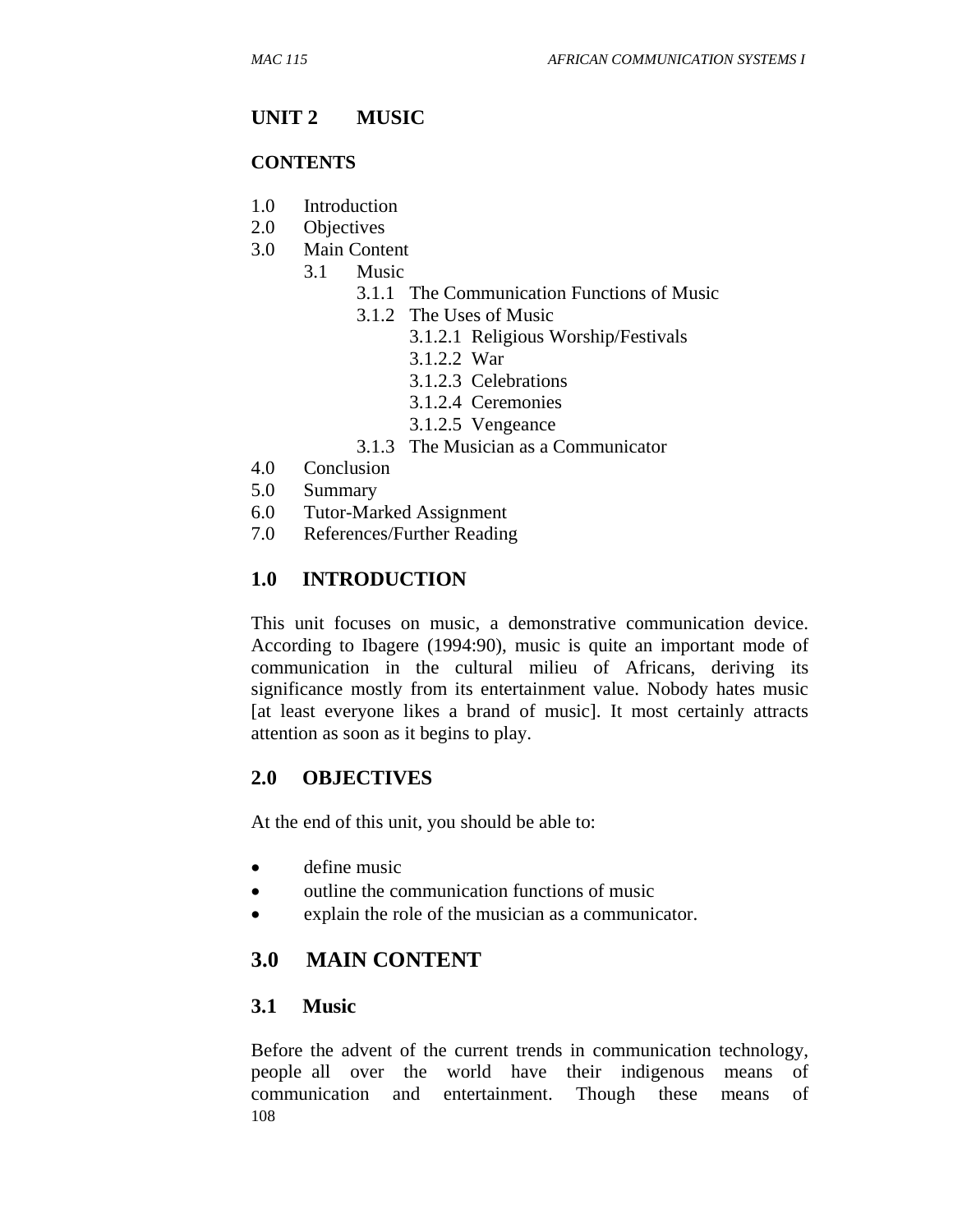# UNIT 2 MUSIC

**CONTENTS**

1.0 Introduction
2.0 Objectives
3.0 Main Content
  3.1 Music
    3.1.1 The Communication Functions of Music
    3.1.2 The Uses of Music
      3.1.2.1 Religious Worship/Festivals
      3.1.2.2 War
      3.1.2.3 Celebrations
      3.1.2.4 Ceremonies
      3.1.2.5 Vengeance
    3.1.3 The Musician as a Communicator
4.0 Conclusion
5.0 Summary
6.0 Tutor-Marked Assignment
7.0 References/Further Reading

## 1.0 INTRODUCTION

This unit focuses on music, a demonstrative communication device. According to Ibagere (1994:90), music is quite an important mode of communication in the cultural milieu of Africans, deriving its significance mostly from its entertainment value. Nobody hates music [at least everyone likes a brand of music]. It most certainly attracts attention as soon as it begins to play.

## 2.0 OBJECTIVES

At the end of this unit, you should be able to:

- define music
- outline the communication functions of music
- explain the role of the musician as a communicator.

## 3.0 MAIN CONTENT

### 3.1 Music

Before the advent of the current trends in communication technology, people all over the world have their indigenous means of communication and entertainment. Though these means of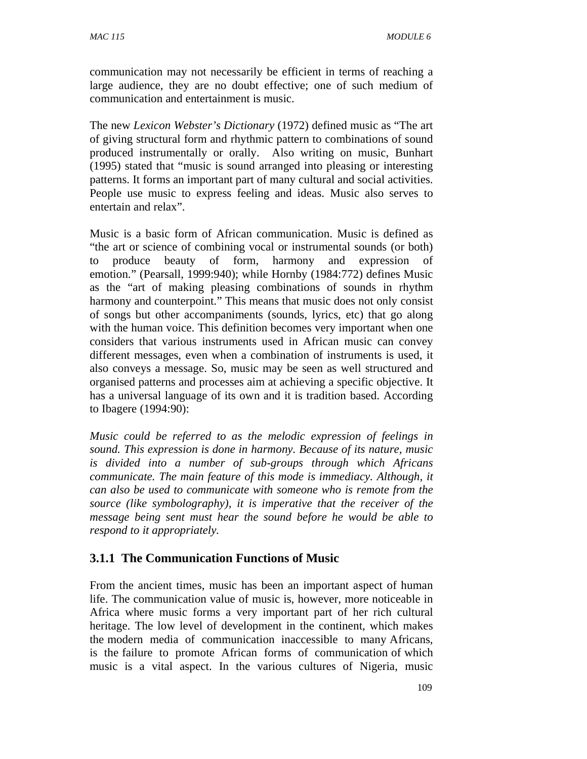communication may not necessarily be efficient in terms of reaching a large audience, they are no doubt effective; one of such medium of communication and entertainment is music.

The new *Lexicon Webster's Dictionary* (1972) defined music as "The art of giving structural form and rhythmic pattern to combinations of sound produced instrumentally or orally. Also writing on music, Bunhart (1995) stated that "music is sound arranged into pleasing or interesting patterns. It forms an important part of many cultural and social activities. People use music to express feeling and ideas. Music also serves to entertain and relax".

Music is a basic form of African communication. Music is defined as "the art or science of combining vocal or instrumental sounds (or both) to produce beauty of form, harmony and expression of emotion." (Pearsall, 1999:940); while Hornby (1984:772) defines Music as the "art of making pleasing combinations of sounds in rhythm harmony and counterpoint." This means that music does not only consist of songs but other accompaniments (sounds, lyrics, etc) that go along with the human voice. This definition becomes very important when one considers that various instruments used in African music can convey different messages, even when a combination of instruments is used, it also conveys a message. So, music may be seen as well structured and organised patterns and processes aim at achieving a specific objective. It has a universal language of its own and it is tradition based. According to Ibagere (1994:90):

*Music could be referred to as the melodic expression of feelings in sound. This expression is done in harmony. Because of its nature, music is divided into a number of sub-groups through which Africans communicate. The main feature of this mode is immediacy. Although, it can also be used to communicate with someone who is remote from the source (like symbolography), it is imperative that the receiver of the message being sent must hear the sound before he would be able to respond to it appropriately.*

### 3.1.1 The Communication Functions of Music

From the ancient times, music has been an important aspect of human life. The communication value of music is, however, more noticeable in Africa where music forms a very important part of her rich cultural heritage. The low level of development in the continent, which makes the modern media of communication inaccessible to many Africans, is the failure to promote African forms of communication of which music is a vital aspect. In the various cultures of Nigeria, music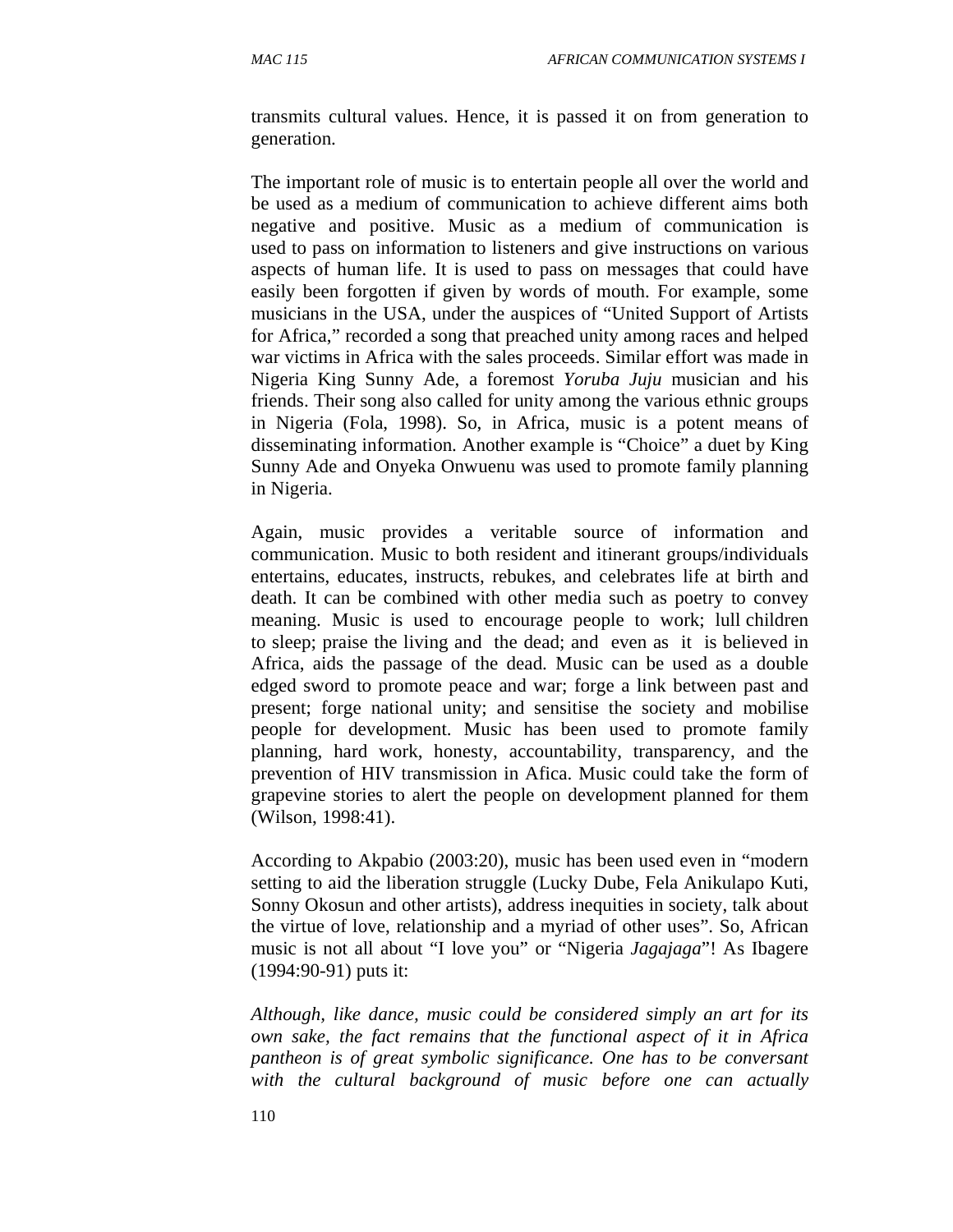transmits cultural values. Hence, it is passed it on from generation to generation.

The important role of music is to entertain people all over the world and be used as a medium of communication to achieve different aims both negative and positive. Music as a medium of communication is used to pass on information to listeners and give instructions on various aspects of human life. It is used to pass on messages that could have easily been forgotten if given by words of mouth. For example, some musicians in the USA, under the auspices of "United Support of Artists for Africa," recorded a song that preached unity among races and helped war victims in Africa with the sales proceeds. Similar effort was made in Nigeria King Sunny Ade, a foremost *Yoruba Juju* musician and his friends. Their song also called for unity among the various ethnic groups in Nigeria (Fola, 1998). So, in Africa, music is a potent means of disseminating information. Another example is "Choice" a duet by King Sunny Ade and Onyeka Onwuenu was used to promote family planning in Nigeria.

Again, music provides a veritable source of information and communication. Music to both resident and itinerant groups/individuals entertains, educates, instructs, rebukes, and celebrates life at birth and death. It can be combined with other media such as poetry to convey meaning. Music is used to encourage people to work; lull children to sleep; praise the living and the dead; and even as it is believed in Africa, aids the passage of the dead. Music can be used as a double edged sword to promote peace and war; forge a link between past and present; forge national unity; and sensitise the society and mobilise people for development. Music has been used to promote family planning, hard work, honesty, accountability, transparency, and the prevention of HIV transmission in Afica. Music could take the form of grapevine stories to alert the people on development planned for them (Wilson, 1998:41).

According to Akpabio (2003:20), music has been used even in "modern setting to aid the liberation struggle (Lucky Dube, Fela Anikulapo Kuti, Sonny Okosun and other artists), address inequities in society, talk about the virtue of love, relationship and a myriad of other uses". So, African music is not all about "I love you" or "Nigeria *Jagajaga*"! As Ibagere (1994:90-91) puts it:

*Although, like dance, music could be considered simply an art for its own sake, the fact remains that the functional aspect of it in Africa pantheon is of great symbolic significance. One has to be conversant with the cultural background of music before one can actually*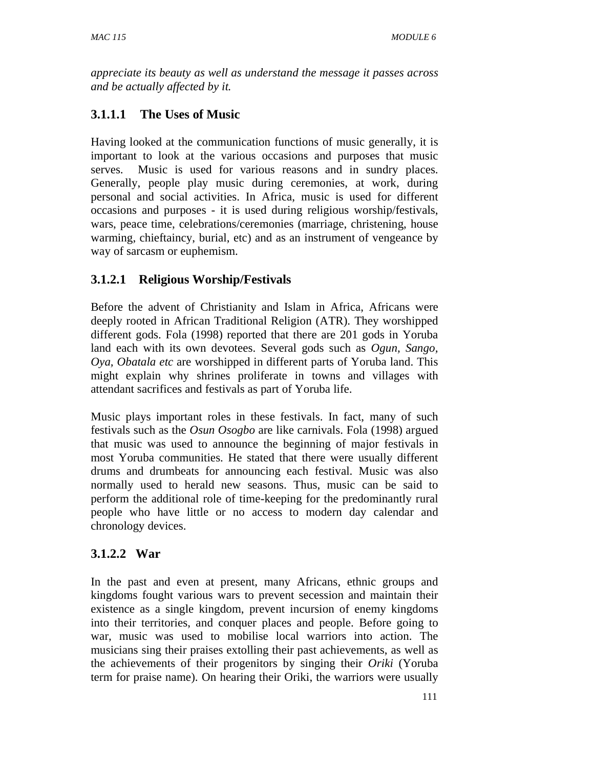*appreciate its beauty as well as understand the message it passes across and be actually affected by it.*

### 3.1.1.1 The Uses of Music

Having looked at the communication functions of music generally, it is important to look at the various occasions and purposes that music serves. Music is used for various reasons and in sundry places. Generally, people play music during ceremonies, at work, during personal and social activities. In Africa, music is used for different occasions and purposes - it is used during religious worship/festivals, wars, peace time, celebrations/ceremonies (marriage, christening, house warming, chieftaincy, burial, etc) and as an instrument of vengeance by way of sarcasm or euphemism.

### 3.1.2.1 Religious Worship/Festivals

Before the advent of Christianity and Islam in Africa, Africans were deeply rooted in African Traditional Religion (ATR). They worshipped different gods. Fola (1998) reported that there are 201 gods in Yoruba land each with its own devotees. Several gods such as *Ogun, Sango, Oya, Obatala etc* are worshipped in different parts of Yoruba land. This might explain why shrines proliferate in towns and villages with attendant sacrifices and festivals as part of Yoruba life.

Music plays important roles in these festivals. In fact, many of such festivals such as the *Osun Osogbo* are like carnivals. Fola (1998) argued that music was used to announce the beginning of major festivals in most Yoruba communities. He stated that there were usually different drums and drumbeats for announcing each festival. Music was also normally used to herald new seasons. Thus, music can be said to perform the additional role of time-keeping for the predominantly rural people who have little or no access to modern day calendar and chronology devices.

### 3.1.2.2 War

In the past and even at present, many Africans, ethnic groups and kingdoms fought various wars to prevent secession and maintain their existence as a single kingdom, prevent incursion of enemy kingdoms into their territories, and conquer places and people. Before going to war, music was used to mobilise local warriors into action. The musicians sing their praises extolling their past achievements, as well as the achievements of their progenitors by singing their *Oriki* (Yoruba term for praise name). On hearing their Oriki, the warriors were usually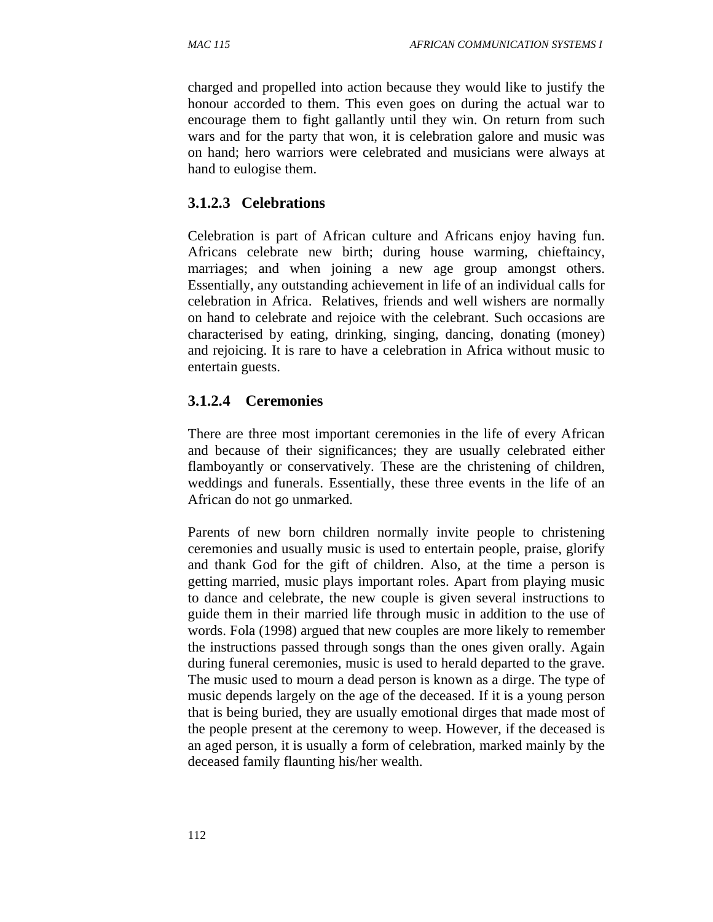charged and propelled into action because they would like to justify the honour accorded to them. This even goes on during the actual war to encourage them to fight gallantly until they win. On return from such wars and for the party that won, it is celebration galore and music was on hand; hero warriors were celebrated and musicians were always at hand to eulogise them.

#### 3.1.2.3 Celebrations

Celebration is part of African culture and Africans enjoy having fun. Africans celebrate new birth; during house warming, chieftaincy, marriages; and when joining a new age group amongst others. Essentially, any outstanding achievement in life of an individual calls for celebration in Africa. Relatives, friends and well wishers are normally on hand to celebrate and rejoice with the celebrant. Such occasions are characterised by eating, drinking, singing, dancing, donating (money) and rejoicing. It is rare to have a celebration in Africa without music to entertain guests.

#### 3.1.2.4 Ceremonies

There are three most important ceremonies in the life of every African and because of their significances; they are usually celebrated either flamboyantly or conservatively. These are the christening of children, weddings and funerals. Essentially, these three events in the life of an African do not go unmarked.

Parents of new born children normally invite people to christening ceremonies and usually music is used to entertain people, praise, glorify and thank God for the gift of children. Also, at the time a person is getting married, music plays important roles. Apart from playing music to dance and celebrate, the new couple is given several instructions to guide them in their married life through music in addition to the use of words. Fola (1998) argued that new couples are more likely to remember the instructions passed through songs than the ones given orally. Again during funeral ceremonies, music is used to herald departed to the grave. The music used to mourn a dead person is known as a dirge. The type of music depends largely on the age of the deceased. If it is a young person that is being buried, they are usually emotional dirges that made most of the people present at the ceremony to weep. However, if the deceased is an aged person, it is usually a form of celebration, marked mainly by the deceased family flaunting his/her wealth.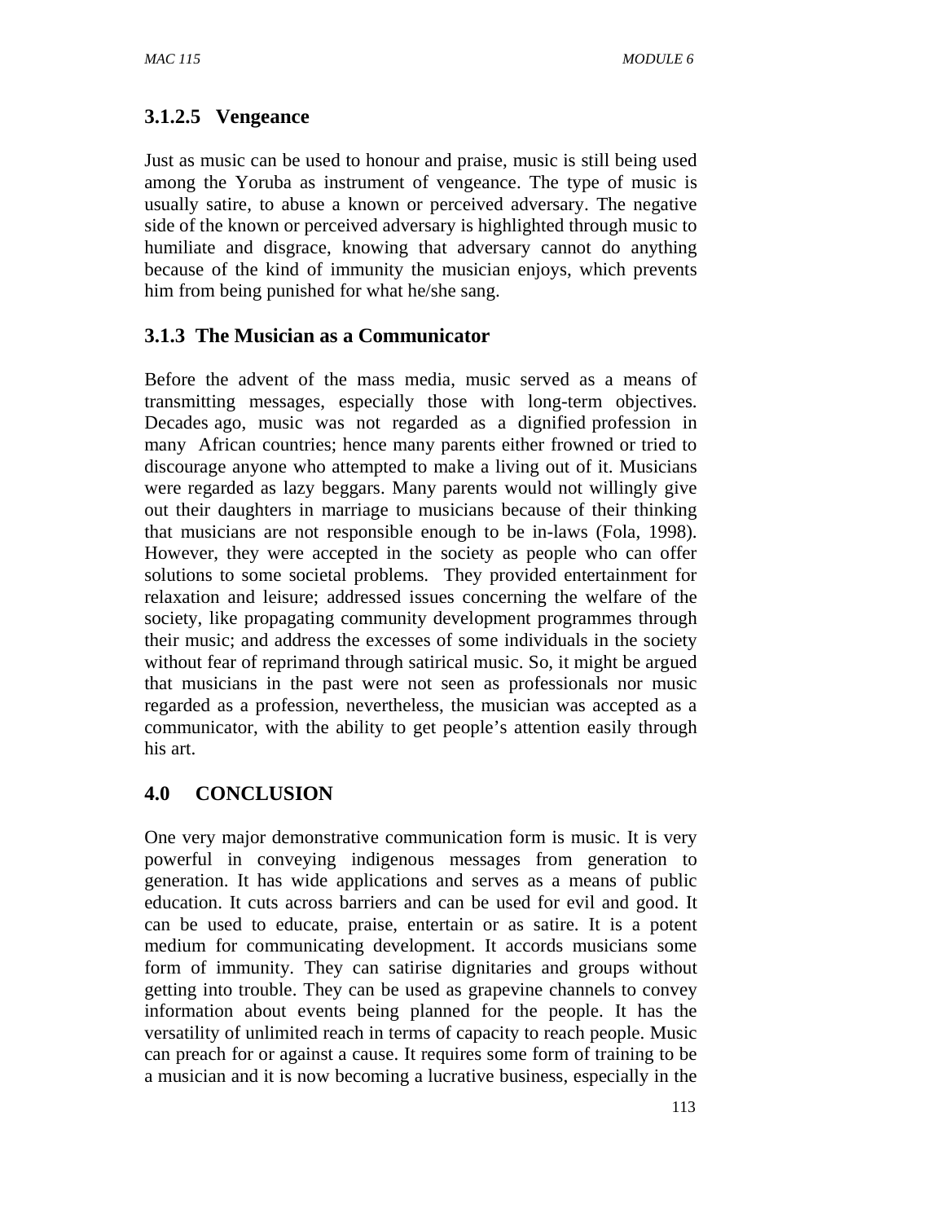#### 3.1.2.5 Vengeance

Just as music can be used to honour and praise, music is still being used among the Yoruba as instrument of vengeance. The type of music is usually satire, to abuse a known or perceived adversary. The negative side of the known or perceived adversary is highlighted through music to humiliate and disgrace, knowing that adversary cannot do anything because of the kind of immunity the musician enjoys, which prevents him from being punished for what he/she sang.

### 3.1.3 The Musician as a Communicator

Before the advent of the mass media, music served as a means of transmitting messages, especially those with long-term objectives. Decades ago, music was not regarded as a dignified profession in many African countries; hence many parents either frowned or tried to discourage anyone who attempted to make a living out of it. Musicians were regarded as lazy beggars. Many parents would not willingly give out their daughters in marriage to musicians because of their thinking that musicians are not responsible enough to be in-laws (Fola, 1998). However, they were accepted in the society as people who can offer solutions to some societal problems. They provided entertainment for relaxation and leisure; addressed issues concerning the welfare of the society, like propagating community development programmes through their music; and address the excesses of some individuals in the society without fear of reprimand through satirical music. So, it might be argued that musicians in the past were not seen as professionals nor music regarded as a profession, nevertheless, the musician was accepted as a communicator, with the ability to get people's attention easily through his art.

## 4.0 CONCLUSION

One very major demonstrative communication form is music. It is very powerful in conveying indigenous messages from generation to generation. It has wide applications and serves as a means of public education. It cuts across barriers and can be used for evil and good. It can be used to educate, praise, entertain or as satire. It is a potent medium for communicating development. It accords musicians some form of immunity. They can satirise dignitaries and groups without getting into trouble. They can be used as grapevine channels to convey information about events being planned for the people. It has the versatility of unlimited reach in terms of capacity to reach people. Music can preach for or against a cause. It requires some form of training to be a musician and it is now becoming a lucrative business, especially in the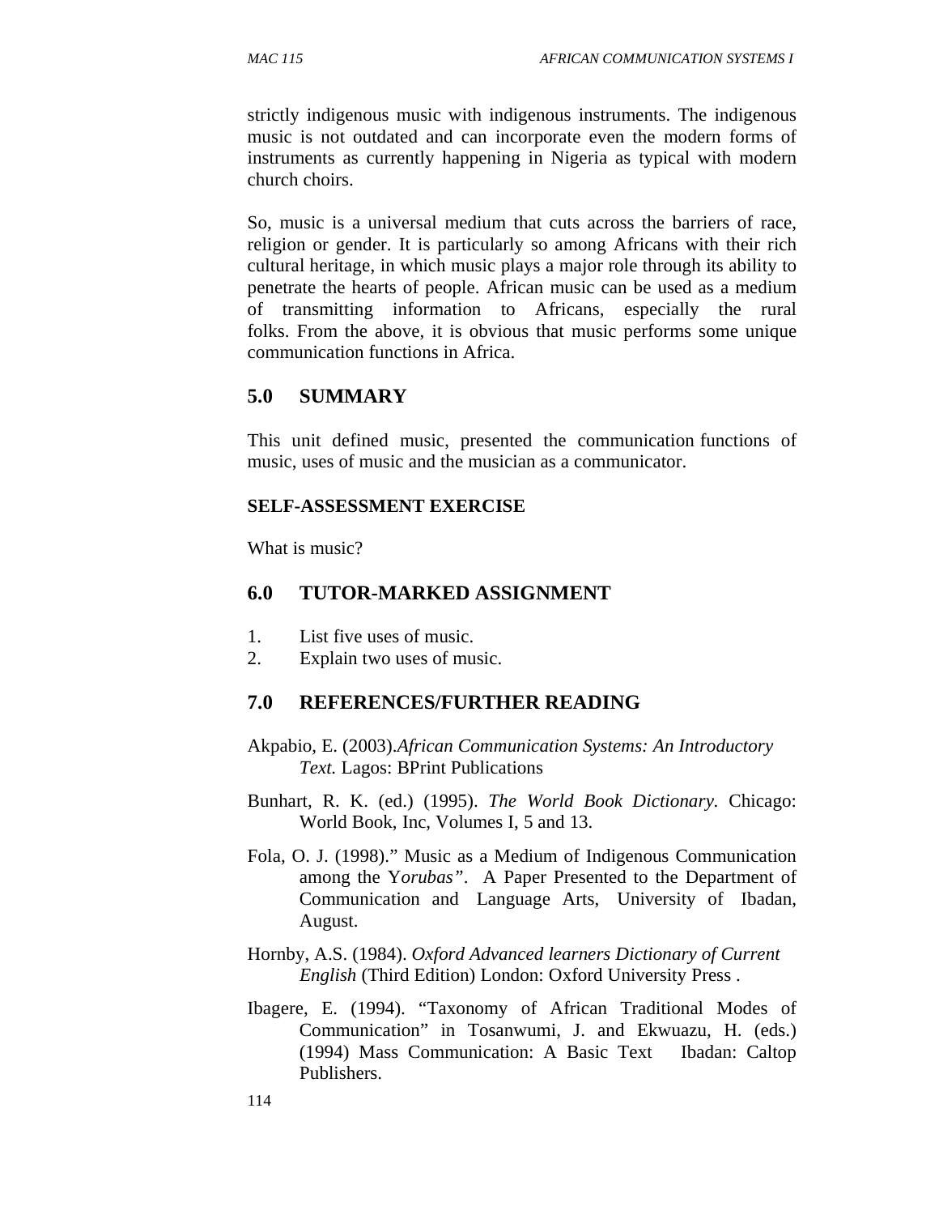strictly indigenous music with indigenous instruments. The indigenous music is not outdated and can incorporate even the modern forms of instruments as currently happening in Nigeria as typical with modern church choirs.

So, music is a universal medium that cuts across the barriers of race, religion or gender. It is particularly so among Africans with their rich cultural heritage, in which music plays a major role through its ability to penetrate the hearts of people. African music can be used as a medium of transmitting information to Africans, especially the rural folks. From the above, it is obvious that music performs some unique communication functions in Africa.

## 5.0 SUMMARY

This unit defined music, presented the communication functions of music, uses of music and the musician as a communicator.

**SELF-ASSESSMENT EXERCISE**

What is music?

## 6.0 TUTOR-MARKED ASSIGNMENT

1. List five uses of music.
2. Explain two uses of music.

## 7.0 REFERENCES/FURTHER READING

Akpabio, E. (2003).*African Communication Systems: An Introductory Text.* Lagos: BPrint Publications

Bunhart, R. K. (ed.) (1995). *The World Book Dictionary*. Chicago: World Book, Inc, Volumes I, 5 and 13.

Fola, O. J. (1998)." Music as a Medium of Indigenous Communication among the Y*orubas"*. A Paper Presented to the Department of Communication and Language Arts, University of Ibadan, August.

Hornby, A.S. (1984). *Oxford Advanced learners Dictionary of Current English* (Third Edition) London: Oxford University Press .

Ibagere, E. (1994). "Taxonomy of African Traditional Modes of Communication" in Tosanwumi, J. and Ekwuazu, H. (eds.) (1994) Mass Communication: A Basic Text Ibadan: Caltop Publishers.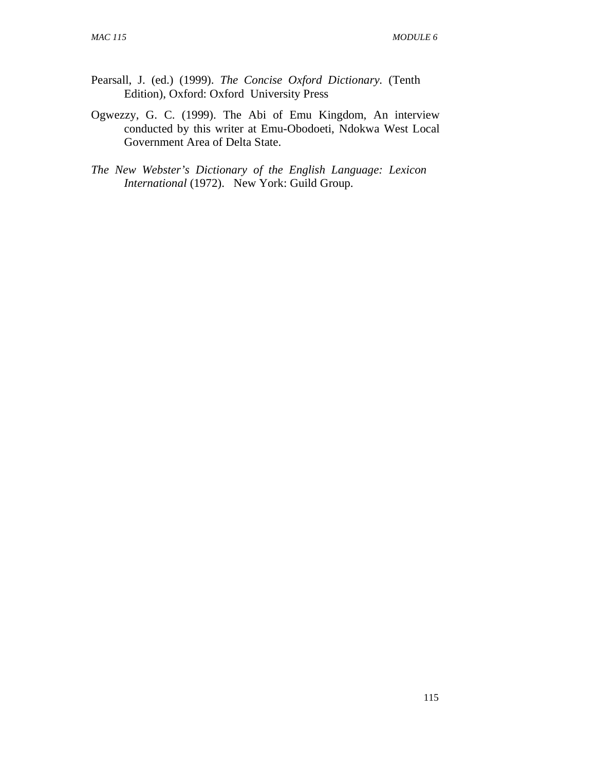Pearsall, J. (ed.) (1999). *The Concise Oxford Dictionary.* (Tenth Edition), Oxford: Oxford University Press

Ogwezzy, G. C. (1999). The Abi of Emu Kingdom, An interview conducted by this writer at Emu-Obodoeti, Ndokwa West Local Government Area of Delta State.

*The New Webster's Dictionary of the English Language: Lexicon International* (1972). New York: Guild Group.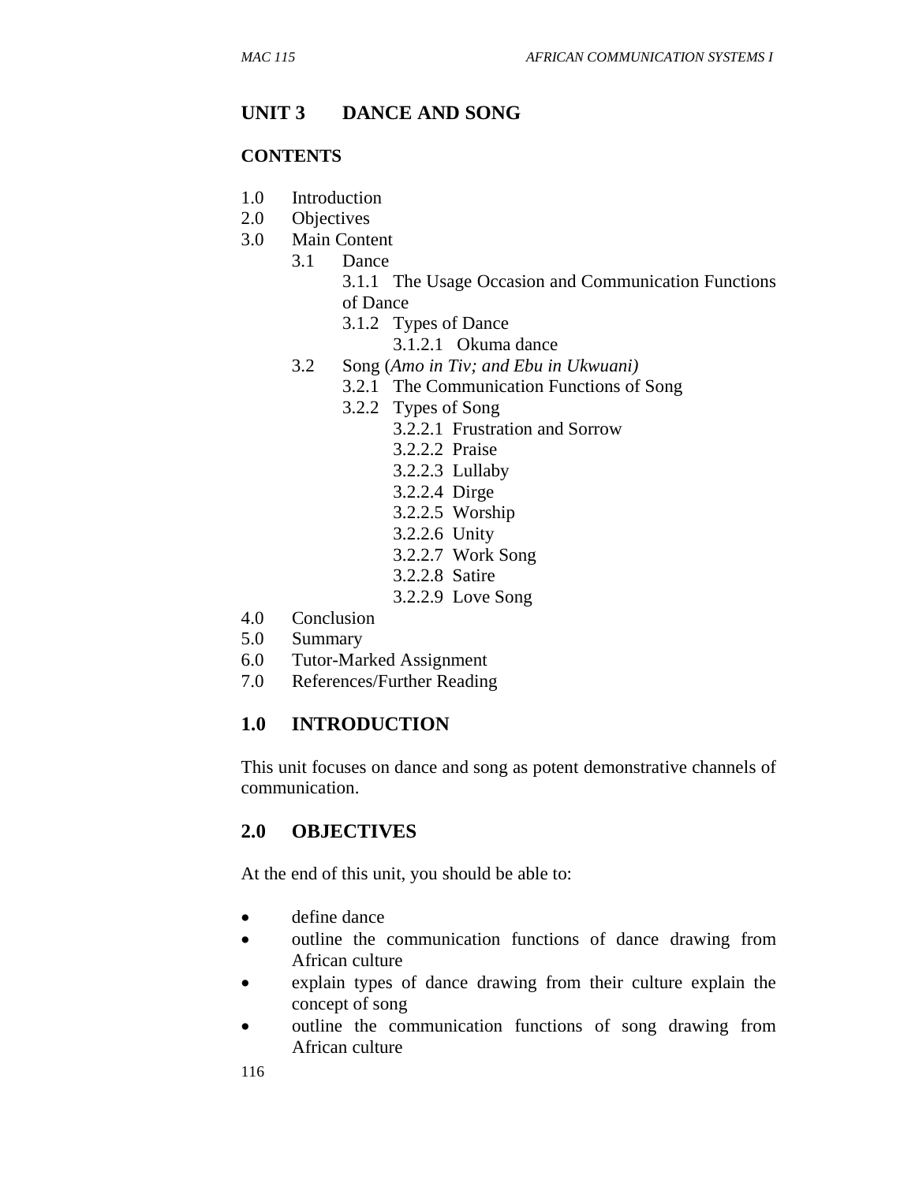## UNIT 3 DANCE AND SONG

### CONTENTS

1.0 Introduction
2.0 Objectives
3.0 Main Content
    3.1 Dance
        3.1.1 The Usage Occasion and Communication Functions of Dance
        3.1.2 Types of Dance
            3.1.2.1 Okuma dance
    3.2 Song (*Amo in Tiv; and Ebu in Ukwuani)*
        3.2.1 The Communication Functions of Song
        3.2.2 Types of Song
            3.2.2.1 Frustration and Sorrow
            3.2.2.2 Praise
            3.2.2.3 Lullaby
            3.2.2.4 Dirge
            3.2.2.5 Worship
            3.2.2.6 Unity
            3.2.2.7 Work Song
            3.2.2.8 Satire
            3.2.2.9 Love Song
4.0 Conclusion
5.0 Summary
6.0 Tutor-Marked Assignment
7.0 References/Further Reading

## 1.0 INTRODUCTION

This unit focuses on dance and song as potent demonstrative channels of communication.

## 2.0 OBJECTIVES

At the end of this unit, you should be able to:

- define dance
- outline the communication functions of dance drawing from African culture
- explain types of dance drawing from their culture explain the concept of song
- outline the communication functions of song drawing from African culture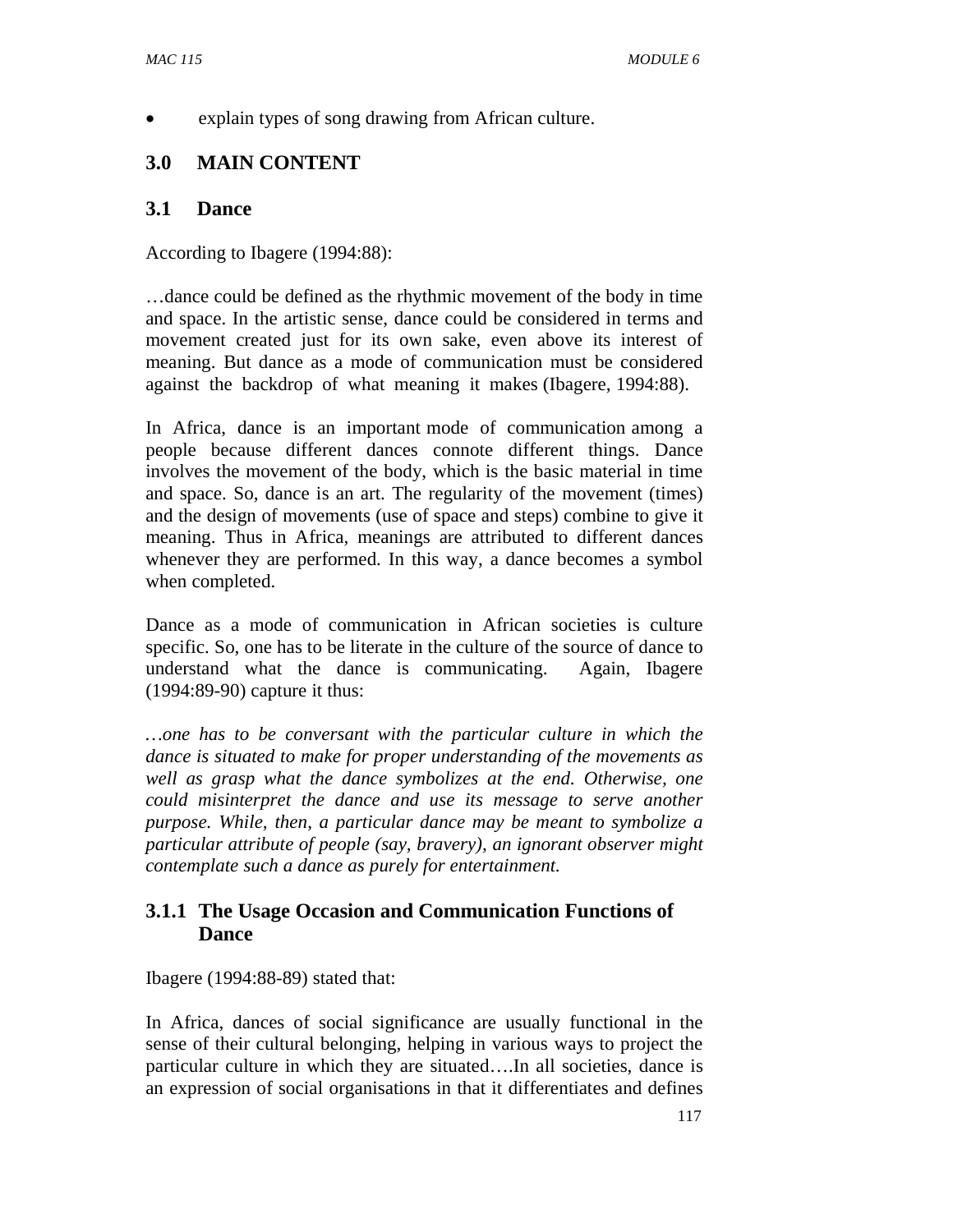- explain types of song drawing from African culture.

## 3.0 MAIN CONTENT

### 3.1 Dance

According to Ibagere (1994:88):

…dance could be defined as the rhythmic movement of the body in time and space. In the artistic sense, dance could be considered in terms and movement created just for its own sake, even above its interest of meaning. But dance as a mode of communication must be considered against the backdrop of what meaning it makes (Ibagere, 1994:88).

In Africa, dance is an important mode of communication among a people because different dances connote different things. Dance involves the movement of the body, which is the basic material in time and space. So, dance is an art. The regularity of the movement (times) and the design of movements (use of space and steps) combine to give it meaning. Thus in Africa, meanings are attributed to different dances whenever they are performed. In this way, a dance becomes a symbol when completed.

Dance as a mode of communication in African societies is culture specific. So, one has to be literate in the culture of the source of dance to understand what the dance is communicating. Again, Ibagere (1994:89-90) capture it thus:

*…one has to be conversant with the particular culture in which the dance is situated to make for proper understanding of the movements as well as grasp what the dance symbolizes at the end. Otherwise, one could misinterpret the dance and use its message to serve another purpose. While, then, a particular dance may be meant to symbolize a particular attribute of people (say, bravery), an ignorant observer might contemplate such a dance as purely for entertainment.*

#### 3.1.1 The Usage Occasion and Communication Functions of Dance

Ibagere (1994:88-89) stated that:

In Africa, dances of social significance are usually functional in the sense of their cultural belonging, helping in various ways to project the particular culture in which they are situated….In all societies, dance is an expression of social organisations in that it differentiates and defines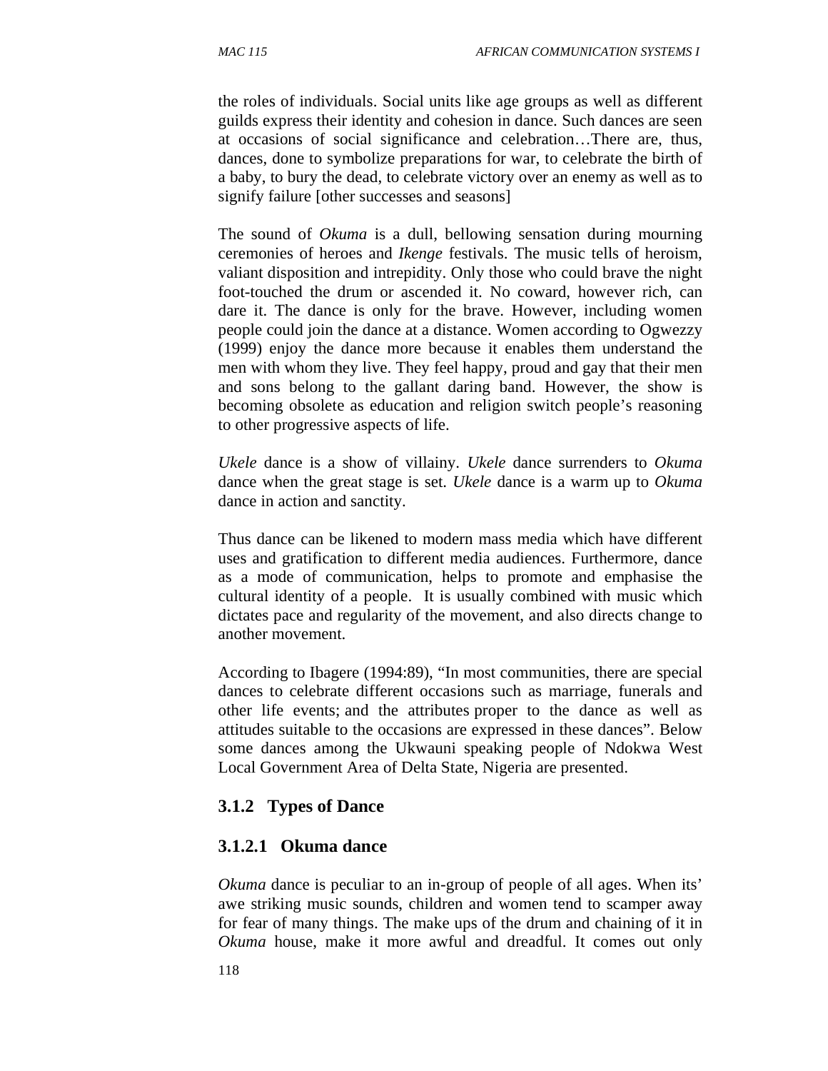the roles of individuals. Social units like age groups as well as different guilds express their identity and cohesion in dance. Such dances are seen at occasions of social significance and celebration…There are, thus, dances, done to symbolize preparations for war, to celebrate the birth of a baby, to bury the dead, to celebrate victory over an enemy as well as to signify failure [other successes and seasons]

The sound of *Okuma* is a dull, bellowing sensation during mourning ceremonies of heroes and *Ikenge* festivals. The music tells of heroism, valiant disposition and intrepidity. Only those who could brave the night foot-touched the drum or ascended it. No coward, however rich, can dare it. The dance is only for the brave. However, including women people could join the dance at a distance. Women according to Ogwezzy (1999) enjoy the dance more because it enables them understand the men with whom they live. They feel happy, proud and gay that their men and sons belong to the gallant daring band. However, the show is becoming obsolete as education and religion switch people's reasoning to other progressive aspects of life.

*Ukele* dance is a show of villainy. *Ukele* dance surrenders to *Okuma* dance when the great stage is set. *Ukele* dance is a warm up to *Okuma* dance in action and sanctity.

Thus dance can be likened to modern mass media which have different uses and gratification to different media audiences. Furthermore, dance as a mode of communication, helps to promote and emphasise the cultural identity of a people. It is usually combined with music which dictates pace and regularity of the movement, and also directs change to another movement.

According to Ibagere (1994:89), "In most communities, there are special dances to celebrate different occasions such as marriage, funerals and other life events; and the attributes proper to the dance as well as attitudes suitable to the occasions are expressed in these dances". Below some dances among the Ukwauni speaking people of Ndokwa West Local Government Area of Delta State, Nigeria are presented.

### 3.1.2 Types of Dance

#### 3.1.2.1 Okuma dance

*Okuma* dance is peculiar to an in-group of people of all ages. When its' awe striking music sounds, children and women tend to scamper away for fear of many things. The make ups of the drum and chaining of it in *Okuma* house, make it more awful and dreadful. It comes out only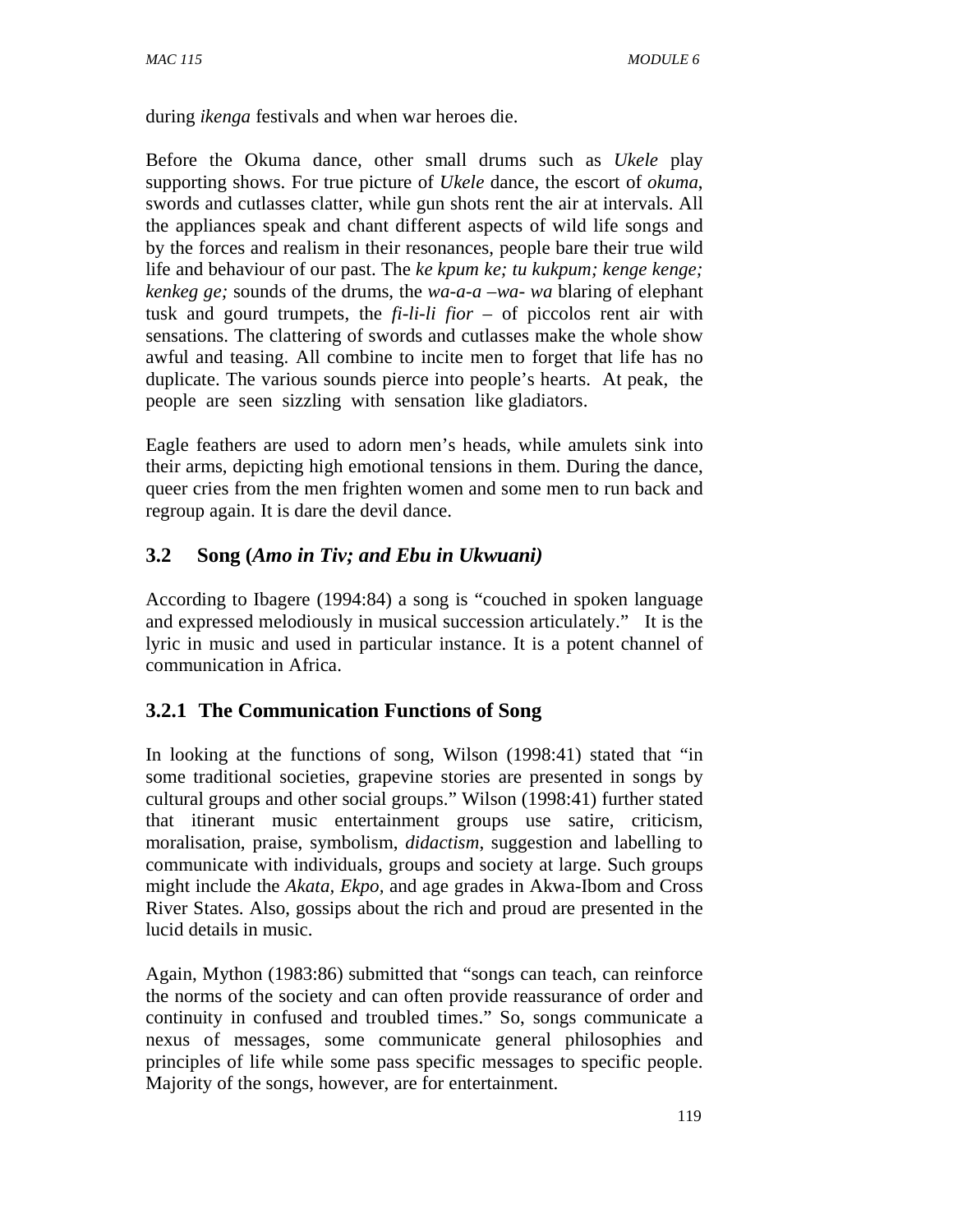during *ikenga* festivals and when war heroes die.

Before the Okuma dance, other small drums such as *Ukele* play supporting shows. For true picture of *Ukele* dance, the escort of *okuma*, swords and cutlasses clatter, while gun shots rent the air at intervals. All the appliances speak and chant different aspects of wild life songs and by the forces and realism in their resonances, people bare their true wild life and behaviour of our past. The *ke kpum ke; tu kukpum; kenge kenge; kenkeg ge;* sounds of the drums, the *wa-a-a –wa- wa* blaring of elephant tusk and gourd trumpets, the *fi-li-li fior* – of piccolos rent air with sensations. The clattering of swords and cutlasses make the whole show awful and teasing. All combine to incite men to forget that life has no duplicate. The various sounds pierce into people's hearts. At peak, the people are seen sizzling with sensation like gladiators.

Eagle feathers are used to adorn men's heads, while amulets sink into their arms, depicting high emotional tensions in them. During the dance, queer cries from the men frighten women and some men to run back and regroup again. It is dare the devil dance.

## 3.2 Song (*Amo in Tiv; and Ebu in Ukwuani)*

According to Ibagere (1994:84) a song is "couched in spoken language and expressed melodiously in musical succession articulately." It is the lyric in music and used in particular instance. It is a potent channel of communication in Africa.

### 3.2.1 The Communication Functions of Song

In looking at the functions of song, Wilson (1998:41) stated that "in some traditional societies, grapevine stories are presented in songs by cultural groups and other social groups." Wilson (1998:41) further stated that itinerant music entertainment groups use satire, criticism, moralisation, praise, symbolism, *didactism*, suggestion and labelling to communicate with individuals, groups and society at large. Such groups might include the *Akata, Ekpo,* and age grades in Akwa-Ibom and Cross River States. Also, gossips about the rich and proud are presented in the lucid details in music.

Again, Mython (1983:86) submitted that "songs can teach, can reinforce the norms of the society and can often provide reassurance of order and continuity in confused and troubled times." So, songs communicate a nexus of messages, some communicate general philosophies and principles of life while some pass specific messages to specific people. Majority of the songs, however, are for entertainment.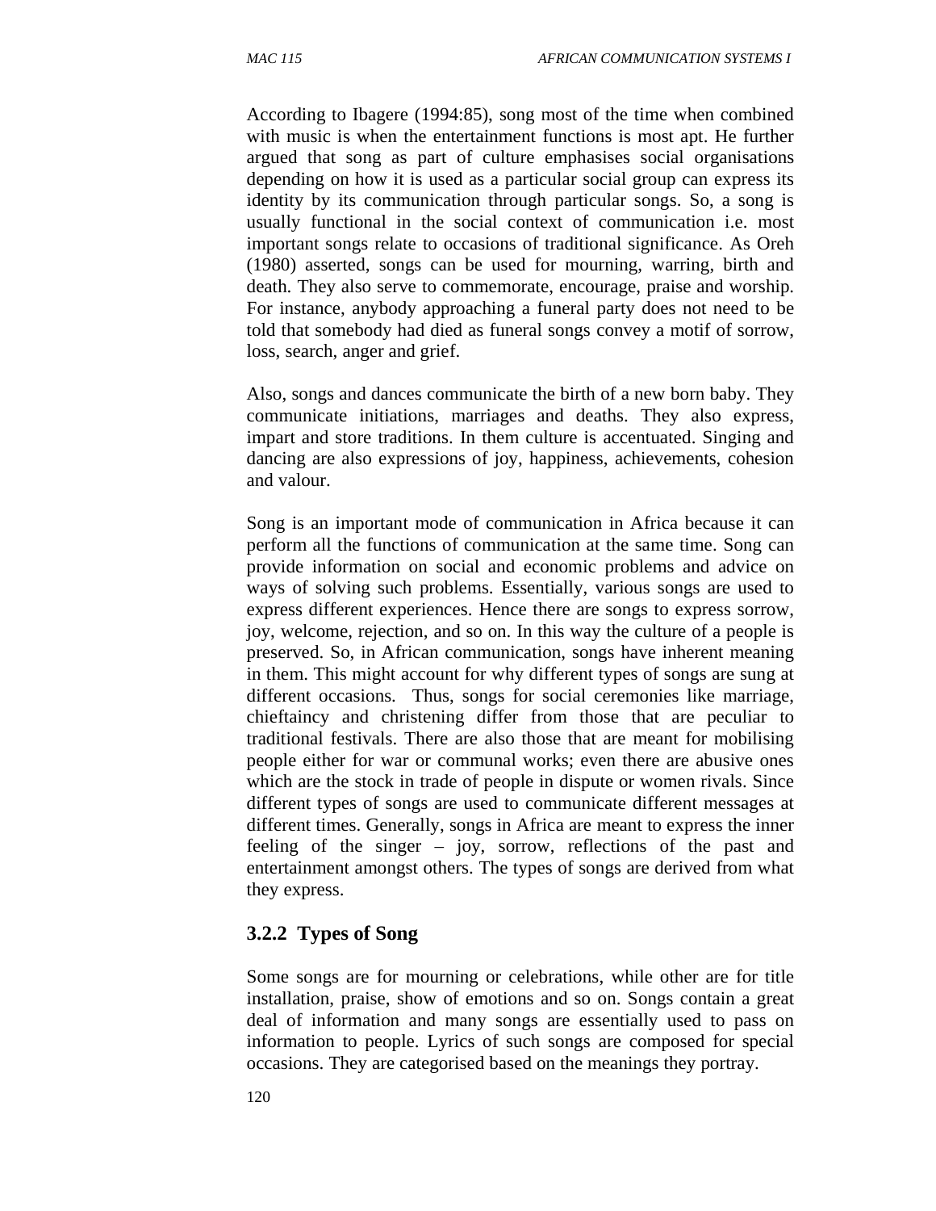According to Ibagere (1994:85), song most of the time when combined with music is when the entertainment functions is most apt. He further argued that song as part of culture emphasises social organisations depending on how it is used as a particular social group can express its identity by its communication through particular songs. So, a song is usually functional in the social context of communication i.e. most important songs relate to occasions of traditional significance. As Oreh (1980) asserted, songs can be used for mourning, warring, birth and death. They also serve to commemorate, encourage, praise and worship. For instance, anybody approaching a funeral party does not need to be told that somebody had died as funeral songs convey a motif of sorrow, loss, search, anger and grief.

Also, songs and dances communicate the birth of a new born baby. They communicate initiations, marriages and deaths. They also express, impart and store traditions. In them culture is accentuated. Singing and dancing are also expressions of joy, happiness, achievements, cohesion and valour.

Song is an important mode of communication in Africa because it can perform all the functions of communication at the same time. Song can provide information on social and economic problems and advice on ways of solving such problems. Essentially, various songs are used to express different experiences. Hence there are songs to express sorrow, joy, welcome, rejection, and so on. In this way the culture of a people is preserved. So, in African communication, songs have inherent meaning in them. This might account for why different types of songs are sung at different occasions. Thus, songs for social ceremonies like marriage, chieftaincy and christening differ from those that are peculiar to traditional festivals. There are also those that are meant for mobilising people either for war or communal works; even there are abusive ones which are the stock in trade of people in dispute or women rivals. Since different types of songs are used to communicate different messages at different times. Generally, songs in Africa are meant to express the inner feeling of the singer – joy, sorrow, reflections of the past and entertainment amongst others. The types of songs are derived from what they express.

### 3.2.2 Types of Song

Some songs are for mourning or celebrations, while other are for title installation, praise, show of emotions and so on. Songs contain a great deal of information and many songs are essentially used to pass on information to people. Lyrics of such songs are composed for special occasions. They are categorised based on the meanings they portray.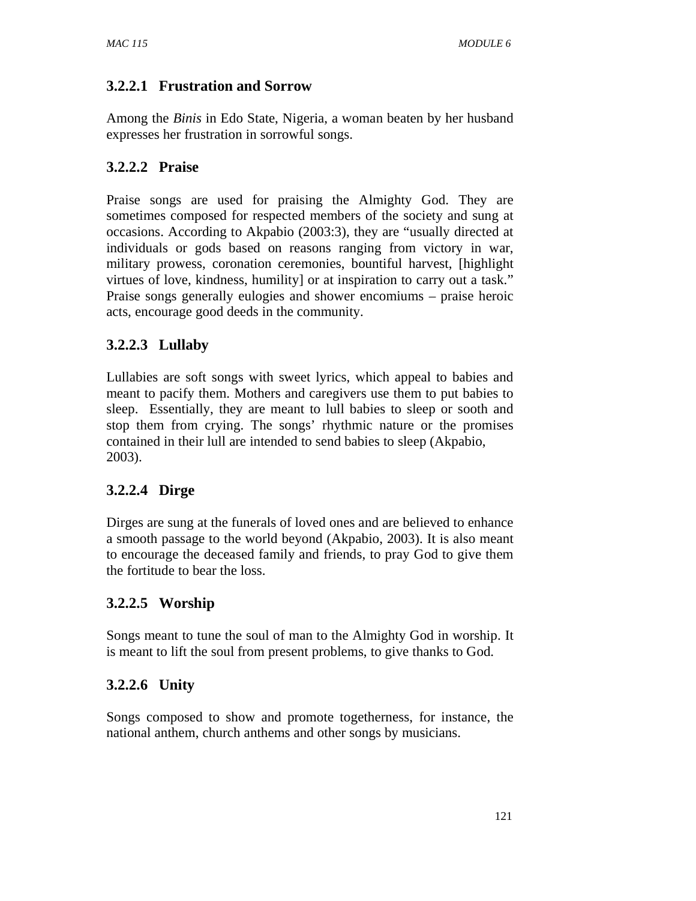#### 3.2.2.1 Frustration and Sorrow

Among the *Binis* in Edo State, Nigeria, a woman beaten by her husband expresses her frustration in sorrowful songs.

#### 3.2.2.2 Praise

Praise songs are used for praising the Almighty God. They are sometimes composed for respected members of the society and sung at occasions. According to Akpabio (2003:3), they are "usually directed at individuals or gods based on reasons ranging from victory in war, military prowess, coronation ceremonies, bountiful harvest, [highlight virtues of love, kindness, humility] or at inspiration to carry out a task." Praise songs generally eulogies and shower encomiums – praise heroic acts, encourage good deeds in the community.

#### 3.2.2.3 Lullaby

Lullabies are soft songs with sweet lyrics, which appeal to babies and meant to pacify them. Mothers and caregivers use them to put babies to sleep. Essentially, they are meant to lull babies to sleep or sooth and stop them from crying. The songs' rhythmic nature or the promises contained in their lull are intended to send babies to sleep (Akpabio, 2003).

#### 3.2.2.4 Dirge

Dirges are sung at the funerals of loved ones and are believed to enhance a smooth passage to the world beyond (Akpabio, 2003). It is also meant to encourage the deceased family and friends, to pray God to give them the fortitude to bear the loss.

#### 3.2.2.5 Worship

Songs meant to tune the soul of man to the Almighty God in worship. It is meant to lift the soul from present problems, to give thanks to God.

#### 3.2.2.6 Unity

Songs composed to show and promote togetherness, for instance, the national anthem, church anthems and other songs by musicians.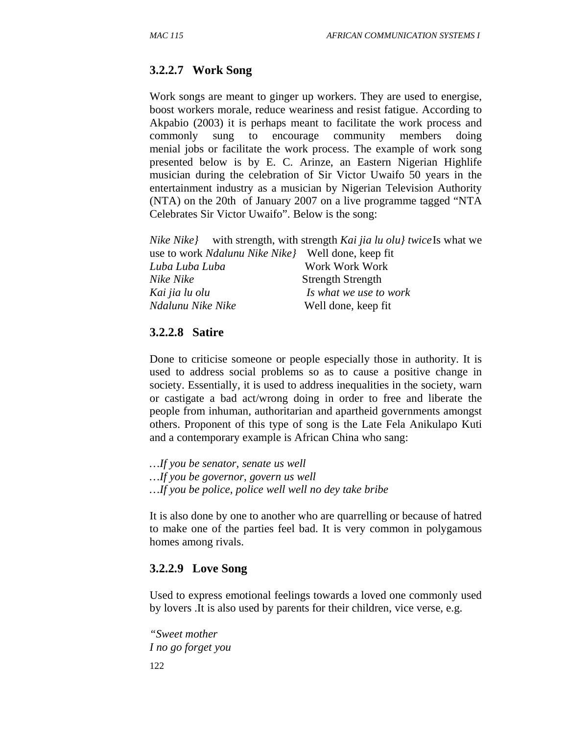### 3.2.2.7 Work Song

Work songs are meant to ginger up workers. They are used to energise, boost workers morale, reduce weariness and resist fatigue. According to Akpabio (2003) it is perhaps meant to facilitate the work process and commonly sung to encourage community members doing menial jobs or facilitate the work process. The example of work song presented below is by E. C. Arinze, an Eastern Nigerian Highlife musician during the celebration of Sir Victor Uwaifo 50 years in the entertainment industry as a musician by Nigerian Television Authority (NTA) on the 20th of January 2007 on a live programme tagged "NTA Celebrates Sir Victor Uwaifo". Below is the song:

*Nike Nike}* with strength, with strength *Kai jia lu olu} twice* Is what we use to work *Ndalunu Nike Nike}* Well done, keep fit

| | |
|---|---|
| *Luba Luba Luba* | Work Work Work |
| *Nike Nike* | Strength Strength |
| *Kai jia lu olu* | *Is what we use to work* |
| *Ndalunu Nike Nike* | Well done, keep fit |

### 3.2.2.8 Satire

Done to criticise someone or people especially those in authority. It is used to address social problems so as to cause a positive change in society. Essentially, it is used to address inequalities in the society, warn or castigate a bad act/wrong doing in order to free and liberate the people from inhuman, authoritarian and apartheid governments amongst others. Proponent of this type of song is the Late Fela Anikulapo Kuti and a contemporary example is African China who sang:

…*If you be senator, senate us well*
…*If you be governor, govern us well*
…*If you be police, police well well no dey take bribe*

It is also done by one to another who are quarrelling or because of hatred to make one of the parties feel bad. It is very common in polygamous homes among rivals.

### 3.2.2.9 Love Song

Used to express emotional feelings towards a loved one commonly used by lovers .It is also used by parents for their children, vice verse, e.g.

*"Sweet mother*
*I no go forget you*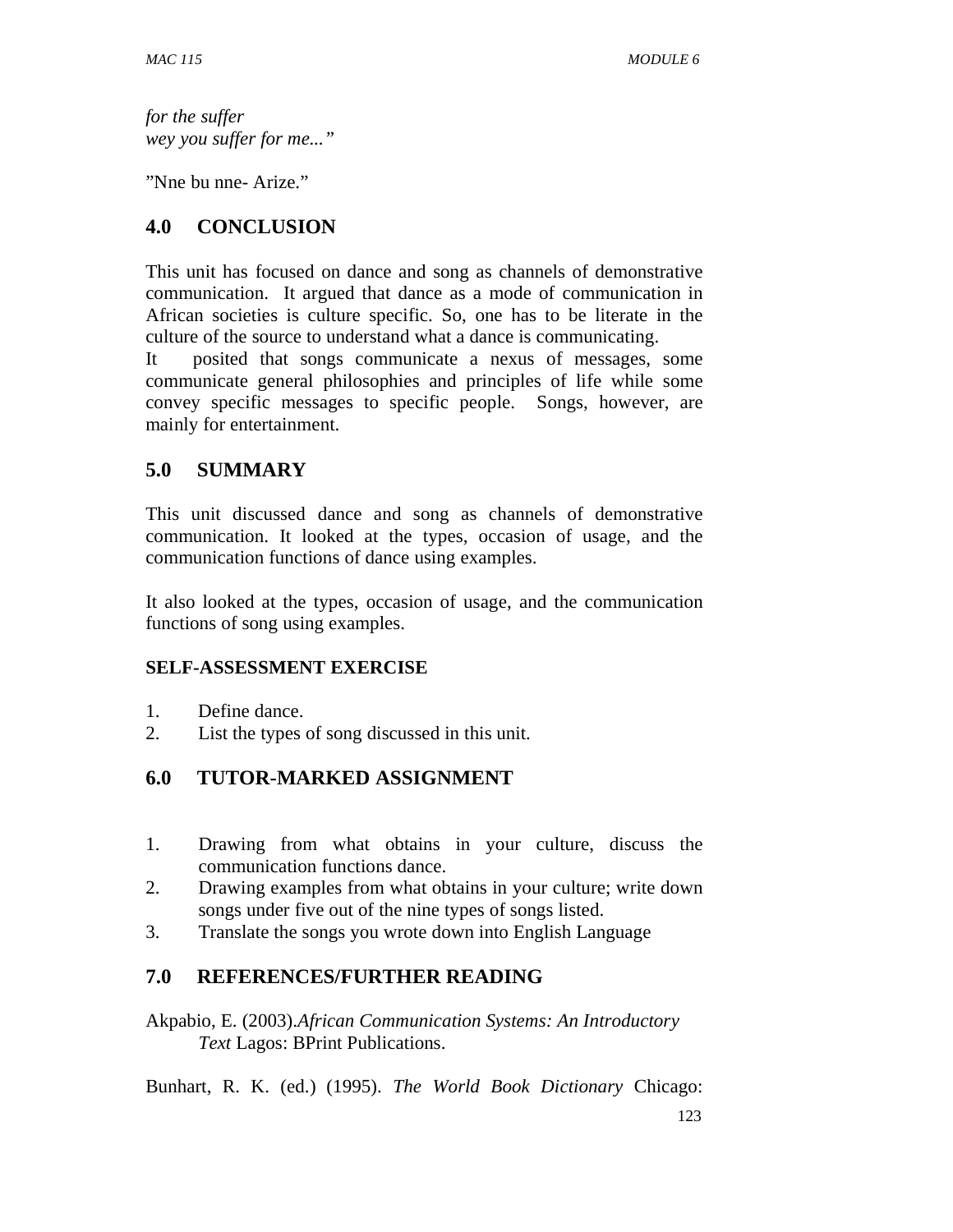*for the suffer*
*wey you suffer for me..."*

"Nne bu nne- Arize."

## 4.0 CONCLUSION

This unit has focused on dance and song as channels of demonstrative communication. It argued that dance as a mode of communication in African societies is culture specific. So, one has to be literate in the culture of the source to understand what a dance is communicating.
It posited that songs communicate a nexus of messages, some communicate general philosophies and principles of life while some convey specific messages to specific people. Songs, however, are mainly for entertainment.

## 5.0 SUMMARY

This unit discussed dance and song as channels of demonstrative communication. It looked at the types, occasion of usage, and the communication functions of dance using examples.

It also looked at the types, occasion of usage, and the communication functions of song using examples.

### SELF-ASSESSMENT EXERCISE

1. Define dance.
2. List the types of song discussed in this unit.

## 6.0 TUTOR-MARKED ASSIGNMENT

1. Drawing from what obtains in your culture, discuss the communication functions dance.
2. Drawing examples from what obtains in your culture; write down songs under five out of the nine types of songs listed.
3. Translate the songs you wrote down into English Language

## 7.0 REFERENCES/FURTHER READING

Akpabio, E. (2003).*African Communication Systems: An Introductory Text* Lagos: BPrint Publications.

Bunhart, R. K. (ed.) (1995). *The World Book Dictionary* Chicago: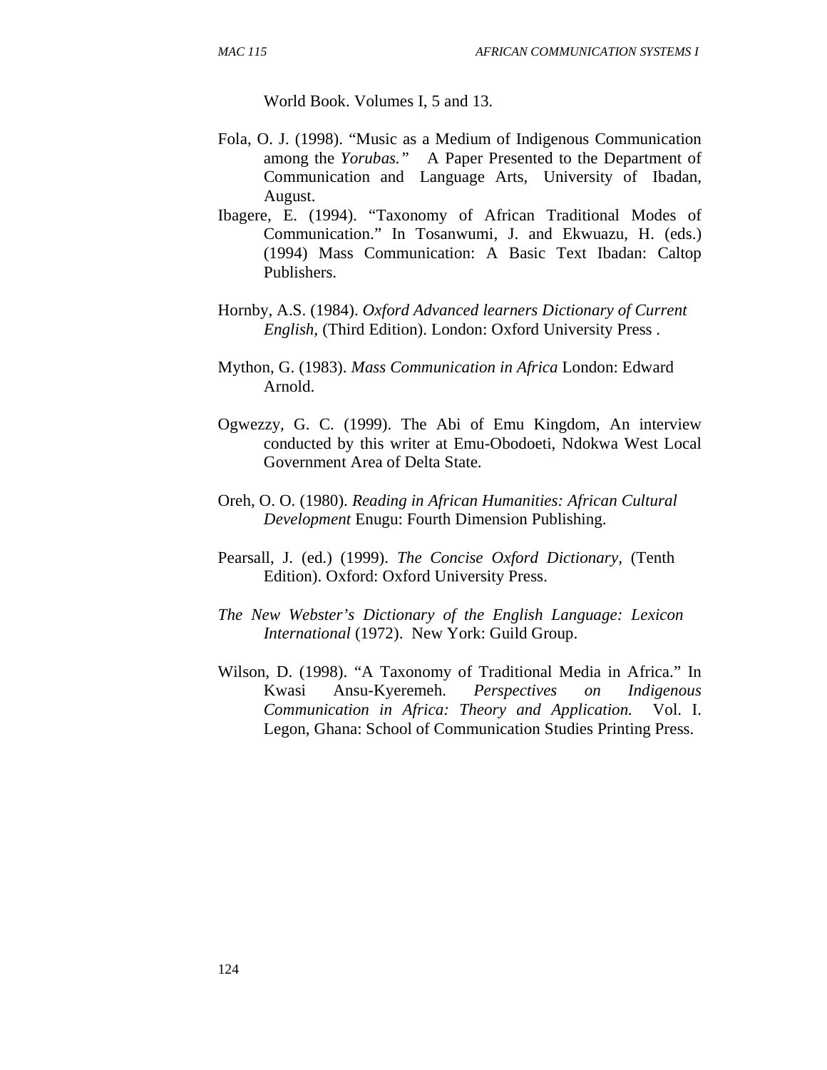World Book. Volumes I, 5 and 13.

Fola, O. J. (1998). "Music as a Medium of Indigenous Communication among the *Yorubas."* A Paper Presented to the Department of Communication and Language Arts, University of Ibadan, August.

Ibagere, E. (1994). "Taxonomy of African Traditional Modes of Communication." In Tosanwumi, J. and Ekwuazu, H. (eds.) (1994) Mass Communication: A Basic Text Ibadan: Caltop Publishers.

Hornby, A.S. (1984). *Oxford Advanced learners Dictionary of Current English*, (Third Edition). London: Oxford University Press .

Mython, G. (1983). *Mass Communication in Africa* London: Edward Arnold.

Ogwezzy, G. C. (1999). The Abi of Emu Kingdom, An interview conducted by this writer at Emu-Obodoeti, Ndokwa West Local Government Area of Delta State.

Oreh, O. O. (1980). *Reading in African Humanities: African Cultural Development* Enugu: Fourth Dimension Publishing.

Pearsall, J. (ed.) (1999). *The Concise Oxford Dictionary*, (Tenth Edition). Oxford: Oxford University Press.

*The New Webster's Dictionary of the English Language: Lexicon International* (1972). New York: Guild Group.

Wilson, D. (1998). "A Taxonomy of Traditional Media in Africa." In Kwasi Ansu-Kyeremeh. *Perspectives on Indigenous Communication in Africa: Theory and Application.* Vol. I. Legon, Ghana: School of Communication Studies Printing Press.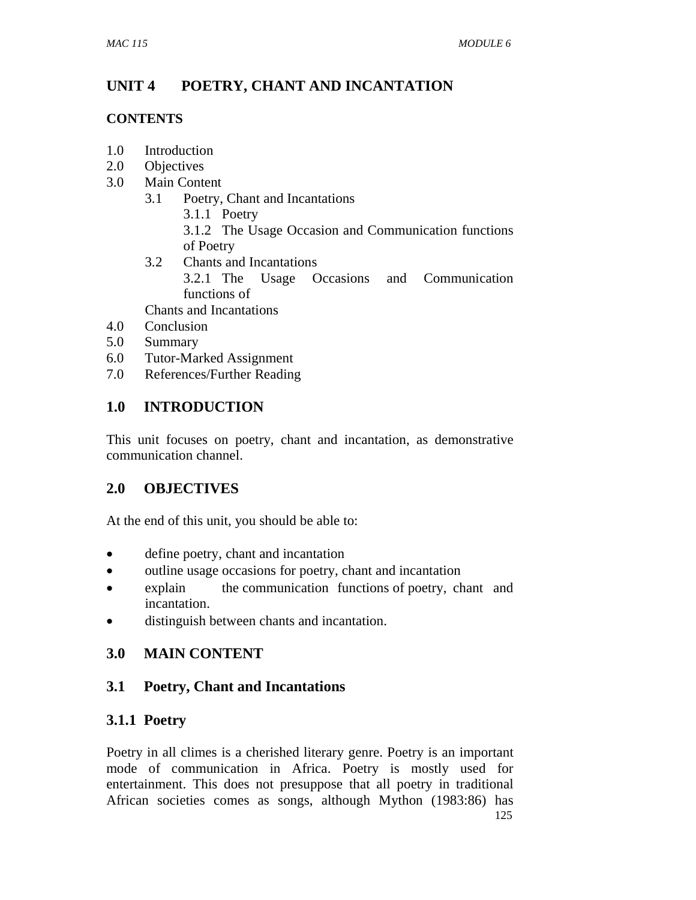# UNIT 4 POETRY, CHANT AND INCANTATION

**CONTENTS**

1.0 Introduction
2.0 Objectives
3.0 Main Content
  3.1 Poetry, Chant and Incantations
    3.1.1 Poetry
    3.1.2 The Usage Occasion and Communication functions of Poetry
  3.2 Chants and Incantations
    3.2.1 The Usage Occasions and Communication functions of Chants and Incantations
4.0 Conclusion
5.0 Summary
6.0 Tutor-Marked Assignment
7.0 References/Further Reading

## 1.0 INTRODUCTION

This unit focuses on poetry, chant and incantation, as demonstrative communication channel.

## 2.0 OBJECTIVES

At the end of this unit, you should be able to:

- define poetry, chant and incantation
- outline usage occasions for poetry, chant and incantation
- explain the communication functions of poetry, chant and incantation.
- distinguish between chants and incantation.

## 3.0 MAIN CONTENT

### 3.1 Poetry, Chant and Incantations

#### 3.1.1 Poetry

Poetry in all climes is a cherished literary genre. Poetry is an important mode of communication in Africa. Poetry is mostly used for entertainment. This does not presuppose that all poetry in traditional African societies comes as songs, although Mython (1983:86) has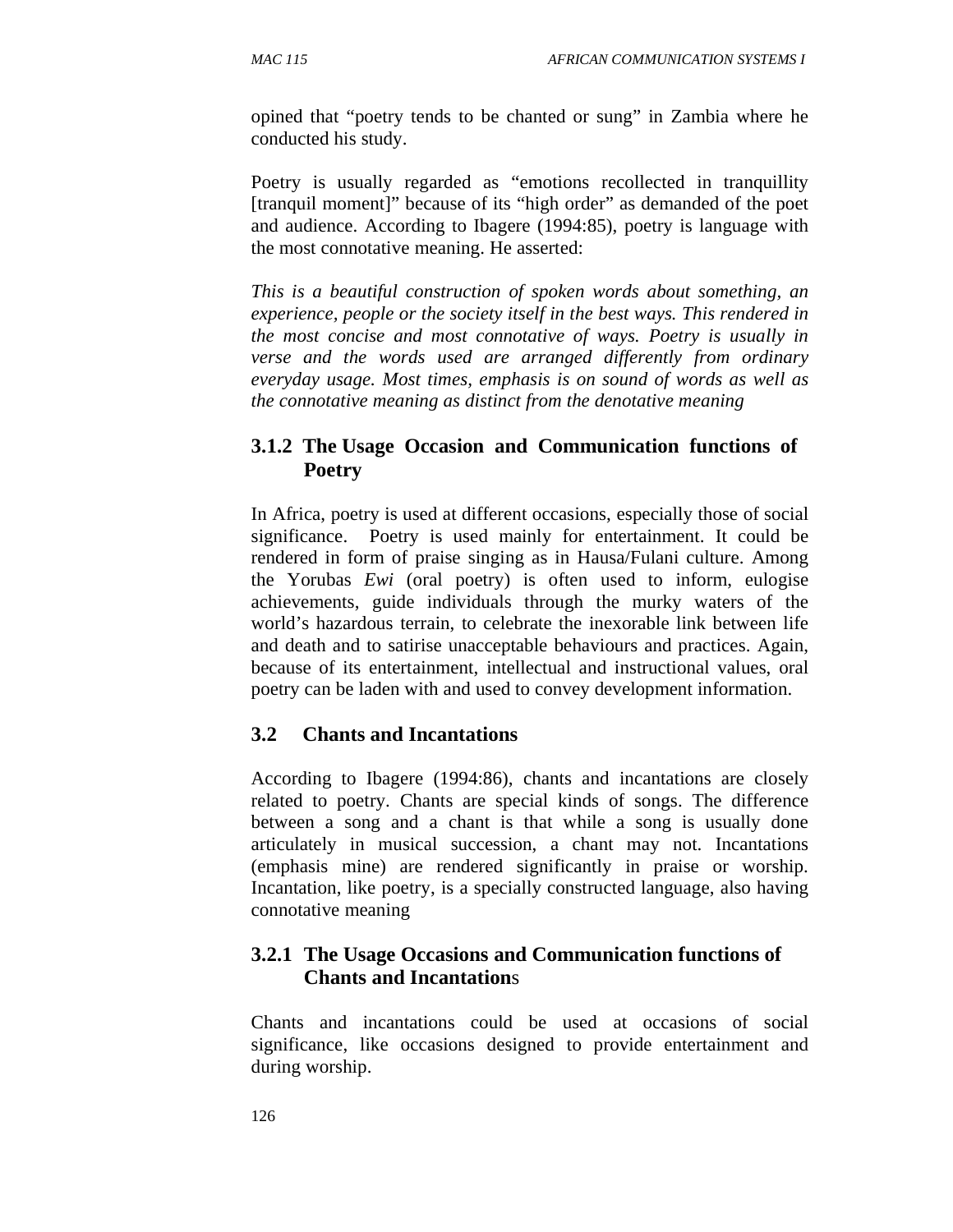opined that "poetry tends to be chanted or sung" in Zambia where he conducted his study.

Poetry is usually regarded as "emotions recollected in tranquillity [tranquil moment]" because of its "high order" as demanded of the poet and audience. According to Ibagere (1994:85), poetry is language with the most connotative meaning. He asserted:

*This is a beautiful construction of spoken words about something, an experience, people or the society itself in the best ways. This rendered in the most concise and most connotative of ways. Poetry is usually in verse and the words used are arranged differently from ordinary everyday usage. Most times, emphasis is on sound of words as well as the connotative meaning as distinct from the denotative meaning*

### 3.1.2 The Usage Occasion and Communication functions of Poetry

In Africa, poetry is used at different occasions, especially those of social significance. Poetry is used mainly for entertainment. It could be rendered in form of praise singing as in Hausa/Fulani culture. Among the Yorubas *Ewi* (oral poetry) is often used to inform, eulogise achievements, guide individuals through the murky waters of the world's hazardous terrain, to celebrate the inexorable link between life and death and to satirise unacceptable behaviours and practices. Again, because of its entertainment, intellectual and instructional values, oral poetry can be laden with and used to convey development information.

## 3.2 Chants and Incantations

According to Ibagere (1994:86), chants and incantations are closely related to poetry. Chants are special kinds of songs. The difference between a song and a chant is that while a song is usually done articulately in musical succession, a chant may not. Incantations (emphasis mine) are rendered significantly in praise or worship. Incantation, like poetry, is a specially constructed language, also having connotative meaning

### 3.2.1 The Usage Occasions and Communication functions of Chants and Incantations

Chants and incantations could be used at occasions of social significance, like occasions designed to provide entertainment and during worship.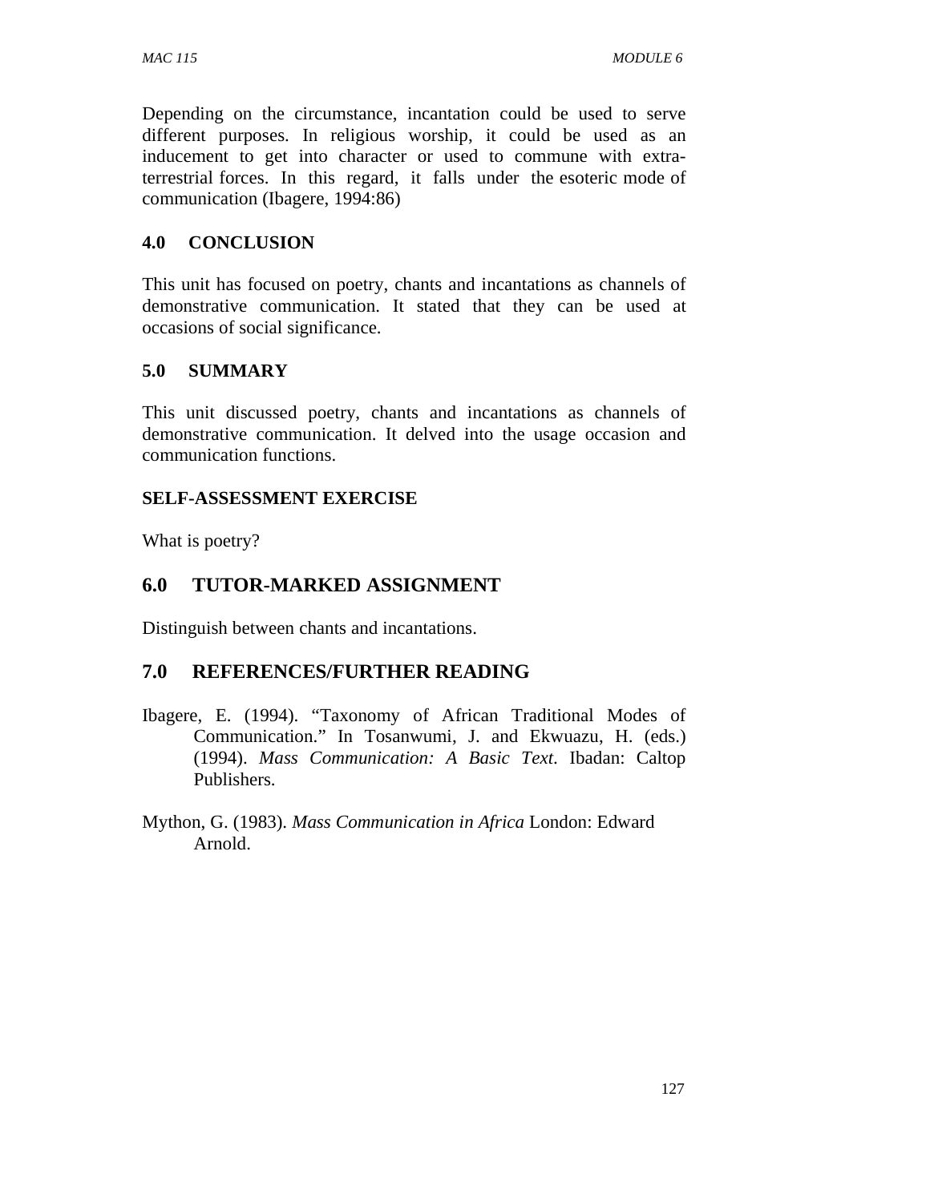Depending on the circumstance, incantation could be used to serve different purposes. In religious worship, it could be used as an inducement to get into character or used to commune with extra-terrestrial forces. In this regard, it falls under the esoteric mode of communication (Ibagere, 1994:86)

## 4.0 CONCLUSION

This unit has focused on poetry, chants and incantations as channels of demonstrative communication. It stated that they can be used at occasions of social significance.

## 5.0 SUMMARY

This unit discussed poetry, chants and incantations as channels of demonstrative communication. It delved into the usage occasion and communication functions.

### SELF-ASSESSMENT EXERCISE

What is poetry?

## 6.0 TUTOR-MARKED ASSIGNMENT

Distinguish between chants and incantations.

## 7.0 REFERENCES/FURTHER READING

Ibagere, E. (1994). "Taxonomy of African Traditional Modes of Communication." In Tosanwumi, J. and Ekwuazu, H. (eds.) (1994). *Mass Communication: A Basic Text*. Ibadan: Caltop Publishers.

Mython, G. (1983). *Mass Communication in Africa* London: Edward Arnold.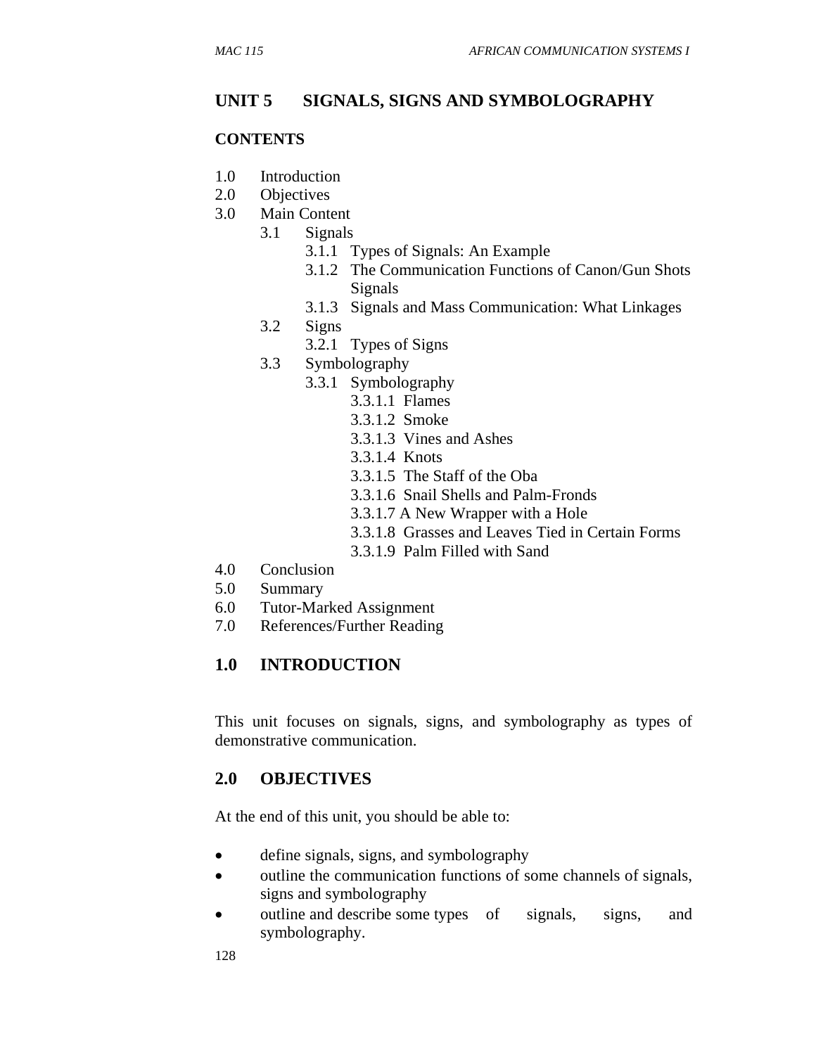## UNIT 5 SIGNALS, SIGNS AND SYMBOLOGRAPHY

### CONTENTS

1.0 Introduction
2.0 Objectives
3.0 Main Content
  - 3.1 Signals
    - 3.1.1 Types of Signals: An Example
    - 3.1.2 The Communication Functions of Canon/Gun Shots Signals
    - 3.1.3 Signals and Mass Communication: What Linkages
  - 3.2 Signs
    - 3.2.1 Types of Signs
  - 3.3 Symbolography
    - 3.3.1 Symbolography
      - 3.3.1.1 Flames
      - 3.3.1.2 Smoke
      - 3.3.1.3 Vines and Ashes
      - 3.3.1.4 Knots
      - 3.3.1.5 The Staff of the Oba
      - 3.3.1.6 Snail Shells and Palm-Fronds
      - 3.3.1.7 A New Wrapper with a Hole
      - 3.3.1.8 Grasses and Leaves Tied in Certain Forms
      - 3.3.1.9 Palm Filled with Sand

4.0 Conclusion
5.0 Summary
6.0 Tutor-Marked Assignment
7.0 References/Further Reading

### 1.0 INTRODUCTION

This unit focuses on signals, signs, and symbolography as types of demonstrative communication.

### 2.0 OBJECTIVES

At the end of this unit, you should be able to:

- define signals, signs, and symbolography
- outline the communication functions of some channels of signals, signs and symbolography
- outline and describe some types of signals, signs, and symbolography.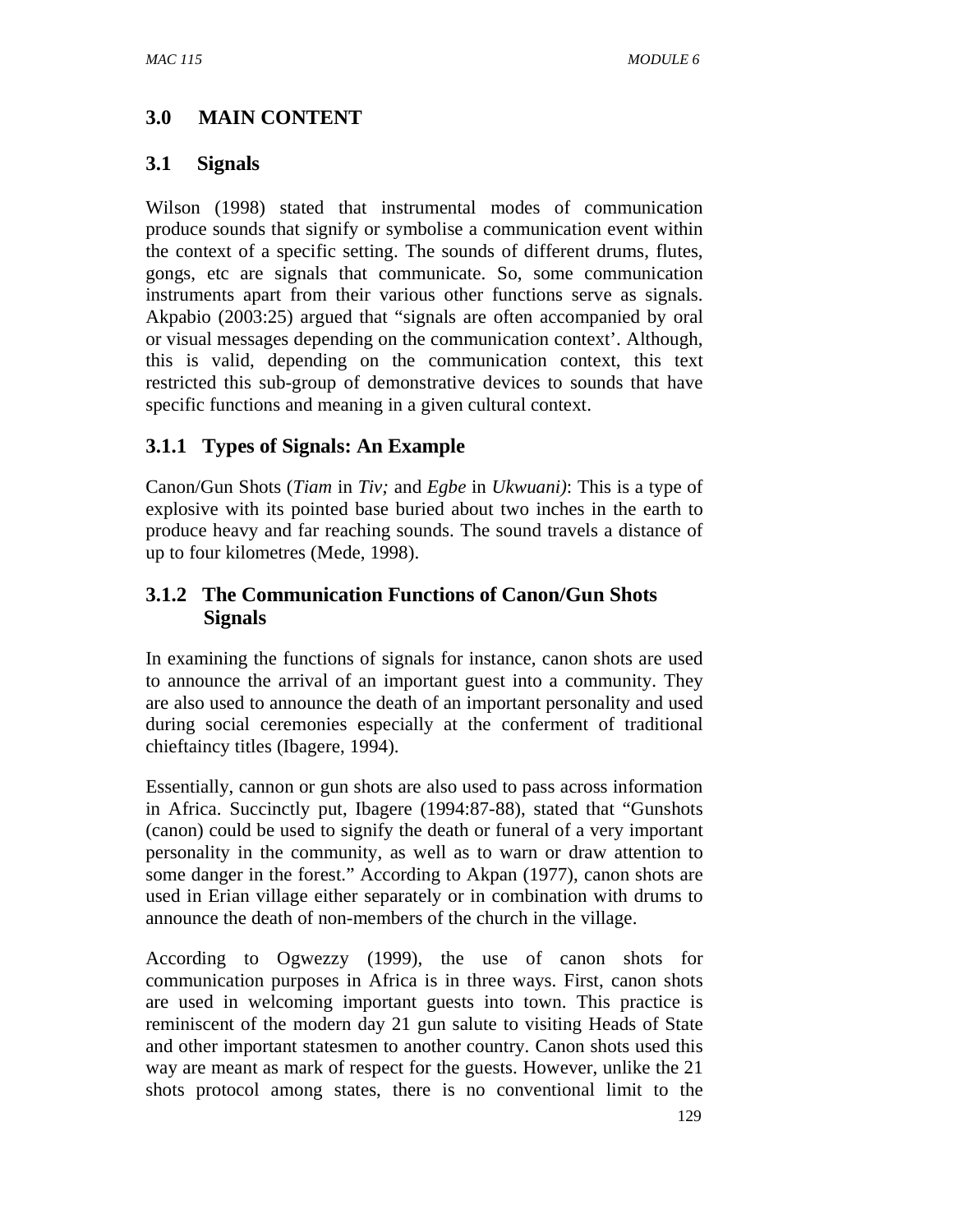## 3.0 MAIN CONTENT

### 3.1 Signals

Wilson (1998) stated that instrumental modes of communication produce sounds that signify or symbolise a communication event within the context of a specific setting. The sounds of different drums, flutes, gongs, etc are signals that communicate. So, some communication instruments apart from their various other functions serve as signals. Akpabio (2003:25) argued that "signals are often accompanied by oral or visual messages depending on the communication context'. Although, this is valid, depending on the communication context, this text restricted this sub-group of demonstrative devices to sounds that have specific functions and meaning in a given cultural context.

#### 3.1.1 Types of Signals: An Example

Canon/Gun Shots (*Tiam* in *Tiv;* and *Egbe* in *Ukwuani)*: This is a type of explosive with its pointed base buried about two inches in the earth to produce heavy and far reaching sounds. The sound travels a distance of up to four kilometres (Mede, 1998).

#### 3.1.2 The Communication Functions of Canon/Gun Shots Signals

In examining the functions of signals for instance, canon shots are used to announce the arrival of an important guest into a community. They are also used to announce the death of an important personality and used during social ceremonies especially at the conferment of traditional chieftaincy titles (Ibagere, 1994).

Essentially, cannon or gun shots are also used to pass across information in Africa. Succinctly put, Ibagere (1994:87-88), stated that "Gunshots (canon) could be used to signify the death or funeral of a very important personality in the community, as well as to warn or draw attention to some danger in the forest." According to Akpan (1977), canon shots are used in Erian village either separately or in combination with drums to announce the death of non-members of the church in the village.

According to Ogwezzy (1999), the use of canon shots for communication purposes in Africa is in three ways. First, canon shots are used in welcoming important guests into town. This practice is reminiscent of the modern day 21 gun salute to visiting Heads of State and other important statesmen to another country. Canon shots used this way are meant as mark of respect for the guests. However, unlike the 21 shots protocol among states, there is no conventional limit to the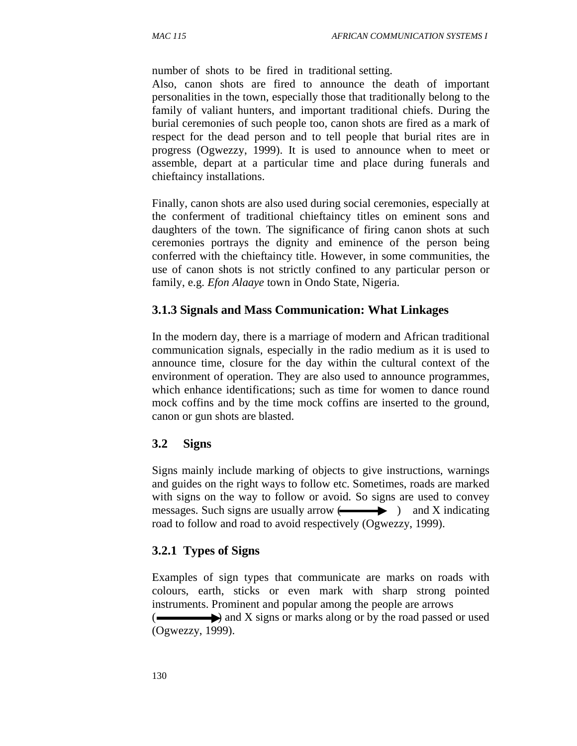number of shots to be fired in traditional setting.

Also, canon shots are fired to announce the death of important personalities in the town, especially those that traditionally belong to the family of valiant hunters, and important traditional chiefs. During the burial ceremonies of such people too, canon shots are fired as a mark of respect for the dead person and to tell people that burial rites are in progress (Ogwezzy, 1999). It is used to announce when to meet or assemble, depart at a particular time and place during funerals and chieftaincy installations.

Finally, canon shots are also used during social ceremonies, especially at the conferment of traditional chieftaincy titles on eminent sons and daughters of the town. The significance of firing canon shots at such ceremonies portrays the dignity and eminence of the person being conferred with the chieftaincy title. However, in some communities, the use of canon shots is not strictly confined to any particular person or family, e.g. *Efon Alaaye* town in Ondo State, Nigeria.

### 3.1.3 Signals and Mass Communication: What Linkages

In the modern day, there is a marriage of modern and African traditional communication signals, especially in the radio medium as it is used to announce time, closure for the day within the cultural context of the environment of operation. They are also used to announce programmes, which enhance identifications; such as time for women to dance round mock coffins and by the time mock coffins are inserted to the ground, canon or gun shots are blasted.

## 3.2 Signs

Signs mainly include marking of objects to give instructions, warnings and guides on the right ways to follow etc. Sometimes, roads are marked with signs on the way to follow or avoid. So signs are used to convey messages. Such signs are usually arrow (⟶) and X indicating road to follow and road to avoid respectively (Ogwezzy, 1999).

### 3.2.1 Types of Signs

Examples of sign types that communicate are marks on roads with colours, earth, sticks or even mark with sharp strong pointed instruments. Prominent and popular among the people are arrows (⟶) and X signs or marks along or by the road passed or used (Ogwezzy, 1999).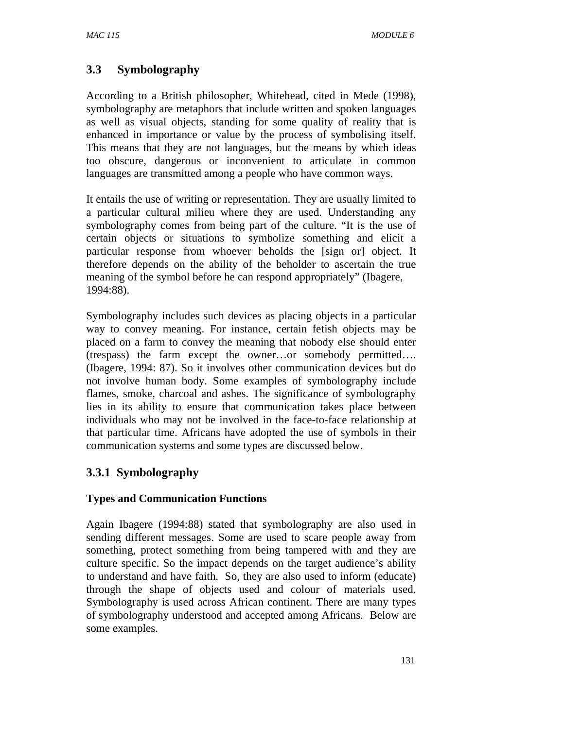## 3.3 Symbolography

According to a British philosopher, Whitehead, cited in Mede (1998), symbolography are metaphors that include written and spoken languages as well as visual objects, standing for some quality of reality that is enhanced in importance or value by the process of symbolising itself. This means that they are not languages, but the means by which ideas too obscure, dangerous or inconvenient to articulate in common languages are transmitted among a people who have common ways.

It entails the use of writing or representation. They are usually limited to a particular cultural milieu where they are used. Understanding any symbolography comes from being part of the culture. "It is the use of certain objects or situations to symbolize something and elicit a particular response from whoever beholds the [sign or] object. It therefore depends on the ability of the beholder to ascertain the true meaning of the symbol before he can respond appropriately" (Ibagere, 1994:88).

Symbolography includes such devices as placing objects in a particular way to convey meaning. For instance, certain fetish objects may be placed on a farm to convey the meaning that nobody else should enter (trespass) the farm except the owner…or somebody permitted…. (Ibagere, 1994: 87). So it involves other communication devices but do not involve human body. Some examples of symbolography include flames, smoke, charcoal and ashes. The significance of symbolography lies in its ability to ensure that communication takes place between individuals who may not be involved in the face-to-face relationship at that particular time. Africans have adopted the use of symbols in their communication systems and some types are discussed below.

### 3.3.1 Symbolography

**Types and Communication Functions**

Again Ibagere (1994:88) stated that symbolography are also used in sending different messages. Some are used to scare people away from something, protect something from being tampered with and they are culture specific. So the impact depends on the target audience's ability to understand and have faith. So, they are also used to inform (educate) through the shape of objects used and colour of materials used. Symbolography is used across African continent. There are many types of symbolography understood and accepted among Africans. Below are some examples.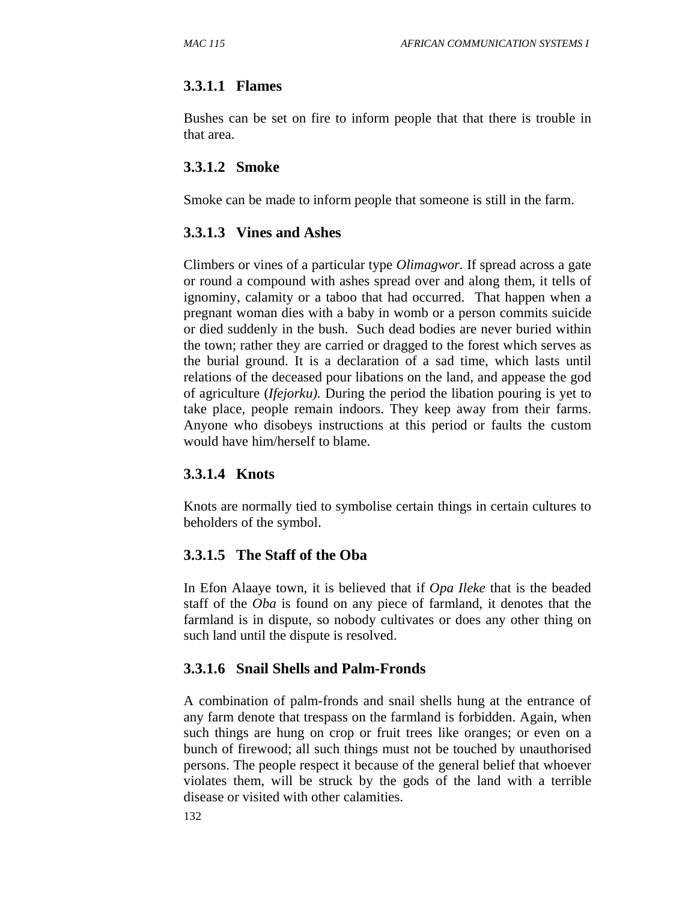#### 3.3.1.1 Flames

Bushes can be set on fire to inform people that that there is trouble in that area.

#### 3.3.1.2 Smoke

Smoke can be made to inform people that someone is still in the farm.

#### 3.3.1.3 Vines and Ashes

Climbers or vines of a particular type *Olimagwor.* If spread across a gate or round a compound with ashes spread over and along them, it tells of ignominy, calamity or a taboo that had occurred. That happen when a pregnant woman dies with a baby in womb or a person commits suicide or died suddenly in the bush. Such dead bodies are never buried within the town; rather they are carried or dragged to the forest which serves as the burial ground. It is a declaration of a sad time, which lasts until relations of the deceased pour libations on the land, and appease the god of agriculture (*Ifejorku).* During the period the libation pouring is yet to take place, people remain indoors. They keep away from their farms. Anyone who disobeys instructions at this period or faults the custom would have him/herself to blame.

#### 3.3.1.4 Knots

Knots are normally tied to symbolise certain things in certain cultures to beholders of the symbol.

#### 3.3.1.5 The Staff of the Oba

In Efon Alaaye town, it is believed that if *Opa Ileke* that is the beaded staff of the *Oba* is found on any piece of farmland, it denotes that the farmland is in dispute, so nobody cultivates or does any other thing on such land until the dispute is resolved.

#### 3.3.1.6 Snail Shells and Palm-Fronds

A combination of palm-fronds and snail shells hung at the entrance of any farm denote that trespass on the farmland is forbidden. Again, when such things are hung on crop or fruit trees like oranges; or even on a bunch of firewood; all such things must not be touched by unauthorised persons. The people respect it because of the general belief that whoever violates them, will be struck by the gods of the land with a terrible disease or visited with other calamities.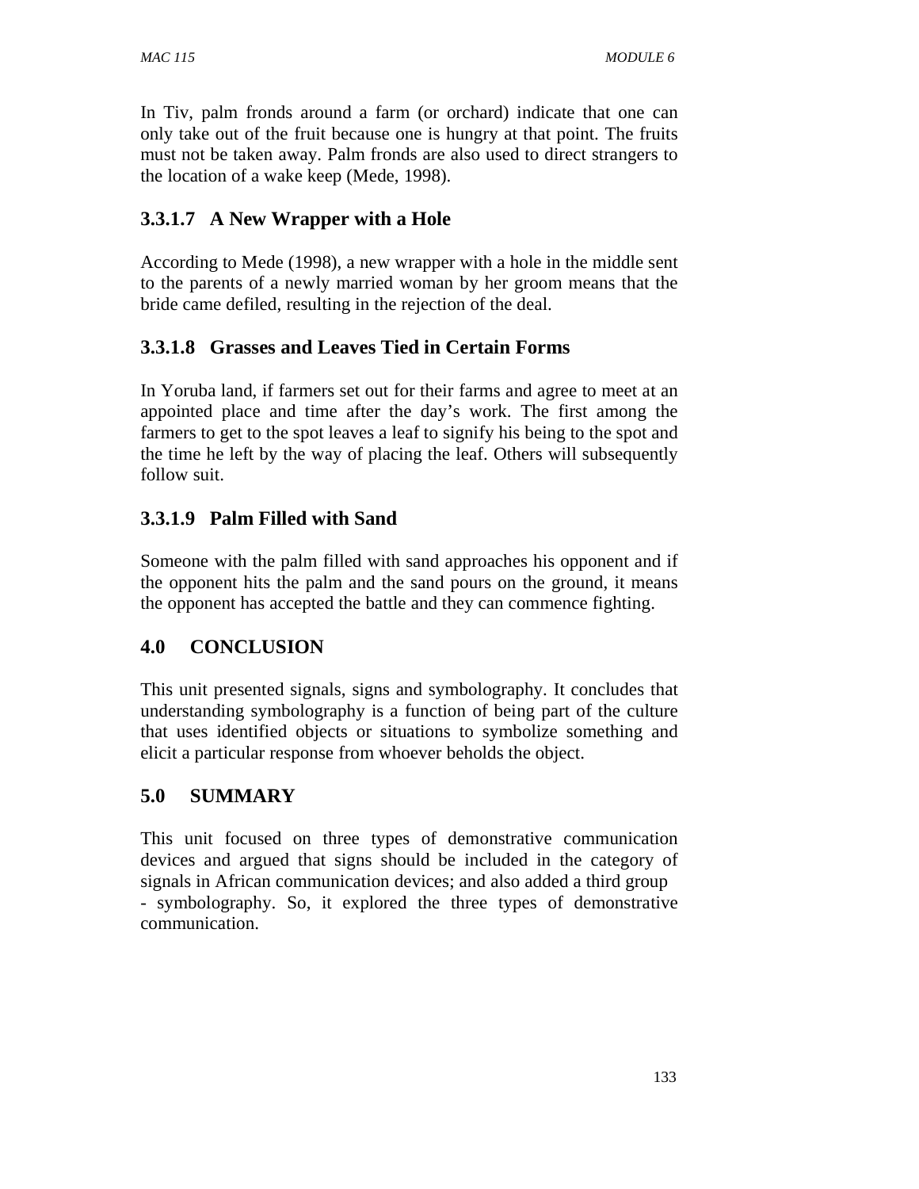In Tiv, palm fronds around a farm (or orchard) indicate that one can only take out of the fruit because one is hungry at that point. The fruits must not be taken away. Palm fronds are also used to direct strangers to the location of a wake keep (Mede, 1998).

### 3.3.1.7 A New Wrapper with a Hole

According to Mede (1998), a new wrapper with a hole in the middle sent to the parents of a newly married woman by her groom means that the bride came defiled, resulting in the rejection of the deal.

### 3.3.1.8 Grasses and Leaves Tied in Certain Forms

In Yoruba land, if farmers set out for their farms and agree to meet at an appointed place and time after the day's work. The first among the farmers to get to the spot leaves a leaf to signify his being to the spot and the time he left by the way of placing the leaf. Others will subsequently follow suit.

### 3.3.1.9 Palm Filled with Sand

Someone with the palm filled with sand approaches his opponent and if the opponent hits the palm and the sand pours on the ground, it means the opponent has accepted the battle and they can commence fighting.

## 4.0 CONCLUSION

This unit presented signals, signs and symbolography. It concludes that understanding symbolography is a function of being part of the culture that uses identified objects or situations to symbolize something and elicit a particular response from whoever beholds the object.

## 5.0 SUMMARY

This unit focused on three types of demonstrative communication devices and argued that signs should be included in the category of signals in African communication devices; and also added a third group - symbolography. So, it explored the three types of demonstrative communication.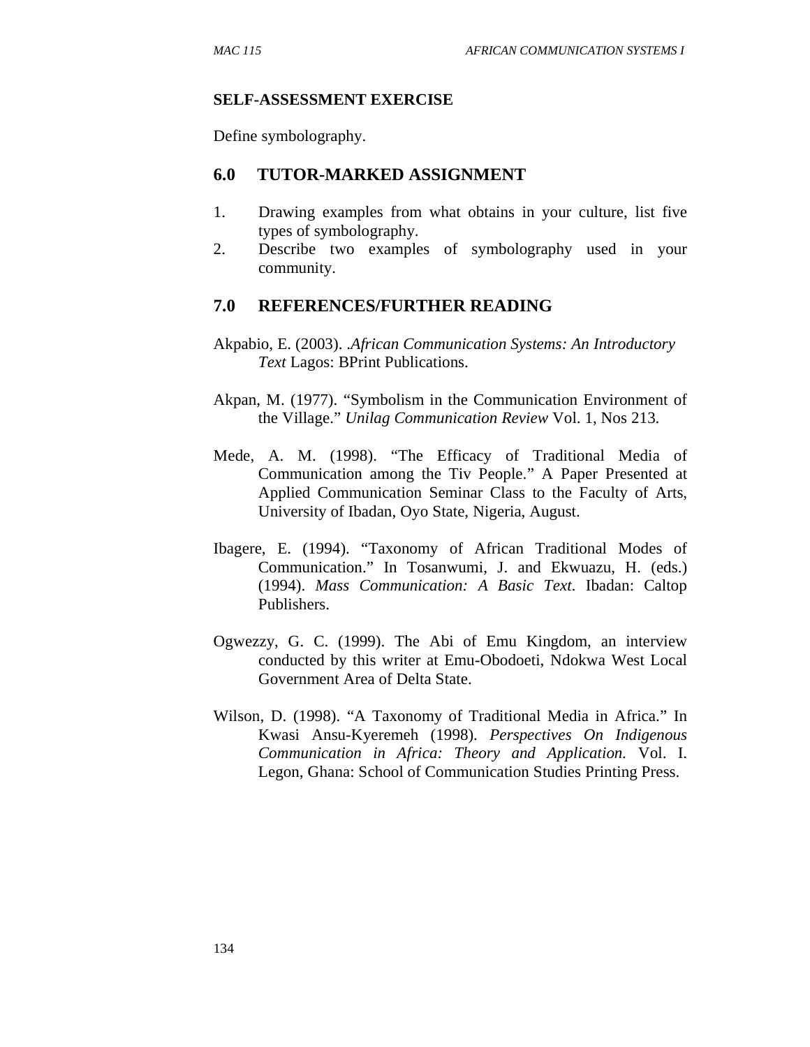**SELF-ASSESSMENT EXERCISE**

Define symbolography.

## 6.0 TUTOR-MARKED ASSIGNMENT

1. Drawing examples from what obtains in your culture, list five types of symbolography.
2. Describe two examples of symbolography used in your community.

## 7.0 REFERENCES/FURTHER READING

Akpabio, E. (2003). .*African Communication Systems: An Introductory Text* Lagos: BPrint Publications.

Akpan, M. (1977). "Symbolism in the Communication Environment of the Village." *Unilag Communication Review* Vol. 1, Nos 213.

Mede, A. M. (1998). "The Efficacy of Traditional Media of Communication among the Tiv People." A Paper Presented at Applied Communication Seminar Class to the Faculty of Arts, University of Ibadan, Oyo State, Nigeria, August.

Ibagere, E. (1994). "Taxonomy of African Traditional Modes of Communication." In Tosanwumi, J. and Ekwuazu, H. (eds.) (1994). *Mass Communication: A Basic Text*. Ibadan: Caltop Publishers.

Ogwezzy, G. C. (1999). The Abi of Emu Kingdom, an interview conducted by this writer at Emu-Obodoeti, Ndokwa West Local Government Area of Delta State.

Wilson, D. (1998). "A Taxonomy of Traditional Media in Africa." In Kwasi Ansu-Kyeremeh (1998). *Perspectives On Indigenous Communication in Africa: Theory and Application.* Vol. I. Legon, Ghana: School of Communication Studies Printing Press.